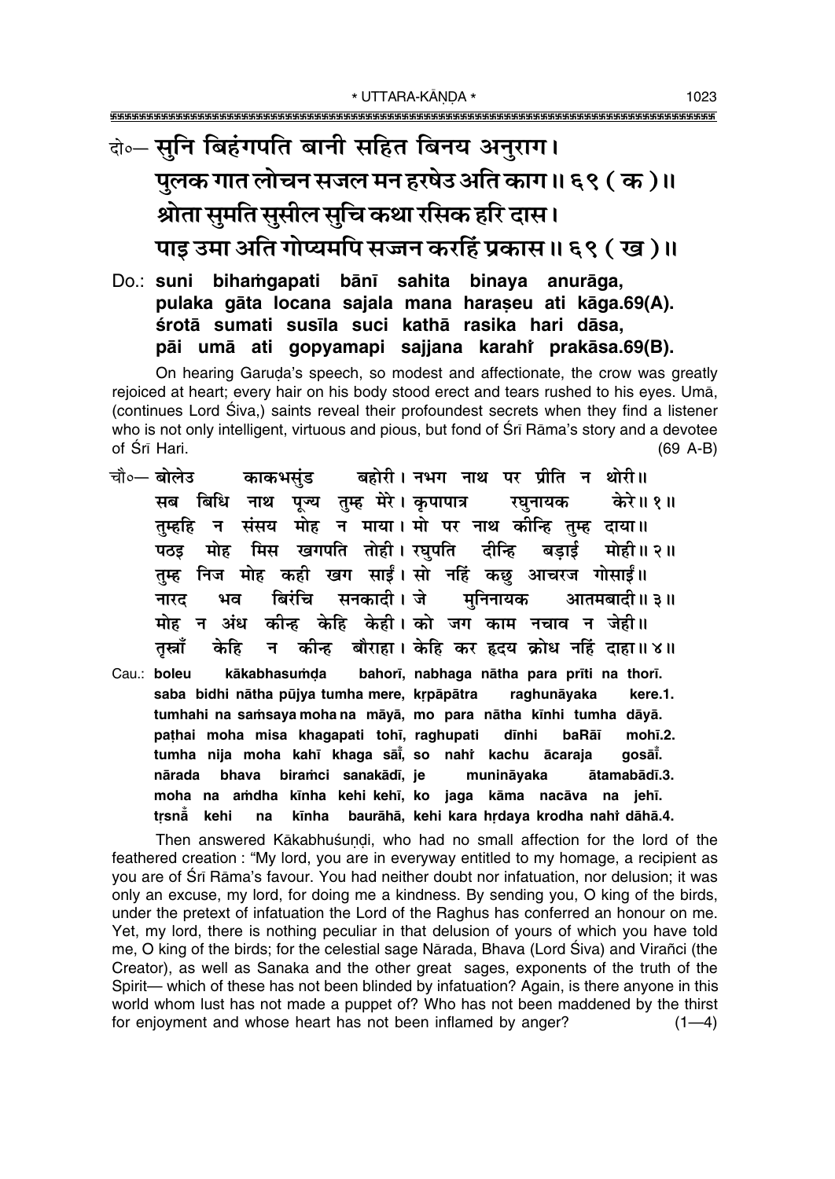दो०— सुनि बिहंगपति बानी सहित बिनय अनुराग।
पुलक गात लोचन सजल मन हरषेउ अति काग॥ ६९ (क)॥
श्रोता सुमति सुसील सुचि कथा रसिक हरि दास।
पाइ उमा अति गोप्यमपि सज्जन करहिं प्रकास॥ ६९ (ख)॥

Do.: **suni bihaṁgapati bānī sahita binaya anurāga,**
**pulaka gāta locana sajala mana haraṣeu ati kāga.69(A).**
**śrotā sumati susīla suci kathā rasika hari dāsa,**
**pāi umā ati gopyamapi sajjana karahiṁ prakāsa.69(B).**

On hearing Garuḍa's speech, so modest and affectionate, the crow was greatly rejoiced at heart; every hair on his body stood erect and tears rushed to his eyes. Umā, (continues Lord Śiva,) saints reveal their profoundest secrets when they find a listener who is not only intelligent, virtuous and pious, but fond of Śrī Rāma's story and a devotee of Śrī Hari. (69 A-B)

चौ०— बोलेउ काकभसुंड बहोरी। नभग नाथ पर प्रीति न थोरी॥
सब बिधि नाथ पूज्य तुम्ह मेरे। कृपापात्र रघुनायक केरे॥ १॥
तुम्हहि न संसय मोह न माया। मो पर नाथ कीन्हि तुम्ह दाया॥
पठइ मोह मिस खगपति तोही। रघुपति दीन्हि बड़ाई मोही॥ २॥
तुम्ह निज मोह कही खग साईं। सो नहिं कछु आचरज गोसाईं॥
नारद भव बिरंचि सनकादी। जे मुनिनायक आतमबादी॥ ३॥
मोह न अंध कीन्ह केहि केही। को जग काम नचाव न जेही॥
तृस्नाँ केहि न कीन्ह बौराहा। केहि कर हृदय क्रोध नहिं दाहा॥ ४॥

Cau.: **boleu kākabhasuṁḍa bahorī, nabhaga nātha para prīti na thorī.**
**saba bidhi nātha pūjya tumha mere, kṛpāpātra raghunāyaka kere.1.**
**tumhahi na saṁsaya moha na māyā, mo para nātha kīnhi tumha dāyā.**
**paṭhai moha misa khagapati tohī, raghupati dīnhi baRāī mohī.2.**
**tumha nija moha kahī khaga sāīṁ, so nahiṁ kachu ācaraja gosāīṁ.**
**nārada bhava biraṁci sanakādī, je munināyaka ātamabādī.3.**
**moha na aṁdha kīnha kehi kehī, ko jaga kāma nacāva na jehī.**
**tṛsnā̐ kehi na kīnha baurāhā, kehi kara hṛdaya krodha nahiṁ dāhā.4.**

Then answered Kākabhuśuṇḍi, who had no small affection for the lord of the feathered creation : "My lord, you are in everyway entitled to my homage, a recipient as you are of Śrī Rāma's favour. You had neither doubt nor infatuation, nor delusion; it was only an excuse, my lord, for doing me a kindness. By sending you, O king of the birds, under the pretext of infatuation the Lord of the Raghus has conferred an honour on me. Yet, my lord, there is nothing peculiar in that delusion of yours of which you have told me, O king of the birds; for the celestial sage Nārada, Bhava (Lord Śiva) and Virañci (the Creator), as well as Sanaka and the other great sages, exponents of the truth of the Spirit— which of these has not been blinded by infatuation? Again, is there anyone in this world whom lust has not made a puppet of? Who has not been maddened by the thirst for enjoyment and whose heart has not been inflamed by anger? (1—4)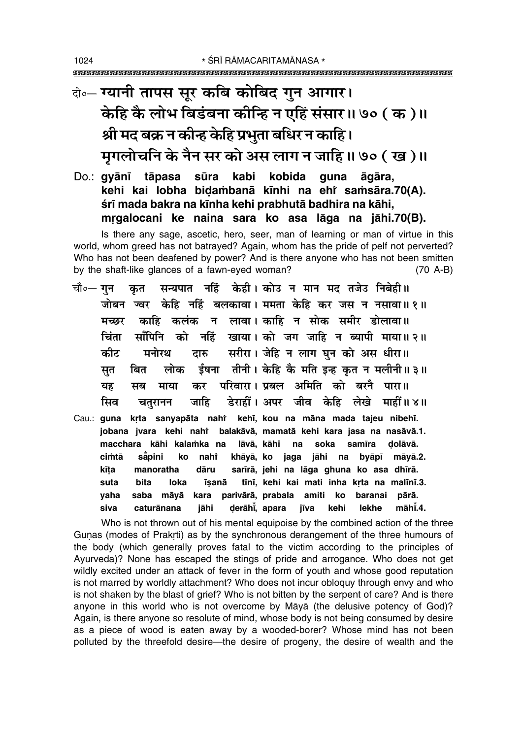दो०— ग्यानी तापस सूर कबि कोबिद गुन आगार।
केहि कै लोभ बिडंबना कीन्हि न एहिं संसार॥ ७० (क)॥
श्री मद बक्र न कीन्ह केहि प्रभुता बधिर न काहि।
मृगलोचनि के नैन सर को अस लाग न जाहि॥ ७० (ख)॥

Do.: **gyānī tāpasa sūra kabi kobida guna āgāra,**
**kehi kai lobha biḍaṁbanā kīnhi na ehiṁ saṁsāra.70(A).**
**śrī mada bakra na kīnha kehi prabhutā badhira na kāhi,**
**mṛgalocani ke naina sara ko asa lāga na jāhi.70(B).**

Is there any sage, ascetic, hero, seer, man of learning or man of virtue in this world, whom greed has not batrayed? Again, whom has the pride of pelf not perverted? Who has not been deafened by power? And is there anyone who has not been smitten by the shaft-like glances of a fawn-eyed woman? (70 A-B)

चौ०— गुन कृत सन्यपात नहिं केही। कोउ न मान मद तजेउ निबेही॥
जोबन ज्वर केहि नहिं बलकावा। ममता केहि कर जस न नसावा॥ १॥
मच्छर काहि कलंक न लावा। काहि न सोक समीर डोलावा॥
चिंता साँपिनि को नहिं खाया। को जग जाहि न ब्यापी माया॥ २॥
कीट मनोरथ दारु सरीरा। जेहि न लाग घुन को अस धीरा॥
सुत बित लोक ईषना तीनी। केहि कै मति इन्ह कृत न मलीनी॥ ३॥
यह सब माया कर परिवारा। प्रबल अमिति को बरनै पारा॥
सिव चतुरानन जाहि डेराहीं। अपर जीव केहि लेखे माहीं॥ ४॥

Cau.: **guna kṛta sanyapāta nahiṁ kehī, kou na māna mada tajeu nibehī.**
**jobana jvara kehi nahiṁ balakāvā, mamatā kehi kara jasa na nasāvā.1.**
**macchara kāhi kalaṁka na lāvā, kāhi na soka samīra ḍolāvā.**
**ciṁtā sām̐pini ko nahiṁ khāyā, ko jaga jāhi na byāpī māyā.2.**
**kīṭa manoratha dāru sarīrā, jehi na lāga ghuna ko asa dhīrā.**
**suta bita loka īṣanā tīnī, kehi kai mati inha kṛta na malīnī.3.**
**yaha saba māyā kara parivārā, prabala amiti ko baranai pārā.**
**siva caturānana jāhi ḍerāhīm̐, apara jīva kehi lekhe māhīm̐.4.**

Who is not thrown out of his mental equipoise by the combined action of the three Guṇas (modes of Prakṛti) as by the synchronous derangement of the three humours of the body (which generally proves fatal to the victim according to the principles of Āyurveda)? None has escaped the stings of pride and arrogance. Who does not get wildly excited under an attack of fever in the form of youth and whose good reputation is not marred by worldly attachment? Who does not incur obloquy through envy and who is not shaken by the blast of grief? Who is not bitten by the serpent of care? And is there anyone in this world who is not overcome by Māyā (the delusive potency of God)? Again, is there anyone so resolute of mind, whose body is not being consumed by desire as a piece of wood is eaten away by a wooded-borer? Whose mind has not been polluted by the threefold desire—the desire of progeny, the desire of wealth and the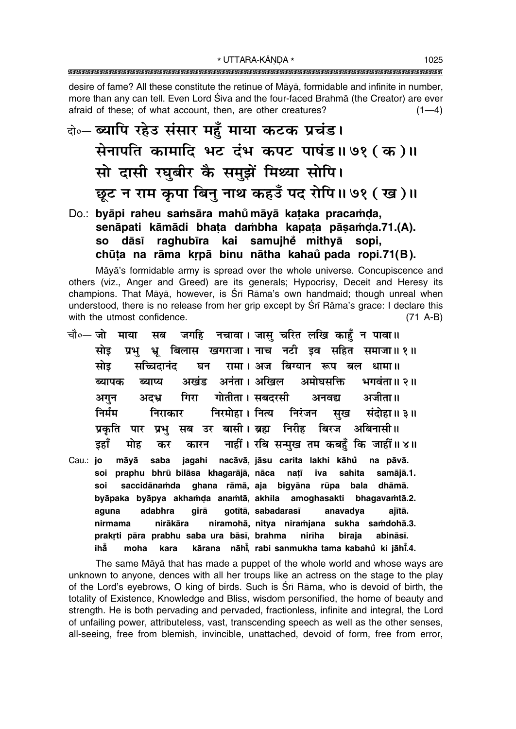desire of fame? All these constitute the retinue of Māyā, formidable and infinite in number, more than any can tell. Even Lord Śiva and the four-faced Brahmā (the Creator) are ever afraid of these; of what account, then, are other creatures? (1—4)

दो०— ब्यापि रहेउ संसार महुँ माया कटक प्रचंड।
सेनापति कामादि भट दंभ कपट पाषंड॥ ७१ (क)॥
सो दासी रघुबीर कै समुझें मिथ्या सोपि।
छूट न राम कृपा बिनु नाथ कहउँ पद रोपि॥ ७१ (ख)॥

Do.: byāpi raheu saṁsāra mahũ māyā kaṭaka pracaṁḍa,
senāpati kāmādi bhaṭa daṁbha kapaṭa pāṣaṁḍa.71.(A).
so dāsī raghubīra kai samujhẽ mithyā sopi,
chūṭa na rāma kṛpā binu nātha kahaũ pada ropi.71(B).

Māyā's formidable army is spread over the whole universe. Concupiscence and others (viz., Anger and Greed) are its generals; Hypocrisy, Deceit and Heresy its champions. That Māyā, however, is Śrī Rāma's own handmaid; though unreal when understood, there is no release from her grip except by Śrī Rāma's grace: I declare this with the utmost confidence. (71 A-B)

चौ०— जो माया सब जगहि नचावा। जासु चरित लखि काहुँ न पावा॥
सोइ प्रभु भ्रू बिलास खगराजा। नाच नटी इव सहित समाजा॥ १॥
सोइ सच्चिदानंद घन रामा। अज बिग्यान रूप बल धामा॥
ब्यापक ब्याप्य अखंड अनंता। अखिल अमोघसक्ति भगवंता॥ २॥
अगुन अदभ्र गिरा गोतीता। सबदरसी अनवद्य अजीता॥
निर्मम निराकार निरमोहा। नित्य निरंजन सुख संदोहा॥ ३॥
प्रकृति पार प्रभु सब उर बासी। ब्रह्म निरीह बिरज अबिनासी॥
इहाँ मोह कर कारन नाहीं। रबि सन्मुख तम कबहुँ कि जाहीं॥ ४॥

Cau.: jo māyā saba jagahi nacāvā, jāsu carita lakhi kāhũ na pāvā.
soi praphu bhrū bilāsa khagarājā, nāca naṭī iva sahita samājā.1.
soi saccidānaṁda ghana rāmā, aja bigyāna rūpa bala dhāmā.
byāpaka byāpya akhaṁḍa anaṁtā, akhila amoghasakti bhagavaṁtā.2.
aguna adabhra girā gotītā, sabadarasī anavadya ajītā.
nirmama nirākāra niramohā, nitya niraṁjana sukha saṁdohā.3.
prakṛti pāra prabhu saba ura bāsī, brahma nirīha biraja abināsī.
ihā̃ moha kara kārana nāhī̃, rabi sanmukha tama kabahũ ki jāhī̃.4.

The same Māyā that has made a puppet of the whole world and whose ways are unknown to anyone, dences with all her troups like an actress on the stage to the play of the Lord's eyebrows, O king of birds. Such is Śrī Rāma, who is devoid of birth, the totality of Existence, Knowledge and Bliss, wisdom personified, the home of beauty and strength. He is both pervading and pervaded, fractionless, infinite and integral, the Lord of unfailing power, attributeless, vast, transcending speech as well as the other senses, all-seeing, free from blemish, invincible, unattached, devoid of form, free from error,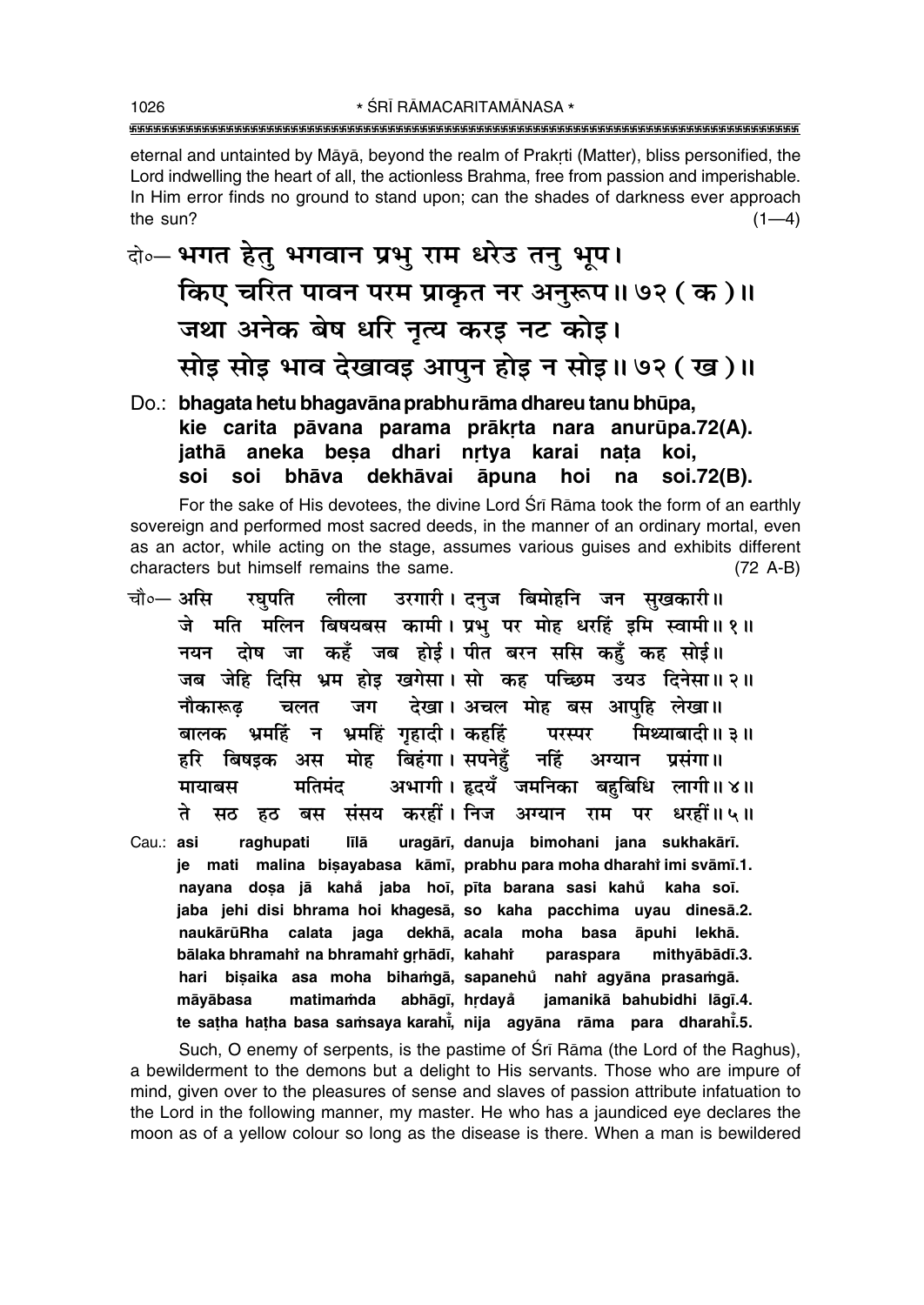eternal and untainted by Māyā, beyond the realm of Prakṛti (Matter), bliss personified, the Lord indwelling the heart of all, the actionless Brahma, free from passion and imperishable. In Him error finds no ground to stand upon; can the shades of darkness ever approach the sun? (1—4)

दो०— भगत हेतु भगवान प्रभु राम धरेउ तनु भूप।
किए चरित पावन परम प्राकृत नर अनुरूप॥ ७२ ( क )॥
जथा अनेक बेष धरि नृत्य करइ नट कोइ।
सोइ सोइ भाव देखावइ आपुन होइ न सोइ॥ ७२ ( ख )॥

Do.: **bhagata hetu bhagavāna prabhu rāma dhareu tanu bhūpa,**
**kie carita pāvana parama prākṛta nara anurūpa.72(A).**
**jathā aneka beṣa dhari nṛtya karai naṭa koi,**
**soi soi bhāva dekhāvai āpuna hoi na soi.72(B).**

For the sake of His devotees, the divine Lord Śrī Rāma took the form of an earthly sovereign and performed most sacred deeds, in the manner of an ordinary mortal, even as an actor, while acting on the stage, assumes various guises and exhibits different characters but himself remains the same. (72 A-B)

चौ०— असि रघुपति लीला उरगारी। दनुज बिमोहनि जन सुखकारी॥
जे मति मलिन बिषयबस कामी। प्रभु पर मोह धरहिं इमि स्वामी॥ १॥
नयन दोष जा कहँ जब होई। पीत बरन ससि कहुँ कह सोई॥
जब जेहि दिसि भ्रम होइ खगेसा। सो कह पच्छिम उयउ दिनेसा॥ २॥
नौकारूढ़ चलत जग देखा। अचल मोह बस आपुहि लेखा॥
बालक भ्रमहिं न भ्रमहिं गृहादी। कहहिं परस्पर मिथ्याबादी॥ ३॥
हरि बिषइक अस मोह बिहंगा। सपनेहुँ नहिं अग्यान प्रसंगा॥
मायाबस मतिमंद अभागी। हृदयँ जमनिका बहुबिधि लागी॥ ४॥
ते सठ हठ बस संसय करहीं। निज अग्यान राम पर धरहीं॥ ५॥

Cau.: **asi raghupati līlā uragārī, danuja bimohani jana sukhakārī.**
**je mati malina biṣayabasa kāmī, prabhu para moha dharahi̐ imi svāmī.1.**
**nayana doṣa jā kaha̐ jaba hoī, pīta barana sasi kahu̐ kaha soī.**
**jaba jehi disi bhrama hoi khagesā, so kaha pacchima uyau dinesā.2.**
**naukārūRha calata jaga dekhā, acala moha basa āpuhi lekhā.**
**bālaka bhramahi̐ na bhramahi̐ gṛhādī, kahahi̐ paraspara mithyābādī.3.**
**hari biṣaika asa moha bihaṁgā, sapanehu̐ nahi̐ agyāna prasaṁgā.**
**māyābasa matimaṁda abhāgī, hṛdaya̐ jamanikā bahubidhi lāgī.4.**
**te saṭha haṭha basa saṁsaya karahī̐, nija agyāna rāma para dharahī̐.5.**

Such, O enemy of serpents, is the pastime of Śrī Rāma (the Lord of the Raghus), a bewilderment to the demons but a delight to His servants. Those who are impure of mind, given over to the pleasures of sense and slaves of passion attribute infatuation to the Lord in the following manner, my master. He who has a jaundiced eye declares the moon as of a yellow colour so long as the disease is there. When a man is bewildered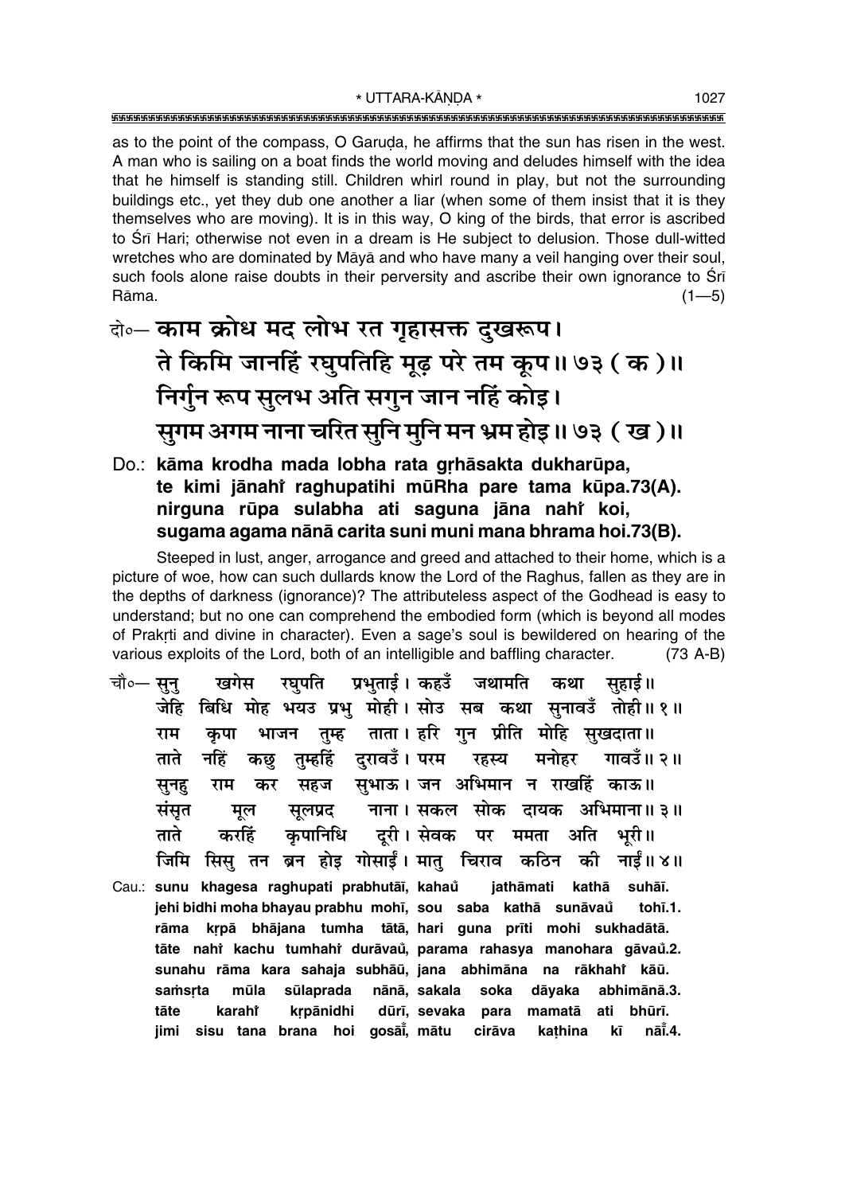as to the point of the compass, O Garuḍa, he affirms that the sun has risen in the west. A man who is sailing on a boat finds the world moving and deludes himself with the idea that he himself is standing still. Children whirl round in play, but not the surrounding buildings etc., yet they dub one another a liar (when some of them insist that it is they themselves who are moving). It is in this way, O king of the birds, that error is ascribed to Śrī Hari; otherwise not even in a dream is He subject to delusion. Those dull-witted wretches who are dominated by Māyā and who have many a veil hanging over their soul, such fools alone raise doubts in their perversity and ascribe their own ignorance to Śrī Rāma. (1—5)

दो०— **काम क्रोध मद लोभ रत गृहासक्त दुखरूप।**
**ते किमि जानहिं रघुपतिहि मूढ़ परे तम कूप॥ ७३ ( क )॥**
**निर्गुन रूप सुलभ अति सगुन जान नहिं कोइ।**
**सुगम अगम नाना चरित सुनि मुनि मन भ्रम होइ॥ ७३ ( ख )॥**

Do.: **kāma krodha mada lobha rata gṛhāsakta dukharūpa,**
**te kimi jānahiṁ raghupatihi mūRha pare tama kūpa.73(A).**
**nirguna rūpa sulabha ati saguna jāna nahiṁ koi,**
**sugama agama nānā carita suni muni mana bhrama hoi.73(B).**

Steeped in lust, anger, arrogance and greed and attached to their home, which is a picture of woe, how can such dullards know the Lord of the Raghus, fallen as they are in the depths of darkness (ignorance)? The attributeless aspect of the Godhead is easy to understand; but no one can comprehend the embodied form (which is beyond all modes of Prakṛti and divine in character). Even a sage's soul is bewildered on hearing of the various exploits of the Lord, both of an intelligible and baffling character. (73 A-B)

चौ०— सुनु खगेस रघुपति प्रभुताई। कहउँ जथामति कथा सुहाई॥
जेहि बिधि मोह भयउ प्रभु मोही। सोउ सब कथा सुनावउँ तोही॥ १॥
राम कृपा भाजन तुम्ह ताता। हरि गुन प्रीति मोहि सुखदाता॥
ताते नहिं कछु तुम्हहिं दुरावउँ। परम रहस्य मनोहर गावउँ॥ २॥
सुनहु राम कर सहज सुभाऊ। जन अभिमान न राखहिं काऊ॥
संसृत मूल सूलप्रद नाना। सकल सोक दायक अभिमाना॥ ३॥
ताते करहिं कृपानिधि दूरी। सेवक पर ममता अति भूरी॥
जिमि सिसु तन ब्रन होइ गोसाईं। मातु चिराव कठिन की नाईं॥ ४॥

Cau.: **sunu khagesa raghupati prabhutāī, kahaů jathāmati kathā suhāī.**
**jehi bidhi moha bhayau prabhu mohī, sou saba kathā sunāvaů tohī.1.**
**rāma kṛpā bhājana tumha tātā, hari guna prīti mohi sukhadātā.**
**tāte nahiṁ kachu tumhahiṁ durāvaů, parama rahasya manohara gāvaů.2.**
**sunahu rāma kara sahaja subhāū, jana abhimāna na rākhahiṁ kāū.**
**saṁsṛta mūla sūlaprada nānā, sakala soka dāyaka abhimānā.3.**
**tāte karahiṁ kṛpānidhi dūrī, sevaka para mamatā ati bhūrī.**
**jimi sisu tana brana hoi gosāīṁ, mātu cirāva kaṭhina kī nāīṁ.4.**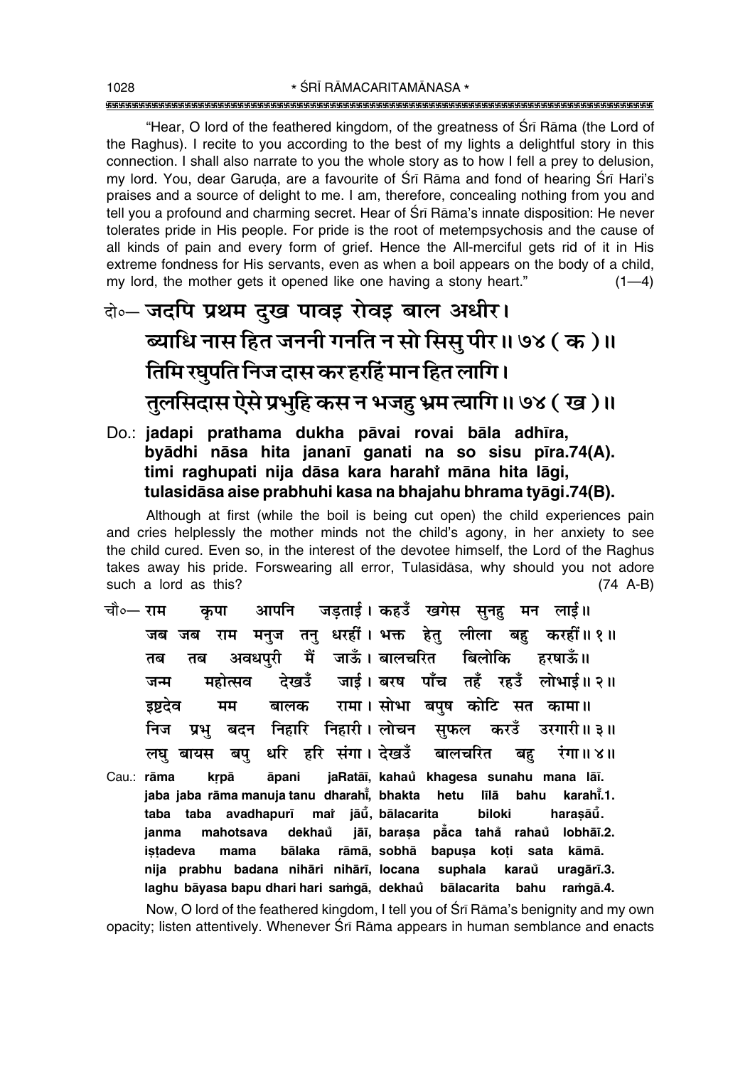"Hear, O lord of the feathered kingdom, of the greatness of Śrī Rāma (the Lord of the Raghus). I recite to you according to the best of my lights a delightful story in this connection. I shall also narrate to you the whole story as to how I fell a prey to delusion, my lord. You, dear Garuḍa, are a favourite of Śrī Rāma and fond of hearing Śrī Hari's praises and a source of delight to me. I am, therefore, concealing nothing from you and tell you a profound and charming secret. Hear of Śrī Rāma's innate disposition: He never tolerates pride in His people. For pride is the root of metempsychosis and the cause of all kinds of pain and every form of grief. Hence the All-merciful gets rid of it in His extreme fondness for His servants, even as when a boil appears on the body of a child, my lord, the mother gets it opened like one having a stony heart." (1—4)

दो०— जदपि प्रथम दुख पावइ रोवइ बाल अधीर।
ब्याधि नास हित जननी गनति न सो सिसु पीर॥ ७४ ( क )॥
तिमि रघुपति निज दास कर हरहिं मान हित लागि।
तुलसिदास ऐसे प्रभुहि कस न भजहु भ्रम त्यागि॥ ७४ ( ख )॥

Do.: **jadapi prathama dukha pāvai rovai bāla adhīra,**
**byādhi nāsa hita jananī ganati na so sisu pīra.74(A).**
**timi raghupati nija dāsa kara harahiँ māna hita lāgi,**
**tulasidāsa aise prabhuhi kasa na bhajahu bhrama tyāgi.74(B).**

Although at first (while the boil is being cut open) the child experiences pain and cries helplessly the mother minds not the child's agony, in her anxiety to see the child cured. Even so, in the interest of the devotee himself, the Lord of the Raghus takes away his pride. Forswearing all error, Tulasīdāsa, why should you not adore such a lord as this? (74 A-B)

चौ०— राम कृपा आपनि जड़ताई। कहउँ खगेस सुनहु मन लाई॥
जब जब राम मनुज तनु धरहीं। भक्त हेतु लीला बहु करहीं॥ १॥
तब तब अवधपुरी मैं जाऊँ। बालचरित बिलोकि हरषाऊँ॥
जन्म महोत्सव देखउँ जाई। बरष पाँच तहँ रहउँ लोभाई॥ २॥
इष्टदेव मम बालक रामा। सोभा बपुष कोटि सत कामा॥
निज प्रभु बदन निहारि निहारी। लोचन सुफल करउँ उरगारी॥ ३॥
लघु बायस बपु धरि हरि संगा। देखउँ बालचरित बहु रंगा॥ ४॥

Cau.: **rāma kṛpā āpani jaRatāī, kahaũ khagesa sunahu mana lāī.**
**jaba jaba rāma manuja tanu dharahiँ, bhakta hetu līlā bahu karahiँ.1.**
**taba taba avadhapurī maiँ jāū̃, bālacarita biloki haraṣāū̃.**
**janma mahotsava dekhaũ jāī, baraṣa pāँca tahaँ rahaũ lobhāī.2.**
**iṣṭadeva mama bālaka rāmā, sobhā bapuṣa koṭi sata kāmā.**
**nija prabhu badana nihāri nihārī, locana suphala karaũ uragārī.3.**
**laghu bāyasa bapu dhari hari saṁgā, dekhaũ bālacarita bahu raṁgā.4.**

Now, O lord of the feathered kingdom, I tell you of Śrī Rāma's benignity and my own opacity; listen attentively. Whenever Śrī Rāma appears in human semblance and enacts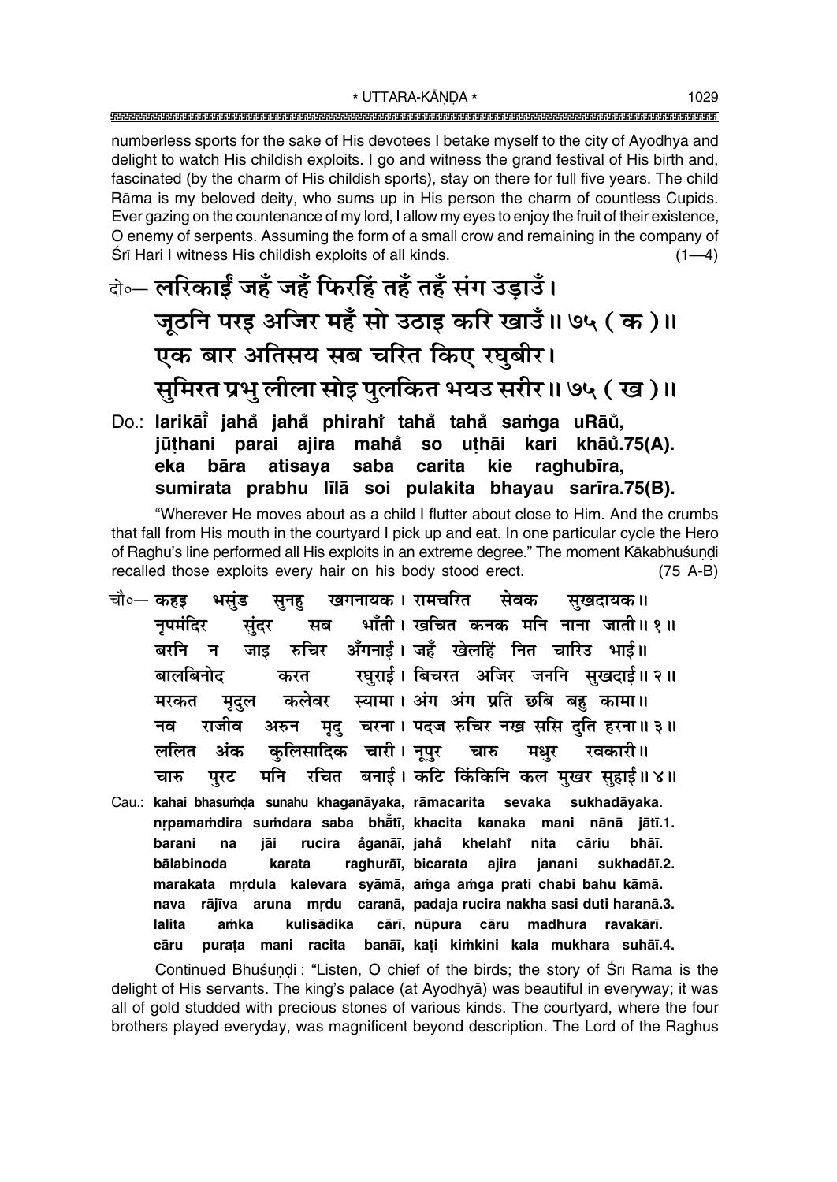numberless sports for the sake of His devotees I betake myself to the city of Ayodhyā and delight to watch His childish exploits. I go and witness the grand festival of His birth and, fascinated (by the charm of His childish sports), stay on there for full five years. The child Rāma is my beloved deity, who sums up in His person the charm of countless Cupids. Ever gazing on the countenance of my lord, I allow my eyes to enjoy the fruit of their existence, O enemy of serpents. Assuming the form of a small crow and remaining in the company of Śrī Hari I witness His childish exploits of all kinds. (1—4)

दो०— लरिकाईं जहँ जहँ फिरहिं तहँ तहँ संग उड़ाउँ।
जूठनि परइ अजिर महँ सो उठाइ करि खाउँ॥ ७५ ( क )॥
एक बार अतिसय सब चरित किए रघुबीर।
सुमिरत प्रभु लीला सोइ पुलकित भयउ सरीर॥ ७५ ( ख )॥

Do.: **larikāī̐ jahå̐ jahå̐ phirahi̐ tahå̐ tahå̐ saṁga uRāů,**
**jūṭhani parai ajira mahå̐ so uṭhāi kari khāů.75(A).**
**eka bāra atisaya saba carita kie raghubīra,**
**sumirata prabhu līlā soi pulakita bhayau sarīra.75(B).**

"Wherever He moves about as a child I flutter about close to Him. And the crumbs that fall from His mouth in the courtyard I pick up and eat. In one particular cycle the Hero of Raghu's line performed all His exploits in an extreme degree." The moment Kākabhuśuṇḍi recalled those exploits every hair on his body stood erect. (75 A-B)

चौ०— कहइ भसुंड सुनहु खगनायक। रामचरित सेवक सुखदायक॥
नृपमंदिर सुंदर सब भाँती। खचित कनक मनि नाना जाती॥ १॥
बरनि न जाइ रुचिर अँगनाई। जहँ खेलहिं नित चारिउ भाई॥
बालबिनोद करत रघुराई। बिचरत अजिर जननि सुखदाई॥ २॥
मरकत मृदुल कलेवर स्यामा। अंग अंग प्रति छबि बहु कामा॥
नव राजीव अरुन मृदु चरना। पदज रुचिर नख ससि दुति हरना॥ ३॥
ललित अंक कुलिसादिक चारी। नूपुर चारु मधुर रवकारी॥
चारु पुरट मनि रचित बनाई। कटि किंकिनि कल मुखर सुहाई॥ ४॥

Cau.: **kahai bhasuṁḍa sunahu khaganāyaka, rāmacarita sevaka sukhadāyaka.**
**nṛpamaṁdira suṁdara saba bhā̐tī, khacita kanaka mani nānā jātī.1.**
**barani na jāi rucira å̐ganāī, jahå̐ khelahi̐ nita cāriu bhāī.**
**bālabinoda karata raghurāī, bicarata ajira janani sukhadāī.2.**
**marakata mṛdula kalevara syāmā, aṁga aṁga prati chabi bahu kāmā.**
**nava rājīva aruna mṛdu caranā, padaja rucira nakha sasi duti haranā.3.**
**lalita aṁka kulisādika cārī, nūpura cāru madhura ravakārī.**
**cāru puraṭa mani racita banāī, kaṭi kiṁkini kala mukhara suhāī.4.**

Continued Bhuśuṇḍi : "Listen, O chief of the birds; the story of Śrī Rāma is the delight of His servants. The king's palace (at Ayodhyā) was beautiful in everyway; it was all of gold studded with precious stones of various kinds. The courtyard, where the four brothers played everyday, was magnificent beyond description. The Lord of the Raghus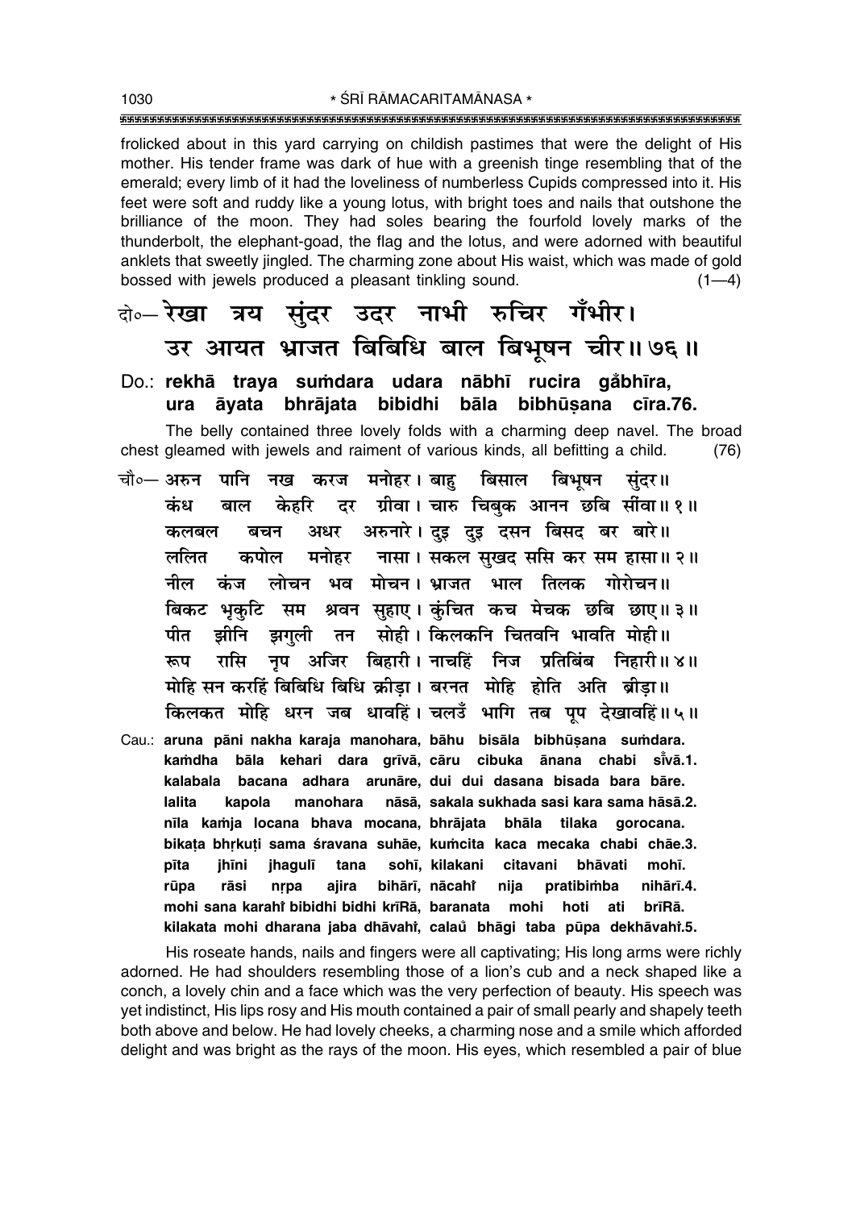frolicked about in this yard carrying on childish pastimes that were the delight of His mother. His tender frame was dark of hue with a greenish tinge resembling that of the emerald; every limb of it had the loveliness of numberless Cupids compressed into it. His feet were soft and ruddy like a young lotus, with bright toes and nails that outshone the brilliance of the moon. They had soles bearing the fourfold lovely marks of the thunderbolt, the elephant-goad, the flag and the lotus, and were adorned with beautiful anklets that sweetly jingled. The charming zone about His waist, which was made of gold bossed with jewels produced a pleasant tinkling sound. (1—4)

दो०— रेखा त्रय सुंदर उदर नाभी रुचिर गँभीर।
उर आयत भ्राजत बिबिधि बाल बिभूषन चीर॥ ७६॥

Do.: **rekhā traya suṁdara udara nābhī rucira gaṁbhīra,**
**ura āyata bhrājata bibidhi bāla bibhūṣana cīra.76.**

The belly contained three lovely folds with a charming deep navel. The broad chest gleamed with jewels and raiment of various kinds, all befitting a child. (76)

चौ०— अरुन पानि नख करज मनोहर। बाहु बिसाल बिभूषन सुंदर॥
कंध बाल केहरि दर ग्रीवा। चारु चिबुक आनन छबि सींवा॥ १॥
कलबल बचन अधर अरुनारे। दुइ दुइ दसन बिसद बर बारे॥
ललित कपोल मनोहर नासा। सकल सुखद ससि कर सम हासा॥ २॥
नील कंज लोचन भव मोचन। भ्राजत भाल तिलक गोरोचन॥
बिकट भृकुटि सम श्रवन सुहाए। कुंचित कच मेचक छबि छाए॥ ३॥
पीत झीनि झगुली तन सोही। किलकनि चितवनि भावति मोही॥
रूप रासि नृप अजिर बिहारी। नाचहिं निज प्रतिबिंब निहारी॥ ४॥
मोहि सन करहिं बिबिधि बिधि क्रीड़ा। बरनत मोहि होति अति ब्रीड़ा॥
किलकत मोहि धरन जब धावहिं। चलउँ भागि तब पूप देखावहिं॥ ५॥

Cau.: **aruna pāni nakha karaja manohara, bāhu bisāla bibhūṣana suṁdara.**
**kaṁdha bāla kehari dara grīvā, cāru cibuka ānana chabi sīṁvā.1.**
**kalabala bacana adhara arunāre, dui dui dasana bisada bara bāre.**
**lalita kapola manohara nāsā, sakala sukhada sasi kara sama hāsā.2.**
**nīla kaṁja locana bhava mocana, bhrājata bhāla tilaka gorocana.**
**bikaṭa bhṛkuṭi sama śravana suhāe, kuṁcita kaca mecaka chabi chāe.3.**
**pīta jhīni jhagulī tana sohī, kilakani citavani bhāvati mohī.**
**rūpa rāsi nṛpa ajira bihārī, nācahiṁ nija pratibiṁba nihārī.4.**
**mohi sana karahiṁ bibidhi bidhi krīṛā, baranata mohi hoti ati brīṛā.**
**kilakata mohi dharana jaba dhāvahiṁ, calauṁ bhāgi taba pūpa dekhāvahiṁ.5.**

His roseate hands, nails and fingers were all captivating; His long arms were richly adorned. He had shoulders resembling those of a lion's cub and a neck shaped like a conch, a lovely chin and a face which was the very perfection of beauty. His speech was yet indistinct, His lips rosy and His mouth contained a pair of small pearly and shapely teeth both above and below. He had lovely cheeks, a charming nose and a smile which afforded delight and was bright as the rays of the moon. His eyes, which resembled a pair of blue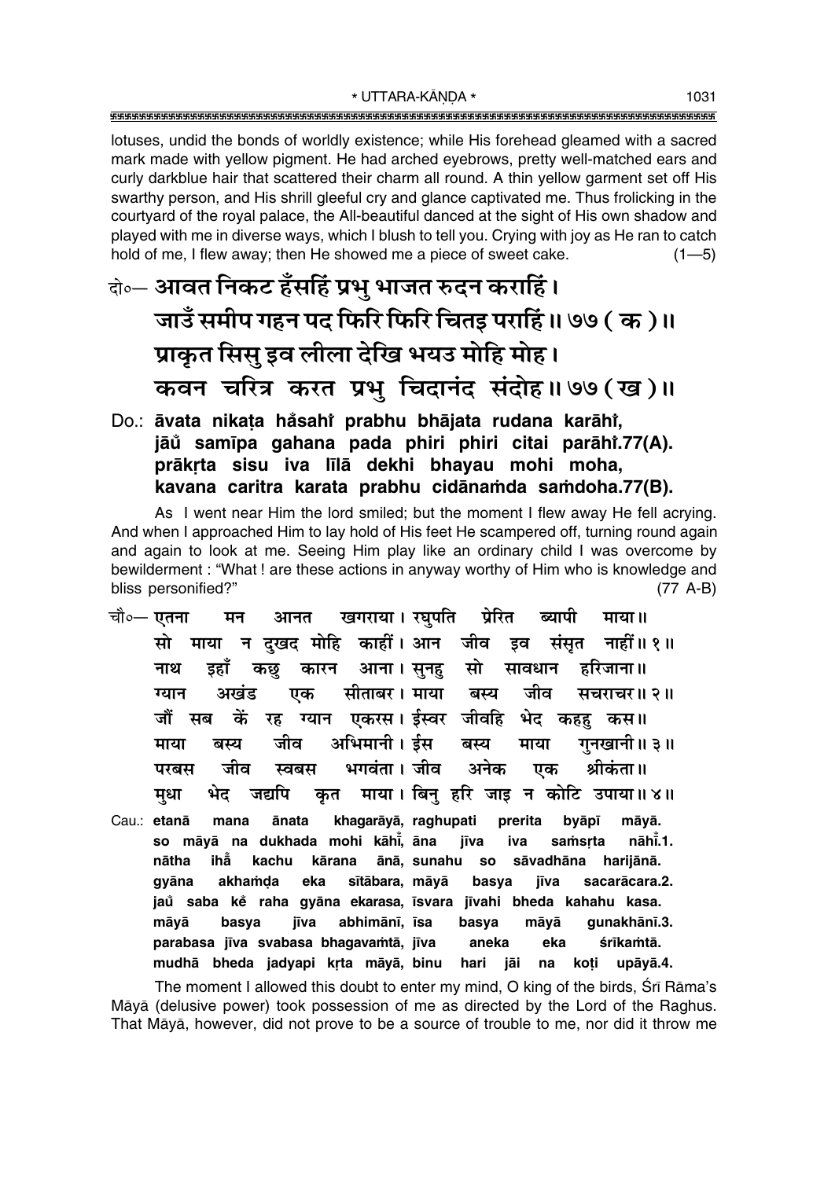lotuses, undid the bonds of worldly existence; while His forehead gleamed with a sacred mark made with yellow pigment. He had arched eyebrows, pretty well-matched ears and curly darkblue hair that scattered their charm all round. A thin yellow garment set off His swarthy person, and His shrill gleeful cry and glance captivated me. Thus frolicking in the courtyard of the royal palace, the All-beautiful danced at the sight of His own shadow and played with me in diverse ways, which I blush to tell you. Crying with joy as He ran to catch hold of me, I flew away; then He showed me a piece of sweet cake. (1—5)

दो०— **आवत निकट हँसहिं प्रभु भाजत रुदन कराहिं।**
**जाउँ समीप गहन पद फिरि फिरि चितइ पराहिं॥ ७७ (क)॥**
**प्राकृत सिसु इव लीला देखि भयउ मोहि मोह।**
**कवन चरित्र करत प्रभु चिदानंद संदोह॥ ७७ (ख)॥**

Do.: **āvata nikaṭa ha̐sahi̐ prabhu bhājata rudana karāhi̐,**
**jāu̐ samīpa gahana pada phiri phiri citai parāhi̐.77(A).**
**prākṛta sisu iva līlā dekhi bhayau mohi moha,**
**kavana caritra karata prabhu cidānaṁda saṁdoha.77(B).**

As I went near Him the lord smiled; but the moment I flew away He fell acrying. And when I approached Him to lay hold of His feet He scampered off, turning round again and again to look at me. Seeing Him play like an ordinary child I was overcome by bewilderment : "What ! are these actions in anyway worthy of Him who is knowledge and bliss personified?" (77 A-B)

चौ०— **एतना मन आनत खगराया। रघुपति प्रेरित ब्यापी माया॥**
**सो माया न दुखद मोहि काहीं। आन जीव इव संसृत नाहीं॥ १॥**
**नाथ इहाँ कछु कारन आना। सुनहु सो सावधान हरिजाना॥**
**ग्यान अखंड एक सीताबर। माया बस्य जीव सचराचर॥ २॥**
**जौं सब कें रह ग्यान एकरस। ईस्वर जीवहि भेद कहहु कस॥**
**माया बस्य जीव अभिमानी। ईस बस्य माया गुनखानी॥ ३॥**
**परबस जीव स्वबस भगवंता। जीव अनेक एक श्रीकंता॥**
**मुधा भेद जद्यपि कृत माया। बिनु हरि जाइ न कोटि उपाया॥ ४॥**

Cau.: **etanā mana ānata khagarāyā, raghupati prerita byāpī māyā.**
**so māyā na dukhada mohi kāhī̐, āna jīva iva saṁsṛta nāhī̐.1.**
**nātha ihā̐ kachu kārana ānā, sunahu so sāvadhāna harijānā.**
**gyāna akhaṁḍa eka sītābara, māyā basya jīva sacarācara.2.**
**jau̐ saba ke̐ raha gyāna ekarasa, īsvara jīvahi bheda kahahu kasa.**
**māyā basya jīva abhimānī, īsa basya māyā gunakhānī.3.**
**parabasa jīva svabasa bhagavaṁtā, jīva aneka eka śrīkaṁtā.**
**mudhā bheda jadyapi kṛta māyā, binu hari jāi na koṭi upāyā.4.**

The moment I allowed this doubt to enter my mind, O king of the birds, Śrī Rāma's Māyā (delusive power) took possession of me as directed by the Lord of the Raghus. That Māyā, however, did not prove to be a source of trouble to me, nor did it throw me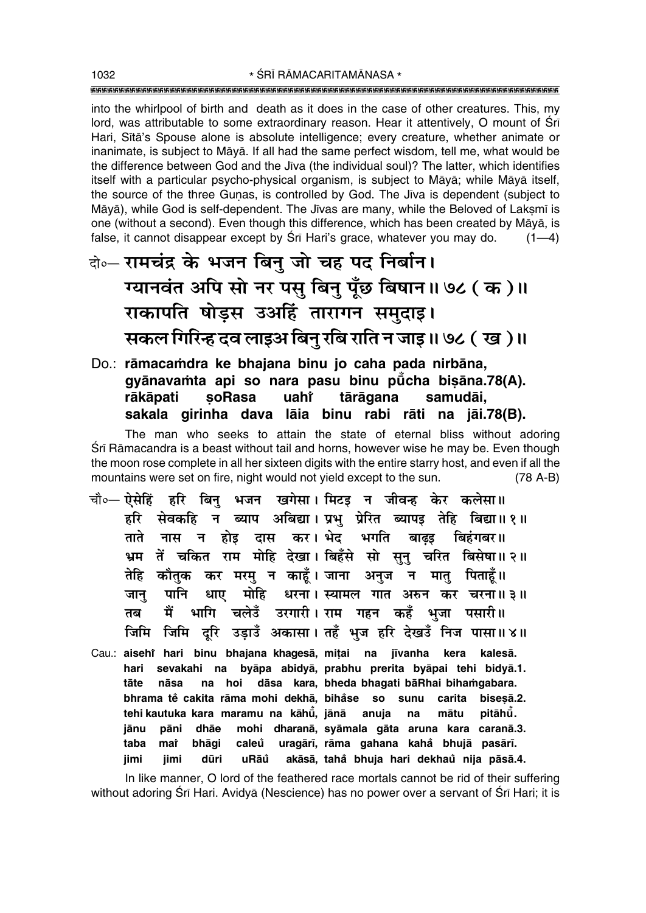into the whirlpool of birth and death as it does in the case of other creatures. This, my lord, was attributable to some extraordinary reason. Hear it attentively, O mount of Śrī Hari, Sītā's Spouse alone is absolute intelligence; every creature, whether animate or inanimate, is subject to Māyā. If all had the same perfect wisdom, tell me, what would be the difference between God and the Jīva (the individual soul)? The latter, which identifies itself with a particular psycho-physical organism, is subject to Māyā; while Māyā itself, the source of the three Guṇas, is controlled by God. The Jīva is dependent (subject to Māyā), while God is self-dependent. The Jīvas are many, while the Beloved of Lakṣmī is one (without a second). Even though this difference, which has been created by Māyā, is false, it cannot disappear except by Śrī Hari's grace, whatever you may do. (1—4)

दो०— रामचंद्र के भजन बिनु जो चह पद निर्बान।
ग्यानवंत अपि सो नर पसु बिनु पूँछ बिषान॥ ७८ ( क )॥
राकापति षोड़स उअहिं तारागन समुदाइ।
सकल गिरिन्ह दव लाइअ बिनु रबि राति न जाइ॥ ७८ ( ख )॥

**Do.: rāmacaṁdra ke bhajana binu jo caha pada nirbāna,**
**gyānavaṁta api so nara pasu binu pū̐cha biṣāna.78(A).**
**rākāpati ṣoRasa uahiṁ tārāgana samudāi,**
**sakala girinha dava lāia binu rabi rāti na jāi.78(B).**

The man who seeks to attain the state of eternal bliss without adoring Śrī Rāmacandra is a beast without tail and horns, however wise he may be. Even though the moon rose complete in all her sixteen digits with the entire starry host, and even if all the mountains were set on fire, night would not yield except to the sun. (78 A-B)

चौ०— ऐसेहिं हरि बिनु भजन खगेसा। मिटइ न जीवन्ह केर कलेसा॥
हरि सेवकहि न ब्याप अबिद्या। प्रभु प्रेरित ब्यापइ तेहि बिद्या॥ १॥
ताते नास न होइ दास कर। भेद भगति बाढ़इ बिहंगबर॥
भ्रम तें चकित राम मोहि देखा। बिहँसे सो सुनु चरित बिसेषा॥ २॥
तेहि कौतुक कर मरमु न काहूँ। जाना अनुज न मातु पिताहूँ॥
जानु पानि धाए मोहि धरना। स्यामल गात अरुन कर चरना॥ ३॥
तब मैं भागि चलेउँ उरगारी। राम गहन कहँ भुजा पसारी॥
जिमि जिमि दूरि उड़ाउँ अकासा। तहँ भुज हरि देखउँ निज पासा॥ ४॥

**Cau.: aisehiṁ hari binu bhajana khagesā, miṭai na jīvanha kera kalesā.**
**hari sevakahi na byāpa abidyā, prabhu prerita byāpai tehi bidyā.1.**
**tāte nāsa na hoi dāsa kara, bheda bhagati bāRhai bihaṁgabara.**
**bhrama teṁ cakita rāma mohi dekhā, bihaṁse so sunu carita biseṣā.2.**
**tehi kautuka kara maramu na kāhū̐, jānā anuja na mātu pitāhū̐.**
**jānu pāni dhāe mohi dharanā, syāmala gāta aruna kara caranā.3.**
**taba maiṁ bhāgi caleu̐ uragārī, rāma gahana kaha̐ bhujā pasārī.**
**jimi jimi dūri uRāu̐ akāsā, taha̐ bhuja hari dekhau̐ nija pāsā.4.**

In like manner, O lord of the feathered race mortals cannot be rid of their suffering without adoring Śrī Hari. Avidyā (Nescience) has no power over a servant of Śrī Hari; it is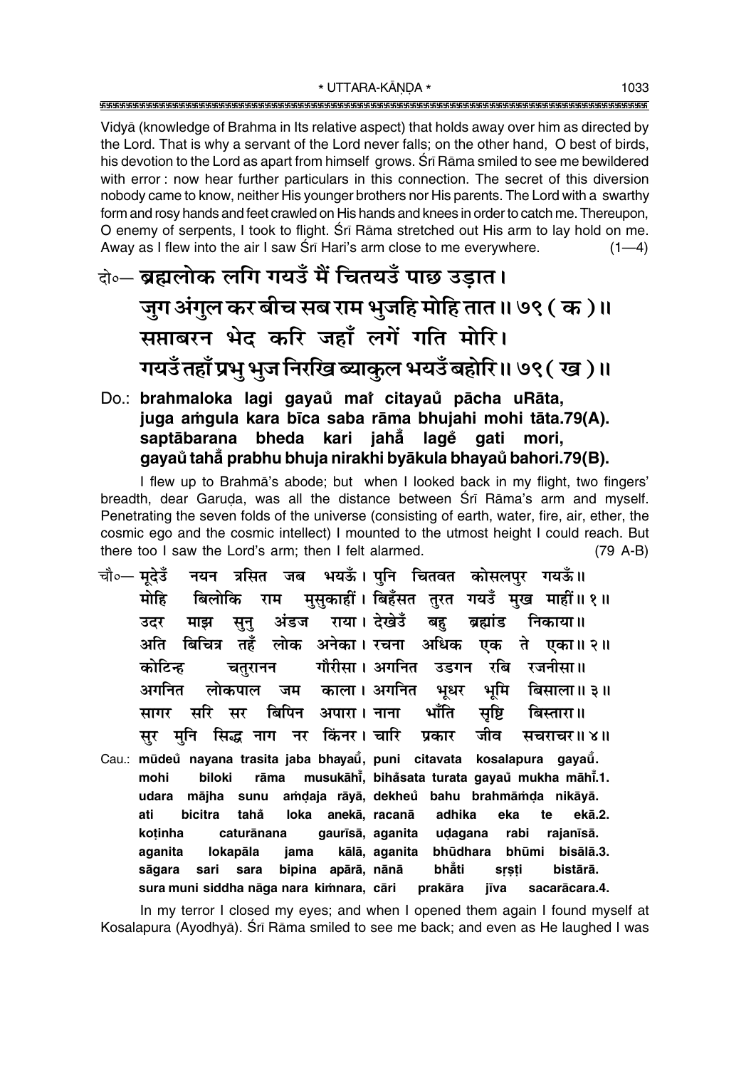Vidyā (knowledge of Brahma in Its relative aspect) that holds away over him as directed by the Lord. That is why a servant of the Lord never falls; on the other hand, O best of birds, his devotion to the Lord as apart from himself grows. Śrī Rāma smiled to see me bewildered with error : now hear further particulars in this connection. The secret of this diversion nobody came to know, neither His younger brothers nor His parents. The Lord with a swarthy form and rosy hands and feet crawled on His hands and knees in order to catch me. Thereupon, O enemy of serpents, I took to flight. Śrī Rāma stretched out His arm to lay hold on me. Away as I flew into the air I saw Śrī Hari's arm close to me everywhere. (1—4)

दो०— ब्रह्मलोक लगि गयउँ मैं चितयउँ पाछ उड़ात।
जुग अंगुल कर बीच सब राम भुजहि मोहि तात॥ ७९ ( क )॥
सप्तावरन भेद करि जहाँ लगें गति मोरि।
गयउँ तहाँ प्रभु भुज निरखि ब्याकुल भयउँ बहोरि॥ ७९ ( ख )॥

Do.: **brahmaloka lagi gayau̐ maĩ citayau̐ pācha uRāta,**
**juga aṁgula kara bīca saba rāma bhujahi mohi tāta.79(A).**
**saptābarana bheda kari jahā̐ lagẽ gati mori,**
**gayau̐ tahā̐ prabhu bhuja nirakhi byākula bhayau̐ bahori.79(B).**

I flew up to Brahmā's abode; but when I looked back in my flight, two fingers' breadth, dear Garuḍa, was all the distance between Śrī Rāma's arm and myself. Penetrating the seven folds of the universe (consisting of earth, water, fire, air, ether, the cosmic ego and the cosmic intellect) I mounted to the utmost height I could reach. But there too I saw the Lord's arm; then I felt alarmed. (79 A-B)

चौ०— मूदेउँ नयन त्रसित जब भयऊँ। पुनि चितवत कोसलपुर गयऊँ॥
मोहि बिलोकि राम मुसुकाहीं। बिहँसत तुरत गयउँ मुख माहीं॥ १॥
उदर माझ सुनु अंडज राया। देखेउँ बहु ब्रह्मांड निकाया॥
अति बिचित्र तहँ लोक अनेका। रचना अधिक एक ते एका॥ २॥
कोटिन्ह चतुरानन गौरीसा। अगनित उडगन रबि रजनीसा॥
अगनित लोकपाल जम काला। अगनित भूधर भूमि बिसाला॥ ३॥
सागर सरि सर बिपिन अपारा। नाना भाँति सृष्टि बिस्तारा॥
सुर मुनि सिद्ध नाग नर किंनर। चारि प्रकार जीव सचराचर॥ ४॥

Cau.: **mūdeu̐ nayana trasita jaba bhayaū̐, puni citavata kosalapura gayaū̐.**
**mohi biloki rāma musukāhī̐, bihå̐sata turata gayau̐ mukha māhī̐.1.**
**udara mājha sunu aṁḍaja rāyā, dekheu̐ bahu brahmāṁḍa nikāyā.**
**ati bicitra tahå̐ loka anekā, racanā adhika eka te ekā.2.**
**koṭinha caturānana gaurīsā, aganita uḍagana rabi rajanīsā.**
**aganita lokapāla jama kālā, aganita bhūdhara bhūmi bisālā.3.**
**sāgara sari sara bipina apārā, nānā bhā̐ti sṛṣṭi bistārā.**
**sura muni siddha nāga nara kiṁnara, cāri prakāra jīva sacarācara.4.**

In my terror I closed my eyes; and when I opened them again I found myself at Kosalapura (Ayodhyā). Śrī Rāma smiled to see me back; and even as He laughed I was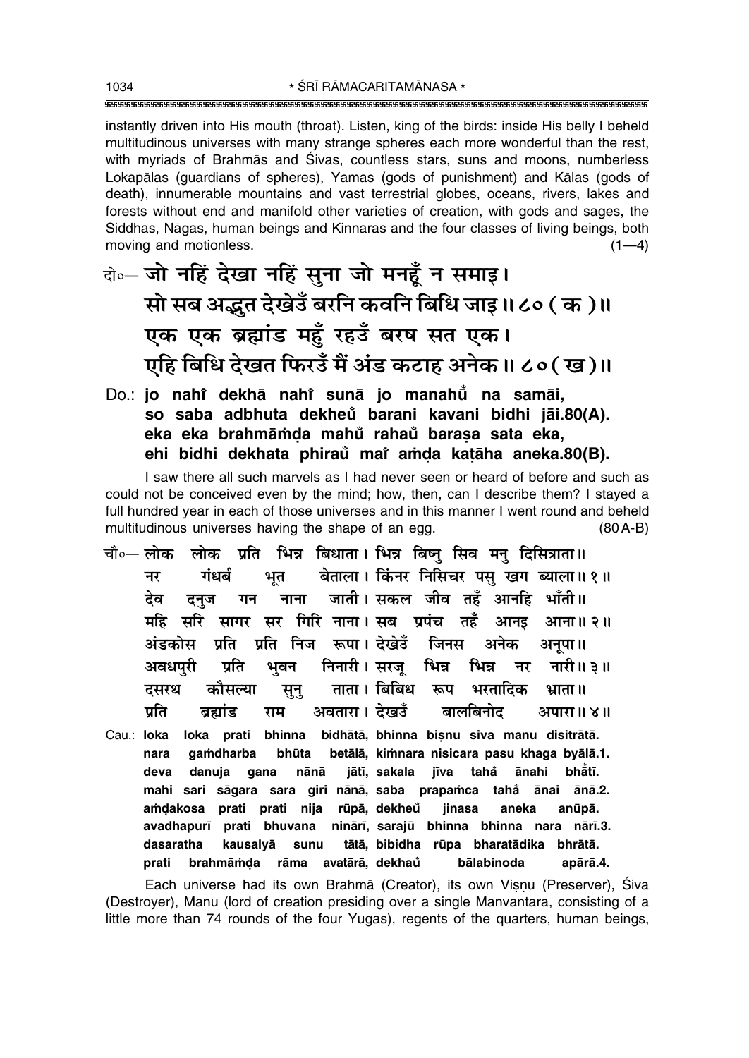instantly driven into His mouth (throat). Listen, king of the birds: inside His belly I beheld multitudinous universes with many strange spheres each more wonderful than the rest, with myriads of Brahmās and Śivas, countless stars, suns and moons, numberless Lokapālas (guardians of spheres), Yamas (gods of punishment) and Kālas (gods of death), innumerable mountains and vast terrestrial globes, oceans, rivers, lakes and forests without end and manifold other varieties of creation, with gods and sages, the Siddhas, Nāgas, human beings and Kinnaras and the four classes of living beings, both moving and motionless. (1—4)

दो०— जो नहिं देखा नहिं सुना जो मनहूँ न समाइ।
सो सब अद्भुत देखेउँ बरनि कवनि बिधि जाइ॥ ८० ( क )॥
एक एक ब्रह्मांड महुँ रहउँ बरष सत एक।
एहि बिधि देखत फिरउँ मैं अंड कटाह अनेक॥ ८० ( ख )॥

Do.: **jo nahi̐ dekhā nahi̐ sunā jo manahū̐ na samāi,**
**so saba adbhuta dekheu̐ barani kavani bidhi jāi.80(A).**
**eka eka brahmāṁḍa mahu̐ rahau̐ baraṣa sata eka,**
**ehi bidhi dekhata phirau̐ mai̐ aṁḍa kaṭāha aneka.80(B).**

I saw there all such marvels as I had never seen or heard of before and such as could not be conceived even by the mind; how, then, can I describe them? I stayed a full hundred year in each of those universes and in this manner I went round and beheld multitudinous universes having the shape of an egg. (80 A-B)

चौ०— लोक लोक प्रति भिन्न बिधाता। भिन्न बिष्नु सिव मनु दिसित्राता॥
नर गंधर्ब भूत बेताला। किंनर निसिचर पसु खग ब्याला॥ १॥
देव दनुज गन नाना जाती। सकल जीव तहँ आनहि भाँती॥
महि सरि सागर सर गिरि नाना। सब प्रपंच तहँ आनइ आना॥ २॥
अंडकोस प्रति प्रति निज रूपा। देखेउँ जिनस अनेक अनूपा॥
अवधपुरी प्रति भुवन निनारी। सरजू भिन्न भिन्न नर नारी॥ ३॥
दसरथ कौसल्या सुनु ताता। बिबिध रूप भरतादिक भ्राता॥
प्रति ब्रह्मांड राम अवतारा। देखउँ बालबिनोद अपारा॥ ४॥

Cau.: **loka loka prati bhinna bidhātā, bhinna biṣnu siva manu disitrātā.**
**nara gaṁdharba bhūta betālā, kiṁnara nisicara pasu khaga byālā.1.**
**deva danuja gana nānā jātī, sakala jīva taha̐ ānahi bhā̐tī.**
**mahi sari sāgara sara giri nānā, saba prapaṁca taha̐ ānai ānā.2.**
**aṁḍakosa prati prati nija rūpā, dekheu̐ jinasa aneka anūpā.**
**avadhapurī prati bhuvana ninārī, sarajū bhinna bhinna nara nārī.3.**
**dasaratha kausalyā sunu tātā, bibidha rūpa bharatādika bhrātā.**
**prati brahmāṁḍa rāma avatārā, dekhau̐ bālabinoda apārā.4.**

Each universe had its own Brahmā (Creator), its own Viṣṇu (Preserver), Śiva (Destroyer), Manu (lord of creation presiding over a single Manvantara, consisting of a little more than 74 rounds of the four Yugas), regents of the quarters, human beings,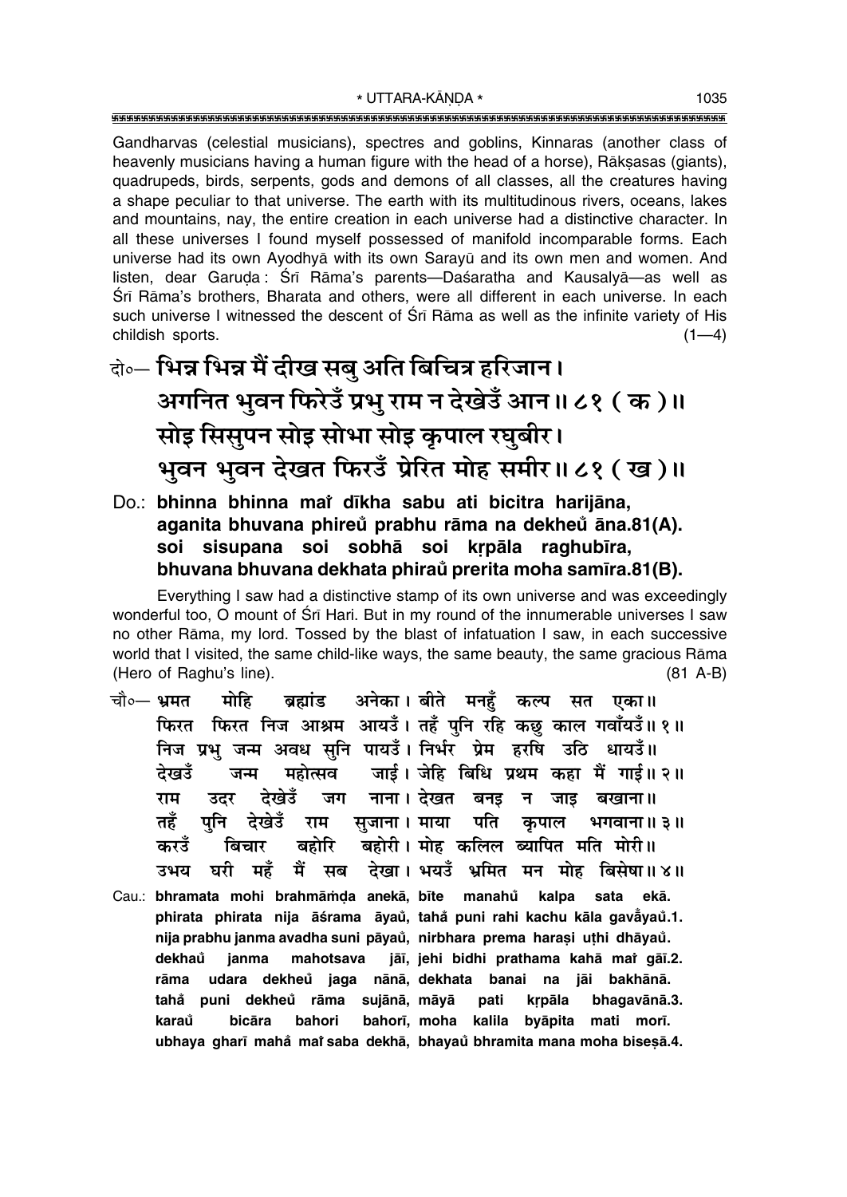Gandharvas (celestial musicians), spectres and goblins, Kinnaras (another class of heavenly musicians having a human figure with the head of a horse), Rākṣasas (giants), quadrupeds, birds, serpents, gods and demons of all classes, all the creatures having a shape peculiar to that universe. The earth with its multitudinous rivers, oceans, lakes and mountains, nay, the entire creation in each universe had a distinctive character. In all these universes I found myself possessed of manifold incomparable forms. Each universe had its own Ayodhyā with its own Sarayū and its own men and women. And listen, dear Garuḍa : Śrī Rāma's parents—Daśaratha and Kausalyā—as well as Śrī Rāma's brothers, Bharata and others, were all different in each universe. In each such universe I witnessed the descent of Śrī Rāma as well as the infinite variety of His childish sports. (1—4)

दो०— **भिन्न भिन्न मैं दीख सबु अति बिचित्र हरिजान।**
**अगनित भुवन फिरेउँ प्रभु राम न देखेउँ आन॥ ८१ ( क )॥**
**सोइ सिसुपन सोइ सोभा सोइ कृपाल रघुबीर।**
**भुवन भुवन देखत फिरउँ प्रेरित मोह समीर॥ ८१ ( ख )॥**

Do.: **bhinna bhinna maiṁ dīkha sabu ati bicitra harijāna,**
**aganita bhuvana phireu̐ prabhu rāma na dekheu̐ āna.81(A).**
**soi sisupana soi sobhā soi kṛpāla raghubīra,**
**bhuvana bhuvana dekhata phirau̐ prerita moha samīra.81(B).**

Everything I saw had a distinctive stamp of its own universe and was exceedingly wonderful too, O mount of Śrī Hari. But in my round of the innumerable universes I saw no other Rāma, my lord. Tossed by the blast of infatuation I saw, in each successive world that I visited, the same child-like ways, the same beauty, the same gracious Rāma (Hero of Raghu's line). (81 A-B)

चौ०— भ्रमत मोहि ब्रह्मांड अनेका। बीते मनहुँ कल्प सत एका॥
फिरत फिरत निज आश्रम आयउँ। तहँ पुनि रहि कछु काल गवाँयउँ॥ १॥
निज प्रभु जन्म अवध सुनि पायउँ। निर्भर प्रेम हरषि उठि धायउँ॥
देखउँ जन्म महोत्सव जाई। जेहि बिधि प्रथम कहा मैं गाई॥ २॥
राम उदर देखेउँ जग नाना। देखत बनइ न जाइ बखाना॥
तहँ पुनि देखेउँ राम सुजाना। माया पति कृपाल भगवाना॥ ३॥
करउँ बिचार बहोरि बहोरी। मोह कलिल ब्यापित मति मोरी॥
उभय घरी महँ मैं सब देखा। भयउँ भ्रमित मन मोह बिसेषा॥ ४॥

Cau.: **bhramata mohi brahmāṁḍa anekā, bīte manahu̐ kalpa sata ekā.**
**phirata phirata nija āśrama āyau̐, taha̐ puni rahi kachu kāla gavā̐yau̐.1.**
**nija prabhu janma avadha suni pāyau̐, nirbhara prema haraṣi uṭhi dhāyau̐.**
**dekhau̐ janma mahotsava jāī, jehi bidhi prathama kahā maiṁ gāī.2.**
**rāma udara dekheu̐ jaga nānā, dekhata banai na jāi bakhānā.**
**taha̐ puni dekheu̐ rāma sujānā, māyā pati kṛpāla bhagavānā.3.**
**karau̐ bicāra bahori bahorī, moha kalila byāpita mati morī.**
**ubhaya gharī maha̐ maiṁ saba dekhā, bhayau̐ bhramita mana moha biseṣā.4.**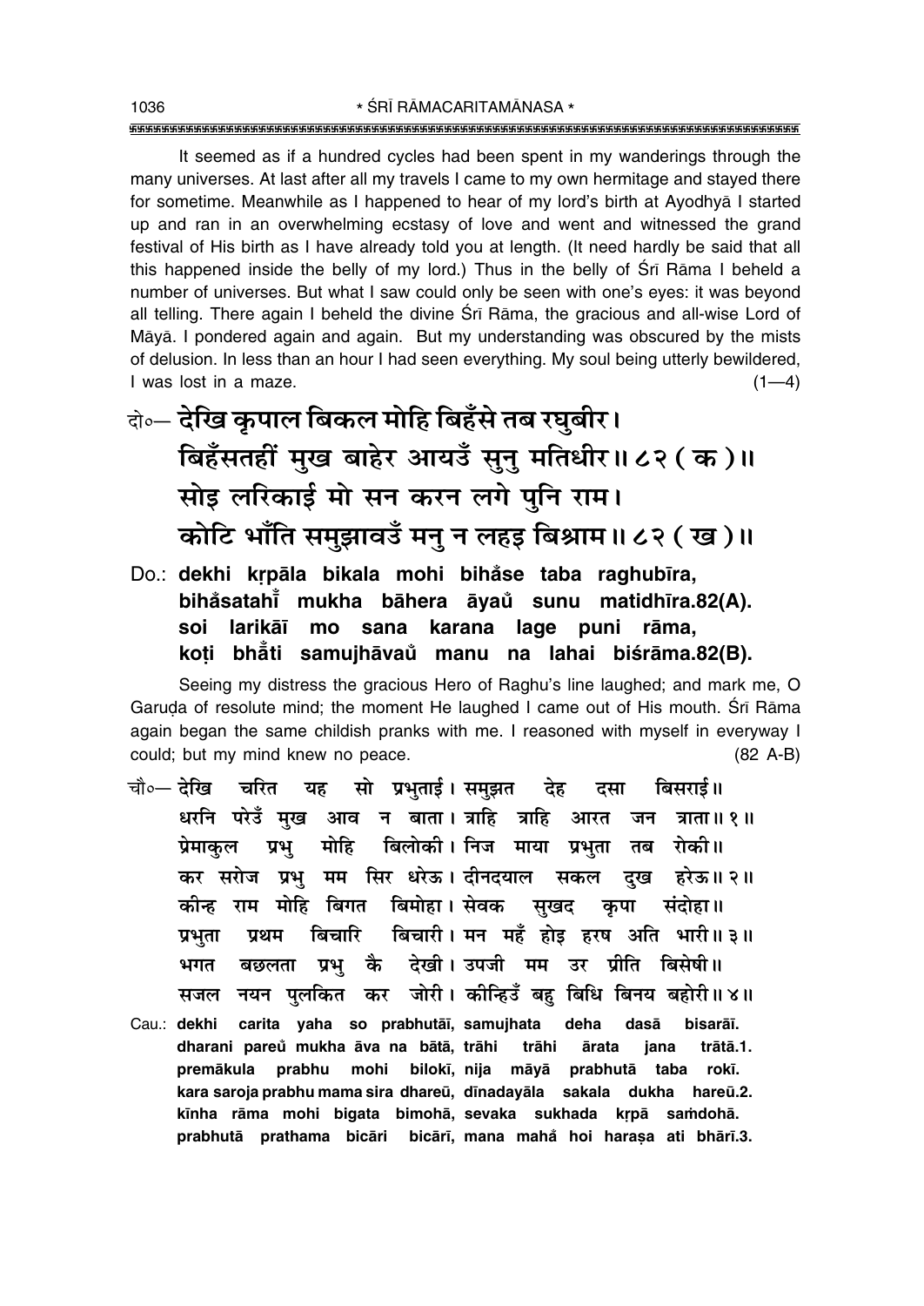It seemed as if a hundred cycles had been spent in my wanderings through the many universes. At last after all my travels I came to my own hermitage and stayed there for sometime. Meanwhile as I happened to hear of my lord's birth at Ayodhyā I started up and ran in an overwhelming ecstasy of love and went and witnessed the grand festival of His birth as I have already told you at length. (It need hardly be said that all this happened inside the belly of my lord.) Thus in the belly of Śrī Rāma I beheld a number of universes. But what I saw could only be seen with one's eyes: it was beyond all telling. There again I beheld the divine Śrī Rāma, the gracious and all-wise Lord of Māyā. I pondered again and again. But my understanding was obscured by the mists of delusion. In less than an hour I had seen everything. My soul being utterly bewildered, I was lost in a maze. (1—4)

**दो०— देखि कृपाल बिकल मोहि बिहँसे तब रघुबीर।**
**बिहँसतहीं मुख बाहेर आयउँ सुनु मतिधीर॥ ८२ ( क )॥**
**सोइ लरिकाई मो सन करन लगे पुनि राम।**
**कोटि भाँति समुझावउँ मनु न लहइ बिश्राम॥ ८२ ( ख )॥**

Do.: **dekhi kṛpāla bikala mohi biha̐se taba raghubīra,**
**biha̐satahī̐ mukha bāhera āyaü̐ sunu matidhīra.82(A).**
**soi larikāī mo sana karana lage puni rāma,**
**koṭi bhā̐ti samujhāvaü̐ manu na lahai biśrāma.82(B).**

Seeing my distress the gracious Hero of Raghu's line laughed; and mark me, O Garuḍa of resolute mind; the moment He laughed I came out of His mouth. Śrī Rāma again began the same childish pranks with me. I reasoned with myself in everyway I could; but my mind knew no peace. (82 A-B)

**चौ०— देखि चरित यह सो प्रभुताई। समुझत देह दसा बिसराई॥**
**धरनि परेउँ मुख आव न बाता। त्राहि त्राहि आरत जन त्राता॥ १॥**
**प्रेमाकुल प्रभु मोहि बिलोकी। निज माया प्रभुता तब रोकी॥**
**कर सरोज प्रभु मम सिर धरेऊ। दीनदयाल सकल दुख हरेऊ॥ २॥**
**कीन्ह राम मोहि बिगत बिमोहा। सेवक सुखद कृपा संदोहा॥**
**प्रभुता प्रथम बिचारि बिचारी। मन महँ होइ हरष अति भारी॥ ३॥**
**भगत बछलता प्रभु कै देखी। उपजी मम उर प्रीति बिसेषी॥**
**सजल नयन पुलकित कर जोरी। कीन्हिउँ बहु बिधि बिनय बहोरी॥ ४॥**

Cau.: **dekhi carita yaha so prabhutāī, samujhata deha dasā bisarāī.**
**dharani pareu̐ mukha āva na bātā, trāhi trāhi ārata jana trātā.1.**
**premākula prabhu mohi bilokī, nija māyā prabhutā taba rokī.**
**kara saroja prabhu mama sira dhareū, dīnadayāla sakala dukha hareū.2.**
**kīnha rāma mohi bigata bimohā, sevaka sukhada kṛpā saṁdohā.**
**prabhutā prathama bicāri bicārī, mana maha̐ hoi haraṣa ati bhārī.3.**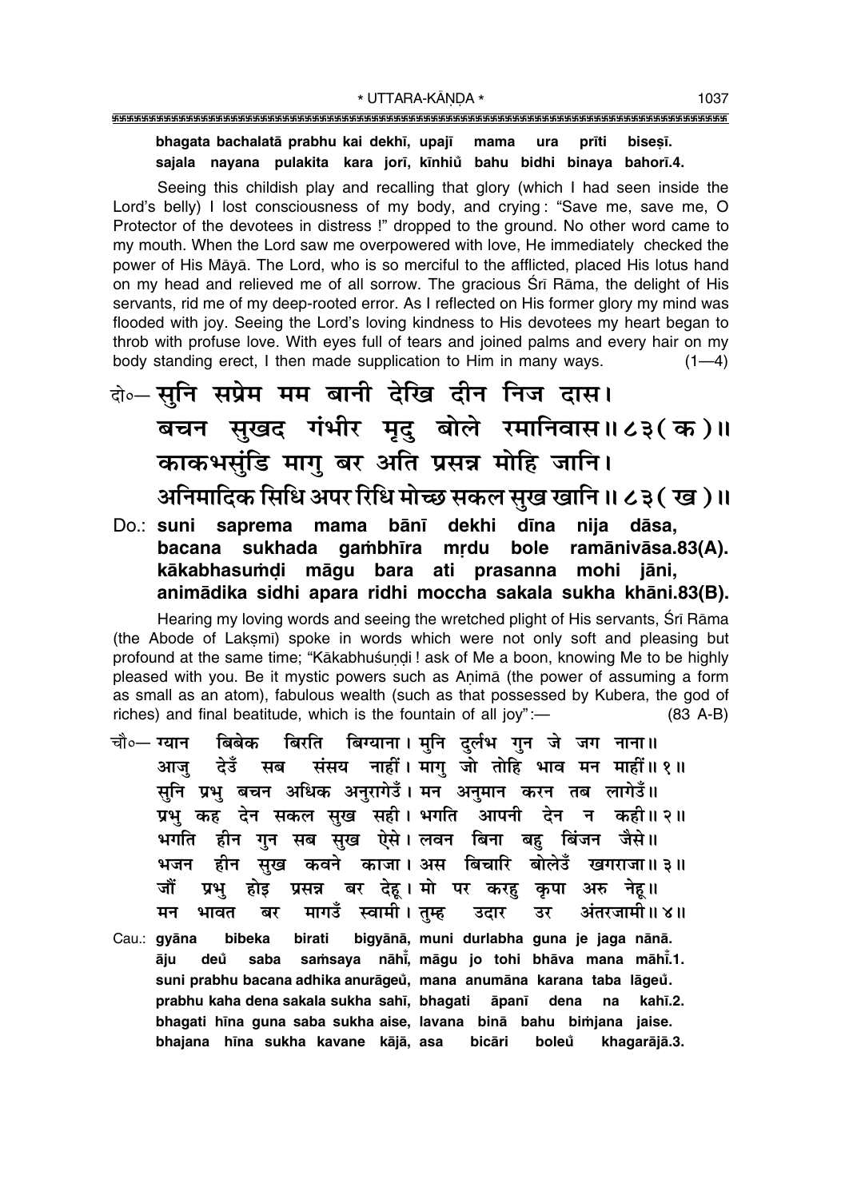**bhagata bachalatā prabhu kai dekhī, upajī mama ura prīti biseṣī.**
**sajala nayana pulakita kara jorī, kīnhiũ bahu bidhi binaya bahorī.4.**

Seeing this childish play and recalling that glory (which I had seen inside the Lord's belly) I lost consciousness of my body, and crying: "Save me, save me, O Protector of the devotees in distress !" dropped to the ground. No other word came to my mouth. When the Lord saw me overpowered with love, He immediately checked the power of His Māyā. The Lord, who is so merciful to the afflicted, placed His lotus hand on my head and relieved me of all sorrow. The gracious Śrī Rāma, the delight of His servants, rid me of my deep-rooted error. As I reflected on His former glory my mind was flooded with joy. Seeing the Lord's loving kindness to His devotees my heart began to throb with profuse love. With eyes full of tears and joined palms and every hair on my body standing erect, I then made supplication to Him in many ways. (1—4)

दो०— सुनि सप्रेम मम बानी देखि दीन निज दास।
बचन सुखद गंभीर मृदु बोले रमानिवास॥ ८३ ( क )॥
काकभसुंडि मागु बर अति प्रसन्न मोहि जानि।
अनिमादिक सिधि अपर रिधि मोच्छ सकल सुख खानि॥ ८३ ( ख )॥

Do.: **suni saprema mama bānī dekhi dīna nija dāsa,**
**bacana sukhada gaṁbhīra mṛdu bole ramānivāsa.83(A).**
**kākabhasuṁḍi māgu bara ati prasanna mohi jāni,**
**animādika sidhi apara ridhi moccha sakala sukha khāni.83(B).**

Hearing my loving words and seeing the wretched plight of His servants, Śrī Rāma (the Abode of Lakṣmī) spoke in words which were not only soft and pleasing but profound at the same time; "Kākabhuśuṇḍi ! ask of Me a boon, knowing Me to be highly pleased with you. Be it mystic powers such as Aṇimā (the power of assuming a form as small as an atom), fabulous wealth (such as that possessed by Kubera, the god of riches) and final beatitude, which is the fountain of all joy":— (83 A-B)

चौ०— ग्यान बिबेक बिरति बिग्याना। मुनि दुर्लभ गुन जे जग नाना॥
आजु देउँ सब संसय नाहीं। मागु जो तोहि भाव मन माहीं॥ १॥
सुनि प्रभु बचन अधिक अनुरागेउँ। मन अनुमान करन तब लागेउँ॥
प्रभु कह देन सकल सुख सही। भगति आपनी देन न कही॥ २॥
भगति हीन गुन सब सुख ऐसे। लवन बिना बहु बिंजन जैसे॥
भजन हीन सुख कवने काजा। अस बिचारि बोलेउँ खगराजा॥ ३॥
जौं प्रभु होइ प्रसन्न बर देहू। मो पर करहु कृपा अरु नेहू॥
मन भावत बर मागउँ स्वामी। तुम्ह उदार उर अंतरजामी॥ ४॥

Cau.: **gyāna bibeka birati bigyānā, muni durlabha guna je jaga nānā.**
**āju deũ saba saṁsaya nāhī̃, māgu jo tohi bhāva mana māhī̃.1.**
**suni prabhu bacana adhika anurāgeũ, mana anumāna karana taba lāgeũ.**
**prabhu kaha dena sakala sukha sahī, bhagati āpanī dena na kahī.2.**
**bhagati hīna guna saba sukha aise, lavana binā bahu biṁjana jaise.**
**bhajana hīna sukha kavane kājā, asa bicāri boleũ khagarājā.3.**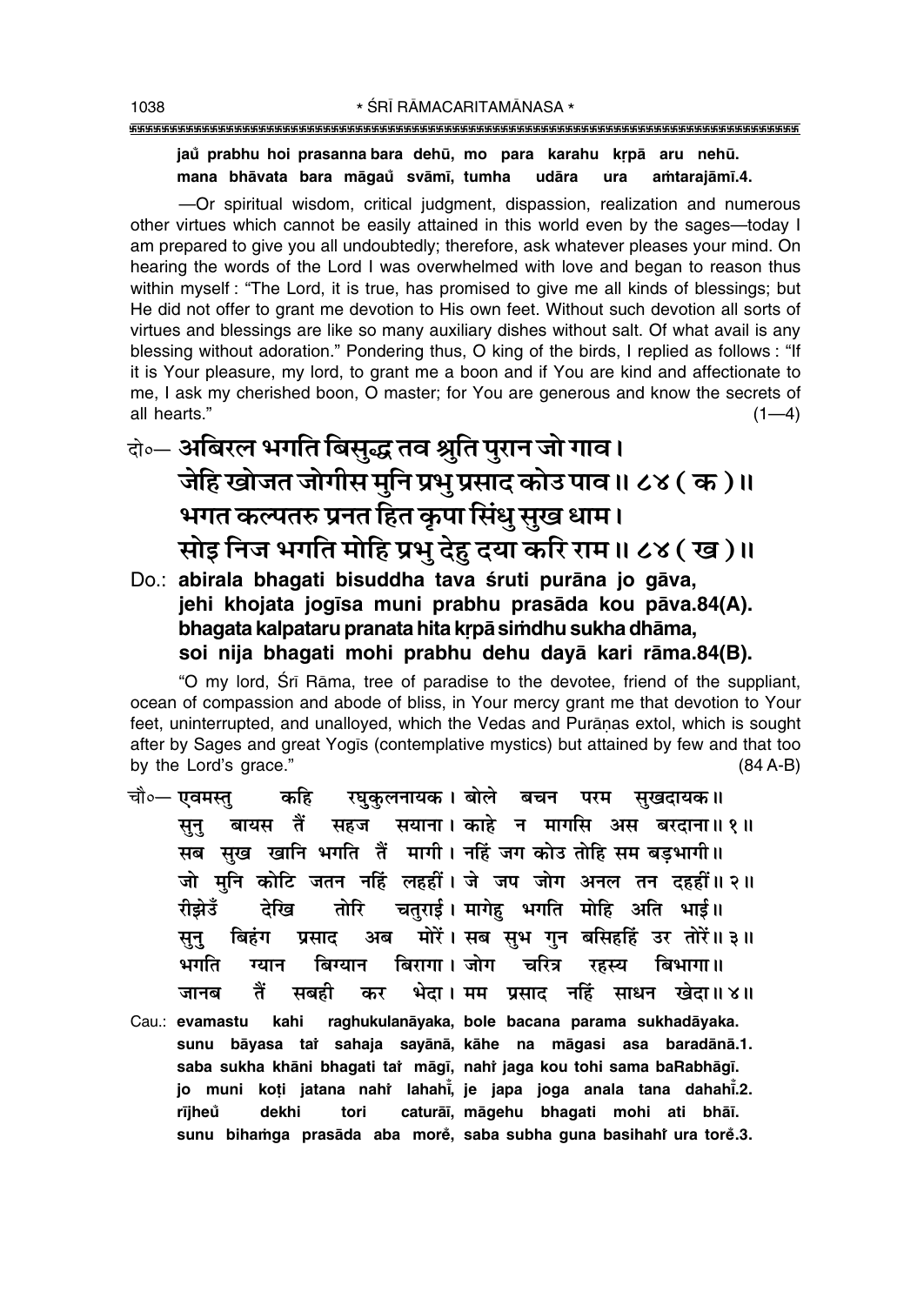**jaů prabhu hoi prasanna bara dehū, mo para karahu kṛpā aru nehū.**
**mana bhāvata bara māgaů svāmī, tumha udāra ura aṁtarajāmī.4.**

—Or spiritual wisdom, critical judgment, dispassion, realization and numerous other virtues which cannot be easily attained in this world even by the sages—today I am prepared to give you all undoubtedly; therefore, ask whatever pleases your mind. On hearing the words of the Lord I was overwhelmed with love and began to reason thus within myself : "The Lord, it is true, has promised to give me all kinds of blessings; but He did not offer to grant me devotion to His own feet. Without such devotion all sorts of virtues and blessings are like so many auxiliary dishes without salt. Of what avail is any blessing without adoration." Pondering thus, O king of the birds, I replied as follows : "If it is Your pleasure, my lord, to grant me a boon and if You are kind and affectionate to me, I ask my cherished boon, O master; for You are generous and know the secrets of all hearts." (1—4)

दो०— अबिरल भगति बिसुद्ध तव श्रुति पुरान जो गाव।
जेहि खोजत जोगीस मुनि प्रभु प्रसाद कोउ पाव॥ ८४ ( क )॥
भगत कल्पतरु प्रनत हित कृपा सिंधु सुख धाम।
सोइ निज भगति मोहि प्रभु देहु दया करि राम॥ ८४ ( ख )॥

Do.: **abirala bhagati bisuddha tava śruti purāna jo gāva,**
**jehi khojata jogīsa muni prabhu prasāda kou pāva.84(A).**
**bhagata kalpataru pranata hita kṛpā siṁdhu sukha dhāma,**
**soi nija bhagati mohi prabhu dehu dayā kari rāma.84(B).**

"O my lord, Śrī Rāma, tree of paradise to the devotee, friend of the suppliant, ocean of compassion and abode of bliss, in Your mercy grant me that devotion to Your feet, uninterrupted, and unalloyed, which the Vedas and Purāṇas extol, which is sought after by Sages and great Yogīs (contemplative mystics) but attained by few and that too by the Lord's grace." (84 A-B)

चौ०— एवमस्तु कहि रघुकुलनायक। बोले बचन परम सुखदायक॥
सुनु बायस तैं सहज सयाना। काहे न मागसि अस बरदाना॥ १॥
सब सुख खानि भगति तैं मागी। नहिं जग कोउ तोहि सम बड़भागी॥
जो मुनि कोटि जतन नहिं लहहीं। जे जप जोग अनल तन दहहीं॥ २॥
रीझेउँ देखि तोरि चतुराई। मागेहु भगति मोहि अति भाई॥
सुनु बिहंग प्रसाद अब मोरें। सब सुभ गुन बसिहहिं उर तोरें॥ ३॥
भगति ग्यान बिग्यान बिरागा। जोग चरित्र रहस्य बिभागा॥
जानब तैं सबही कर भेदा। मम प्रसाद नहिं साधन खेदा॥ ४॥

Cau.: **evamastu kahi raghukulanāyaka, bole bacana parama sukhadāyaka.**
**sunu bāyasa taiṁ sahaja sayānā, kāhe na māgasi asa baradānā.1.**
**saba sukha khāni bhagati taiṁ māgī, nahiṁ jaga kou tohi sama baRabhāgī.**
**jo muni koṭi jatana nahiṁ lahahīṁ, je japa joga anala tana dahahīṁ.2.**
**rījheů dekhi tori caturāī, māgehu bhagati mohi ati bhāī.**
**sunu bihaṁga prasāda aba moreṁ, saba subha guna basihahiṁ ura toreṁ.3.**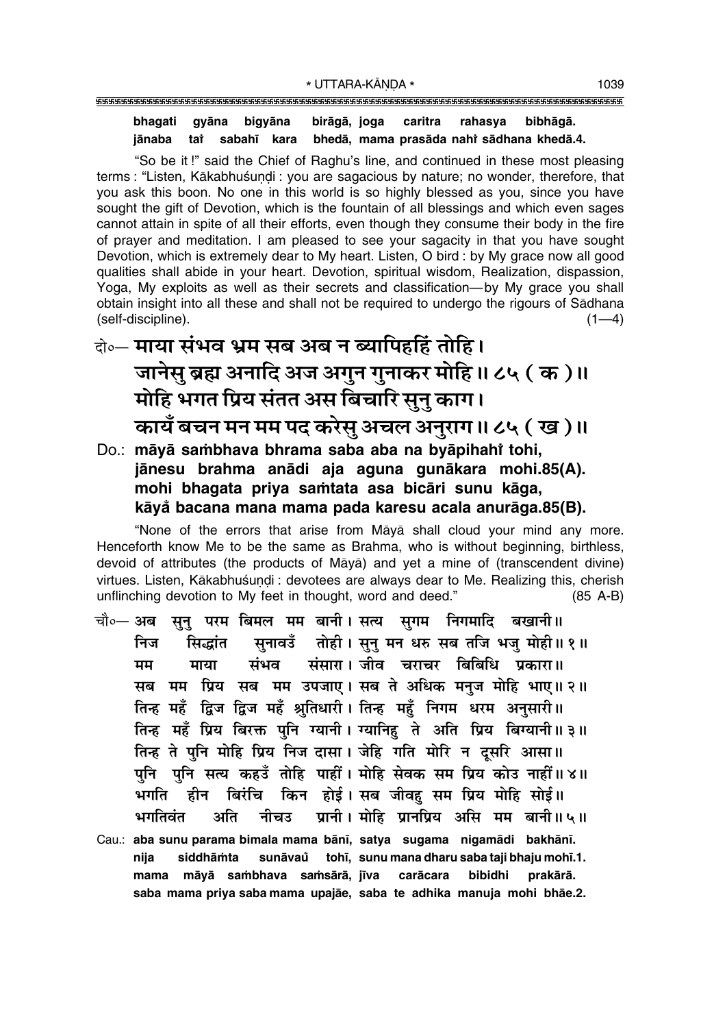**bhagati gyāna bigyāna birāgā, joga caritra rahasya bibhāgā.**
**jānaba taiṁ sabahī kara bhedā, mama prasāda nahiṁ sādhana khedā.4.**

"So be it!" said the Chief of Raghu's line, and continued in these most pleasing terms : "Listen, Kākabhuśuṇḍi : you are sagacious by nature; no wonder, therefore, that you ask this boon. No one in this world is so highly blessed as you, since you have sought the gift of Devotion, which is the fountain of all blessings and which even sages cannot attain in spite of all their efforts, even though they consume their body in the fire of prayer and meditation. I am pleased to see your sagacity in that you have sought Devotion, which is extremely dear to My heart. Listen, O bird : by My grace now all good qualities shall abide in your heart. Devotion, spiritual wisdom, Realization, dispassion, Yoga, My exploits as well as their secrets and classification—by My grace you shall obtain insight into all these and shall not be required to undergo the rigours of Sādhana (self-discipline). (1—4)

दो०— **माया संभव भ्रम सब अब न ब्यापिहहिं तोहि।**
**जानेसु ब्रह्म अनादि अज अगुन गुनाकर मोहि॥ ८५ ( क )॥**
**मोहि भगत प्रिय संतत अस बिचारि सुनु काग।**
**कायँ बचन मन मम पद करेसु अचल अनुराग॥ ८५ ( ख )॥**

Do.: **māyā saṁbhava bhrama saba aba na byāpihahiṁ tohi,**
**jānesu brahma anādi aja aguna gunākara mohi.85(A).**
**mohi bhagata priya saṁtata asa bicāri sunu kāga,**
**kāyaँ bacana mana mama pada karesu acala anurāga.85(B).**

"None of the errors that arise from Māyā shall cloud your mind any more. Henceforth know Me to be the same as Brahma, who is without beginning, birthless, devoid of attributes (the products of Māyā) and yet a mine of (transcendent divine) virtues. Listen, Kākabhuśuṇḍi : devotees are always dear to Me. Realizing this, cherish unflinching devotion to My feet in thought, word and deed." (85 A-B)

चौ०— अब सुनु परम बिमल मम बानी। सत्य सुगम निगमादि बखानी॥
निज सिद्धांत सुनावउँ तोही। सुनु मन धरु सब तजि भजु मोही॥ १॥
मम माया संभव संसारा। जीव चराचर बिबिधि प्रकारा॥
सब मम प्रिय सब मम उपजाए। सब ते अधिक मनुज मोहि भाए॥ २॥
तिन्ह महँ द्विज द्विज महँ श्रुतिधारी। तिन्ह महुँ निगम धरम अनुसारी॥
तिन्ह महँ प्रिय बिरक्त पुनि ग्यानी। ग्यानिहु ते अति प्रिय बिग्यानी॥ ३॥
तिन्ह ते पुनि मोहि प्रिय निज दासा। जेहि गति मोरि न दूसरि आसा॥
पुनि पुनि सत्य कहउँ तोहि पाहीं। मोहि सेवक सम प्रिय कोउ नाहीं॥ ४॥
भगति हीन बिरंचि किन होई। सब जीवहु सम प्रिय मोहि सोई॥
भगतिवंत अति नीचउ प्रानी। मोहि प्रानप्रिय असि मम बानी॥ ५॥

Cau.: **aba sunu parama bimala mama bānī, satya sugama nigamādi bakhānī.**
**nija siddhāṁta sunāvaũ tohī, sunu mana dharu saba taji bhaju mohī.1.**
**mama māyā saṁbhava saṁsārā, jīva carācara bibidhi prakārā.**
**saba mama priya saba mama upajāe, saba te adhika manuja mohi bhāe.2.**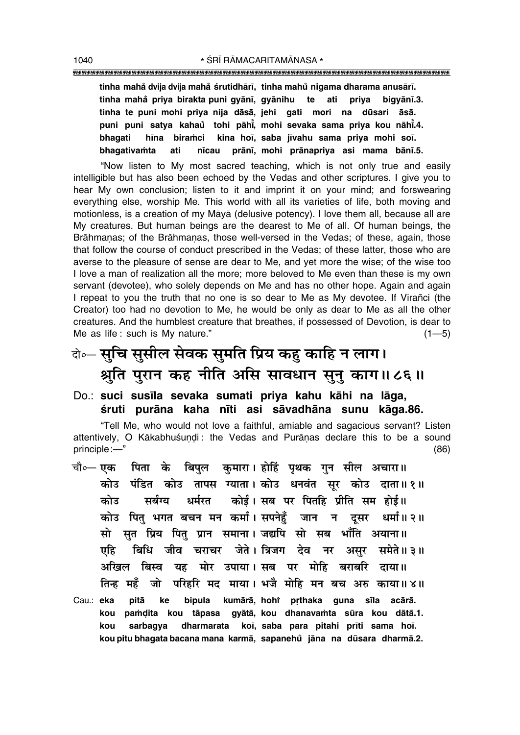**tinha mahå dvija dvija mahå śrutidhārī, tinha mahů nigama dharama anusārī.**
**tinha mahå priya birakta puni gyānī, gyānihu te ati priya bigyānī.3.**
**tinha te puni mohi priya nija dāsā, jehi gati mori na dūsari āsā.**
**puni puni satya kahau tohi pāhī̃, mohi sevaka sama priya kou nāhī̃.4.**
**bhagati hīna biraṁci kina hoī, saba jīvahu sama priya mohi soī.**
**bhagativaṁta ati nīcau prānī, mohi prānapriya asi mama bānī.5.**

"Now listen to My most sacred teaching, which is not only true and easily intelligible but has also been echoed by the Vedas and other scriptures. I give you to hear My own conclusion; listen to it and imprint it on your mind; and forswearing everything else, worship Me. This world with all its varieties of life, both moving and motionless, is a creation of my Māyā (delusive potency). I love them all, because all are My creatures. But human beings are the dearest to Me of all. Of human beings, the Brāhmaṇas; of the Brāhmaṇas, those well-versed in the Vedas; of these, again, those that follow the course of conduct prescribed in the Vedas; of these latter, those who are averse to the pleasure of sense are dear to Me, and yet more the wise; of the wise too I love a man of realization all the more; more beloved to Me even than these is my own servant (devotee), who solely depends on Me and has no other hope. Again and again I repeat to you the truth that no one is so dear to Me as My devotee. If Virañci (the Creator) too had no devotion to Me, he would be only as dear to Me as all the other creatures. And the humblest creature that breathes, if possessed of Devotion, is dear to Me as life : such is My nature." (1—5)

## दो०— सुचि सुसील सेवक सुमति प्रिय कहु काहि न लाग।
## श्रुति पुरान कह नीति असि सावधान सुनु काग॥ ८६॥

**Do.: suci susīla sevaka sumati priya kahu kāhi na lāga,**
**śruti purāna kaha nīti asi sāvadhāna sunu kāga.86.**

"Tell Me, who would not love a faithful, amiable and sagacious servant? Listen attentively, O Kākabhuśuṇḍi : the Vedas and Purāṇas declare this to be a sound principle :—" (86)

चौ०— एक पिता के बिपुल कुमारा। होहिं पृथक गुन सील अचारा॥
कोउ पंडित कोउ तापस ग्याता। कोउ धनवंत सूर कोउ दाता॥ १॥
कोउ सर्बग्य धर्मरत कोई। सब पर पितहि प्रीति सम होई॥
कोउ पितु भगत बचन मन कर्मा। सपनेहुँ जान न दूसर धर्मा॥ २॥
सो सुत प्रिय पितु प्रान समाना। जद्यपि सो सब भाँति अयाना॥
एहि बिधि जीव चराचर जेते। त्रिजग देव नर असुर समेते॥ ३॥
अखिल बिस्व यह मोर उपाया। सब पर मोहि बराबरि दाया॥
तिन्ह महँ जो परिहरि मद माया। भजै मोहि मन बच अरु काया॥ ४॥

**Cau.: eka pitā ke bipula kumārā, hohiṁ pṛthaka guna sīla acārā.**
**kou paṁḍita kou tāpasa gyātā, kou dhanavaṁta sūra kou dātā.1.**
**kou sarbagya dharmarata koī, saba para pitahi prīti sama hoī.**
**kou pitu bhagata bacana mana karmā, sapanehů jāna na dūsara dharmā.2.**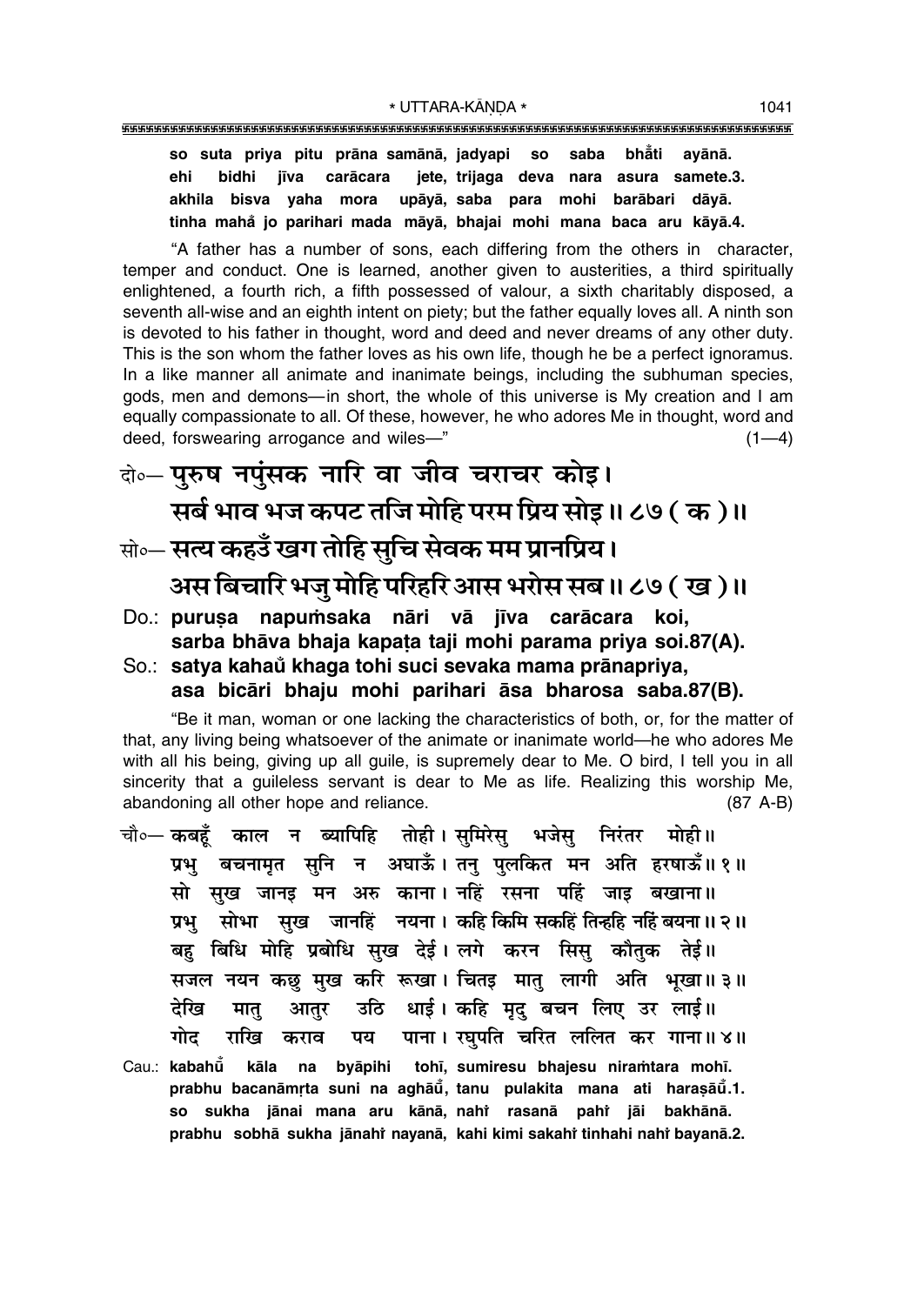**so suta priya pitu prāna samānā, jadyapi so saba bha̐ti ayānā.**
**ehi bidhi jīva carācara jete, trijaga deva nara asura samete.3.**
**akhila bisva yaha mora upāyā, saba para mohi barābari dāyā.**
**tinha maha̐ jo parihari mada māyā, bhajai mohi mana baca aru kāyā.4.**

"A father has a number of sons, each differing from the others in character, temper and conduct. One is learned, another given to austerities, a third spiritually enlightened, a fourth rich, a fifth possessed of valour, a sixth charitably disposed, a seventh all-wise and an eighth intent on piety; but the father equally loves all. A ninth son is devoted to his father in thought, word and deed and never dreams of any other duty. This is the son whom the father loves as his own life, though he be a perfect ignoramus. In a like manner all animate and inanimate beings, including the subhuman species, gods, men and demons—in short, the whole of this universe is My creation and I am equally compassionate to all. Of these, however, he who adores Me in thought, word and deed, forswearing arrogance and wiles—" (1—4)

दो०— **पुरुष नपुंसक नारि वा जीव चराचर कोइ।**
**सर्ब भाव भज कपट तजि मोहि परम प्रिय सोइ॥ ८७ ( क )॥**

सो०— **सत्य कहउँ खग तोहि सुचि सेवक मम प्रानप्रिय।**
**अस बिचारि भजु मोहि परिहरि आस भरोस सब॥ ८७ ( ख )॥**

Do.: **puruṣa napuṁsaka nāri vā jīva carācara koi,**
**sarba bhāva bhaja kapaṭa taji mohi parama priya soi.87(A).**

So.: **satya kahau̐ khaga tohi suci sevaka mama prānapriya,**
**asa bicāri bhaju mohi parihari āsa bharosa saba.87(B).**

"Be it man, woman or one lacking the characteristics of both, or, for the matter of that, any living being whatsoever of the animate or inanimate world—he who adores Me with all his being, giving up all guile, is supremely dear to Me. O bird, I tell you in all sincerity that a guileless servant is dear to Me as life. Realizing this worship Me, abandoning all other hope and reliance. (87 A-B)

चौ०— **कबहूँ काल न ब्यापिहि तोही। सुमिरेसु भजेसु निरंतर मोही॥**
**प्रभु बचनामृत सुनि न अघाऊँ। तनु पुलकित मन अति हरषाऊँ॥ १॥**
**सो सुख जानइ मन अरु काना। नहिं रसना पहिं जाइ बखाना॥**
**प्रभु सोभा सुख जानहिं नयना। कहि किमि सकहिं तिन्हहि नहिं बयना॥ २॥**
**बहु बिधि मोहि प्रबोधि सुख देई। लगे करन सिसु कौतुक तेई॥**
**सजल नयन कछु मुख करि रूखा। चितइ मातु लागी अति भूखा॥ ३॥**
**देखि मातु आतुर उठि धाई। कहि मृदु बचन लिए उर लाई॥**
**गोद राखि कराव पय पाना। रघुपति चरित ललित कर गाना॥ ४॥**

Cau.: **kabahū̐ kāla na byāpihi tohī, sumiresu bhajesu niraṁtara mohī.**
**prabhu bacanāmṛta suni na aghāū̐, tanu pulakita mana ati haraṣāū̐.1.**
**so sukha jānai mana aru kānā, nahi̐ rasanā pahi̐ jāi bakhānā.**
**prabhu sobhā sukha jānahi̐ nayanā, kahi kimi sakahi̐ tinhahi nahi̐ bayanā.2.**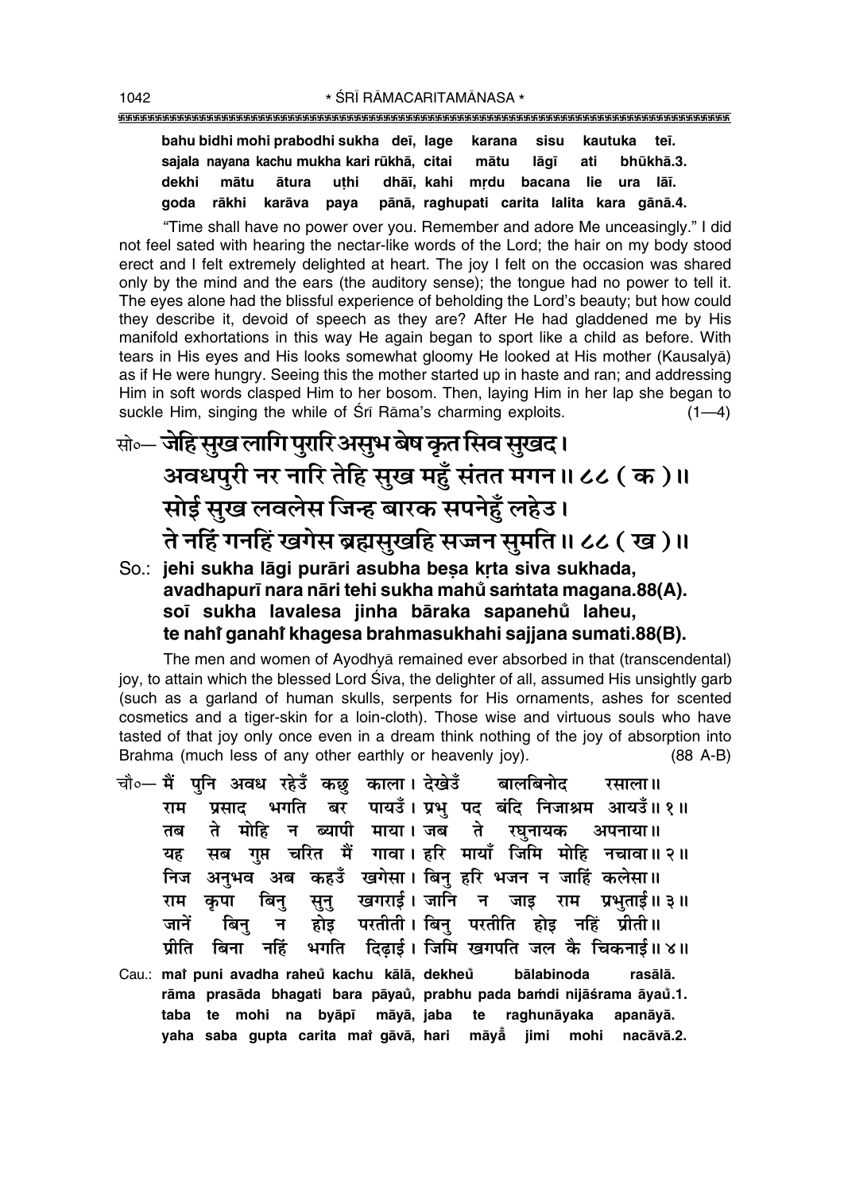**bahu bidhi mohi prabodhi sukha deī, lage karana sisu kautuka teī.**
**sajala nayana kachu mukha kari rūkhā, citai mātu lāgī ati bhūkhā.3.**
**dekhi mātu ātura uṭhi dhāī, kahi mṛdu bacana lie ura lāī.**
**goda rākhi karāva paya pānā, raghupati carita lalita kara gānā.4.**

"Time shall have no power over you. Remember and adore Me unceasingly." I did not feel sated with hearing the nectar-like words of the Lord; the hair on my body stood erect and I felt extremely delighted at heart. The joy I felt on the occasion was shared only by the mind and the ears (the auditory sense); the tongue had no power to tell it. The eyes alone had the blissful experience of beholding the Lord's beauty; but how could they describe it, devoid of speech as they are? After He had gladdened me by His manifold exhortations in this way He again began to sport like a child as before. With tears in His eyes and His looks somewhat gloomy He looked at His mother (Kausalyā) as if He were hungry. Seeing this the mother started up in haste and ran; and addressing Him in soft words clasped Him to her bosom. Then, laying Him in her lap she began to suckle Him, singing the while of Śrī Rāma's charming exploits. (1—4)

सो०— जेहि सुख लागि पुरारि असुभ बेष कृत सिव सुखद।
अवधपुरी नर नारि तेहि सुख महुँ संतत मगन॥ ८८ ( क )॥
सोई सुख लवलेस जिन्ह बारक सपनेहुँ लहेउ।
ते नहिं गनहिं खगेस ब्रह्मसुखहि सज्जन सुमति॥ ८८ ( ख )॥

So.: **jehi sukha lāgi purāri asubha beṣa kṛta siva sukhada,**
**avadhapurī nara nāri tehi sukha mahů saṁtata magana.88(A).**
**soī sukha lavalesa jinha bāraka sapanehů laheu,**
**te nahiṁ ganahiṁ khagesa brahmasukhahi sajjana sumati.88(B).**

The men and women of Ayodhyā remained ever absorbed in that (transcendental) joy, to attain which the blessed Lord Śiva, the delighter of all, assumed His unsightly garb (such as a garland of human skulls, serpents for His ornaments, ashes for scented cosmetics and a tiger-skin for a loin-cloth). Those wise and virtuous souls who have tasted of that joy only once even in a dream think nothing of the joy of absorption into Brahma (much less of any other earthly or heavenly joy). (88 A-B)

चौ०— मैं पुनि अवध रहेउँ कछु काला। देखेउँ बालबिनोद रसाला॥
राम प्रसाद भगति बर पायउँ। प्रभु पद बंदि निजाश्रम आयउँ॥ १॥
तब ते मोहि न ब्यापी माया। जब ते रघुनायक अपनाया॥
यह सब गुप्त चरित मैं गावा। हरि मायाँ जिमि मोहि नचावा॥ २॥
निज अनुभव अब कहउँ खगेसा। बिनु हरि भजन न जाहिं कलेसा॥
राम कृपा बिनु सुनु खगराई। जानि न जाइ राम प्रभुताई॥ ३॥
जानें बिनु न होइ परतीती। बिनु परतीति होइ नहिं प्रीती॥
प्रीति बिना नहिं भगति दिढ़ाई। जिमि खगपति जल कै चिकनाई॥ ४॥

Cau.: **maiṁ puni avadha raheů kachu kālā, dekheů bālabinoda rasālā.**
**rāma prasāda bhagati bara pāyaů, prabhu pada baṁdi nijāśrama āyaů.1.**
**taba te mohi na byāpī māyā, jaba te raghunāyaka apanāyā.**
**yaha saba gupta carita maiṁ gāvā, hari māyǎ jimi mohi nacāvā.2.**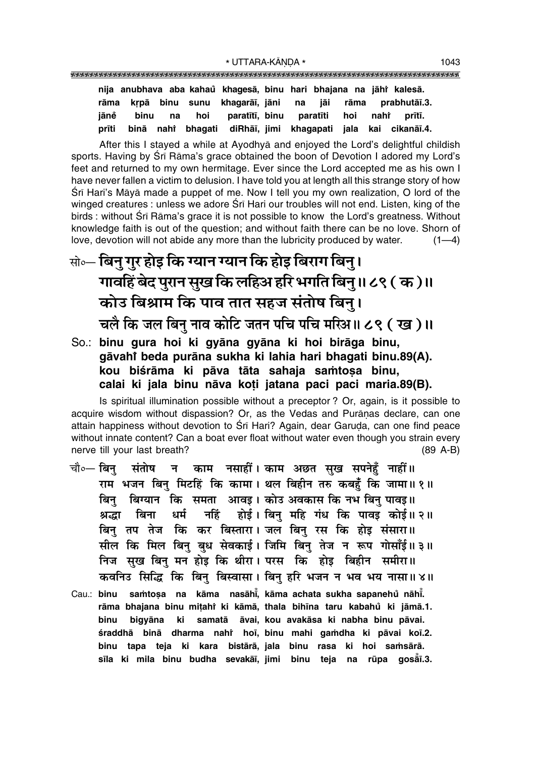**nija anubhava aba kahaů khagesā, binu hari bhajana na jāhi kalesā.**
**rāma kṛpā binu sunu khagarāī, jāni na jāi rāma prabhutāī.3.**
**jāneំ binu na hoi paratītī, binu paratīti hoi nahi prītī.**
**prīti binā nahi bhagati diRhāī, jimi khagapati jala kai cikanāī.4.**

After this I stayed a while at Ayodhyā and enjoyed the Lord's delightful childish sports. Having by Śrī Rāma's grace obtained the boon of Devotion I adored my Lord's feet and returned to my own hermitage. Ever since the Lord accepted me as his own I have never fallen a victim to delusion. I have told you at length all this strange story of how Śrī Hari's Māyā made a puppet of me. Now I tell you my own realization, O lord of the winged creatures : unless we adore Śrī Hari our troubles will not end. Listen, king of the birds : without Śrī Rāma's grace it is not possible to know the Lord's greatness. Without knowledge faith is out of the question; and without faith there can be no love. Shorn of love, devotion will not abide any more than the lubricity produced by water. (1—4)

सो०— बिनु गुर होइ कि ग्यान ग्यान कि होइ बिराग बिनु।
गावहिं बेद पुरान सुख कि लहिअ हरि भगति बिनु॥ ८९ ( क )॥
कोउ बिश्राम कि पाव तात सहज संतोष बिनु।
चलै कि जल बिनु नाव कोटि जतन पचि पचि मरिअ॥ ८९ ( ख )॥

So.: **binu gura hoi ki gyāna gyāna ki hoi birāga binu,**
**gāvahi beda purāna sukha ki lahia hari bhagati binu.89(A).**
**kou biśrāma ki pāva tāta sahaja saṁtoṣa binu,**
**calai ki jala binu nāva koṭi jatana paci paci maria.89(B).**

Is spiritual illumination possible without a preceptor ? Or, again, is it possible to acquire wisdom without dispassion? Or, as the Vedas and Purāṇas declare, can one attain happiness without devotion to Śrī Hari? Again, dear Garuḍa, can one find peace without innate content? Can a boat ever float without water even though you strain every nerve till your last breath? (89 A-B)

चौ०— बिनु संतोष न काम नसाहीं। काम अछत सुख सपनेहुँ नाहीं॥
राम भजन बिनु मिटहिं कि कामा। थल बिहीन तरु कबहुँ कि जामा॥ १॥
बिनु बिग्यान कि समता आवइ। कोउ अवकास कि नभ बिनु पावइ॥
श्रद्धा बिना धर्म नहिं होई। बिनु महि गंध कि पावइ कोई॥ २॥
बिनु तप तेज कि कर बिस्तारा। जल बिनु रस कि होइ संसारा॥
सील कि मिल बिनु बुध सेवकाई। जिमि बिनु तेज न रूप गोसाँई॥ ३॥
निज सुख बिनु मन होइ कि थीरा। परस कि होइ बिहीन समीरा॥
कवनिउ सिद्धि कि बिनु बिस्वासा। बिनु हरि भजन न भव भय नासा॥ ४॥

Cau.: **binu saṁtoṣa na kāma nasāhi̐, kāma achata sukha sapanehů nāhi̐.**
**rāma bhajana binu miṭahi ki kāmā, thala bihīna taru kabahů ki jāmā.1.**
**binu bigyāna ki samatā āvai, kou avakāsa ki nabha binu pāvai.**
**śraddhā binā dharma nahi hoī, binu mahi gaṁdha ki pāvai koī.2.**
**binu tapa teja ki kara bistārā, jala binu rasa ki hoi saṁsārā.**
**sīla ki mila binu budha sevakāī, jimi binu teja na rūpa gosāī̐.3.**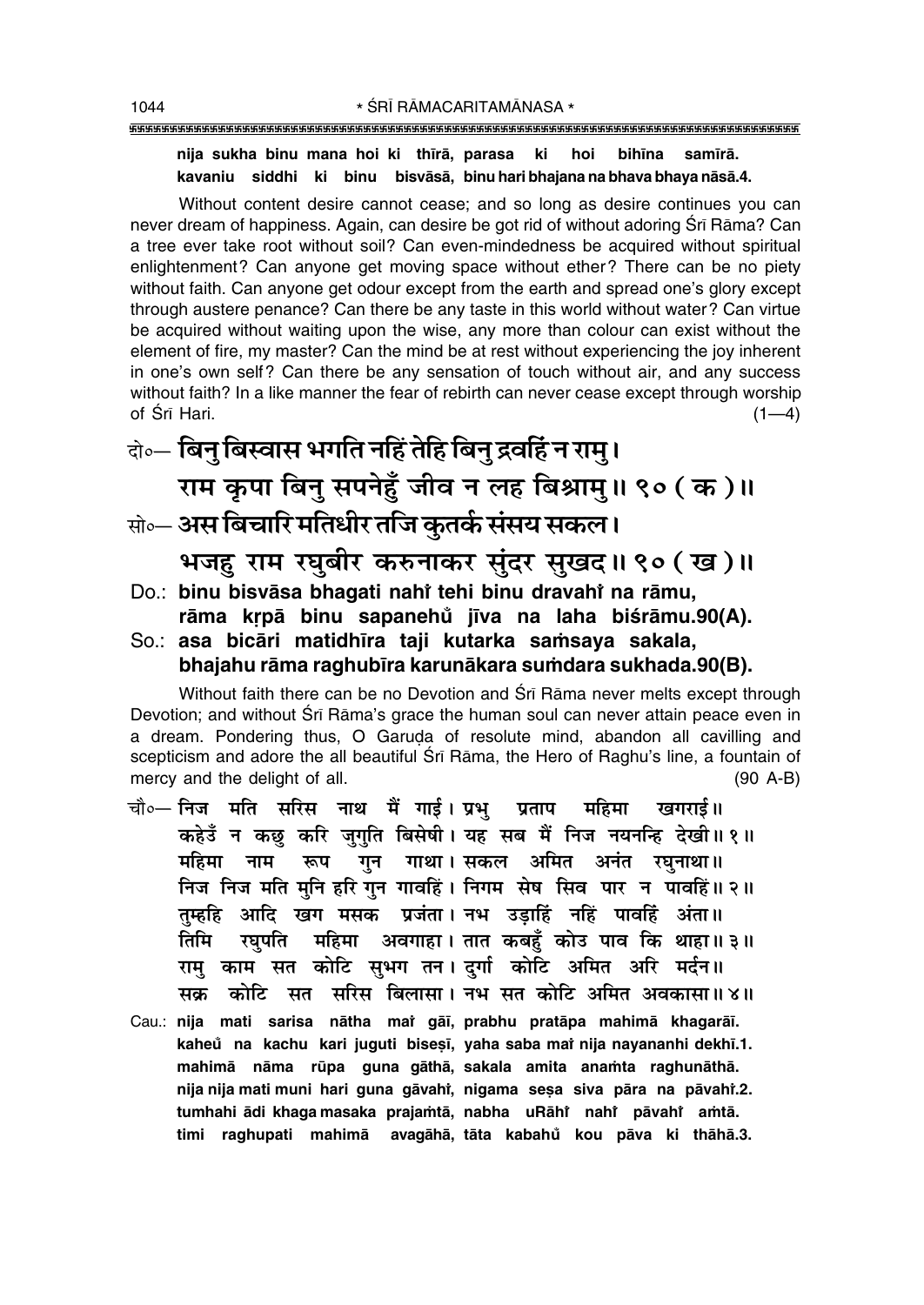**nija sukha binu mana hoi ki thīrā, parasa ki hoi bihīna samīrā.**
**kavaniu siddhi ki binu bisvāsā, binu hari bhajana na bhava bhaya nāsā.4.**

Without content desire cannot cease; and so long as desire continues you can never dream of happiness. Again, can desire be got rid of without adoring Śrī Rāma? Can a tree ever take root without soil? Can even-mindedness be acquired without spiritual enlightenment? Can anyone get moving space without ether? There can be no piety without faith. Can anyone get odour except from the earth and spread one's glory except through austere penance? Can there be any taste in this world without water? Can virtue be acquired without waiting upon the wise, any more than colour can exist without the element of fire, my master? Can the mind be at rest without experiencing the joy inherent in one's own self? Can there be any sensation of touch without air, and any success without faith? In a like manner the fear of rebirth can never cease except through worship of Śrī Hari. (1—4)

दो०— **बिनु बिस्वास भगति नहिं तेहि बिनु द्रवहिं न रामु।**
**राम कृपा बिनु सपनेहुँ जीव न लह बिश्रामु॥ ९० ( क )॥**

सो०— **अस बिचारि मतिधीर तजि कुतर्क संसय सकल।**
**भजहु राम रघुबीर करुनाकर सुंदर सुखद॥ ९० ( ख )॥**

Do.: **binu bisvāsa bhagati nahi̐ tehi binu dravahi̐ na rāmu,**
**rāma kṛpā binu sapanehu̐ jīva na laha biśrāmu.90(A).**

So.: **asa bicāri matidhīra taji kutarka saṁsaya sakala,**
**bhajahu rāma raghubīra karunākara suṁdara sukhada.90(B).**

Without faith there can be no Devotion and Śrī Rāma never melts except through Devotion; and without Śrī Rāma's grace the human soul can never attain peace even in a dream. Pondering thus, O Garuḍa of resolute mind, abandon all cavilling and scepticism and adore the all beautiful Śrī Rāma, the Hero of Raghu's line, a fountain of mercy and the delight of all. (90 A-B)

चौ०— **निज मति सरिस नाथ मैं गाई। प्रभु प्रताप महिमा खगराई॥**
**कहेउँ न कछु करि जुगुति बिसेषी। यह सब मैं निज नयनन्हि देखी॥ १॥**
**महिमा नाम रूप गुन गाथा। सकल अमित अनंत रघुनाथा॥**
**निज निज मति मुनि हरि गुन गावहिं। निगम सेष सिव पार न पावहिं॥ २॥**
**तुम्हहि आदि खग मसक प्रजंता। नभ उड़ाहिं नहिं पावहिं अंता॥**
**तिमि रघुपति महिमा अवगाहा। तात कबहुँ कोउ पाव कि थाहा॥ ३॥**
**रामु काम सत कोटि सुभग तन। दुर्गा कोटि अमित अरि मर्दन॥**
**सक्र कोटि सत सरिस बिलासा। नभ सत कोटि अमित अवकासा॥ ४॥**

Cau.: **nija mati sarisa nātha mai̐ gāī, prabhu pratāpa mahimā khagarāī.**
**kaheu̐ na kachu kari juguti biseṣī, yaha saba mai̐ nija nayananhi dekhī.1.**
**mahimā nāma rūpa guna gāthā, sakala amita anaṁta raghunāthā.**
**nija nija mati muni hari guna gāvahi̐, nigama seṣa siva pāra na pāvahi̐.2.**
**tumhahi ādi khaga masaka prajaṁtā, nabha uRāhi̐ nahi̐ pāvahi̐ aṁtā.**
**timi raghupati mahimā avagāhā, tāta kabahu̐ kou pāva ki thāhā.3.**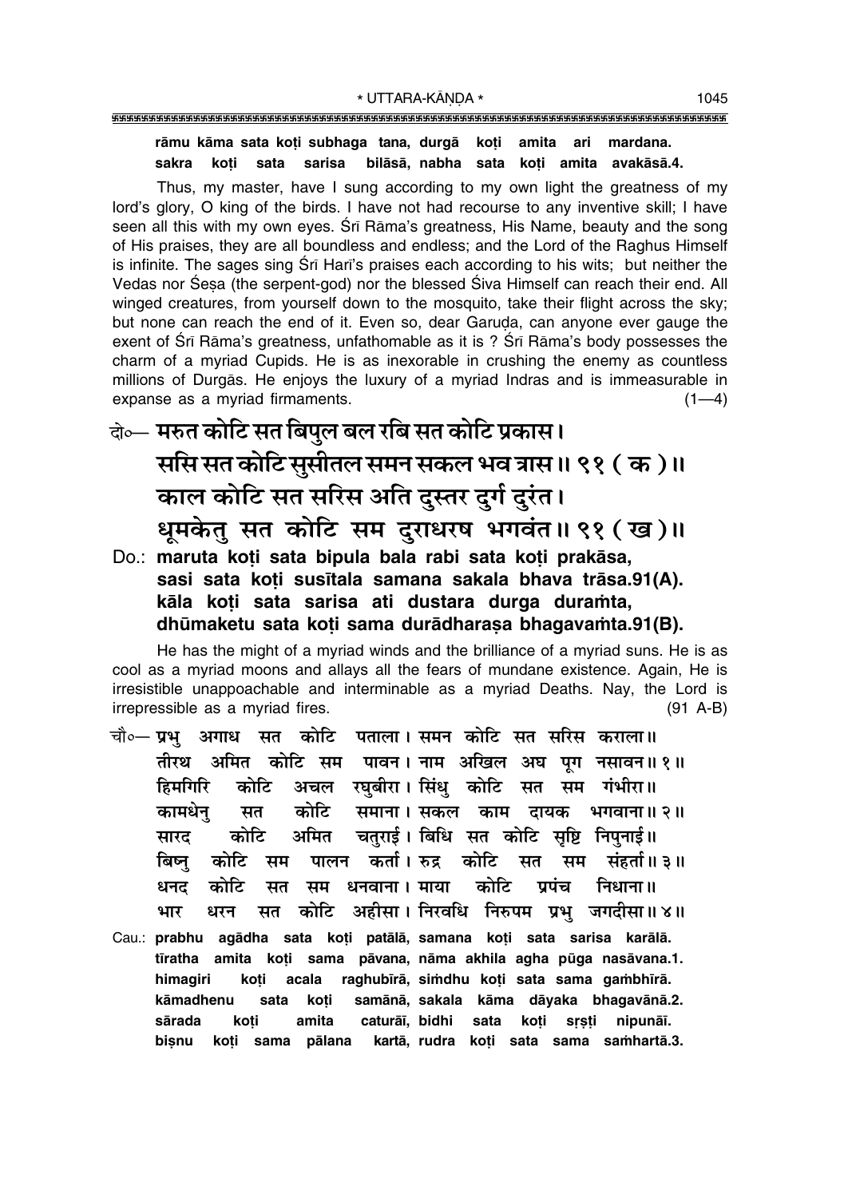**rāmu kāma sata koṭi subhaga tana, durgā koṭi amita ari mardana.**
**sakra koṭi sata sarisa bilāsā, nabha sata koṭi amita avakāsā.4.**

Thus, my master, have I sung according to my own light the greatness of my lord's glory, O king of the birds. I have not had recourse to any inventive skill; I have seen all this with my own eyes. Śrī Rāma's greatness, His Name, beauty and the song of His praises, they are all boundless and endless; and the Lord of the Raghus Himself is infinite. The sages sing Śrī Harī's praises each according to his wits; but neither the Vedas nor Śeṣa (the serpent-god) nor the blessed Śiva Himself can reach their end. All winged creatures, from yourself down to the mosquito, take their flight across the sky; but none can reach the end of it. Even so, dear Garuḍa, can anyone ever gauge the exent of Śrī Rāma's greatness, unfathomable as it is ? Śrī Rāma's body possesses the charm of a myriad Cupids. He is as inexorable in crushing the enemy as countless millions of Durgās. He enjoys the luxury of a myriad Indras and is immeasurable in expanse as a myriad firmaments. (1—4)

दो०— **मरुत कोटि सत बिपुल बल रबि सत कोटि प्रकास।**
**ससि सत कोटि सुसीतल समन सकल भव त्रास॥ ९१ ( क )॥**
**काल कोटि सत सरिस अति दुस्तर दुर्ग दुरंत।**
**धूमकेतु सत कोटि सम दुराधरष भगवंत॥ ९१ ( ख )॥**

Do.: **maruta koṭi sata bipula bala rabi sata koṭi prakāsa,**
**sasi sata koṭi susītala samana sakala bhava trāsa.91(A).**
**kāla koṭi sata sarisa ati dustara durga duraṁta,**
**dhūmaketu sata koṭi sama durādharaṣa bhagavaṁta.91(B).**

He has the might of a myriad winds and the brilliance of a myriad suns. He is as cool as a myriad moons and allays all the fears of mundane existence. Again, He is irresistible unappoachable and interminable as a myriad Deaths. Nay, the Lord is irrepressible as a myriad fires. (91 A-B)

चौ०— **प्रभु अगाध सत कोटि पताला। समन कोटि सत सरिस कराला॥**
**तीरथ अमित कोटि सम पावन। नाम अखिल अघ पूग नसावन॥ १॥**
**हिमगिरि कोटि अचल रघुबीरा। सिंधु कोटि सत सम गंभीरा॥**
**कामधेनु सत कोटि समाना। सकल काम दायक भगवाना॥ २॥**
**सारद कोटि अमित चतुराई। बिधि सत कोटि सृष्टि निपुनाई॥**
**बिष्नु कोटि सम पालन कर्ता। रुद्र कोटि सत सम संहर्ता॥ ३॥**
**धनद कोटि सत सम धनवाना। माया कोटि प्रपंच निधाना॥**
**भार धरन सत कोटि अहीसा। निरवधि निरुपम प्रभु जगदीसा॥ ४॥**

Cau.: **prabhu agādha sata koṭi patālā, samana koṭi sata sarisa karālā.**
**tīratha amita koṭi sama pāvana, nāma akhila agha pūga nasāvana.1.**
**himagiri koṭi acala raghubīrā, siṁdhu koṭi sata sama gaṁbhīrā.**
**kāmadhenu sata koṭi samānā, sakala kāma dāyaka bhagavānā.2.**
**sārada koṭi amita caturāī, bidhi sata koṭi sṛṣṭi nipunāī.**
**biṣnu koṭi sama pālana kartā, rudra koṭi sata sama saṁhartā.3.**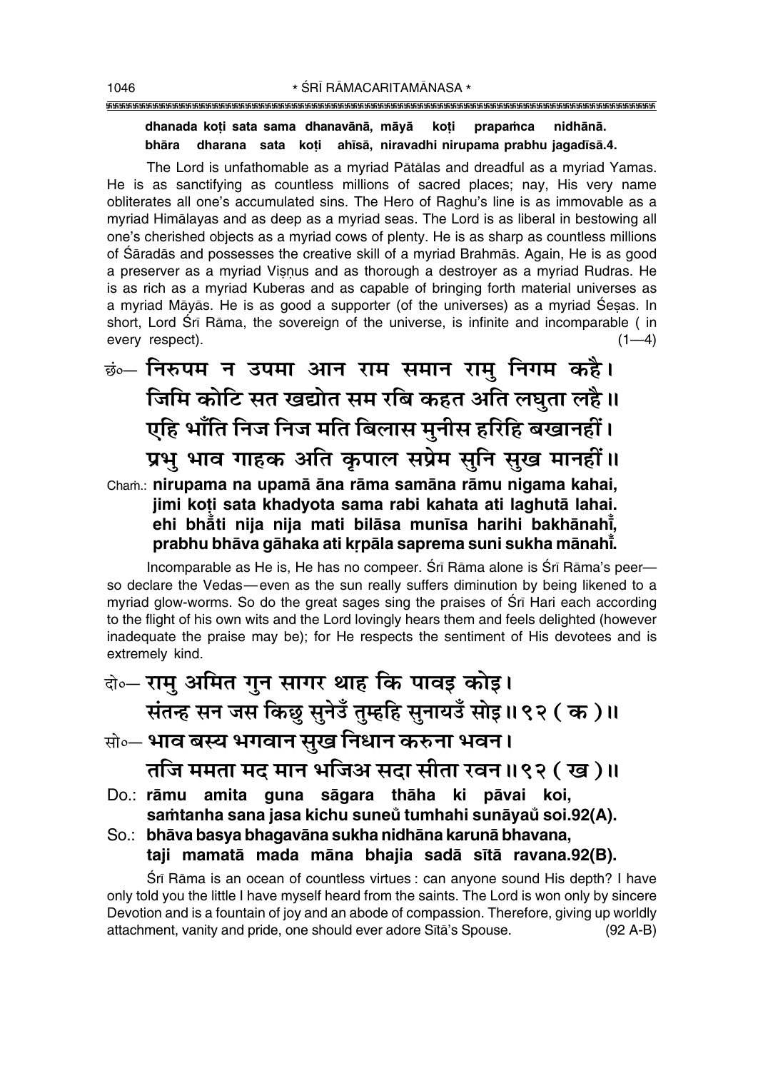**dhanada koṭi sata sama dhanavānā, māyā koṭi prapaṁca nidhānā.**
**bhāra dharana sata koṭi ahīsā, niravadhi nirupama prabhu jagadīsā.4.**

The Lord is unfathomable as a myriad Pātālas and dreadful as a myriad Yamas. He is as sanctifying as countless millions of sacred places; nay, His very name obliterates all one's accumulated sins. The Hero of Raghu's line is as immovable as a myriad Himālayas and as deep as a myriad seas. The Lord is as liberal in bestowing all one's cherished objects as a myriad cows of plenty. He is as sharp as countless millions of Śāradās and possesses the creative skill of a myriad Brahmās. Again, He is as good a preserver as a myriad Viṣṇus and as thorough a destroyer as a myriad Rudras. He is as rich as a myriad Kuberas and as capable of bringing forth material universes as a myriad Māyās. He is as good a supporter (of the universes) as a myriad Śeṣas. In short, Lord Śrī Rāma, the sovereign of the universe, is infinite and incomparable ( in every respect). (1—4)

छं०— **निरुपम न उपमा आन राम समान रामु निगम कहै।**
**जिमि कोटि सत खद्योत सम रबि कहत अति लघुता लहै॥**
**एहि भाँति निज निज मति बिलास मुनीस हरिहि बखानहीं।**
**प्रभु भाव गाहक अति कृपाल सप्रेम सुनि सुख मानहीं॥**

Chaṁ.: **nirupama na upamā āna rāma samāna rāmu nigama kahai,**
**jimi koṭi sata khadyota sama rabi kahata ati laghutā lahai.**
**ehi bhā̐ti nija nija mati bilāsa munīsa harihi bakhānahī̐,**
**prabhu bhāva gāhaka ati kṛpāla saprema suni sukha mānahī̐.**

Incomparable as He is, He has no compeer. Śrī Rāma alone is Śrī Rāma's peer—so declare the Vedas—even as the sun really suffers diminution by being likened to a myriad glow-worms. So do the great sages sing the praises of Śrī Hari each according to the flight of his own wits and the Lord lovingly hears them and feels delighted (however inadequate the praise may be); for He respects the sentiment of His devotees and is extremely kind.

दो०— **रामु अमित गुन सागर थाह कि पावइ कोइ।**
**संतन्ह सन जस किछु सुनेउँ तुम्हहि सुनायउँ सोइ॥९२ (क)॥**

सो०— **भाव बस्य भगवान सुख निधान करुना भवन।**
**तजि ममता मद मान भजिअ सदा सीता रवन॥९२ (ख)॥**

Do.: **rāmu amita guna sāgara thāha ki pāvai koi,**
**saṁtanha sana jasa kichu suneů̐ tumhahi sunāyaů̐ soi.92(A).**

So.: **bhāva basya bhagavāna sukha nidhāna karunā bhavana,**
**taji mamatā mada māna bhajia sadā sītā ravana.92(B).**

Śrī Rāma is an ocean of countless virtues : can anyone sound His depth? I have only told you the little I have myself heard from the saints. The Lord is won only by sincere Devotion and is a fountain of joy and an abode of compassion. Therefore, giving up worldly attachment, vanity and pride, one should ever adore Sītā's Spouse. (92 A-B)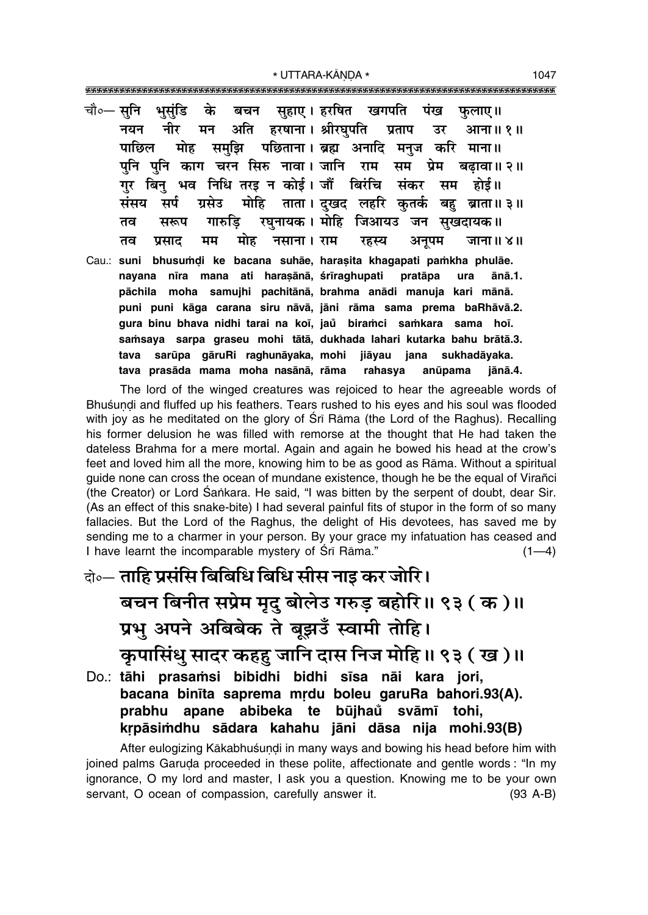चौ०— सुनि भुसुंडि के बचन सुहाए। हरषित खगपति पंख फुलाए॥
नयन नीर मन अति हरषाना। श्रीरघुपति प्रताप उर आना॥ १॥
पाछिल मोह समुझि पछिताना। ब्रह्म अनादि मनुज करि माना॥
पुनि पुनि काग चरन सिरु नावा। जानि राम सम प्रेम बढ़ावा॥ २॥
गुर बिनु भव निधि तरइ न कोई। जौं बिरंचि संकर सम होई॥
संसय सर्प ग्रसेउ मोहि ताता। दुखद लहरि कुतर्क बहु ब्राता॥ ३॥
तव सरूप गारुड़ि रघुनायक। मोहि जिआयउ जन सुखदायक॥
तव प्रसाद मम मोह नसाना। राम रहस्य अनूपम जाना॥ ४॥

Cau.: suni bhusuṁḍi ke bacana suhāe, haraṣita khagapati paṁkha phulāe.
nayana nīra mana ati haraṣānā, śrīraghupati pratāpa ura ānā.1.
pāchila moha samujhi pachitānā, brahma anādi manuja kari mānā.
puni puni kāga carana siru nāvā, jāni rāma sama prema baRhāvā.2.
gura binu bhava nidhi tarai na koī, jaů biraṁci saṁkara sama hoī.
saṁsaya sarpa graseu mohi tātā, dukhada lahari kutarka bahu brātā.3.
tava sarūpa gāruRi raghunāyaka, mohi jiāyau jana sukhadāyaka.
tava prasāda mama moha nasānā, rāma rahasya anūpama jānā.4.

The lord of the winged creatures was rejoiced to hear the agreeable words of Bhuśuṇḍi and fluffed up his feathers. Tears rushed to his eyes and his soul was flooded with joy as he meditated on the glory of Śrī Rāma (the Lord of the Raghus). Recalling his former delusion he was filled with remorse at the thought that He had taken the dateless Brahma for a mere mortal. Again and again he bowed his head at the crow's feet and loved him all the more, knowing him to be as good as Rāma. Without a spiritual guide none can cross the ocean of mundane existence, though he be the equal of Virañci (the Creator) or Lord Śaṅkara. He said, "I was bitten by the serpent of doubt, dear Sir. (As an effect of this snake-bite) I had several painful fits of stupor in the form of so many fallacies. But the Lord of the Raghus, the delight of His devotees, has saved me by sending me to a charmer in your person. By your grace my infatuation has ceased and I have learnt the incomparable mystery of Śrī Rāma." (1—4)

दो०— ताहि प्रसंसि बिबिधि बिधि सीस नाइ कर जोरि।
बचन बिनीत सप्रेम मृदु बोलेउ गरुड़ बहोरि॥ ९३ ( क )॥
प्रभु अपने अबिबेक ते बूझउँ स्वामी तोहि।
कृपासिंधु सादर कहहु जानि दास निज मोहि॥ ९३ ( ख )॥

Do.: tāhi prasaṁsi bibidhi bidhi sīsa nāi kara jori,
bacana binīta saprema mṛdu boleu garuRa bahori.93(A).
prabhu apane abibeka te būjhaů svāmī tohi,
kṛpāsiṁdhu sādara kahahu jāni dāsa nija mohi.93(B)

After eulogizing Kākabhuśuṇḍi in many ways and bowing his head before him with joined palms Garuḍa proceeded in these polite, affectionate and gentle words: "In my ignorance, O my lord and master, I ask you a question. Knowing me to be your own servant, O ocean of compassion, carefully answer it. (93 A-B)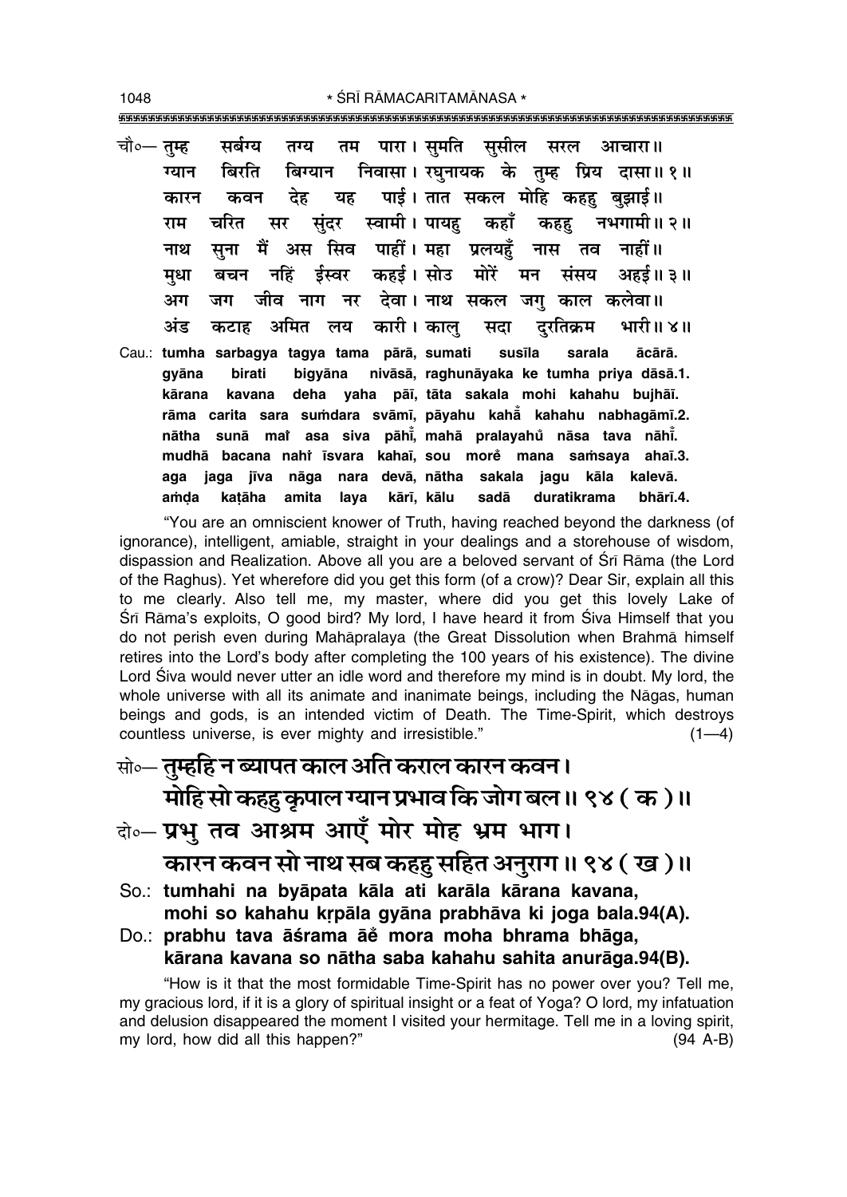चौ०— तुम्ह सर्बग्य तग्य तम पारा। सुमति सुसील सरल आचारा॥
ग्यान बिरति बिग्यान निवासा। रघुनायक के तुम्ह प्रिय दासा॥ १॥
कारन कवन देह यह पाई। तात सकल मोहि कहहु बुझाई॥
राम चरित सर सुंदर स्वामी। पायहु कहाँ कहहु नभगामी॥ २॥
नाथ सुना मैं अस सिव पाहीं। महा प्रलयहुँ नास तव नाहीं॥
मुधा बचन नहिं ईस्वर कहई। सोउ मोरें मन संसय अहई॥ ३॥
अग जग जीव नाग नर देवा। नाथ सकल जगु काल कलेवा॥
अंड कटाह अमित लय कारी। कालु सदा दुरतिक्रम भारी॥ ४॥

Cau.: **tumha sarbagya tagya tama pārā, sumati susīla sarala ācārā.**
**gyāna birati bigyāna nivāsā, raghunāyaka ke tumha priya dāsā.1.**
**kārana kavana deha yaha pāī, tāta sakala mohi kahahu bujhāī.**
**rāma carita sara suṁdara svāmī, pāyahu kahā̐ kahahu nabhagāmī.2.**
**nātha sunā maiṁ asa siva pāhīṁ, mahā pralayahu̐ nāsa tava nāhīṁ.**
**mudhā bacana nahiṁ īsvara kahaī, sou moreṁ mana saṁsaya ahaī.3.**
**aga jaga jīva nāga nara devā, nātha sakala jagu kāla kalevā.**
**aṁḍa kaṭāha amita laya kārī, kālu sadā duratikrama bhārī.4.**

"You are an omniscient knower of Truth, having reached beyond the darkness (of ignorance), intelligent, amiable, straight in your dealings and a storehouse of wisdom, dispassion and Realization. Above all you are a beloved servant of Śrī Rāma (the Lord of the Raghus). Yet wherefore did you get this form (of a crow)? Dear Sir, explain all this to me clearly. Also tell me, my master, where did you get this lovely Lake of Śrī Rāma's exploits, O good bird? My lord, I have heard it from Śiva Himself that you do not perish even during Mahāpralaya (the Great Dissolution when Brahmā himself retires into the Lord's body after completing the 100 years of his existence). The divine Lord Śiva would never utter an idle word and therefore my mind is in doubt. My lord, the whole universe with all its animate and inanimate beings, including the Nāgas, human beings and gods, is an intended victim of Death. The Time-Spirit, which destroys countless universe, is ever mighty and irresistible." (1—4)

सो०— **तुम्हहि न ब्यापत काल अति कराल कारन कवन।**
**मोहि सो कहहु कृपाल ग्यान प्रभाव कि जोग बल॥ ९४ ( क )॥**

दो०— **प्रभु तव आश्रम आएँ मोर मोह भ्रम भाग।**
**कारन कवन सो नाथ सब कहहु सहित अनुराग॥ ९४ ( ख )॥**

So.: **tumhahi na byāpata kāla ati karāla kārana kavana,**
**mohi so kahahu kṛpāla gyāna prabhāva ki joga bala.94(A).**

Do.: **prabhu tava āśrama āē̐ mora moha bhrama bhāga,**
**kārana kavana so nātha saba kahahu sahita anurāga.94(B).**

"How is it that the most formidable Time-Spirit has no power over you? Tell me, my gracious lord, if it is a glory of spiritual insight or a feat of Yoga? O lord, my infatuation and delusion disappeared the moment I visited your hermitage. Tell me in a loving spirit, my lord, how did all this happen?" (94 A-B)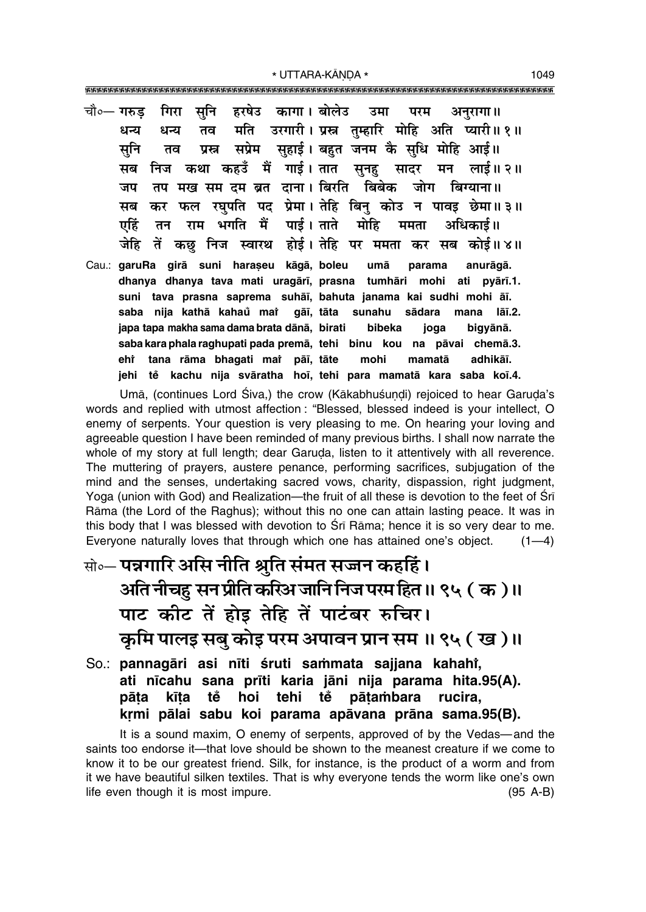चौ०— गरुड़ गिरा सुनि हरषेउ कागा। बोलेउ उमा परम अनुरागा॥
धन्य धन्य तव मति उरगारी। प्रस्न तुम्हारि मोहि अति प्यारी॥ १॥
सुनि तव प्रस्न सप्रेम सुहाई। बहुत जनम कै सुधि मोहि आई॥
सब निज कथा कहउँ मैं गाई। तात सुनहु सादर मन लाई॥ २॥
जप तप मख सम दम ब्रत दाना। बिरति बिबेक जोग बिग्याना॥
सब कर फल रघुपति पद प्रेमा। तेहि बिनु कोउ न पावइ छेमा॥ ३॥
एहिं तन राम भगति मैं पाई। ताते मोहि ममता अधिकाई॥
जेहि तें कछु निज स्वारथ होई। तेहि पर ममता कर सब कोई॥ ४॥

Cau.: **garuRa girā suni haraṣeu kāgā, boleu umā parama anurāgā. dhanya dhanya tava mati uragārī, prasna tumhāri mohi ati pyārī.1. suni tava prasna saprema suhāī, bahuta janama kai sudhi mohi āī. saba nija kathā kahaů maĩ gāī, tāta sunahu sādara mana lāī.2. japa tapa makha sama dama brata dānā, birati bibeka joga bigyānā. saba kara phala raghupati pada premā, tehi binu kou na pāvai chemā.3. ehĩ tana rāma bhagati maĩ pāī, tāte mohi mamatā adhikāī. jehi tẽ kachu nija svāratha hoī, tehi para mamatā kara saba koī.4.**

Umā, (continues Lord Śiva,) the crow (Kākabhuśuṇḍi) rejoiced to hear Garuḍa's words and replied with utmost affection : "Blessed, blessed indeed is your intellect, O enemy of serpents. Your question is very pleasing to me. On hearing your loving and agreeable question I have been reminded of many previous births. I shall now narrate the whole of my story at full length; dear Garuḍa, listen to it attentively with all reverence. The muttering of prayers, austere penance, performing sacrifices, subjugation of the mind and the senses, undertaking sacred vows, charity, dispassion, right judgment, Yoga (union with God) and Realization—the fruit of all these is devotion to the feet of Śrī Rāma (the Lord of the Raghus); without this no one can attain lasting peace. It was in this body that I was blessed with devotion to Śrī Rāma; hence it is so very dear to me. Everyone naturally loves that through which one has attained one's object. (1—4)

सो०— पन्नगारि असि नीति श्रुति संमत सज्जन कहहिं।
अति नीचहु सन प्रीति करिअ जानि निज परम हित॥ ९५ (क)॥
पाट कीट तें होइ तेहि तें पाटंबर रुचिर।
कृमि पालइ सबु कोइ परम अपावन प्रान सम॥ ९५ (ख)॥

So.: **pannagāri asi nīti śruti saṁmata sajjana kahahĩ, ati nīcahu sana prīti karia jāni nija parama hita.95(A). pāṭa kīṭa tẽ hoi tehi tẽ pāṭaṁbara rucira, kṛmi pālai sabu koi parama apāvana prāna sama.95(B).**

It is a sound maxim, O enemy of serpents, approved of by the Vedas—and the saints too endorse it—that love should be shown to the meanest creature if we come to know it to be our greatest friend. Silk, for instance, is the product of a worm and from it we have beautiful silken textiles. That is why everyone tends the worm like one's own life even though it is most impure. (95 A-B)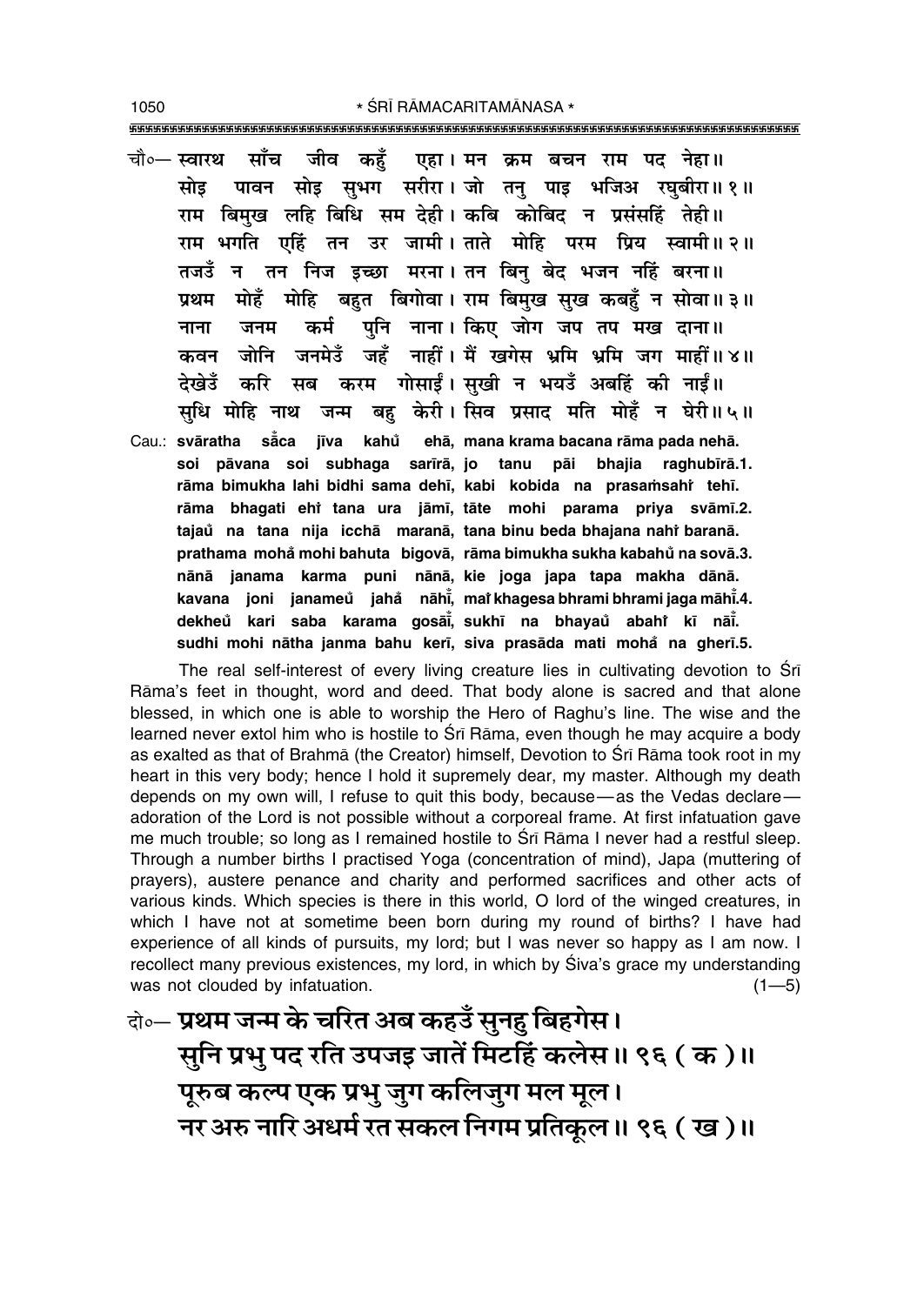चौ०— स्वारथ साँच जीव कहुँ एहा। मन क्रम बचन राम पद नेहा॥
सोइ पावन सोइ सुभग सरीरा। जो तनु पाइ भजिअ रघुबीरा॥ १॥
राम बिमुख लहि बिधि सम देही। कबि कोबिद न प्रसंसहिं तेही॥
राम भगति एहिं तन उर जामी। ताते मोहि परम प्रिय स्वामी॥ २॥
तजउँ न तन निज इच्छा मरना। तन बिनु बेद भजन नहिं बरना॥
प्रथम मोहँ मोहि बहुत बिगोवा। राम बिमुख सुख कबहुँ न सोवा॥ ३॥
नाना जनम कर्म पुनि नाना। किए जोग जप तप मख दाना॥
कवन जोनि जनमेउँ जहँ नाहीं। मैं खगेस भ्रमि भ्रमि जग माहीं॥ ४॥
देखेउँ करि सब करम गोसाईं। सुखी न भयउँ अबहिं की नाईं॥
सुधि मोहि नाथ जन्म बहु केरी। सिव प्रसाद मति मोहँ न घेरी॥ ५॥

Cau.: **svāratha sā̃ca jīva kahů̃ ehā, mana krama bacana rāma pada nehā.**
**soi pāvana soi subhaga sarīrā, jo tanu pāi bhajia raghubīrā.1.**
**rāma bimukha lahi bidhi sama dehī, kabi kobida na prasaṁsahi̇̃ tehī.**
**rāma bhagati ehi̇̃ tana ura jāmī, tāte mohi parama priya svāmī.2.**
**tajaů̃ na tana nija icchā maranā, tana binu beda bhajana nahi̇̃ baranā.**
**prathama mohå̃ mohi bahuta bigovā, rāma bimukha sukha kabahů̃ na sovā.3.**
**nānā janama karma puni nānā, kie joga japa tapa makha dānā.**
**kavana joni janameů̃ jahå̃ nāhī̃, mai̇̃ khagesa bhrami bhrami jaga māhī̃.4.**
**dekheů̃ kari saba karama gosāī̃, sukhī na bhayaů̃ abahi̇̃ kī nāī̃.**
**sudhi mohi nātha janma bahu kerī, siva prasāda mati mohå̃ na gherī.5.**

The real self-interest of every living creature lies in cultivating devotion to Śrī Rāma's feet in thought, word and deed. That body alone is sacred and that alone blessed, in which one is able to worship the Hero of Raghu's line. The wise and the learned never extol him who is hostile to Śrī Rāma, even though he may acquire a body as exalted as that of Brahmā (the Creator) himself, Devotion to Śrī Rāma took root in my heart in this very body; hence I hold it supremely dear, my master. Although my death depends on my own will, I refuse to quit this body, because—as the Vedas declare—adoration of the Lord is not possible without a corporeal frame. At first infatuation gave me much trouble; so long as I remained hostile to Śrī Rāma I never had a restful sleep. Through a number births I practised Yoga (concentration of mind), Japa (muttering of prayers), austere penance and charity and performed sacrifices and other acts of various kinds. Which species is there in this world, O lord of the winged creatures, in which I have not at sometime been born during my round of births? I have had experience of all kinds of pursuits, my lord; but I was never so happy as I am now. I recollect many previous existences, my lord, in which by Śiva's grace my understanding was not clouded by infatuation. (1—5)

दो०— प्रथम जन्म के चरित अब कहउँ सुनहु बिहगेस।
सुनि प्रभु पद रति उपजइ जातें मिटहिं कलेस॥ ९६ (क)॥
पूरुब कल्प एक प्रभु जुग कलिजुग मल मूल।
नर अरु नारि अधर्म रत सकल निगम प्रतिकूल॥ ९६ (ख)॥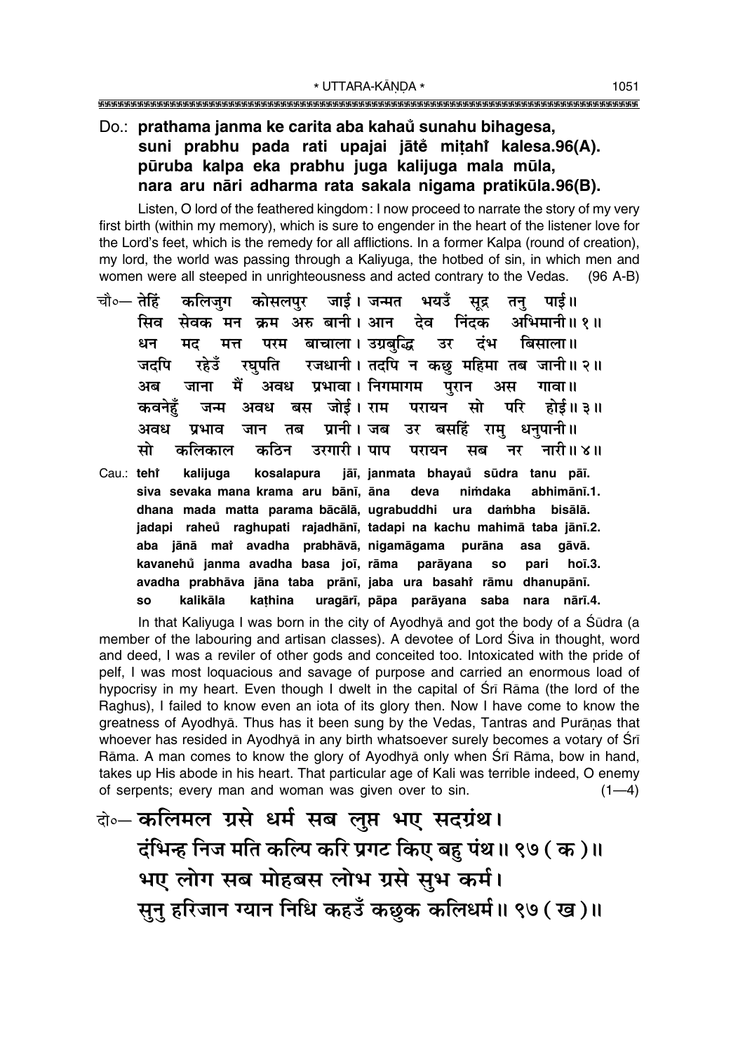**Do.: prathama janma ke carita aba kahaů sunahu bihagesa, suni prabhu pada rati upajai jātě miṭahř kalesa.96(A). pūruba kalpa eka prabhu juga kalijuga mala mūla, nara aru nāri adharma rata sakala nigama pratikūla.96(B).**

Listen, O lord of the feathered kingdom: I now proceed to narrate the story of my very first birth (within my memory), which is sure to engender in the heart of the listener love for the Lord's feet, which is the remedy for all afflictions. In a former Kalpa (round of creation), my lord, the world was passing through a Kaliyuga, the hotbed of sin, in which men and women were all steeped in unrighteousness and acted contrary to the Vedas. (96 A-B)

चौ०— तेहिं कलिजुग कोसलपुर जाई। जन्मत भयउँ सूद्र तनु पाई॥
सिव सेवक मन क्रम अरु बानी। आन देव निंदक अभिमानी॥ १॥
धन मद मत्त परम बाचाला। उग्रबुद्धि उर दंभ बिसाला॥
जदपि रहेउँ रघुपति रजधानी। तदपि न कछु महिमा तब जानी॥ २॥
अब जाना मैं अवध प्रभावा। निगमागम पुरान अस गावा॥
कवनेहुँ जन्म अवध बस जोई। राम परायन सो परि होई॥ ३॥
अवध प्रभाव जान तब प्रानी। जब उर बसहिं रामु धनुपानी॥
सो कलिकाल कठिन उरगारी। पाप परायन सब नर नारी॥ ४॥

**Cau.: tehř kalijuga kosalapura jāī, janmata bhayaů sūdra tanu pāī. siva sevaka mana krama aru bānī, āna deva niṁdaka abhimānī.1. dhana mada matta parama bācālā, ugrabuddhi ura daṁbha bisālā. jadapi raheů raghupati rajadhānī, tadapi na kachu mahimā taba jānī.2. aba jānā maĩ avadha prabhāvā, nigamāgama purāna asa gāvā. kavanehů janma avadha basa joī, rāma parāyana so pari hoī.3. avadha prabhāva jāna taba prānī, jaba ura basahř rāmu dhanupānī. so kalikāla kaṭhina uragārī, pāpa parāyana saba nara nārī.4.**

In that Kaliyuga I was born in the city of Ayodhyā and got the body of a Śūdra (a member of the labouring and artisan classes). A devotee of Lord Śiva in thought, word and deed, I was a reviler of other gods and conceited too. Intoxicated with the pride of pelf, I was most loquacious and savage of purpose and carried an enormous load of hypocrisy in my heart. Even though I dwelt in the capital of Śrī Rāma (the lord of the Raghus), I failed to know even an iota of its glory then. Now I have come to know the greatness of Ayodhyā. Thus has it been sung by the Vedas, Tantras and Purāṇas that whoever has resided in Ayodhyā in any birth whatsoever surely becomes a votary of Śrī Rāma. A man comes to know the glory of Ayodhyā only when Śrī Rāma, bow in hand, takes up His abode in his heart. That particular age of Kali was terrible indeed, O enemy of serpents; every man and woman was given over to sin. (1—4)

दो०— कलिमल ग्रसे धर्म सब लुप्त भए सदग्रंथ।
दंभिन्ह निज मति कल्पि करि प्रगट किए बहु पंथ॥ ९७ (क)॥
भए लोग सब मोहबस लोभ ग्रसे सुभ कर्म।
सुनु हरिजान ग्यान निधि कहउँ कछुक कलिधर्म॥ ९७ (ख)॥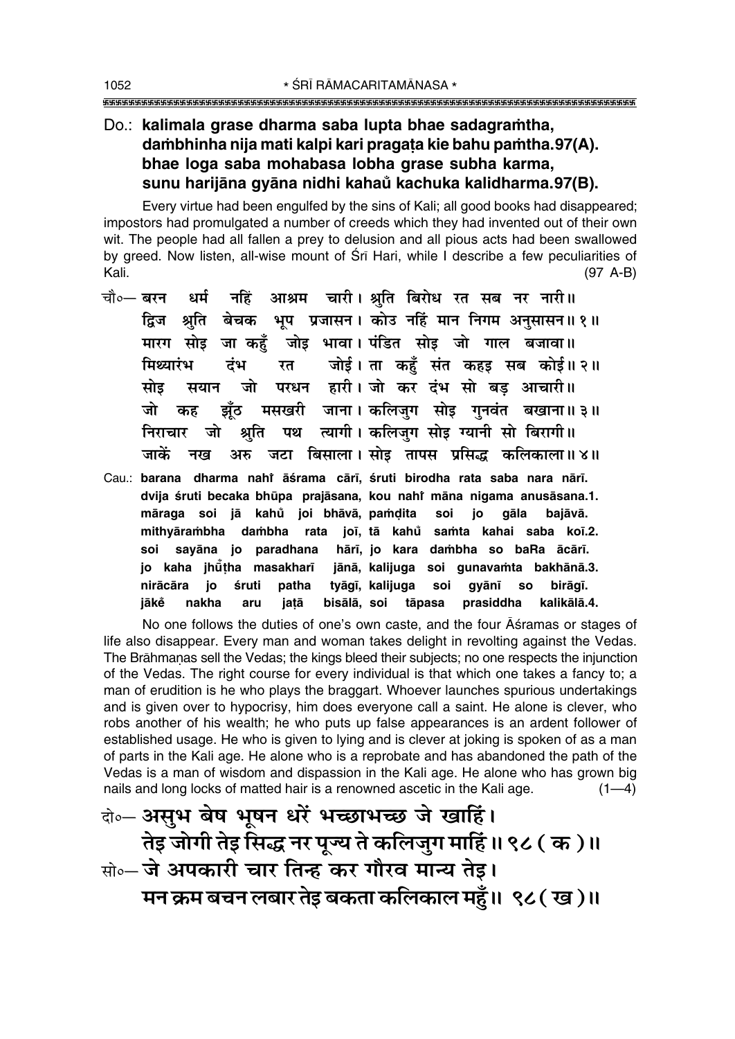**Do.: kalimala grase dharma saba lupta bhae sadagraṁtha, daṁbhinha nija mati kalpi kari pragaṭa kie bahu paṁtha.97(A). bhae loga saba mohabasa lobha grase subha karma, sunu harijāna gyāna nidhi kahau̐ kachuka kalidharma.97(B).**

Every virtue had been engulfed by the sins of Kali; all good books had disappeared; impostors had promulgated a number of creeds which they had invented out of their own wit. The people had all fallen a prey to delusion and all pious acts had been swallowed by greed. Now listen, all-wise mount of Śrī Hari, while I describe a few peculiarities of Kali. (97 A-B)

चौ०— बरन धर्म नहिं आश्रम चारी। श्रुति बिरोध रत सब नर नारी॥
द्विज श्रुति बेचक भूप प्रजासन। कोउ नहिं मान निगम अनुसासन॥ १॥
मारग सोइ जा कहुँ जोइ भावा। पंडित सोइ जो गाल बजावा॥
मिथ्यारंभ दंभ रत जोई। ता कहुँ संत कहइ सब कोई॥ २॥
सोइ सयान जो परधन हारी। जो कर दंभ सो बड़ आचारी॥
जो कह झूँठ मसखरी जाना। कलिजुग सोइ गुनवंत बखाना॥ ३॥
निराचार जो श्रुति पथ त्यागी। कलिजुग सोइ ग्यानी सो बिरागी॥
जाकें नख अरु जटा बिसाला। सोइ तापस प्रसिद्ध कलिकाला॥ ४॥

Cau.: **barana dharma nahĩ āśrama cārī, śruti birodha rata saba nara nārī. dvija śruti becaka bhūpa prajāsana, kou nahĩ māna nigama anusāsana.1. māraga soi jā kahu̐ joi bhāvā, paṁḍita soi jo gāla bajāvā. mithyāraṁbha daṁbha rata joī, tā kahu̐ saṁta kahai saba koī.2. soi sayāna jo paradhana hārī, jo kara daṁbha so baRa ācārī. jo kaha jhū̐ṭha masakharī jānā, kalijuga soi gunavaṁta bakhānā.3. nirācāra jo śruti patha tyāgī, kalijuga soi gyānī so birāgī. jāke̐ nakha aru jaṭā bisālā, soi tāpasa prasiddha kalikālā.4.**

No one follows the duties of one's own caste, and the four Āśramas or stages of life also disappear. Every man and woman takes delight in revolting against the Vedas. The Brāhmaṇas sell the Vedas; the kings bleed their subjects; no one respects the injunction of the Vedas. The right course for every individual is that which one takes a fancy to; a man of erudition is he who plays the braggart. Whoever launches spurious undertakings and is given over to hypocrisy, him does everyone call a saint. He alone is clever, who robs another of his wealth; he who puts up false appearances is an ardent follower of established usage. He who is given to lying and is clever at joking is spoken of as a man of parts in the Kali age. He alone who is a reprobate and has abandoned the path of the Vedas is a man of wisdom and dispassion in the Kali age. He alone who has grown big nails and long locks of matted hair is a renowned ascetic in the Kali age. (1—4)

दो०— असुभ बेष भूषन धरें भच्छाभच्छ जे खाहिं।
तेइ जोगी तेइ सिद्ध नर पूज्य ते कलिजुग माहिं॥ ९८ (क)॥

सो०— जे अपकारी चार तिन्ह कर गौरव मान्य तेइ।
मन क्रम बचन लबार तेइ बकता कलिकाल महुँ॥ ९८ (ख)॥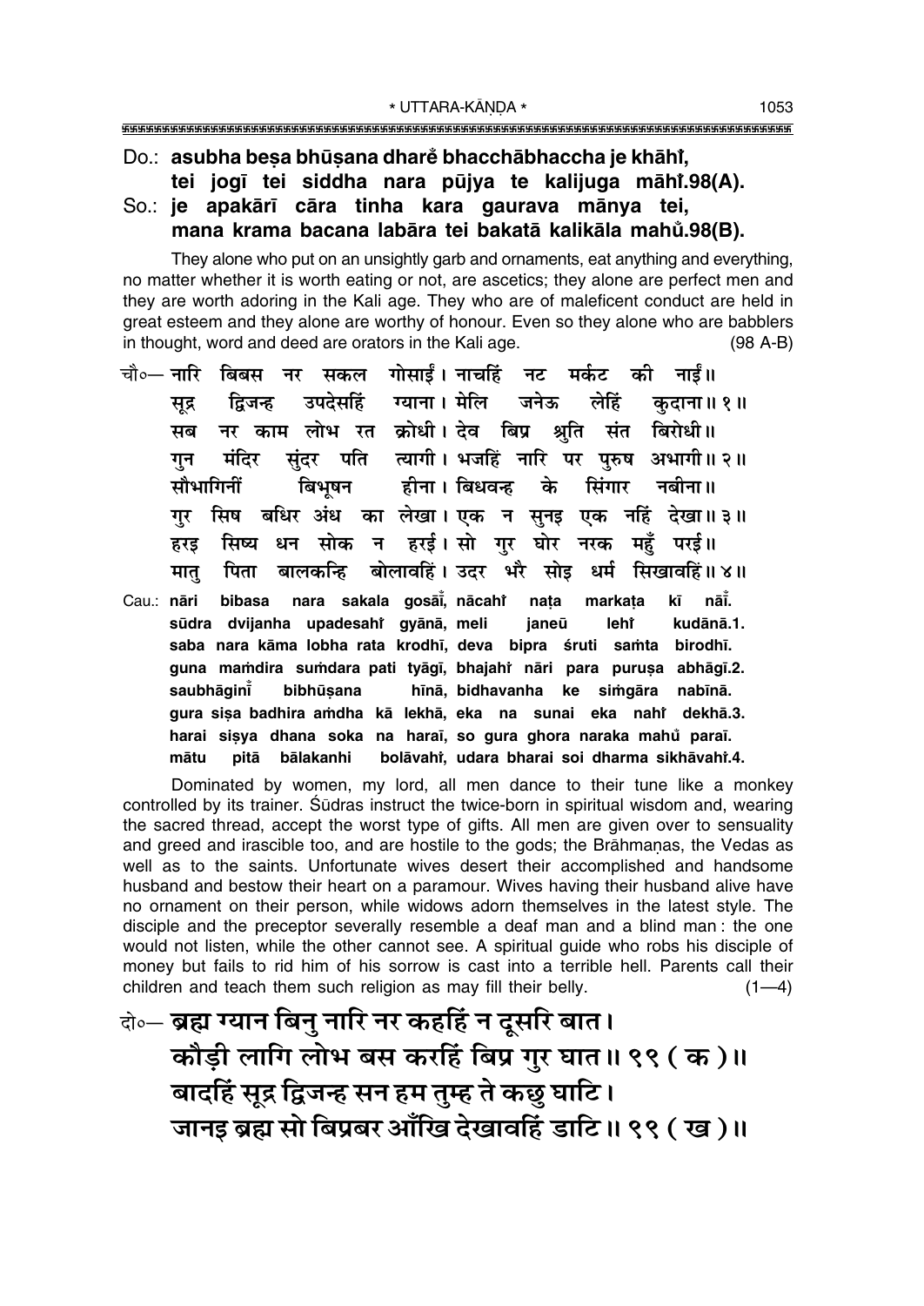Do.: **asubha beṣa bhūṣana dhare̐ bhacchābhaccha je khāhı̐,**
**tei jogī tei siddha nara pūjya te kalijuga māhı̐.98(A).**

So.: **je apakārī cāra tinha kara gaurava mānya tei,**
**mana krama bacana labāra tei bakatā kalikāla mahu̐.98(B).**

They alone who put on an unsightly garb and ornaments, eat anything and everything, no matter whether it is worth eating or not, are ascetics; they alone are perfect men and they are worth adoring in the Kali age. They who are of maleficent conduct are held in great esteem and they alone are worthy of honour. Even so they alone who are babblers in thought, word and deed are orators in the Kali age. (98 A-B)

चौ०— नारि बिबस नर सकल गोसाईं। नाचहिं नट मर्कट की नाईं॥
सूद्र द्विजन्ह उपदेसहिं ग्याना। मेलि जनेऊ लेहिं कुदाना॥ १॥
सब नर काम लोभ रत क्रोधी। देव बिप्र श्रुति संत बिरोधी॥
गुन मंदिर सुंदर पति त्यागी। भजहिं नारि पर पुरुष अभागी॥ २॥
सौभागिनीं बिभूषन हीना। बिधवन्ह के सिंगार नबीना॥
गुर सिष बधिर अंध का लेखा। एक न सुनइ एक नहिं देखा॥ ३॥
हरइ सिष्य धन सोक न हरई। सो गुर घोर नरक महुँ परई॥
मातु पिता बालकन्हि बोलावहिं। उदर भरै सोइ धर्म सिखावहिं॥ ४॥

Cau.: **nāri bibasa nara sakala gosāī̐, nācahı̐ naṭa markaṭa kī nāī̐.**
**sūdra dvijanha upadesahı̐ gyānā, meli janeū lehı̐ kudānā.1.**
**saba nara kāma lobha rata krodhī, deva bipra śruti saṁta birodhī.**
**guna maṁdira suṁdara pati tyāgī, bhajahı̐ nāri para puruṣa abhāgī.2.**
**saubhāginī̐ bibhūṣana hīnā, bidhavanha ke siṁgāra nabīnā.**
**gura siṣa badhira aṁdha kā lekhā, eka na sunai eka nahı̐ dekhā.3.**
**harai siṣya dhana soka na haraī, so gura ghora naraka mahu̐ paraī.**
**mātu pitā bālakanhi bolāvahı̐, udara bharai soi dharma sikhāvahı̐.4.**

Dominated by women, my lord, all men dance to their tune like a monkey controlled by its trainer. Śūdras instruct the twice-born in spiritual wisdom and, wearing the sacred thread, accept the worst type of gifts. All men are given over to sensuality and greed and irascible too, and are hostile to the gods; the Brāhmaṇas, the Vedas as well as to the saints. Unfortunate wives desert their accomplished and handsome husband and bestow their heart on a paramour. Wives having their husband alive have no ornament on their person, while widows adorn themselves in the latest style. The disciple and the preceptor severally resemble a deaf man and a blind man : the one would not listen, while the other cannot see. A spiritual guide who robs his disciple of money but fails to rid him of his sorrow is cast into a terrible hell. Parents call their children and teach them such religion as may fill their belly. (1—4)

दो०— ब्रह्म ग्यान बिनु नारि नर कहहिं न दूसरि बात।
कौड़ी लागि लोभ बस करहिं बिप्र गुर घात॥ ९९ (क)॥
बादहिं सूद्र द्विजन्ह सन हम तुम्ह ते कछु घाटि।
जानइ ब्रह्म सो बिप्रबर आँखि देखावहिं डाटि॥ ९९ (ख)॥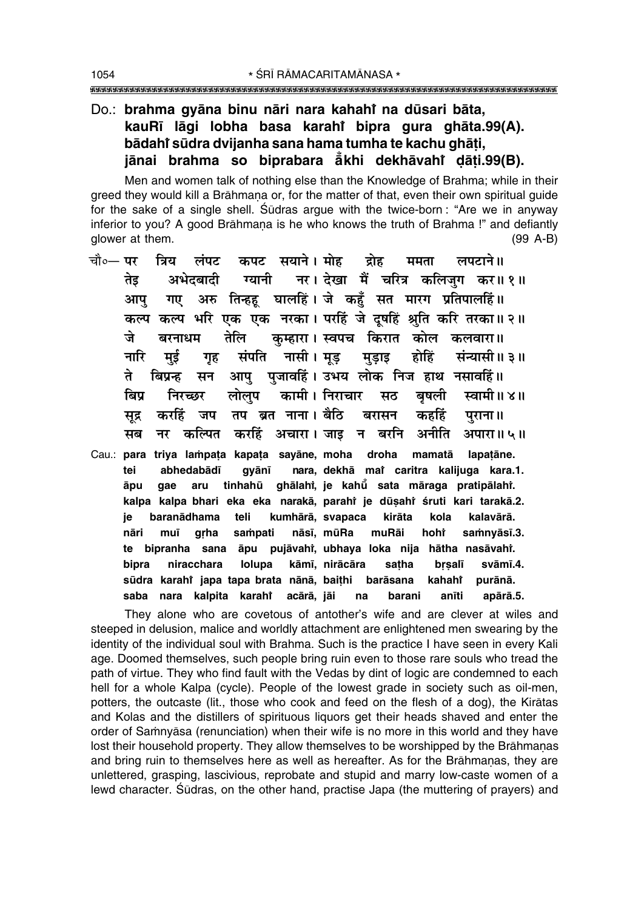Do.: **brahma gyāna binu nāri nara kahahi̐ na dūsari bāta,**
**kauRī lāgi lobha basa karahi̐ bipra gura ghāta.99(A).**
**bādahi̐ sūdra dvijanha sana hama tumha te kachu ghāṭi,**
**jānai brahma so biprabara ā̐khi dekhāvahi̐ ḍāṭi.99(B).**

Men and women talk of nothing else than the Knowledge of Brahma; while in their greed they would kill a Brāhmaṇa or, for the matter of that, even their own spiritual guide for the sake of a single shell. Śūdras argue with the twice-born : "Are we in anyway inferior to you? A good Brāhmaṇa is he who knows the truth of Brahma !" and defiantly glower at them. (99 A-B)

चौ०— पर त्रिय लंपट कपट सयाने। मोह द्रोह ममता लपटाने॥
तेइ अभेदबादी ग्यानी नर। देखा मैं चरित्र कलिजुग कर॥ १॥
आपु गए अरु तिन्हहू घालहिं। जे कहुँ सत मारग प्रतिपालहिं॥
कल्प कल्प भरि एक एक नरका। परहिं जे दूषहिं श्रुति करि तरका॥ २॥
जे बरनाधम तेलि कुम्हारा। स्वपच किरात कोल कलवारा॥
नारि मुई गृह संपति नासी। मूड़ मुड़ाइ होहिं संन्यासी॥ ३॥
ते बिप्रन्ह सन आपु पुजावहिं। उभय लोक निज हाथ नसावहिं॥
बिप्र निरच्छर लोलुप कामी। निराचार सठ बृषली स्वामी॥ ४॥
सूद्र करहिं जप तप ब्रत नाना। बैठि बरासन कहहिं पुराना॥
सब नर कल्पित करहिं अचारा। जाइ न बरनि अनीति अपारा॥ ५॥

Cau.: **para triya lampaṭa kapaṭa sayāne, moha droha mamatā lapaṭāne.**
**tei abhedabādī gyānī nara, dekhā mai̐ caritra kalijuga kara.1.**
**āpu gae aru tinhahū ghālahi̐, je kahu̐ sata māraga pratipālahi̐.**
**kalpa kalpa bhari eka eka narakā, parahi̐ je dūṣahi̐ śruti kari tarakā.2.**
**je baranādhama teli kumhārā, svapaca kirāta kola kalavārā.**
**nāri muī gṛha sampati nāsī, mūRa muRāi hohi̐ saṁnyāsī.3.**
**te bipranha sana āpu pujāvahi̐, ubhaya loka nija hātha nasāvahi̐.**
**bipra niracchara lolupa kāmī, nirācāra saṭha bṛṣalī svāmī.4.**
**sūdra karahi̐ japa tapa brata nānā, baiṭhi barāsana kahahi̐ purānā.**
**saba nara kalpita karahi̐ acārā, jāi na barani anīti apārā.5.**

They alone who are covetous of antother's wife and are clever at wiles and steeped in delusion, malice and worldly attachment are enlightened men swearing by the identity of the individual soul with Brahma. Such is the practice I have seen in every Kali age. Doomed themselves, such people bring ruin even to those rare souls who tread the path of virtue. They who find fault with the Vedas by dint of logic are condemned to each hell for a whole Kalpa (cycle). People of the lowest grade in society such as oil-men, potters, the outcaste (lit., those who cook and feed on the flesh of a dog), the Kirātas and Kolas and the distillers of spirituous liquors get their heads shaved and enter the order of Saṁnyāsa (renunciation) when their wife is no more in this world and they have lost their household property. They allow themselves to be worshipped by the Brāhmaṇas and bring ruin to themselves here as well as hereafter. As for the Brāhmaṇas, they are unlettered, grasping, lascivious, reprobate and stupid and marry low-caste women of a lewd character. Śūdras, on the other hand, practise Japa (the muttering of prayers) and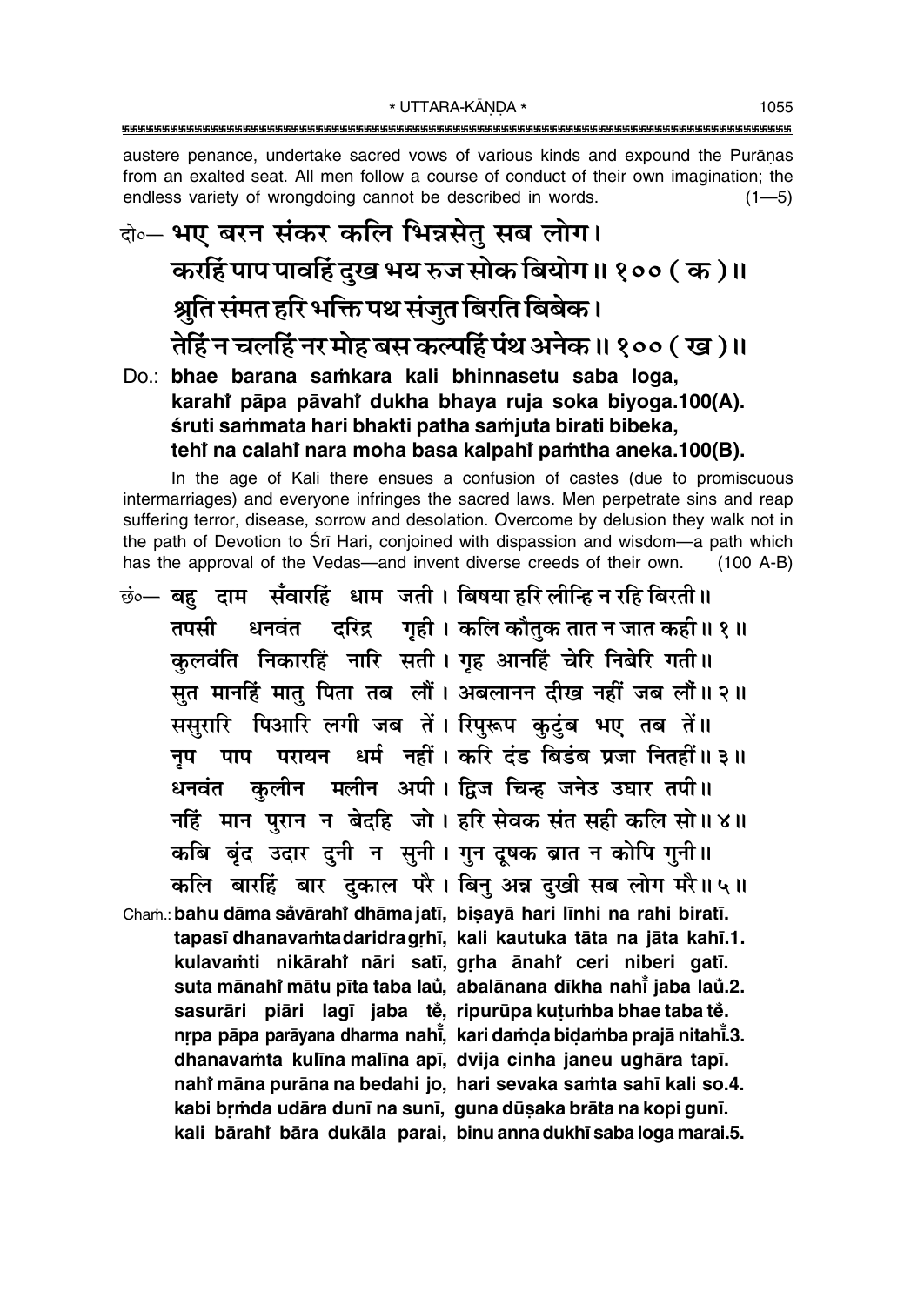austere penance, undertake sacred vows of various kinds and expound the Purāṇas from an exalted seat. All men follow a course of conduct of their own imagination; the endless variety of wrongdoing cannot be described in words. (1—5)

दो०— **भए बरन संकर कलि भिन्नसेतु सब लोग।**
**करहिं पाप पावहिं दुख भय रुज सोक बियोग॥ १०० ( क )॥**
**श्रुति संमत हरि भक्ति पथ संजुत बिरति बिबेक।**
**तेहिं न चलहिं नर मोह बस कल्पहिं पंथ अनेक॥ १०० ( ख )॥**

Do.: **bhae barana saṁkara kali bhinnasetu saba loga,**
**karahi̐ pāpa pāvahi̐ dukha bhaya ruja soka biyoga.100(A).**
**śruti saṁmata hari bhakti patha saṁjuta birati bibeka,**
**tehi̐ na calahi̐ nara moha basa kalpahi̐ paṁtha aneka.100(B).**

In the age of Kali there ensues a confusion of castes (due to promiscuous intermarriages) and everyone infringes the sacred laws. Men perpetrate sins and reap suffering terror, disease, sorrow and desolation. Overcome by delusion they walk not in the path of Devotion to Śrī Hari, conjoined with dispassion and wisdom—a path which has the approval of the Vedas—and invent diverse creeds of their own. (100 A-B)

छं०— बहु दाम सँवारहिं धाम जती। बिषया हरि लीन्हि न रहि बिरती॥
तपसी धनवंत दरिद्र गृही। कलि कौतुक तात न जात कही॥ १॥
कुलवंति निकारहिं नारि सती। गृह आनहिं चेरि निबेरि गती॥
सुत मानहिं मातु पिता तब लौं। अबलानन दीख नहीं जब लौं॥ २॥
ससुरारि पिआरि लगी जब तें। रिपुरूप कुटुंब भए तब तें॥
नृप पाप परायन धर्म नहीं। करि दंड बिडंब प्रजा नितहीं॥ ३॥
धनवंत कुलीन मलीन अपी। द्विज चिन्ह जनेउ उघार तपी॥
नहिं मान पुरान न बेदहि जो। हरि सेवक संत सही कलि सो॥ ४॥
कबि बृंद उदार दुनी न सुनी। गुन दूषक ब्रात न कोपि गुनी॥
कलि बारहिं बार दुकाल परै। बिनु अन्न दुखी सब लोग मरै॥ ५॥

Chaṁ.: **bahu dāma sa̐vārahi̐ dhāma jatī, biṣayā hari līnhi na rahi biratī.**
**tapasī dhanavaṁta daridra gṛhī, kali kautuka tāta na jāta kahī.1.**
**kulavaṁti nikārahi̐ nāri satī, gṛha ānahi̐ ceri niberi gatī.**
**suta mānahi̐ mātu pīta taba lau̐, abalānana dīkha nahī̐ jaba lau̐.2.**
**sasurāri piāri lagī jaba te̐, ripurūpa kuṭuṁba bhae taba te̐.**
**nṛpa pāpa parāyana dharma nahī̐, kari daṁḍa biḍaṁba prajā nitahī̐.3.**
**dhanavaṁta kulīna malīna apī, dvija cinha janeu ughāra tapī.**
**nahi̐ māna purāna na bedahi jo, hari sevaka saṁta sahī kali so.4.**
**kabi bṛṁda udāra dunī na sunī, guna dūṣaka brāta na kopi gunī.**
**kali bārahi̐ bāra dukāla parai, binu anna dukhī saba loga marai.5.**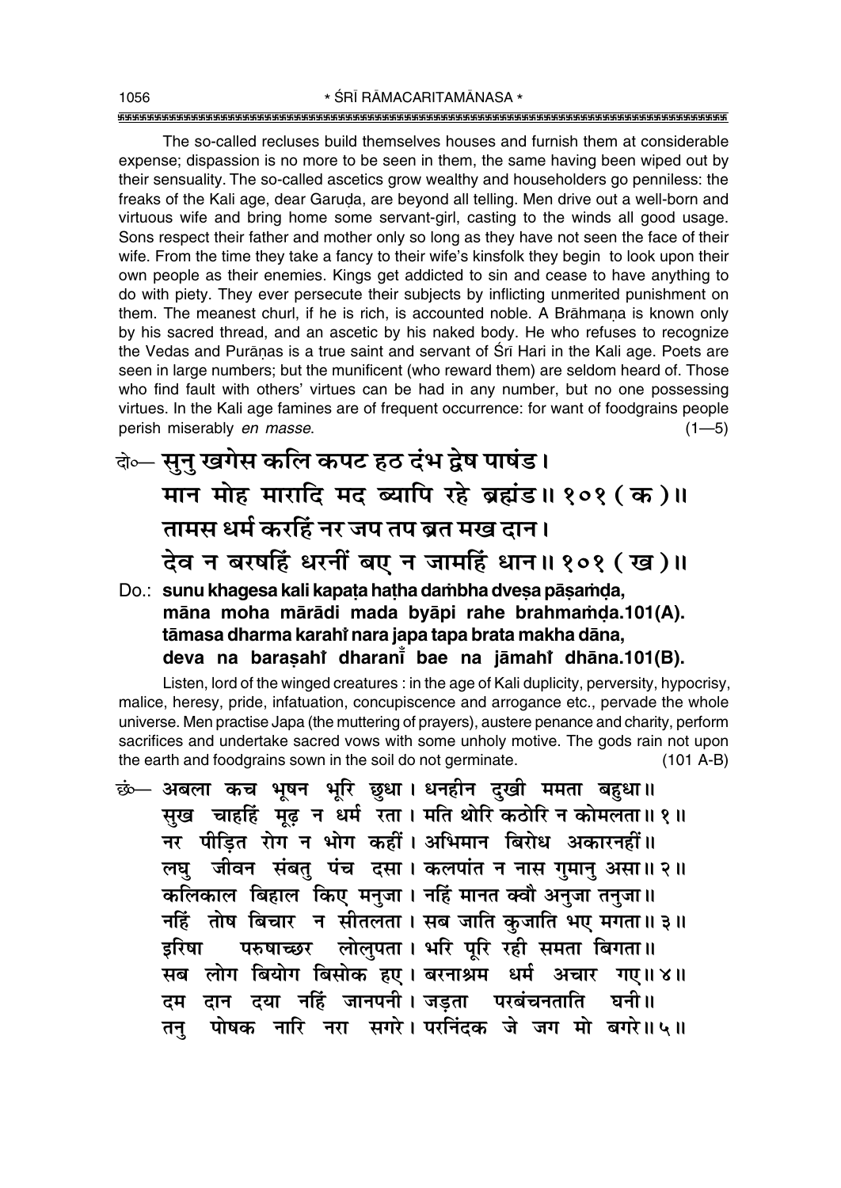The so-called recluses build themselves houses and furnish them at considerable expense; dispassion is no more to be seen in them, the same having been wiped out by their sensuality. The so-called ascetics grow wealthy and householders go penniless: the freaks of the Kali age, dear Garuḍa, are beyond all telling. Men drive out a well-born and virtuous wife and bring home some servant-girl, casting to the winds all good usage. Sons respect their father and mother only so long as they have not seen the face of their wife. From the time they take a fancy to their wife's kinsfolk they begin to look upon their own people as their enemies. Kings get addicted to sin and cease to have anything to do with piety. They ever persecute their subjects by inflicting unmerited punishment on them. The meanest churl, if he is rich, is accounted noble. A Brāhmaṇa is known only by his sacred thread, and an ascetic by his naked body. He who refuses to recognize the Vedas and Purāṇas is a true saint and servant of Śrī Hari in the Kali age. Poets are seen in large numbers; but the munificent (who reward them) are seldom heard of. Those who find fault with others' virtues can be had in any number, but no one possessing virtues. In the Kali age famines are of frequent occurrence: for want of foodgrains people perish miserably *en masse*. (1—5)

दो०— सुनु खगेस कलि कपट हठ दंभ द्वेष पाषंड।
मान मोह मारादि मद ब्यापि रहे ब्रह्मंड॥ १०१ ( क )॥
तामस धर्म करहिं नर जप तप ब्रत मख दान।
देव न बरषहिं धरनीं बए न जामहिं धान॥ १०१ ( ख )॥

Do.: **sunu khagesa kali kapaṭa haṭha daṁbha dveṣa pāṣaṁḍa,**
**māna moha mārādi mada byāpi rahe brahmaṁḍa.101(A).**
**tāmasa dharma karahiṁ nara japa tapa brata makha dāna,**
**deva na barasahiṁ dharanīṁ bae na jāmahiṁ dhāna.101(B).**

Listen, lord of the winged creatures : in the age of Kali duplicity, perversity, hypocrisy, malice, heresy, pride, infatuation, concupiscence and arrogance etc., pervade the whole universe. Men practise Japa (the muttering of prayers), austere penance and charity, perform sacrifices and undertake sacred vows with some unholy motive. The gods rain not upon the earth and foodgrains sown in the soil do not germinate. (101 A-B)

छं०— अबला कच भूषन भूरि छुधा। धनहीन दुखी ममता बहुधा॥
सुख चाहहिं मूढ़ न धर्म रता। मति थोरि कठोरि न कोमलता॥ १॥
नर पीड़ित रोग न भोग कहीं। अभिमान बिरोध अकारनहीं॥
लघु जीवन संबतु पंच दसा। कलपांत न नास गुमानु असा॥ २॥
कलिकाल बिहाल किए मनुजा। नहिं मानत क्वौ अनुजा तनुजा॥
नहिं तोष बिचार न सीतलता। सब जाति कुजाति भए मगता॥ ३॥
इरिषा परुषाच्छर लोलुपता। भरि पूरि रही समता बिगता॥
सब लोग बियोग बिसोक हए। बरनाश्रम धर्म अचार गए॥ ४॥
दम दान दया नहिं जानपनी। जड़ता परबंचनताति घनी॥
तनु पोषक नारि नरा सगरे। परनिंदक जे जग मो बगरे॥ ५॥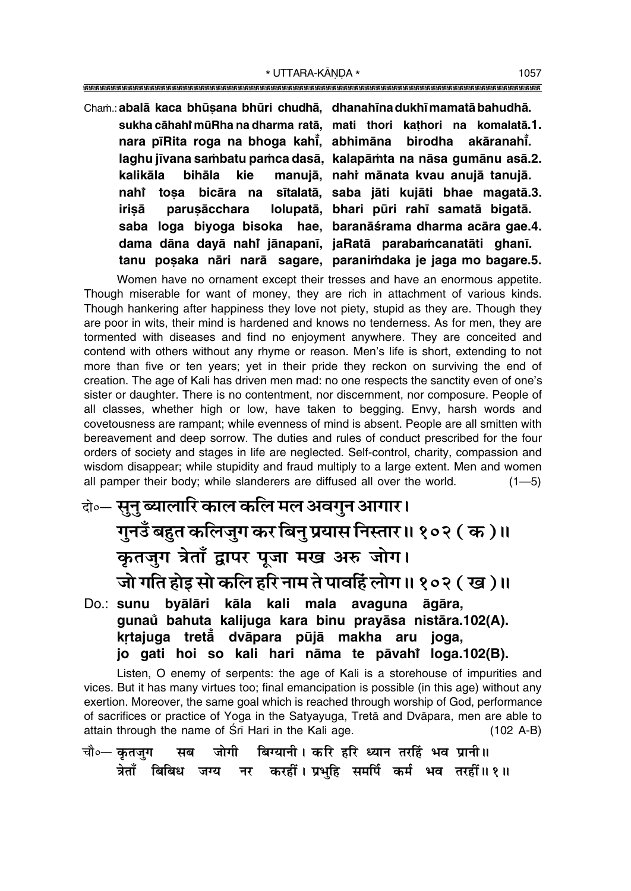Chaṁ.: **abalā kaca bhūṣana bhūri chudhā, dhanahīna dukhī mamatā bahudhā.**
**sukha cāhahiṁ mūRha na dharma ratā, mati thori kaṭhori na komalatā.1.**
**nara pīRita roga na bhoga kahīṁ, abhimāna birodha akāranahīṁ.**
**laghu jīvana saṁbatu paṁca dasā, kalapāṁta na nāsa gumānu asā.2.**
**kalikāla bihāla kie manujā, nahiṁ mānata kvau anujā tanujā.**
**nahiṁ toṣa bicāra na sītalatā, saba jāti kujāti bhae magatā.3.**
**iriṣā paruṣācchara lolupatā, bhari pūri rahī samatā bigatā.**
**saba loga biyoga bisoka hae, baranāśrama dharma acāra gae.4.**
**dama dāna dayā nahiṁ jānapanī, jaRatā parabaṁcanatāti ghanī.**
**tanu poṣaka nāri narā sagare, paraniṁdaka je jaga mo bagare.5.**

Women have no ornament except their tresses and have an enormous appetite. Though miserable for want of money, they are rich in attachment of various kinds. Though hankering after happiness they love not piety, stupid as they are. Though they are poor in wits, their mind is hardened and knows no tenderness. As for men, they are tormented with diseases and find no enjoyment anywhere. They are conceited and contend with others without any rhyme or reason. Men's life is short, extending to not more than five or ten years; yet in their pride they reckon on surviving the end of creation. The age of Kali has driven men mad: no one respects the sanctity even of one's sister or daughter. There is no contentment, nor discernment, nor composure. People of all classes, whether high or low, have taken to begging. Envy, harsh words and covetousness are rampant; while evenness of mind is absent. People are all smitten with bereavement and deep sorrow. The duties and rules of conduct prescribed for the four orders of society and stages in life are neglected. Self-control, charity, compassion and wisdom disappear; while stupidity and fraud multiply to a large extent. Men and women all pamper their body; while slanderers are diffused all over the world. (1—5)

दो०— **सुनु ब्यालारि काल कलि मल अवगुन आगार।**
**गुनउँ बहुत कलिजुग कर बिनु प्रयास निस्तार॥ १०२ ( क )॥**
**कृतजुग त्रेताँ द्वापर पूजा मख अरु जोग।**
**जो गति होइ सो कलि हरि नाम ते पावहिं लोग॥ १०२ ( ख )॥**

Do.: **sunu byālāri kāla kali mala avaguna āgāra,**
**gunaů bahuta kalijuga kara binu prayāsa nistāra.102(A).**
**kṛtajuga tretā̐ dvāpara pūjā makha aru joga,**
**jo gati hoi so kali hari nāma te pāvahiṁ loga.102(B).**

Listen, O enemy of serpents: the age of Kali is a storehouse of impurities and vices. But it has many virtues too; final emancipation is possible (in this age) without any exertion. Moreover, the same goal which is reached through worship of God, performance of sacrifices or practice of Yoga in the Satyayuga, Tretā and Dvāpara, men are able to attain through the name of Śrī Hari in the Kali age. (102 A-B)

चौ०— कृतजुग सब जोगी बिग्यानी। करि हरि ध्यान तरहिं भव प्रानी॥
त्रेताँ बिबिध जग्य नर करहीं। प्रभुहि समर्पि कर्म भव तरहीं॥ १॥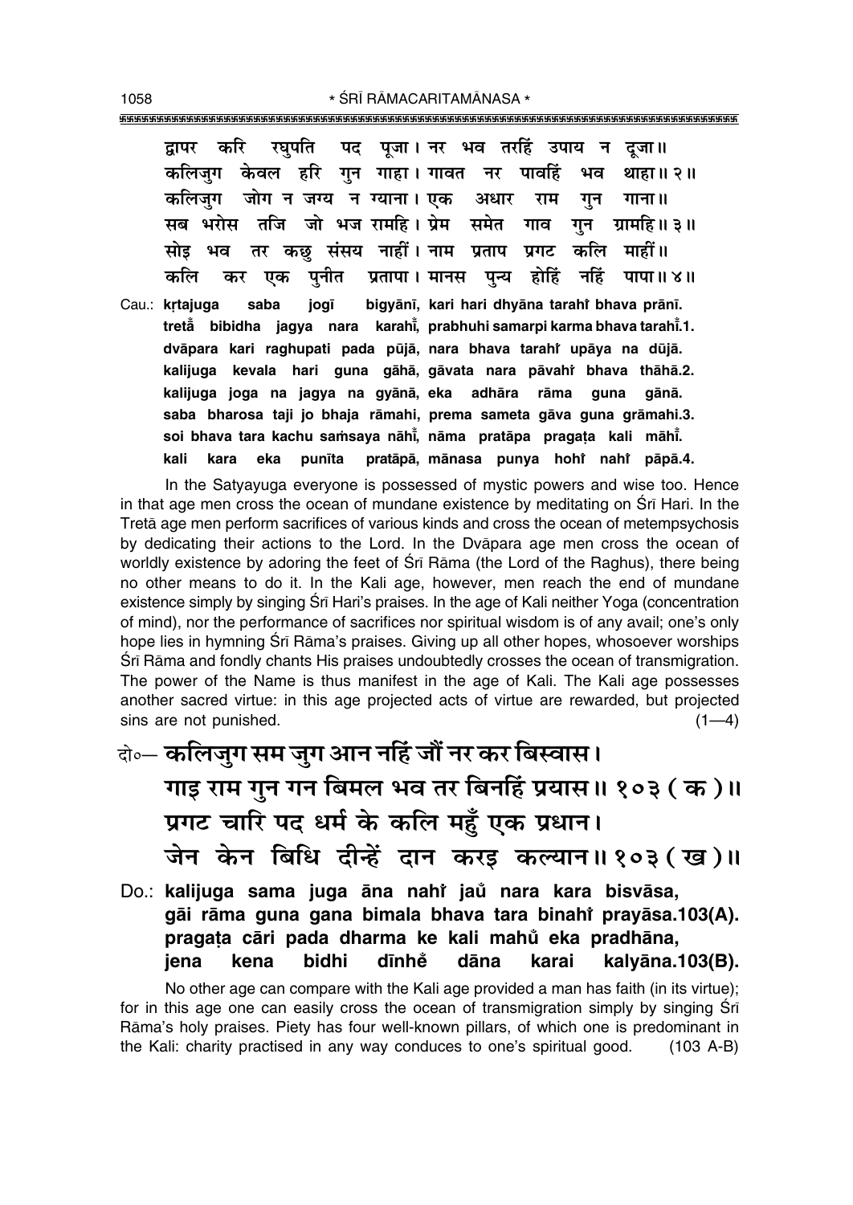द्वापर करि रघुपति पद पूजा। नर भव तरहिं उपाय न दूजा॥
कलिजुग केवल हरि गुन गाहा। गावत नर पावहिं भव थाहा॥ २॥
कलिजुग जोग न जग्य न ग्याना। एक अधार राम गुन गाना॥
सब भरोस तजि जो भज रामहि। प्रेम समेत गाव गुन ग्रामहि॥ ३॥
सोइ भव तर कछु संसय नाहीं। नाम प्रताप प्रगट कलि माहीं॥
कलि कर एक पुनीत प्रतापा। मानस पुन्य होहिं नहिं पापा॥ ४॥

Cau.: **kṛtajuga saba jogī bigyānī, kari hari dhyāna tarahi̐ bhava prānī.**
**tretā̐ bibidha jagya nara karahī̐, prabhuhi samarpi karma bhava tarahī̐.1.**
**dvāpara kari raghupati pada pūjā, nara bhava tarahi̐ upāya na dūjā.**
**kalijuga kevala hari guna gāhā, gāvata nara pāvahi̐ bhava thāhā.2.**
**kalijuga joga na jagya na gyānā, eka adhāra rāma guna gānā.**
**saba bharosa taji jo bhaja rāmahi, prema sameta gāva guna grāmahi.3.**
**soi bhava tara kachu saṁsaya nāhī̐, nāma pratāpa pragaṭa kali māhī̐.**
**kali kara eka punīta pratāpā, mānasa punya hohi̐ nahi̐ pāpā.4.**

In the Satyayuga everyone is possessed of mystic powers and wise too. Hence in that age men cross the ocean of mundane existence by meditating on Śrī Hari. In the Tretā age men perform sacrifices of various kinds and cross the ocean of metempsychosis by dedicating their actions to the Lord. In the Dvāpara age men cross the ocean of worldly existence by adoring the feet of Śrī Rāma (the Lord of the Raghus), there being no other means to do it. In the Kali age, however, men reach the end of mundane existence simply by singing Śrī Hari's praises. In the age of Kali neither Yoga (concentration of mind), nor the performance of sacrifices nor spiritual wisdom is of any avail; one's only hope lies in hymning Śrī Rāma's praises. Giving up all other hopes, whosoever worships Śrī Rāma and fondly chants His praises undoubtedly crosses the ocean of transmigration. The power of the Name is thus manifest in the age of Kali. The Kali age possesses another sacred virtue: in this age projected acts of virtue are rewarded, but projected sins are not punished. (1—4)

दो०— **कलिजुग सम जुग आन नहिं जौं नर कर बिस्वास।**
**गाइ राम गुन गन बिमल भव तर बिनहिं प्रयास॥ १०३ ( क )॥**
**प्रगट चारि पद धर्म के कलि महुँ एक प्रधान।**
**जेन केन बिधि दीन्हें दान करइ कल्यान॥ १०३ ( ख )॥**

Do.: **kalijuga sama juga āna nahi̐ jau̐ nara kara bisvāsa,**
**gāi rāma guna gana bimala bhava tara binahi̐ prayāsa.103(A).**
**pragaṭa cāri pada dharma ke kali mahu̐ eka pradhāna,**
**jena kena bidhi dīnhe̐ dāna karai kalyāna.103(B).**

No other age can compare with the Kali age provided a man has faith (in its virtue); for in this age one can easily cross the ocean of transmigration simply by singing Śrī Rāma's holy praises. Piety has four well-known pillars, of which one is predominant in the Kali: charity practised in any way conduces to one's spiritual good. (103 A-B)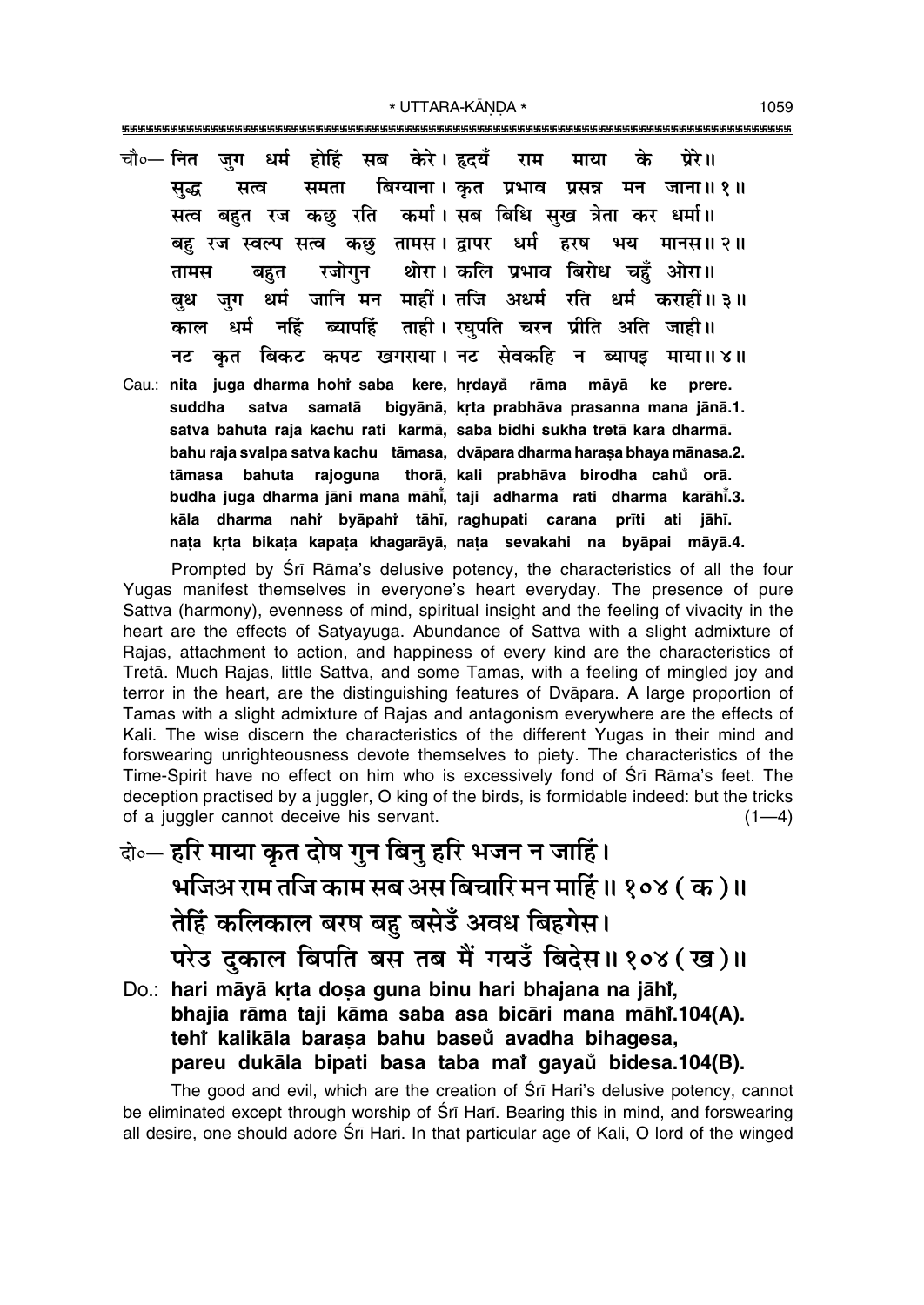चौ०— नित जुग धर्म होहिं सब केरे। हृदयँ राम माया के प्रेरे॥
सुद्ध सत्व समता बिग्याना। कृत प्रभाव प्रसन्न मन जाना॥ १॥
सत्व बहुत रज कछु रति कर्मा। सब बिधि सुख त्रेता कर धर्मा॥
बहु रज स्वल्प सत्व कछु तामस। द्वापर धर्म हरष भय मानस॥ २॥
तामस बहुत रजोगुन थोरा। कलि प्रभाव बिरोध चहुँ ओरा॥
बुध जुग धर्म जानि मन माहीं। तजि अधर्म रति धर्म कराहीं॥ ३॥
काल धर्म नहिं ब्यापहिं ताही। रघुपति चरन प्रीति अति जाही॥
नट कृत बिकट कपट खगराया। नट सेवकहि न ब्यापइ माया॥ ४॥

Cau.: **nita juga dharma hohi̐ saba kere, hṛdayå̐ rāma māyā ke prere.**
**suddha satva samatā bigyānā, kṛta prabhāva prasanna mana jānā.1.**
**satva bahuta raja kachu rati karmā, saba bidhi sukha tretā kara dharmā.**
**bahu raja svalpa satva kachu tāmasa, dvāpara dharma haraṣa bhaya mānasa.2.**
**tāmasa bahuta rajoguna thorā, kali prabhāva birodha cahů̐ orā.**
**budha juga dharma jāni mana māhī̐, taji adharma rati dharma karāhī̐.3.**
**kāla dharma nahi̐ byāpahi̐ tāhī, raghupati carana prīti ati jāhī.**
**naṭa kṛta bikaṭa kapaṭa khagarāyā, naṭa sevakahi na byāpai māyā.4.**

Prompted by Śrī Rāma's delusive potency, the characteristics of all the four Yugas manifest themselves in everyone's heart everyday. The presence of pure Sattva (harmony), evenness of mind, spiritual insight and the feeling of vivacity in the heart are the effects of Satyayuga. Abundance of Sattva with a slight admixture of Rajas, attachment to action, and happiness of every kind are the characteristics of Tretā. Much Rajas, little Sattva, and some Tamas, with a feeling of mingled joy and terror in the heart, are the distinguishing features of Dvāpara. A large proportion of Tamas with a slight admixture of Rajas and antagonism everywhere are the effects of Kali. The wise discern the characteristics of the different Yugas in their mind and forswearing unrighteousness devote themselves to piety. The characteristics of the Time-Spirit have no effect on him who is excessively fond of Śrī Rāma's feet. The deception practised by a juggler, O king of the birds, is formidable indeed: but the tricks of a juggler cannot deceive his servant. (1—4)

दो०— **हरि माया कृत दोष गुन बिनु हरि भजन न जाहिं।**
**भजिअ राम तजि काम सब अस बिचारि मन माहिं॥ १०४ (क)॥**
**तेहिं कलिकाल बरष बहु बसेउँ अवध बिहगेस।**
**परेउ दुकाल बिपति बस तब मैं गयउँ बिदेस॥ १०४ (ख)॥**

Do.: **hari māyā kṛta doṣa guna binu hari bhajana na jāhi̐,**
**bhajia rāma taji kāma saba asa bicāri mana māhi̐.104(A).**
**tehi̐ kalikāla baraṣa bahu baseů̐ avadha bihagesa,**
**pareu dukāla bipati basa taba mai̐ gayaů̐ bidesa.104(B).**

The good and evil, which are the creation of Śrī Hari's delusive potency, cannot be eliminated except through worship of Śrī Hari. Bearing this in mind, and forswearing all desire, one should adore Śrī Hari. In that particular age of Kali, O lord of the winged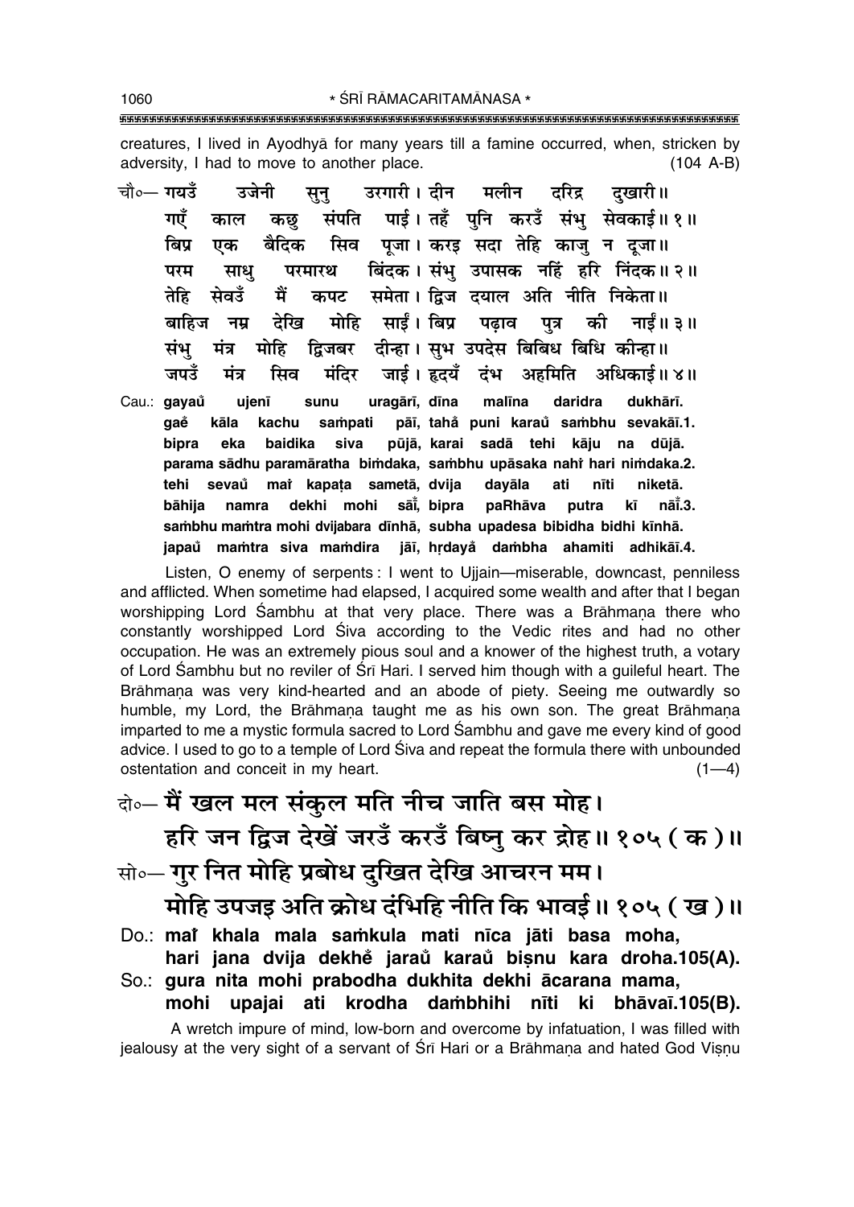creatures, I lived in Ayodhyā for many years till a famine occurred, when, stricken by adversity, I had to move to another place. (104 A-B)

चौ०— गयउँ उजेनी सुनु उरगारी। दीन मलीन दरिद्र दुखारी॥
गएँ काल कछु संपति पाई। तहँ पुनि करउँ संभु सेवकाई॥ १॥
बिप्र एक बैदिक सिव पूजा। करइ सदा तेहि काजु न दूजा॥
परम साधु परमारथ बिंदक। संभु उपासक नहिं हरि निंदक॥ २॥
तेहि सेवउँ मैं कपट समेता। द्विज दयाल अति नीति निकेता॥
बाहिज नम्र देखि मोहि साईं। बिप्र पढ़ाव पुत्र की नाईं॥ ३॥
संभु मंत्र मोहि द्विजबर दीन्हा। सुभ उपदेस बिबिध बिधि कीन्हा॥
जपउँ मंत्र सिव मंदिर जाई। हृदयँ दंभ अहमिति अधिकाई॥ ४॥

Cau.: gayaů ujenī sunu uragārī, dīna malīna daridra dukhārī.
gaẽ kāla kachu saṁpati pāī, tahå̃ puni karaů saṁbhu sevakāī.1.
bipra eka baidika siva pūjā, karai sadā tehi kāju na dūjā.
parama sādhu paramāratha biṁdaka, saṁbhu upāsaka nahi̇̃ hari niṁdaka.2.
tehi sevaů mai̇̃ kapaṭa sametā, dvija dayāla ati nīti niketā.
bāhija namra dekhi mohi sā̃ī, bipra paRhāva putra kī nā̃ī.3.
saṁbhu maṁtra mohi dvijabara dīnhā, subha upadesa bibidha bidhi kīnhā.
japaů maṁtra siva maṁdira jāī, hṛdayå̃ daṁbha ahamiti adhikāī.4.

Listen, O enemy of serpents: I went to Ujjain—miserable, downcast, penniless and afflicted. When sometime had elapsed, I acquired some wealth and after that I began worshipping Lord Śambhu at that very place. There was a Brāhmaṇa there who constantly worshipped Lord Śiva according to the Vedic rites and had no other occupation. He was an extremely pious soul and a knower of the highest truth, a votary of Lord Śambhu but no reviler of Śrī Hari. I served him though with a guileful heart. The Brāhmaṇa was very kind-hearted and an abode of piety. Seeing me outwardly so humble, my Lord, the Brāhmaṇa taught me as his own son. The great Brāhmaṇa imparted to me a mystic formula sacred to Lord Śambhu and gave me every kind of good advice. I used to go to a temple of Lord Śiva and repeat the formula there with unbounded ostentation and conceit in my heart. (1—4)

दो०— मैं खल मल संकुल मति नीच जाति बस मोह।
हरि जन द्विज देखें जरउँ करउँ बिष्नु कर द्रोह॥ १०५ (क)॥

सो०— गुर नित मोहि प्रबोध दुखित देखि आचरन मम।
मोहि उपजइ अति क्रोध दंभिहि नीति कि भावई॥ १०५ (ख)॥

Do.: mai̇̃ khala mala saṁkula mati nīca jāti basa moha,
hari jana dvija dekhẽ jaraů karaů biṣnu kara droha.105(A).

So.: gura nita mohi prabodha dukhita dekhi ācarana mama,
mohi upajai ati krodha daṁbhihi nīti ki bhāvaī.105(B).

A wretch impure of mind, low-born and overcome by infatuation, I was filled with jealousy at the very sight of a servant of Śrī Hari or a Brāhmaṇa and hated God Viṣṇu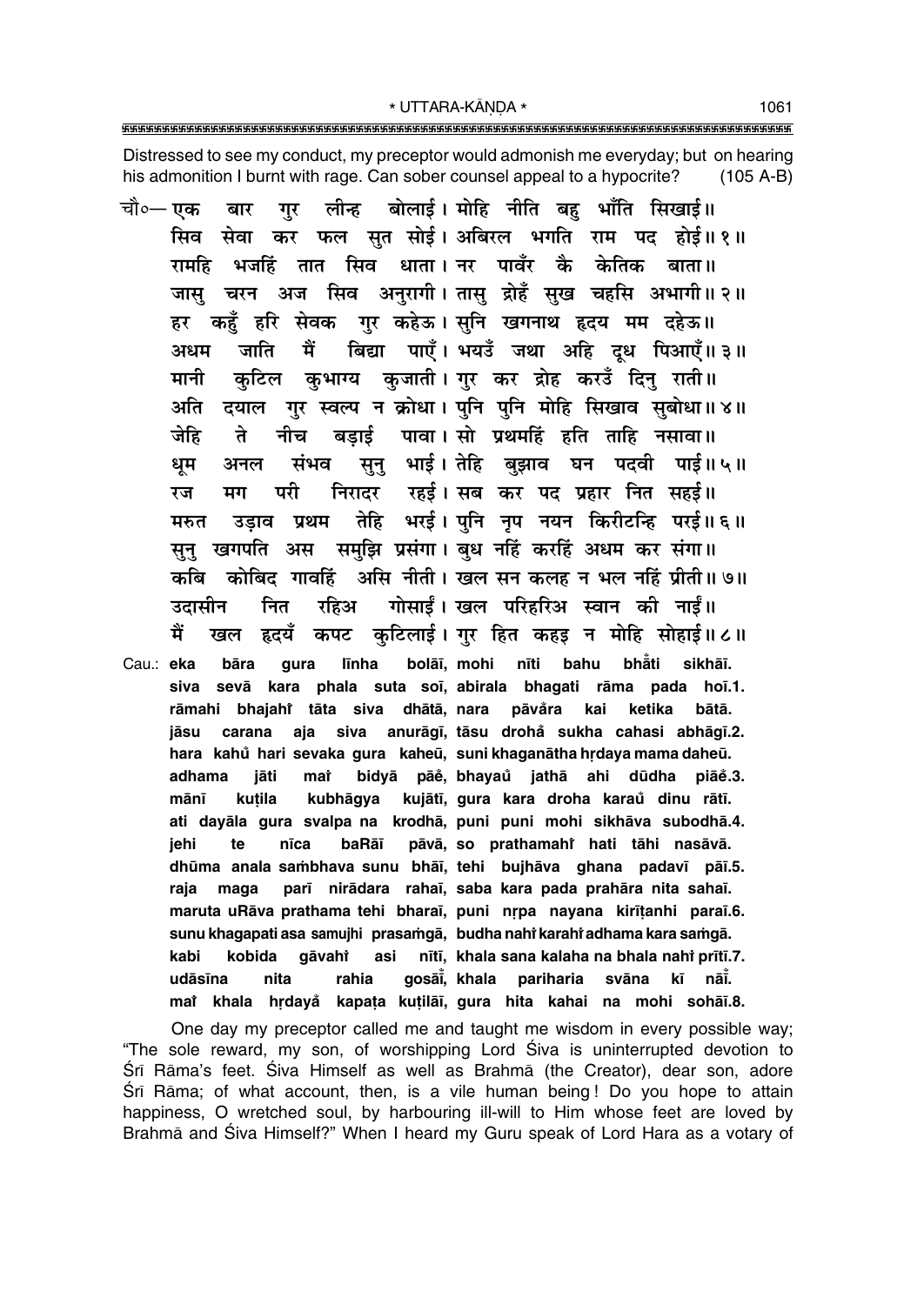Distressed to see my conduct, my preceptor would admonish me everyday; but on hearing his admonition I burnt with rage. Can sober counsel appeal to a hypocrite? (105 A-B)

चौ०— एक बार गुर लीन्ह बोलाई। मोहि नीति बहु भाँति सिखाई॥
सिव सेवा कर फल सुत सोई। अबिरल भगति राम पद होई॥ १॥
रामहि भजहिं तात सिव धाता। नर पावँर कै केतिक बाता॥
जासु चरन अज सिव अनुरागी। तासु द्रोहँ सुख चहसि अभागी॥ २॥
हर कहुँ हरि सेवक गुर कहेऊ। सुनि खगनाथ हृदय मम दहेऊ॥
अधम जाति मैं बिद्या पाएँ। भयउँ जथा अहि दूध पिआएँ॥ ३॥
मानी कुटिल कुभाग्य कुजाती। गुर कर द्रोह करउँ दिनु राती॥
अति दयाल गुर स्वल्प न क्रोधा। पुनि पुनि मोहि सिखाव सुबोधा॥ ४॥
जेहि ते नीच बड़ाई पावा। सो प्रथमहिं हति ताहि नसावा॥
धूम अनल संभव सुनु भाई। तेहि बुझाव घन पदवी पाई॥ ५॥
रज मग परी निरादर रहई। सब कर पद प्रहार नित सहई॥
मरुत उड़ाव प्रथम तेहि भरई। पुनि नृप नयन किरीटन्हि परई॥ ६॥
सुनु खगपति अस समुझि प्रसंगा। बुध नहिं करहिं अधम कर संगा॥
कबि कोबिद गावहिं असि नीती। खल सन कलह न भल नहिं प्रीती॥ ७॥
उदासीन नित रहिअ गोसाईं। खल परिहरिअ स्वान की नाईं॥
मैं खल हृदयँ कपट कुटिलाई। गुर हित कहइ न मोहि सोहाई॥ ८॥

Cau.: eka bāra gura līnha bolāī, mohi nīti bahu bhām̐ti sikhāī.
siva sevā kara phala suta soī, abirala bhagati rāma pada hoī.1.
rāmahi bhajahiṁ tāta siva dhātā, nara pāvam̐ra kai ketika bātā.
jāsu carana aja siva anurāgī, tāsu drohaṁ sukha cahasi abhāgī.2.
hara kahum̐ hari sevaka gura kaheū, suni khaganātha hṛdaya mama daheū.
adhama jāti maiṁ bidyā pāeṁ, bhayaum̐ jathā ahi dūdha piāeṁ.3.
mānī kuṭila kubhāgya kujātī, gura kara droha karaum̐ dinu rātī.
ati dayāla gura svalpa na krodhā, puni puni mohi sikhāva subodhā.4.
jehi te nīca baRāī pāvā, so prathamahiṁ hati tāhi nasāvā.
dhūma anala saṁbhava sunu bhāī, tehi bujhāva ghana padavī pāī.5.
raja maga parī nirādara rahaī, saba kara pada prahāra nita sahaī.
maruta uRāva prathama tehi bharaī, puni nṛpa nayana kirīṭanhi paraī.6.
sunu khagapati asa samujhi prasaṁgā, budha nahiṁ karahiṁ adhama kara saṁgā.
kabi kobida gāvahiṁ asi nītī, khala sana kalaha na bhala nahiṁ prītī.7.
udāsīna nita rahia gosāīṁ, khala pariharia svāna kī nāīṁ.
maiṁ khala hṛdayaṁ kapaṭa kuṭilāī, gura hita kahai na mohi sohāī.8.

One day my preceptor called me and taught me wisdom in every possible way; "The sole reward, my son, of worshipping Lord Śiva is uninterrupted devotion to Śrī Rāma's feet. Śiva Himself as well as Brahmā (the Creator), dear son, adore Śrī Rāma; of what account, then, is a vile human being! Do you hope to attain happiness, O wretched soul, by harbouring ill-will to Him whose feet are loved by Brahmā and Śiva Himself?" When I heard my Guru speak of Lord Hara as a votary of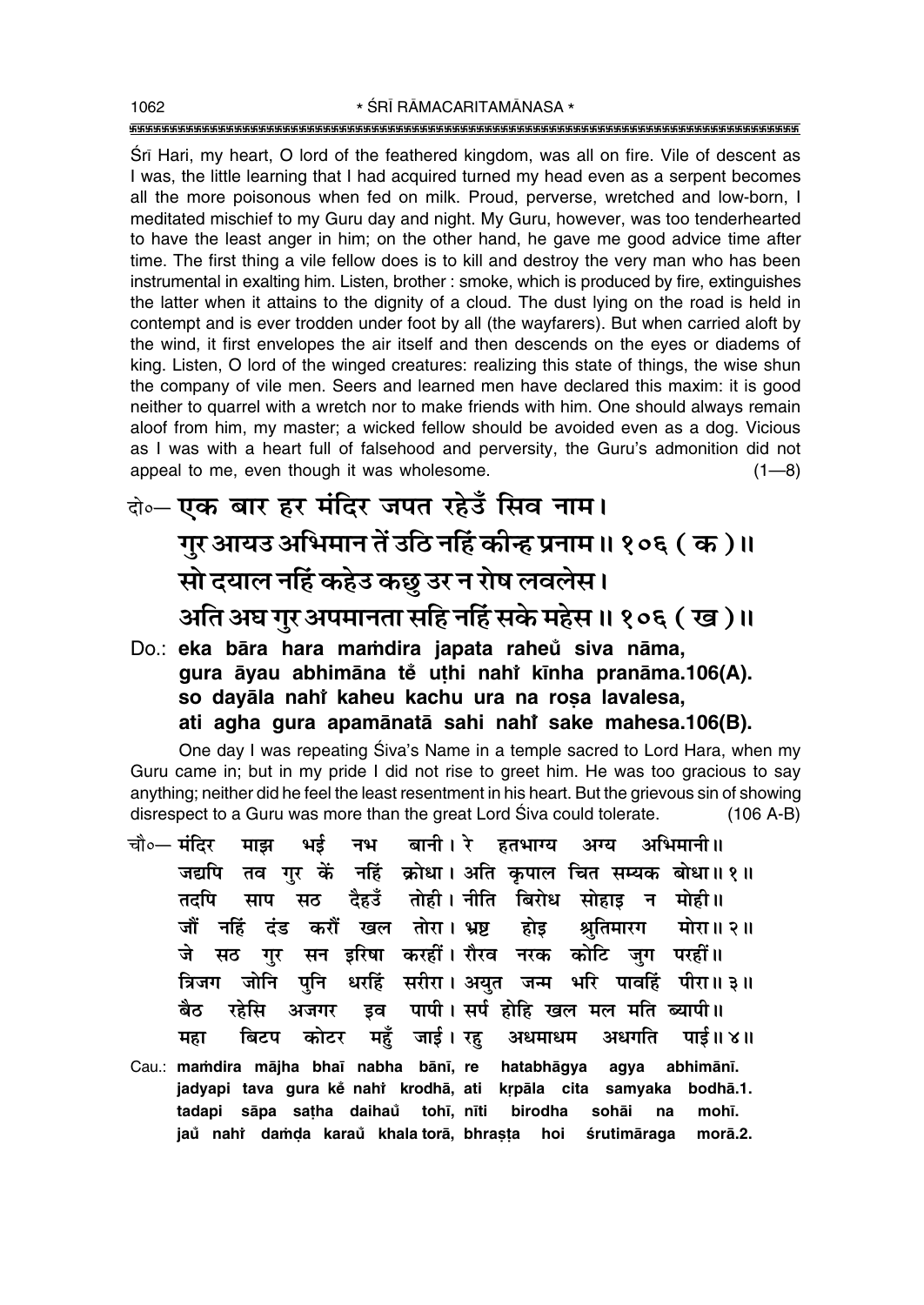Śrī Hari, my heart, O lord of the feathered kingdom, was all on fire. Vile of descent as I was, the little learning that I had acquired turned my head even as a serpent becomes all the more poisonous when fed on milk. Proud, perverse, wretched and low-born, I meditated mischief to my Guru day and night. My Guru, however, was too tenderhearted to have the least anger in him; on the other hand, he gave me good advice time after time. The first thing a vile fellow does is to kill and destroy the very man who has been instrumental in exalting him. Listen, brother : smoke, which is produced by fire, extinguishes the latter when it attains to the dignity of a cloud. The dust lying on the road is held in contempt and is ever trodden under foot by all (the wayfarers). But when carried aloft by the wind, it first envelopes the air itself and then descends on the eyes or diadems of king. Listen, O lord of the winged creatures: realizing this state of things, the wise shun the company of vile men. Seers and learned men have declared this maxim: it is good neither to quarrel with a wretch nor to make friends with him. One should always remain aloof from him, my master; a wicked fellow should be avoided even as a dog. Vicious as I was with a heart full of falsehood and perversity, the Guru's admonition did not appeal to me, even though it was wholesome. (1—8)

दो०— एक बार हर मंदिर जपत रहेउँ सिव नाम।
गुर आयउ अभिमान तें उठि नहिं कीन्ह प्रनाम॥ १०६ ( क )॥
सो दयाल नहिं कहेउ कछु उर न रोष लवलेस।
अति अघ गुर अपमानता सहि नहिं सके महेस॥ १०६ ( ख )॥

Do.: **eka bāra hara maṁdira japata raheu̐ siva nāma,**
**gura āyau abhimāna te̐ uṭhi nahiṁ kīnha pranāma.106(A).**
**so dayāla nahiṁ kaheu kachu ura na roṣa lavalesa,**
**ati agha gura apamānatā sahi nahiṁ sake mahesa.106(B).**

One day I was repeating Śiva's Name in a temple sacred to Lord Hara, when my Guru came in; but in my pride I did not rise to greet him. He was too gracious to say anything; neither did he feel the least resentment in his heart. But the grievous sin of showing disrespect to a Guru was more than the great Lord Śiva could tolerate. (106 A-B)

चौ०— मंदिर माझ भई नभ बानी। रे हतभाग्य अग्य अभिमानी॥
जद्यपि तव गुर कें नहिं क्रोधा। अति कृपाल चित सम्यक बोधा॥ १॥
तदपि साप सठ दैहउँ तोही। नीति बिरोध सोहाइ न मोही॥
जौं नहिं दंड करौं खल तोरा। भ्रष्ट होइ श्रुतिमारग मोरा॥ २॥
जे सठ गुर सन इरिषा करहीं। रौरव नरक कोटि जुग परहीं॥
त्रिजग जोनि पुनि धरहिं सरीरा। अयुत जन्म भरि पावहिं पीरा॥ ३॥
बैठ रहेसि अजगर इव पापी। सर्प होहि खल मल मति ब्यापी॥
महा बिटप कोटर महुँ जाई। रहु अधमाधम अधगति पाई॥ ४॥

Cau.: **maṁdira mājha bhaī nabha bānī, re hatabhāgya agya abhimānī.**
**jadyapi tava gura ke̐ nahiṁ krodhā, ati kṛpāla cita samyaka bodhā.1.**
**tadapi sāpa saṭha daihau̐ tohī, nīti birodha sohāi na mohī.**
**jau̐ nahiṁ daṁḍa karau̐ khala torā, bhraṣṭa hoi śrutimāraga morā.2.**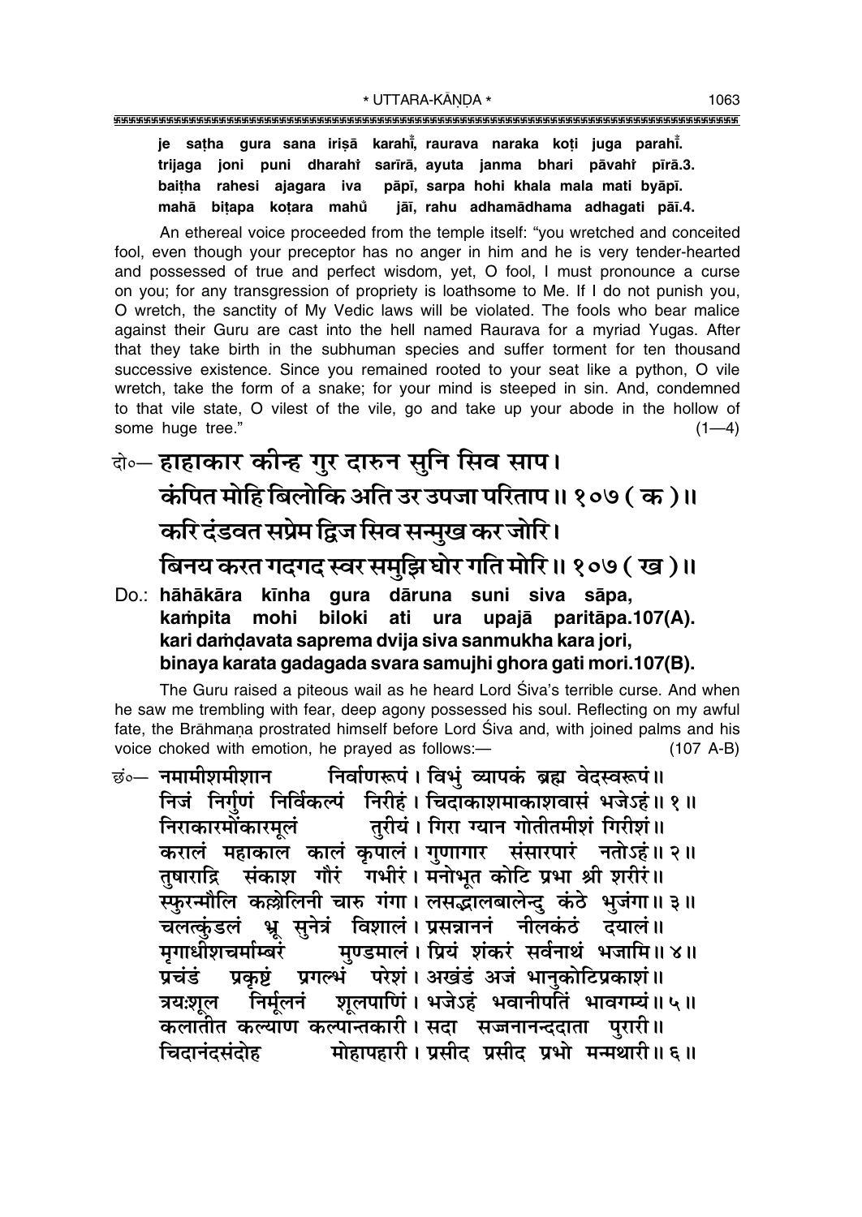**je saṭha gura sana iriṣā karahi̐, raurava naraka koṭi juga parahi̐.**
**trijaga joni puni dharahi̐ sarīrā, ayuta janma bhari pāvahi̐ pīrā.3.**
**baiṭha rahesi ajagara iva pāpī, sarpa hohi khala mala mati byāpī.**
**mahā biṭapa koṭara mahu̐ jāī, rahu adhamādhama adhagati pāī.4.**

An ethereal voice proceeded from the temple itself: "you wretched and conceited fool, even though your preceptor has no anger in him and he is very tender-hearted and possessed of true and perfect wisdom, yet, O fool, I must pronounce a curse on you; for any transgression of propriety is loathsome to Me. If I do not punish you, O wretch, the sanctity of My Vedic laws will be violated. The fools who bear malice against their Guru are cast into the hell named Raurava for a myriad Yugas. After that they take birth in the subhuman species and suffer torment for ten thousand successive existence. Since you remained rooted to your seat like a python, O vile wretch, take the form of a snake; for your mind is steeped in sin. And, condemned to that vile state, O vilest of the vile, go and take up your abode in the hollow of some huge tree." (1—4)

दो०— **हाहाकार कीन्ह गुर दारुन सुनि सिव साप।**
**कंपित मोहि बिलोकि अति उर उपजा परिताप॥ १०७ ( क )॥**
**करि दंडवत सप्रेम द्विज सिव सन्मुख कर जोरि।**
**बिनय करत गदगद स्वर समुझि घोर गति मोरि॥ १०७ ( ख )॥**

Do.: **hāhākāra kīnha gura dāruna suni siva sāpa,**
**kaṁpita mohi biloki ati ura upajā paritāpa.107(A).**
**kari daṁḍavata saprema dvija siva sanmukha kara jori,**
**binaya karata gadagada svara samujhi ghora gati mori.107(B).**

The Guru raised a piteous wail as he heard Lord Śiva's terrible curse. And when he saw me trembling with fear, deep agony possessed his soul. Reflecting on my awful fate, the Brāhmaṇa prostrated himself before Lord Śiva and, with joined palms and his voice choked with emotion, he prayed as follows:— (107 A-B)

छं०— नमामीशमीशान निर्वाणरूपं। विभुं व्यापकं ब्रह्म वेदस्वरूपं॥
निजं निर्गुणं निर्विकल्पं निरीहं। चिदाकाशमाकाशवासं भजेऽहं॥ १॥
निराकारमोंकारमूलं तुरीयं। गिरा ग्यान गोतीतमीशं गिरीशं॥
करालं महाकाल कालं कृपालं। गुणागार संसारपारं नतोऽहं॥ २॥
तुषाराद्रि संकाश गौरं गभीरं। मनोभूत कोटि प्रभा श्री शरीरं॥
स्फुरन्मौलि कल्लोलिनी चारु गंगा। लसद्भालबालेन्दु कंठे भुजंगा॥ ३॥
चलत्कुंडलं भ्रू सुनेत्रं विशालं। प्रसन्नाननं नीलकंठं दयालं॥
मृगाधीशचर्माम्बरं मुण्डमालं। प्रियं शंकरं सर्वनाथं भजामि॥ ४॥
प्रचंडं प्रकृष्टं प्रगल्भं परेशं। अखंडं अजं भानुकोटिप्रकाशं॥
त्रयःशूल निर्मूलनं शूलपाणिं। भजेऽहं भवानीपतिं भावगम्यं॥ ५॥
कलातीत कल्याण कल्पान्तकारी। सदा सज्जनानन्ददाता पुरारी॥
चिदानंदसंदोह मोहापहारी। प्रसीद प्रसीद प्रभो मन्मथारी॥ ६॥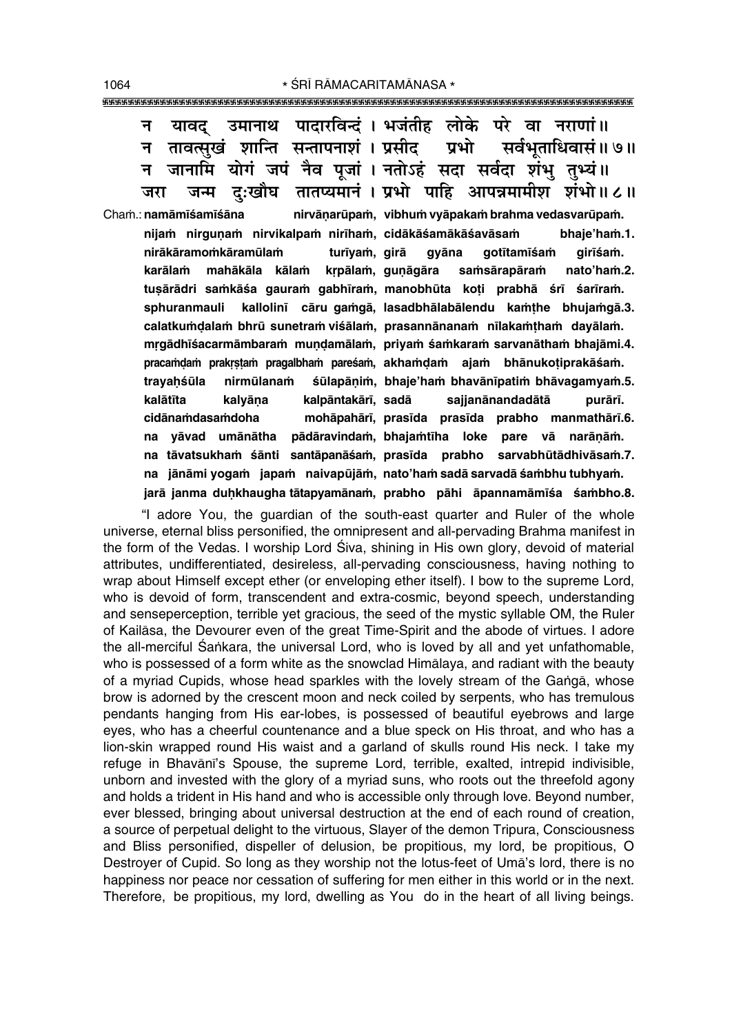न यावद् उमानाथ पादारविन्दं । भजंतीह लोके परे वा नराणां॥
न तावत्सुखं शान्ति सन्तापनाशं । प्रसीद प्रभो सर्वभूताधिवासं॥ ७॥
न जानामि योगं जपं नैव पूजां । नतोऽहं सदा सर्वदा शंभु तुभ्यं॥
जरा जन्म दुःखौघ तातप्यमानं । प्रभो पाहि आपन्नमामीश शंभो॥ ८॥

Chaṁ.: **namāmīśamīśāna nirvāṇarūpaṁ, vibhuṁ vyāpakaṁ brahma vedasvarūpaṁ.**
**nijaṁ nirguṇaṁ nirvikalpaṁ nirīhaṁ, cidākāśamākāśavāsaṁ bhaje'haṁ.1.**
**nirākāramoṁkāramūlaṁ turīyaṁ, girā gyāna gotītamīśaṁ girīśaṁ.**
**karālaṁ mahākāla kālaṁ kṛpālaṁ, guṇāgāra saṁsārapāraṁ nato'haṁ.2.**
**tuṣārādri saṁkāśa gauraṁ gabhīraṁ, manobhūta koṭi prabhā śrī śarīraṁ.**
**sphuranmauli kallolinī cāru gaṁgā, lasadbhālabālendu kaṁṭhe bhujaṁgā.3.**
**calatkuṁḍalaṁ bhrū sunetraṁ viśālaṁ, prasannānanaṁ nīlakaṁṭhaṁ dayālaṁ.**
**mṛgādhīśacarmāmbaraṁ muṇḍamālaṁ, priyaṁ śaṁkaraṁ sarvanāthaṁ bhajāmi.4.**
**pracaṁḍaṁ prakṛṣṭaṁ pragalbhaṁ pareśaṁ, akhaṁḍaṁ ajaṁ bhānukoṭiprakāśaṁ.**
**trayaḥśūla nirmūlanaṁ śūlapāṇiṁ, bhaje'haṁ bhavānīpatiṁ bhāvagamyaṁ.5.**
**kalātīta kalyāṇa kalpāntakārī, sadā sajjanānandadātā purārī.**
**cidānaṁdasaṁdoha mohāpahārī, prasīda prasīda prabho manmathārī.6.**
**na yāvad umānātha pādāravindaṁ, bhajaṁtīha loke pare vā narāṇāṁ.**
**na tāvatsukhaṁ śānti santāpanāśaṁ, prasīda prabho sarvabhūtādhivāsaṁ.7.**
**na jānāmi yogaṁ japaṁ naivapūjāṁ, nato'haṁ sadā sarvadā śambhu tubhyaṁ.**
**jarā janma duḥkhaugha tātapyamānaṁ, prabho pāhi āpannamāmīśa śambho.8.**

"I adore You, the guardian of the south-east quarter and Ruler of the whole universe, eternal bliss personified, the omnipresent and all-pervading Brahma manifest in the form of the Vedas. I worship Lord Śiva, shining in His own glory, devoid of material attributes, undifferentiated, desireless, all-pervading consciousness, having nothing to wrap about Himself except ether (or enveloping ether itself). I bow to the supreme Lord, who is devoid of form, transcendent and extra-cosmic, beyond speech, understanding and senseperception, terrible yet gracious, the seed of the mystic syllable OM, the Ruler of Kailāsa, the Devourer even of the great Time-Spirit and the abode of virtues. I adore the all-merciful Śaṅkara, the universal Lord, who is loved by all and yet unfathomable, who is possessed of a form white as the snowclad Himālaya, and radiant with the beauty of a myriad Cupids, whose head sparkles with the lovely stream of the Gaṅgā, whose brow is adorned by the crescent moon and neck coiled by serpents, who has tremulous pendants hanging from His ear-lobes, is possessed of beautiful eyebrows and large eyes, who has a cheerful countenance and a blue speck on His throat, and who has a lion-skin wrapped round His waist and a garland of skulls round His neck. I take my refuge in Bhavānī's Spouse, the supreme Lord, terrible, exalted, intrepid indivisible, unborn and invested with the glory of a myriad suns, who roots out the threefold agony and holds a trident in His hand and who is accessible only through love. Beyond number, ever blessed, bringing about universal destruction at the end of each round of creation, a source of perpetual delight to the virtuous, Slayer of the demon Tripura, Consciousness and Bliss personified, dispeller of delusion, be propitious, my lord, be propitious, O Destroyer of Cupid. So long as they worship not the lotus-feet of Umā's lord, there is no happiness nor peace nor cessation of suffering for men either in this world or in the next. Therefore, be propitious, my lord, dwelling as You do in the heart of all living beings.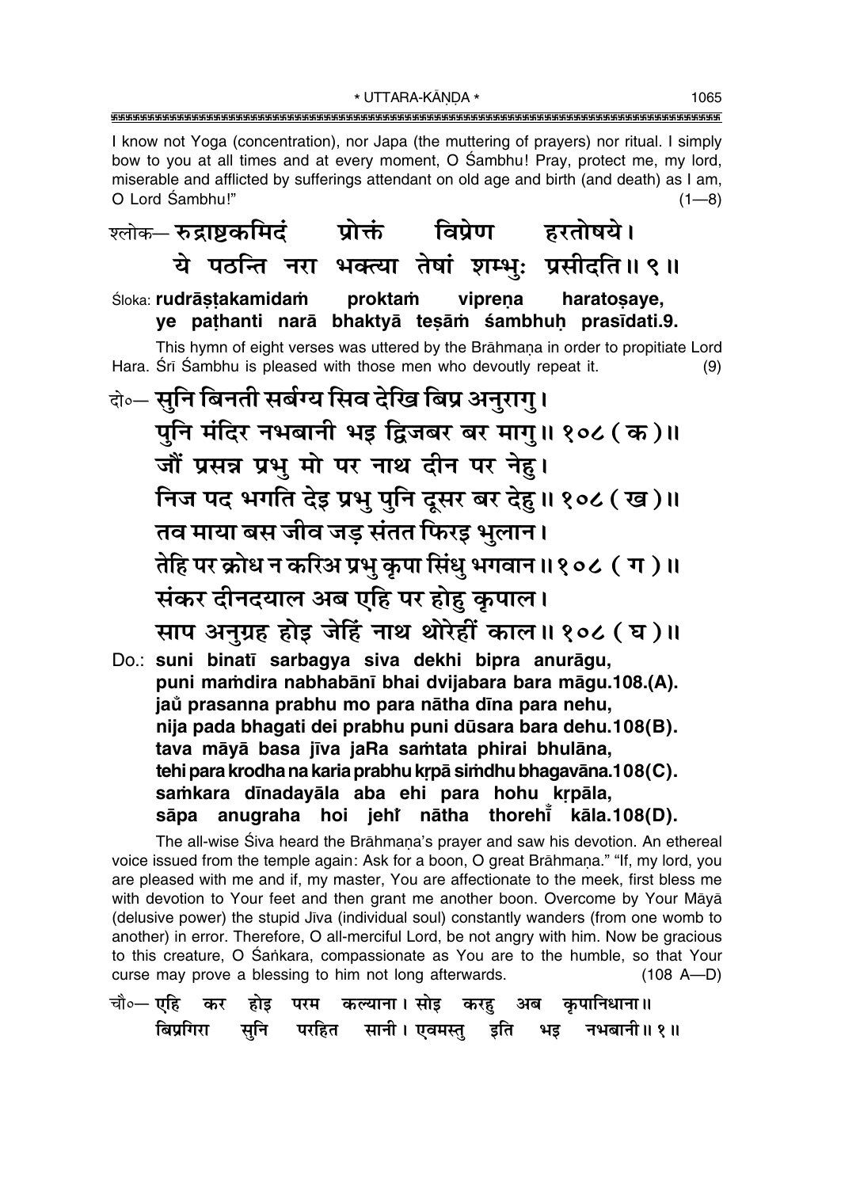I know not Yoga (concentration), nor Japa (the muttering of prayers) nor ritual. I simply bow to you at all times and at every moment, O Śambhu! Pray, protect me, my lord, miserable and afflicted by sufferings attendant on old age and birth (and death) as I am, O Lord Śambhu!" (1—8)

श्लोक— **रुद्राष्टकमिदं प्रोक्तं विप्रेण हरतोषये।**
**ये पठन्ति नरा भक्त्या तेषां शम्भुः प्रसीदति॥ ९॥**

Śloka: **rudrāṣṭakamidaṁ proktaṁ vipreṇa haratoṣaye,**
**ye paṭhanti narā bhaktyā teṣāṁ śambhuḥ prasīdati.9.**

This hymn of eight verses was uttered by the Brāhmaṇa in order to propitiate Lord Hara. Śrī Śambhu is pleased with those men who devoutly repeat it. (9)

दो०— **सुनि बिनती सर्बग्य सिव देखि बिप्र अनुरागु।**
**पुनि मंदिर नभबानी भइ द्विजबर बर मागु॥ १०८ (क)॥**
**जौं प्रसन्न प्रभु मो पर नाथ दीन पर नेहु।**
**निज पद भगति देइ प्रभु पुनि दूसर बर देहु॥ १०८ (ख)॥**
**तव माया बस जीव जड़ संतत फिरइ भुलान।**
**तेहि पर क्रोध न करिअ प्रभु कृपा सिंधु भगवान॥ १०८ (ग)॥**
**संकर दीनदयाल अब एहि पर होहु कृपाल।**
**साप अनुग्रह होइ जेहिं नाथ थोरेहीं काल॥ १०८ (घ)॥**

Do.: **suni binatī sarbagya siva dekhi bipra anurāgu,**
**puni maṁdira nabhabānī bhai dvijabara bara māgu.108.(A).**
**jaů prasanna prabhu mo para nātha dīna para nehu,**
**nija pada bhagati dei prabhu puni dūsara bara dehu.108(B).**
**tava māyā basa jīva jaRa saṁtata phirai bhulāna,**
**tehi para krodha na karia prabhu kṛpā siṁdhu bhagavāna.108(C).**
**saṁkara dīnadayāla aba ehi para hohu kṛpāla,**
**sāpa anugraha hoi jehi̐ nātha thorehi̐ kāla.108(D).**

The all-wise Śiva heard the Brāhmaṇa's prayer and saw his devotion. An ethereal voice issued from the temple again: Ask for a boon, O great Brāhmaṇa." "If, my lord, you are pleased with me and if, my master, You are affectionate to the meek, first bless me with devotion to Your feet and then grant me another boon. Overcome by Your Māyā (delusive power) the stupid Jīva (individual soul) constantly wanders (from one womb to another) in error. Therefore, O all-merciful Lord, be not angry with him. Now be gracious to this creature, O Śaṅkara, compassionate as You are to the humble, so that Your curse may prove a blessing to him not long afterwards. (108 A—D)

चौ०— **एहि कर होइ परम कल्याना। सोइ करहु अब कृपानिधाना॥**
**बिप्रगिरा सुनि परहित सानी। एवमस्तु इति भइ नभबानी॥ १॥**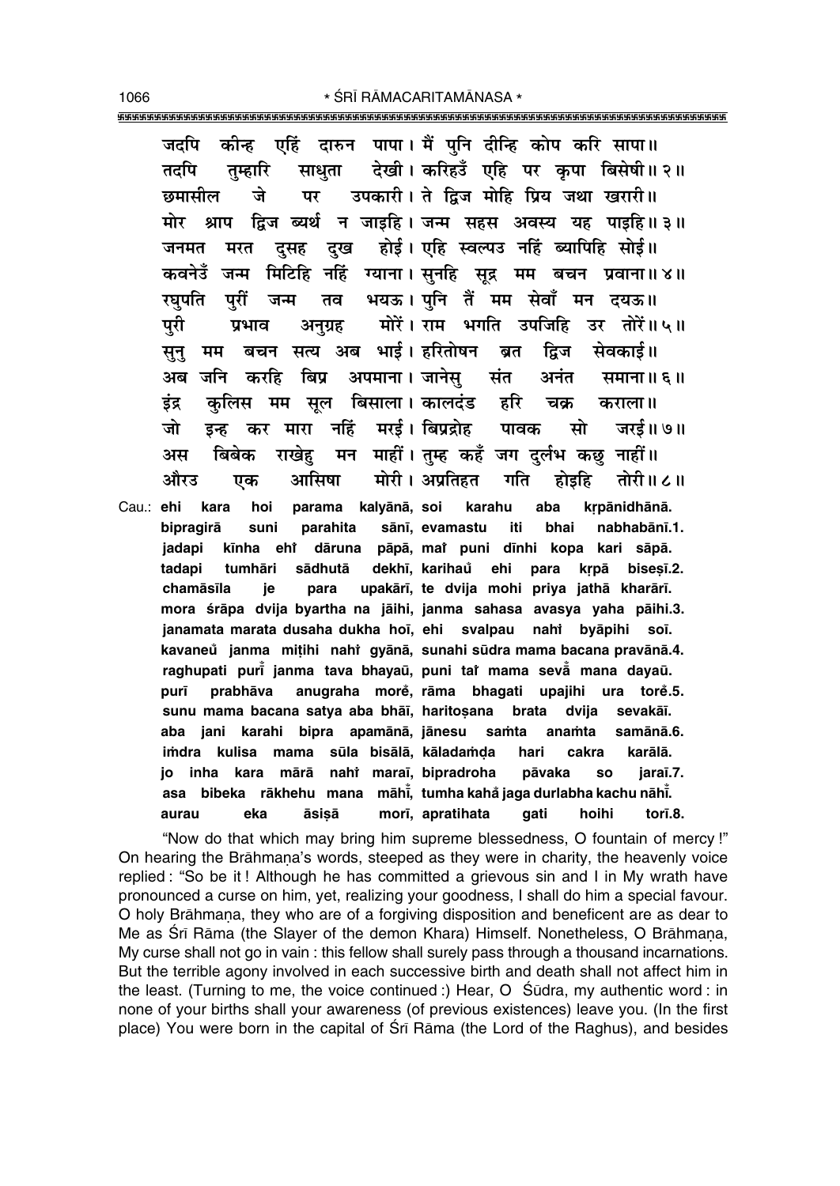जदपि कीन्ह एहिं दारुन पापा। मैं पुनि दीन्हि कोप करि सापा॥
तदपि तुम्हारि साधुता देखी। करिहउँ एहि पर कृपा बिसेषी॥ २॥
छमासील जे पर उपकारी। ते द्विज मोहि प्रिय जथा खरारी॥
मोर श्राप द्विज ब्यर्थ न जाइहि। जन्म सहस अवस्य यह पाइहि॥ ३॥
जनमत मरत दुसह दुख होई। एहि स्वल्पउ नहिं ब्यापिहि सोई॥
कवनेउँ जन्म मिटिहि नहिं ग्याना। सुनहि सूद्र मम बचन प्रवाना॥ ४॥
रघुपति पुरीं जन्म तव भयऊ। पुनि तैं मम सेवाँ मन दयऊ॥
पुरी प्रभाव अनुग्रह मोरें। राम भगति उपजिहि उर तोरें॥ ५॥
सुनु मम बचन सत्य अब भाई। हरितोषन ब्रत द्विज सेवकाई॥
अब जनि करहि बिप्र अपमाना। जानेसु संत अनंत समाना॥ ६॥
इंद्र कुलिस मम सूल बिसाला। कालदंड हरि चक्र कराला॥
जो इन्ह कर मारा नहिं मरई। बिप्रद्रोह पावक सो जरई॥ ७॥
अस बिबेक राखेहु मन माहीं। तुम्ह कहँ जग दुर्लभ कछु नाहीं॥
औरउ एक आसिषा मोरी। अप्रतिहत गति होइहि तोरी॥ ८॥

Cau.: ehi kara hoi parama kalyānā, soi karahu aba kṛpānidhānā.
bipragirā suni parahita sānī, evamastu iti bhai nabhabānī.1.
jadapi kīnha ehi̐ dāruna pāpā, mai̐ puni dīnhi kopa kari sāpā.
tadapi tumhāri sādhutā dekhī, karihau̐ ehi para kṛpā biseṣī.2.
chamāsīla je para upakārī, te dvija mohi priya jathā kharārī.
mora śrāpa dvija byartha na jāihi, janma sahasa avasya yaha pāihi.3.
janamata marata dusaha dukha hoī, ehi svalpau nahi̐ byāpihi soī.
kavaneu̐ janma miṭihi nahi̐ gyānā, sunahi sūdra mama bacana pravānā.4.
raghupati purī̐ janma tava bhayaū, puni tai̐ mama sevā̐ mana dayaū.
purī prabhāva anugraha more̐, rāma bhagati upajihi ura tore̐.5.
sunu mama bacana satya aba bhāī, haritoṣana brata dvija sevakāī.
aba jani karahi bipra apamānā, jānesu saṁta anaṁta samānā.6.
iṁdra kulisa mama sūla bisālā, kāladaṁḍa hari cakra karālā.
jo inha kara mārā nahi̐ maraī, bipradroha pāvaka so jaraī.7.
asa bibeka rākhehu mana māhī̐, tumha kahā̐ jaga durlabha kachu nāhī̐.
aurau eka āsiṣā morī, apratihata gati hoihi torī.8.

"Now do that which may bring him supreme blessedness, O fountain of mercy!" On hearing the Brāhmaṇa's words, steeped as they were in charity, the heavenly voice replied: "So be it! Although he has committed a grievous sin and I in My wrath have pronounced a curse on him, yet, realizing your goodness, I shall do him a special favour. O holy Brāhmaṇa, they who are of a forgiving disposition and beneficent are as dear to Me as Śrī Rāma (the Slayer of the demon Khara) Himself. Nonetheless, O Brāhmaṇa, My curse shall not go in vain: this fellow shall surely pass through a thousand incarnations. But the terrible agony involved in each successive birth and death shall not affect him in the least. (Turning to me, the voice continued:) Hear, O Śūdra, my authentic word: in none of your births shall your awareness (of previous existences) leave you. (In the first place) You were born in the capital of Śrī Rāma (the Lord of the Raghus), and besides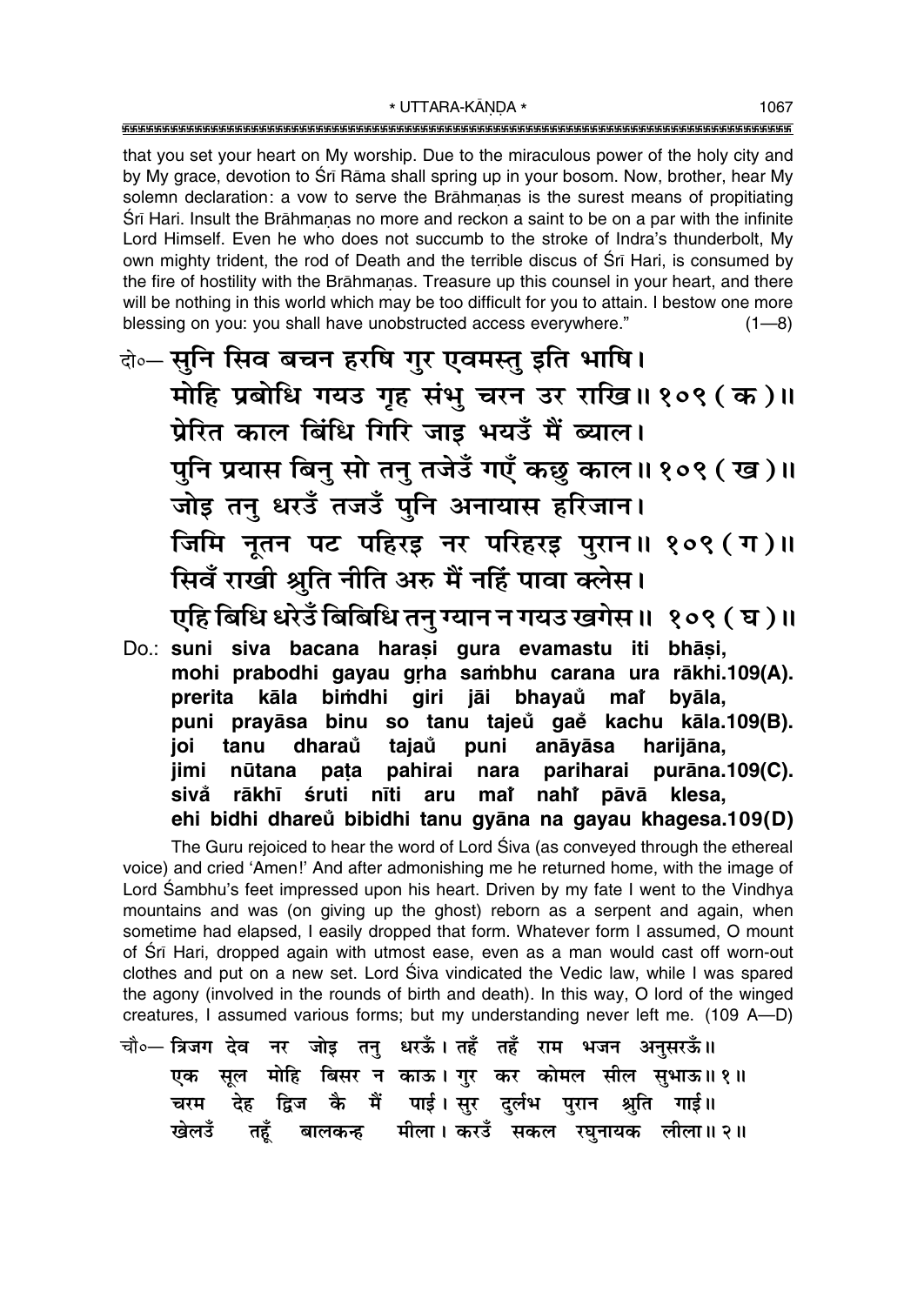that you set your heart on My worship. Due to the miraculous power of the holy city and by My grace, devotion to Śrī Rāma shall spring up in your bosom. Now, brother, hear My solemn declaration: a vow to serve the Brāhmaṇas is the surest means of propitiating Śrī Hari. Insult the Brāhmaṇas no more and reckon a saint to be on a par with the infinite Lord Himself. Even he who does not succumb to the stroke of Indra's thunderbolt, My own mighty trident, the rod of Death and the terrible discus of Śrī Hari, is consumed by the fire of hostility with the Brāhmaṇas. Treasure up this counsel in your heart, and there will be nothing in this world which may be too difficult for you to attain. I bestow one more blessing on you: you shall have unobstructed access everywhere." (1—8)

दो०— सुनि सिव बचन हरषि गुर एवमस्तु इति भाषि।
मोहि प्रबोधि गयउ गृह संभु चरन उर राखि॥ १०९ (क)॥
प्रेरित काल बिंधि गिरि जाइ भयउँ मैं ब्याल।
पुनि प्रयास बिनु सो तनु तजेउँ गएँ कछु काल॥ १०९ (ख)॥
जोइ तनु धरउँ तजउँ पुनि अनायास हरिजान।
जिमि नूतन पट पहिरइ नर परिहरइ पुरान॥ १०९ (ग)॥
सिवँ राखी श्रुति नीति अरु मैं नहिं पावा क्लेस।
एहि बिधि धरेउँ बिबिधि तनु ग्यान न गयउ खगेस॥ १०९ (घ)॥

Do.: **suni siva bacana haraṣi gura evamastu iti bhāṣi,**
**mohi prabodhi gayau gṛha saṁbhu carana ura rākhi.109(A).**
**prerita kāla biṁdhi giri jāi bhayaů maiṁ byāla,**
**puni prayāsa binu so tanu tajeů gaě kachu kāla.109(B).**
**joi tanu dharaů tajaů puni anāyāsa harijāna,**
**jimi nūtana paṭa pahirai nara pariharai purāna.109(C).**
**sivaů rākhī śruti nīti aru maiṁ nahiṁ pāvā klesa,**
**ehi bidhi dhareů bibidhi tanu gyāna na gayau khagesa.109(D)**

The Guru rejoiced to hear the word of Lord Śiva (as conveyed through the ethereal voice) and cried 'Amen!' And after admonishing me he returned home, with the image of Lord Śambhu's feet impressed upon his heart. Driven by my fate I went to the Vindhya mountains and was (on giving up the ghost) reborn as a serpent and again, when sometime had elapsed, I easily dropped that form. Whatever form I assumed, O mount of Śrī Hari, dropped again with utmost ease, even as a man would cast off worn-out clothes and put on a new set. Lord Śiva vindicated the Vedic law, while I was spared the agony (involved in the rounds of birth and death). In this way, O lord of the winged creatures, I assumed various forms; but my understanding never left me. (109 A—D)

चौ०— त्रिजग देव नर जोइ तनु धरऊँ। तहँ तहँ राम भजन अनुसरऊँ॥
एक सूल मोहि बिसर न काऊ। गुर कर कोमल सील सुभाऊ॥ १॥
चरम देह द्विज कै मैं पाई। सुर दुर्लभ पुरान श्रुति गाई॥
खेलउँ तहूँ बालकन्ह मीला। करउँ सकल रघुनायक लीला॥ २॥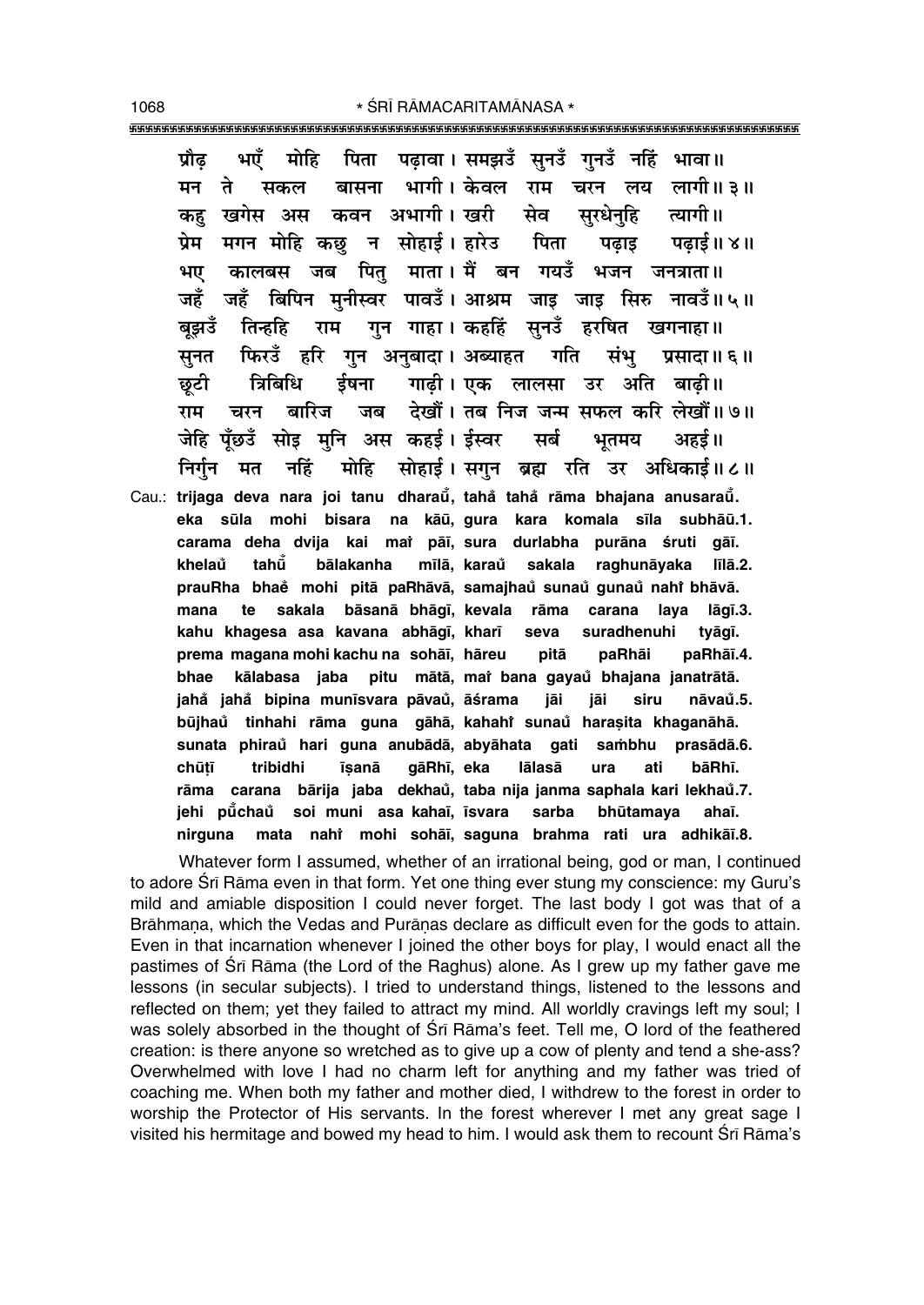प्रौढ़ भएँ मोहि पिता पढ़ावा। समझउँ सुनउँ गुनउँ नहिं भावा॥
मन ते सकल बासना भागी। केवल राम चरन लय लागी॥ ३॥
कहु खगेस अस कवन अभागी। खरी सेव सुरधेनुहि त्यागी॥
प्रेम मगन मोहि कछु न सोहाई। हारेउ पिता पढ़ाइ पढ़ाई॥ ४॥
भए कालबस जब पितु माता। मैं बन गयउँ भजन जनत्राता॥
जहँ जहँ बिपिन मुनीस्वर पावउँ। आश्रम जाइ जाइ सिरु नावउँ॥ ५॥
बूझउँ तिन्हहि राम गुन गाहा। कहहिं सुनउँ हरषित खगनाहा॥
सुनत फिरउँ हरि गुन अनुबादा। अब्याहत गति संभु प्रसादा॥ ६॥
छूटी त्रिबिधि ईषना गाढ़ी। एक लालसा उर अति बाढ़ी॥
राम चरन बारिज जब देखौं। तब निज जन्म सफल करि लेखौं॥ ७॥
जेहि पूँछउँ सोइ मुनि अस कहई। ईस्वर सर्ब भूतमय अहई॥
निर्गुन मत नहिं मोहि सोहाई। सगुन ब्रह्म रति उर अधिकाई॥ ८॥

Cau.: **trijaga deva nara joi tanu dharaů, tahå tahå rāma bhajana anusaraů.**
**eka sūla mohi bisara na kāū, gura kara komala sīla subhāū.1.**
**carama deha dvija kai maiṁ pāī, sura durlabha purāna śruti gāī.**
**khelaů tahū̐ bālakanha mīlā, karaů sakala raghunāyaka līlā.2.**
**prauRha bhaẽ mohi pitā paRhāvā, samajhaů sunaů gunaů nahiṁ bhāvā.**
**mana te sakala bāsanā bhāgī, kevala rāma carana laya lāgī.3.**
**kahu khagesa asa kavana abhāgī, kharī seva suradhenuhi tyāgī.**
**prema magana mohi kachu na sohāī, hāreu pitā paRhāi paRhāī.4.**
**bhae kālabasa jaba pitu mātā, maiṁ bana gayaů bhajana janatrātā.**
**jahå jahå bipina munīsvara pāvaů, āśrama jāi jāi siru nāvaů.5.**
**būjhaů tinhahi rāma guna gāhā, kahahiṁ sunaů haraṣita khaganāhā.**
**sunata phiraů hari guna anubādā, abyāhata gati saṁbhu prasādā.6.**
**chūṭī tribidhi īṣanā gāRhī, eka lālasā ura ati bāRhī.**
**rāma carana bārija jaba dekhaů, taba nija janma saphala kari lekhaů.7.**
**jehi pū̐chaů soi muni asa kahaī, īsvara sarba bhūtamaya ahaī.**
**nirguna mata nahiṁ mohi sohāī, saguna brahma rati ura adhikāī.8.**

Whatever form I assumed, whether of an irrational being, god or man, I continued to adore Śrī Rāma even in that form. Yet one thing ever stung my conscience: my Guru's mild and amiable disposition I could never forget. The last body I got was that of a Brāhmaṇa, which the Vedas and Purāṇas declare as difficult even for the gods to attain. Even in that incarnation whenever I joined the other boys for play, I would enact all the pastimes of Śrī Rāma (the Lord of the Raghus) alone. As I grew up my father gave me lessons (in secular subjects). I tried to understand things, listened to the lessons and reflected on them; yet they failed to attract my mind. All worldly cravings left my soul; I was solely absorbed in the thought of Śrī Rāma's feet. Tell me, O lord of the feathered creation: is there anyone so wretched as to give up a cow of plenty and tend a she-ass? Overwhelmed with love I had no charm left for anything and my father was tried of coaching me. When both my father and mother died, I withdrew to the forest in order to worship the Protector of His servants. In the forest wherever I met any great sage I visited his hermitage and bowed my head to him. I would ask them to recount Śrī Rāma's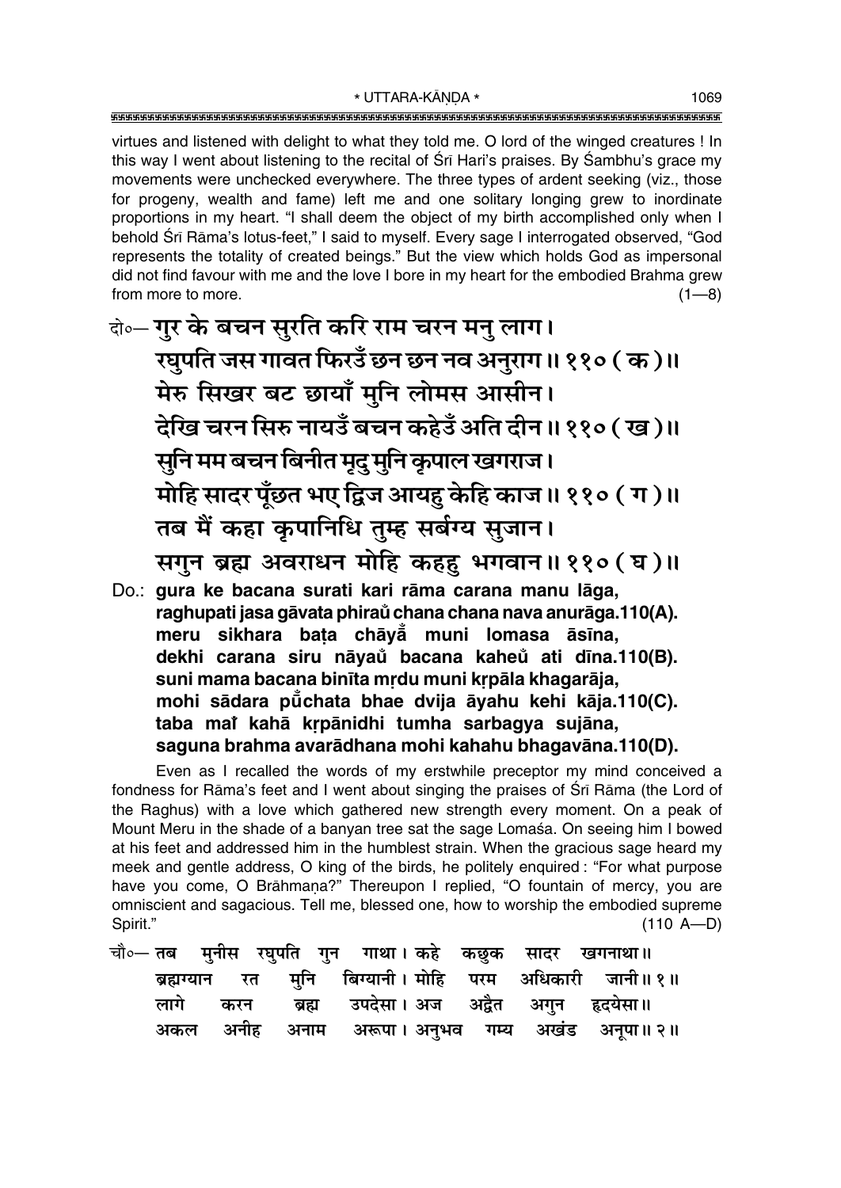virtues and listened with delight to what they told me. O lord of the winged creatures ! In this way I went about listening to the recital of Śrī Hari's praises. By Śambhu's grace my movements were unchecked everywhere. The three types of ardent seeking (viz., those for progeny, wealth and fame) left me and one solitary longing grew to inordinate proportions in my heart. "I shall deem the object of my birth accomplished only when I behold Śrī Rāma's lotus-feet," I said to myself. Every sage I interrogated observed, "God represents the totality of created beings." But the view which holds God as impersonal did not find favour with me and the love I bore in my heart for the embodied Brahma grew from more to more. (1—8)

दो०— गुर के बचन सुरति करि राम चरन मनु लाग।
रघुपति जस गावत फिरउँ छन छन नव अनुराग॥ ११० (क)॥
मेरु सिखर बट छायाँ मुनि लोमस आसीन।
देखि चरन सिरु नायउँ बचन कहेउँ अति दीन॥ ११० (ख)॥
सुनि मम बचन बिनीत मृदु मुनि कृपाल खगराज।
मोहि सादर पूँछत भए द्विज आयहु केहि काज॥ ११० (ग)॥
तब मैं कहा कृपानिधि तुम्ह सर्बग्य सुजान।
सगुन ब्रह्म अवराधन मोहि कहहु भगवान॥ ११० (घ)॥

Do.: **gura ke bacana surati kari rāma carana manu lāga,**
**raghupati jasa gāvata phirau̐ chana chana nava anurāga.110(A).**
**meru sikhara baṭa chāyā̐ muni lomasa āsīna,**
**dekhi carana siru nāyau̐ bacana kaheu̐ ati dīna.110(B).**
**suni mama bacana binīta mṛdu muni kṛpāla khagarāja,**
**mohi sādara pū̐chata bhae dvija āyahu kehi kāja.110(C).**
**taba maĩ kahā kṛpānidhi tumha sarbagya sujāna,**
**saguna brahma avarādhana mohi kahahu bhagavāna.110(D).**

Even as I recalled the words of my erstwhile preceptor my mind conceived a fondness for Rāma's feet and I went about singing the praises of Śrī Rāma (the Lord of the Raghus) with a love which gathered new strength every moment. On a peak of Mount Meru in the shade of a banyan tree sat the sage Lomaśa. On seeing him I bowed at his feet and addressed him in the humblest strain. When the gracious sage heard my meek and gentle address, O king of the birds, he politely enquired : "For what purpose have you come, O Brāhmaṇa?" Thereupon I replied, "O fountain of mercy, you are omniscient and sagacious. Tell me, blessed one, how to worship the embodied supreme Spirit." (110 A—D)

चौ०— तब मुनीस रघुपति गुन गाथा। कहे कछुक सादर खगनाथा॥
ब्रह्मग्यान रत मुनि बिग्यानी। मोहि परम अधिकारी जानी॥ १॥
लागे करन ब्रह्म उपदेसा। अज अद्वैत अगुन हृदयेसा॥
अकल अनीह अनाम अरूपा। अनुभव गम्य अखंड अनूपा॥ २॥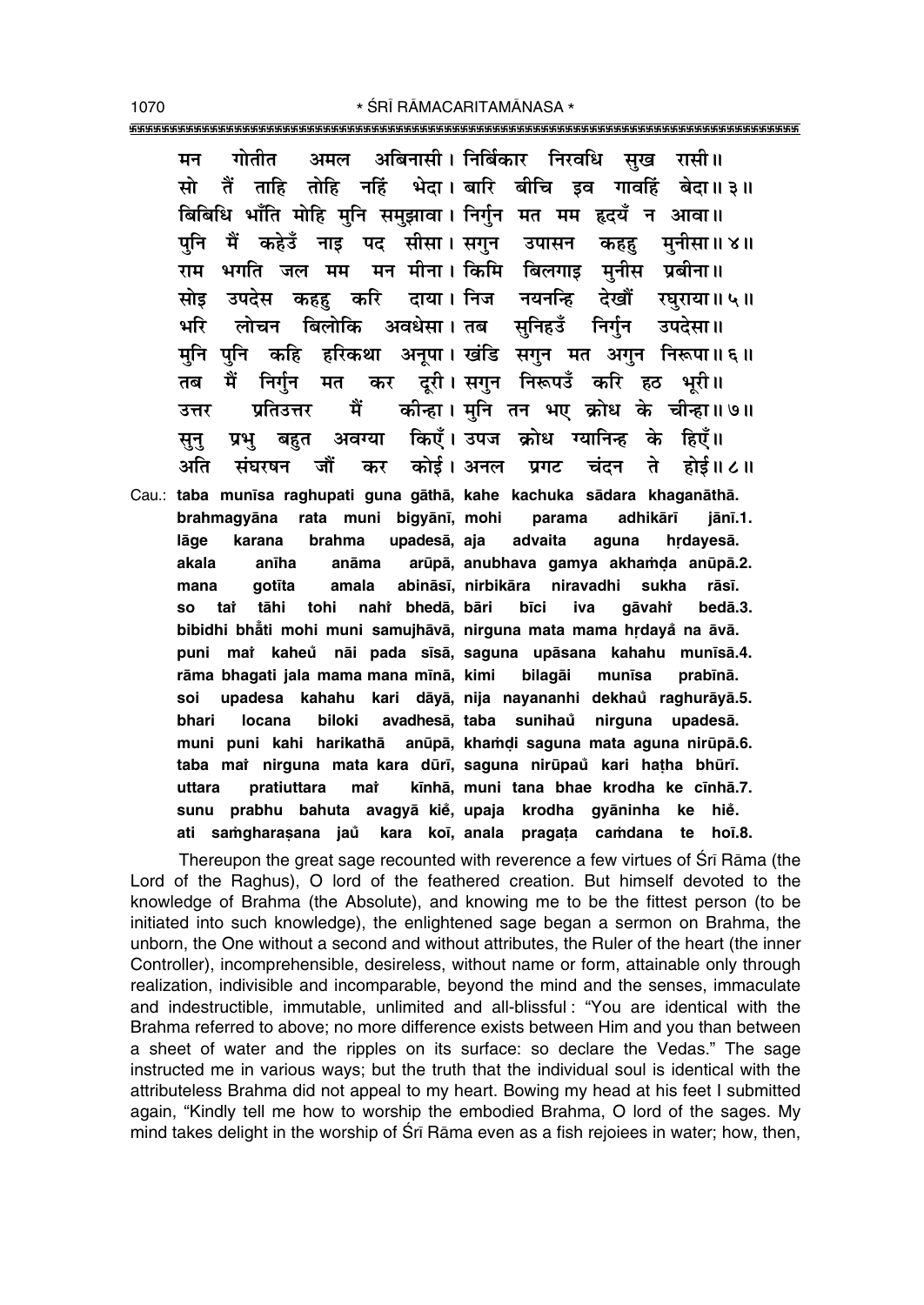मन गोतीत अमल अबिनासी। निर्बिकार निरवधि सुख रासी॥
सो तैं ताहि तोहि नहिं भेदा। बारि बीचि इव गावहिं बेदा॥ ३॥
बिबिधि भाँति मोहि मुनि समुझावा। निर्गुन मत मम हृदयँ न आवा॥
पुनि मैं कहेउँ नाइ पद सीसा। सगुन उपासन कहहु मुनीसा॥ ४॥
राम भगति जल मम मन मीना। किमि बिलगाइ मुनीस प्रबीना॥
सोइ उपदेस कहहु करि दाया। निज नयनन्हि देखौं रघुराया॥ ५॥
भरि लोचन बिलोकि अवधेसा। तब सुनिहउँ निर्गुन उपदेसा॥
मुनि पुनि कहि हरिकथा अनूपा। खंडि सगुन मत अगुन निरूपा॥ ६॥
तब मैं निर्गुन मत कर दूरी। सगुन निरूपउँ करि हठ भूरी॥
उत्तर प्रतिउत्तर मैं कीन्हा। मुनि तन भए क्रोध के चीन्हा॥ ७॥
सुनु प्रभु बहुत अवग्या किएँ। उपज क्रोध ग्यानिन्ह के हिएँ॥
अति संघरषन जौं कर कोई। अनल प्रगट चंदन ते होई॥ ८॥

Cau.: **taba munīsa raghupati guna gāthā, kahe kachuka sādara khaganāthā.**
**brahmagyāna rata muni bigyānī, mohi parama adhikārī jānī.1.**
**lāge karana brahma upadesā, aja advaita aguna hṛdayesā.**
**akala anīha anāma arūpā, anubhava gamya akhaṁḍa anūpā.2.**
**mana gotīta amala abināsī, nirbikāra niravadhi sukha rāsī.**
**so taiṁ tāhi tohi nahiṁ bhedā, bāri bīci iva gāvahiṁ bedā.3.**
**bibidhi bhåti mohi muni samujhāvā, nirguna mata mama hṛdayå na āvā.**
**puni maiṁ kaheů nāi pada sīsā, saguna upāsana kahahu munīsā.4.**
**rāma bhagati jala mama mana mīnā, kimi bilagāi munīsa prabīnā.**
**soi upadesa kahahu kari dāyā, nija nayananhi dekhaů raghurāyā.5.**
**bhari locana biloki avadhesā, taba sunihaů nirguna upadesā.**
**muni puni kahi harikathā anūpā, khaṁḍi saguna mata aguna nirūpā.6.**
**taba maiṁ nirguna mata kara dūrī, saguna nirūpaů kari haṭha bhūrī.**
**uttara pratiuttara maiṁ kīnhā, muni tana bhae krodha ke cīnhā.7.**
**sunu prabhu bahuta avagyā kieṁ, upaja krodha gyāninha ke hieṁ.**
**ati saṁgharaṣana jaů kara koī, anala pragaṭa caṁdana te hoī.8.**

Thereupon the great sage recounted with reverence a few virtues of Śrī Rāma (the Lord of the Raghus), O lord of the feathered creation. But himself devoted to the knowledge of Brahma (the Absolute), and knowing me to be the fittest person (to be initiated into such knowledge), the enlightened sage began a sermon on Brahma, the unborn, the One without a second and without attributes, the Ruler of the heart (the inner Controller), incomprehensible, desireless, without name or form, attainable only through realization, indivisible and incomparable, beyond the mind and the senses, immaculate and indestructible, immutable, unlimited and all-blissful: "You are identical with the Brahma referred to above; no more difference exists between Him and you than between a sheet of water and the ripples on its surface: so declare the Vedas." The sage instructed me in various ways; but the truth that the individual soul is identical with the attributeless Brahma did not appeal to my heart. Bowing my head at his feet I submitted again, "Kindly tell me how to worship the embodied Brahma, O lord of the sages. My mind takes delight in the worship of Śrī Rāma even as a fish rejoiees in water; how, then,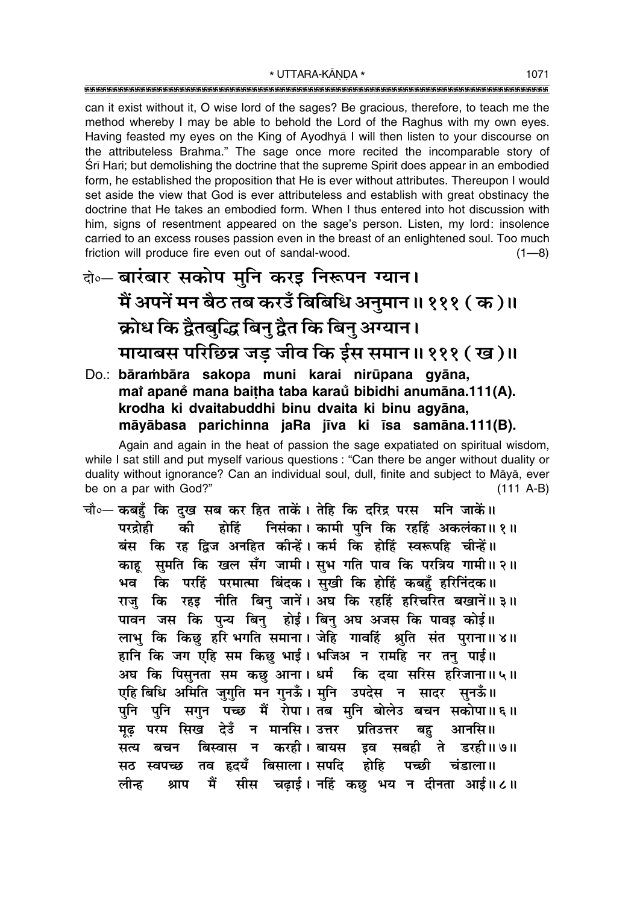can it exist without it, O wise lord of the sages? Be gracious, therefore, to teach me the method whereby I may be able to behold the Lord of the Raghus with my own eyes. Having feasted my eyes on the King of Ayodhyā I will then listen to your discourse on the attributeless Brahma." The sage once more recited the incomparable story of Śrī Hari; but demolishing the doctrine that the supreme Spirit does appear in an embodied form, he established the proposition that He is ever without attributes. Thereupon I would set aside the view that God is ever attributeless and establish with great obstinacy the doctrine that He takes an embodied form. When I thus entered into hot discussion with him, signs of resentment appeared on the sage's person. Listen, my lord: insolence carried to an excess rouses passion even in the breast of an enlightened soul. Too much friction will produce fire even out of sandal-wood. (1—8)

**दो०— बारंबार सकोप मुनि करइ निरूपन ग्यान।**
**मैं अपनें मन बैठ तब करउँ बिबिधि अनुमान॥ १११ ( क )॥**
**क्रोध कि द्वैतबुद्धि बिनु द्वैत कि बिनु अग्यान।**
**मायाबस परिछिन्न जड़ जीव कि ईस समान॥ १११ ( ख )॥**

**Do.: bārambāra sakopa muni karai nirūpana gyāna,**
**maĩ apanẽ mana baiṭha taba karaũ bibidhi anumāna.111(A).**
**krodha ki dvaitabuddhi binu dvaita ki binu agyāna,**
**māyābasa parichinna jaRa jīva ki īsa samāna.111(B).**

Again and again in the heat of passion the sage expatiated on spiritual wisdom, while I sat still and put myself various questions : "Can there be anger without duality or duality without ignorance? Can an individual soul, dull, finite and subject to Māyā, ever be on a par with God?" (111 A-B)

चौ०— कबहुँ कि दुख सब कर हित ताकें। तेहि कि दरिद्र परस मनि जाकें॥
परद्रोही की होहिं निसंका। कामी पुनि कि रहहिं अकलंका॥ १॥
बंस कि रह द्विज अनहित कीन्हें। कर्म कि होहिं स्वरूपहि चीन्हें॥
काहू सुमति कि खल सँग जामी। सुभ गति पाव कि परत्रिय गामी॥ २॥
भव कि परहिं परमात्मा बिंदक। सुखी कि होहिं कबहुँ हरिनिंदक॥
राजु कि रहइ नीति बिनु जानें। अघ कि रहहिं हरिचरित बखानें॥ ३॥
पावन जस कि पुन्य बिनु होई। बिनु अघ अजस कि पावइ कोई॥
लाभु कि किछु हरि भगति समाना। जेहि गावहिं श्रुति संत पुराना॥ ४॥
हानि कि जग एहि सम किछु भाई। भजिअ न रामहि नर तनु पाई॥
अघ कि पिसुनता सम कछु आना। धर्म कि दया सरिस हरिजाना॥ ५॥
एहि बिधि अमिति जुगुति मन गुनऊँ। मुनि उपदेस न सादर सुनऊँ॥
पुनि पुनि सगुन पच्छ मैं रोपा। तब मुनि बोलेउ बचन सकोपा॥ ६॥
मूढ़ परम सिख देउँ न मानसि। उत्तर प्रतिउत्तर बहु आनसि॥
सत्य बचन बिस्वास न करही। बायस इव सबही ते डरही॥ ७॥
सठ स्वपच्छ तव हृदयँ बिसाला। सपदि होहि पच्छी चंडाला॥
लीन्ह श्राप मैं सीस चढ़ाई। नहिं कछु भय न दीनता आई॥ ८॥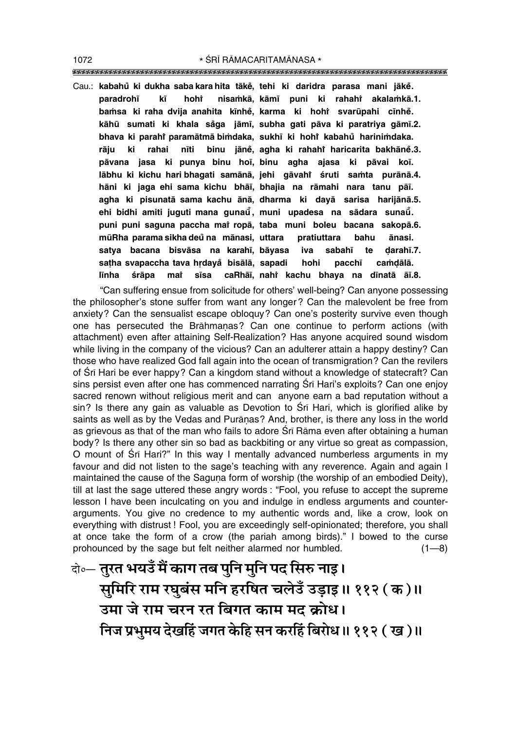Cau.: **kabahů ki dukha saba kara hita tākě, tehi ki daridra parasa mani jākě.**
**paradrohī kī hohi nisaṁkā, kāmī puni ki rahahi akalaṁkā.1.**
**baṁsa ki raha dvija anahita kīnhě, karma ki hohi svarūpahi cīnhě.**
**kāhū sumati ki khala såga jāmī, subha gati pāva ki paratriya gāmī.2.**
**bhava ki parahi paramātmā biṁdaka, sukhī ki hohi kabahů hariniṁdaka.**
**rāju ki rahai nīti binu jāně, agha ki rahahi haricarita bakhāně.3.**
**pāvana jasa ki punya binu hoī, binu agha ajasa ki pāvai koī.**
**lābhu ki kichu hari bhagati samānā, jehi gāvahi śruti saṁta purānā.4.**
**hāni ki jaga ehi sama kichu bhāī, bhajia na rāmahi nara tanu pāī.**
**agha ki pisunatā sama kachu ānā, dharma ki dayā sarisa harijānā.5.**
**ehi bidhi amiti juguti mana gunaů, muni upadesa na sādara sunaů.**
**puni puni saguna paccha mai ropā, taba muni boleu bacana sakopā.6.**
**mūRha parama sikha deů na mānasi, uttara pratiuttara bahu ānasi.**
**satya bacana bisvāsa na karahī, bāyasa iva sabahī te ḍarahī.7.**
**saṭha svapaccha tava hṛdayå bisālā, sapadi hohi pacchī caṁḍālā.**
**līnha śrāpa mai sīsa caRhāī, nahi kachu bhaya na dīnatā āī.8.**

"Can suffering ensue from solicitude for others' well-being? Can anyone possessing the philosopher's stone suffer from want any longer? Can the malevolent be free from anxiety? Can the sensualist escape obloquy? Can one's posterity survive even though one has persecuted the Brāhmaṇas? Can one continue to perform actions (with attachment) even after attaining Self-Realization? Has anyone acquired sound wisdom while living in the company of the vicious? Can an adulterer attain a happy destiny? Can those who have realized God fall again into the ocean of transmigration? Can the revilers of Śrī Hari be ever happy? Can a kingdom stand without a knowledge of statecraft? Can sins persist even after one has commenced narrating Śrī Hari's exploits? Can one enjoy sacred renown without religious merit and can anyone earn a bad reputation without a sin? Is there any gain as valuable as Devotion to Śrī Hari, which is glorified alike by saints as well as by the Vedas and Purāṇas? And, brother, is there any loss in the world as grievous as that of the man who fails to adore Śrī Rāma even after obtaining a human body? Is there any other sin so bad as backbiting or any virtue so great as compassion, O mount of Śrī Hari?" In this way I mentally advanced numberless arguments in my favour and did not listen to the sage's teaching with any reverence. Again and again I maintained the cause of the Saguṇa form of worship (the worship of an embodied Deity), till at last the sage uttered these angry words : "Fool, you refuse to accept the supreme lesson I have been inculcating on you and indulge in endless arguments and counter-arguments. You give no credence to my authentic words and, like a crow, look on everything with distrust ! Fool, you are exceedingly self-opinionated; therefore, you shall at once take the form of a crow (the pariah among birds)." I bowed to the curse prohounced by the sage but felt neither alarmed nor humbled. (1—8)

दो०— **तुरत भयउँ मैं काग तब पुनि मुनि पद सिरु नाइ।**
**सुमिरि राम रघुबंस मनि हरषित चलेउँ उड़ाइ॥ ११२ ( क )॥**
**उमा जे राम चरन रत बिगत काम मद क्रोध।**
**निज प्रभुमय देखहिं जगत केहि सन करहिं बिरोध॥ ११२ ( ख )॥**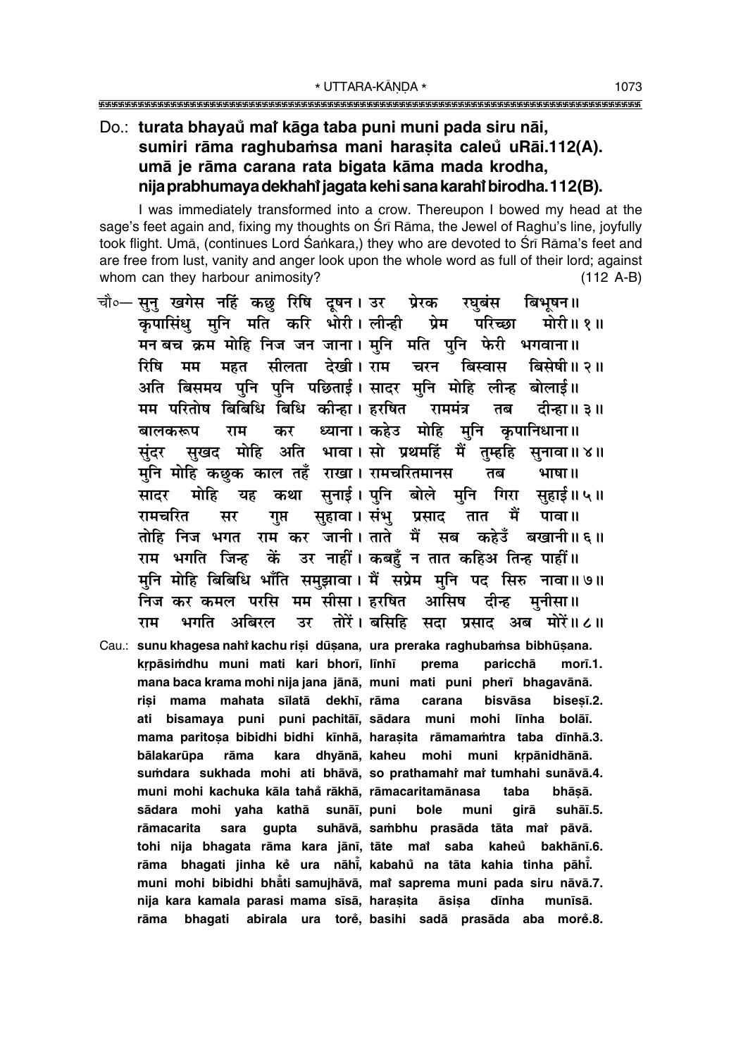**Do.: turata bhayaů maĩ kāga taba puni muni pada siru nāi,**
**sumiri rāma raghubaṁsa mani haraṣita caleů uRāi.112(A).**
**umā je rāma carana rata bigata kāma mada krodha,**
**nija prabhumaya dekhahĩ jagata kehi sana karahĩ birodha.112(B).**

I was immediately transformed into a crow. Thereupon I bowed my head at the sage's feet again and, fixing my thoughts on Śrī Rāma, the Jewel of Raghu's line, joyfully took flight. Umā, (continues Lord Śaṅkara,) they who are devoted to Śrī Rāma's feet and are free from lust, vanity and anger look upon the whole word as full of their lord; against whom can they harbour animosity? (112 A-B)

चौ०— सुनु खगेस नहिं कछु रिषि दूषन। उर प्रेरक रघुबंस बिभूषन॥
कृपासिंधु मुनि मति करि भोरी। लीन्ही प्रेम परिच्छा मोरी॥ १॥
मन बच क्रम मोहि निज जन जाना। मुनि मति पुनि फेरी भगवाना॥
रिषि मम महत सीलता देखी। राम चरन बिस्वास बिसेषी॥ २॥
अति बिसमय पुनि पुनि पछिताई। सादर मुनि मोहि लीन्ह बोलाई॥
मम परितोष बिबिधि बिधि कीन्हा। हरषित राममंत्र तब दीन्हा॥ ३॥
बालकरूप राम कर ध्याना। कहेउ मोहि मुनि कृपानिधाना॥
सुंदर सुखद मोहि अति भावा। सो प्रथमहिं मैं तुम्हहि सुनावा॥ ४॥
मुनि मोहि कछुक काल तहँ राखा। रामचरितमानस तब भाषा॥
सादर मोहि यह कथा सुनाई। पुनि बोले मुनि गिरा सुहाई॥ ५॥
रामचरित सर गुप्त सुहावा। संभु प्रसाद तात मैं पावा॥
तोहि निज भगत राम कर जानी। ताते मैं सब कहेउँ बखानी॥ ६॥
राम भगति जिन्ह कें उर नाहीं। कबहुँ न तात कहिअ तिन्ह पाहीं॥
मुनि मोहि बिबिधि भाँति समुझावा। मैं सप्रेम मुनि पद सिरु नावा॥ ७॥
निज कर कमल परसि मम सीसा। हरषित आसिष दीन्ह मुनीसा॥
राम भगति अबिरल उर तोरें। बसिहि सदा प्रसाद अब मोरें॥ ८॥

Cau.: **sunu khagesa nahĩ kachu riṣi dūṣana, ura preraka raghubaṁsa bibhūṣana.**
**kṛpāsiṁdhu muni mati kari bhorī, līnhī prema paricchā morī.1.**
**mana baca krama mohi nija jana jānā, muni mati puni pherī bhagavānā.**
**riṣi mama mahata sīlatā dekhī, rāma carana bisvāsa biseṣī.2.**
**ati bisamaya puni puni pachitāī, sādara muni mohi līnha bolāī.**
**mama paritoṣa bibidhi bidhi kīnhā, haraṣita rāmamaṁtra taba dīnhā.3.**
**bālakarūpa rāma kara dhyānā, kaheu mohi muni kṛpānidhānā.**
**suṁdara sukhada mohi ati bhāvā, so prathamahĩ maĩ tumhahi sunāvā.4.**
**muni mohi kachuka kāla tahā̃ rākhā, rāmacaritamānasa taba bhāṣā.**
**sādara mohi yaha kathā sunāī, puni bole muni girā suhāī.5.**
**rāmacarita sara gupta suhāvā, saṁbhu prasāda tāta maĩ pāvā.**
**tohi nija bhagata rāma kara jānī, tāte maĩ saba kaheů bakhānī.6.**
**rāma bhagati jinha kẽ ura nāhī̃, kabahů na tāta kahia tinha pāhī̃.**
**muni mohi bibidhi bhā̃ti samujhāvā, maĩ saprema muni pada siru nāvā.7.**
**nija kara kamala parasi mama sīsā, haraṣita āsiṣa dīnha munīsā.**
**rāma bhagati abirala ura torẽ, basihi sadā prasāda aba morẽ.8.**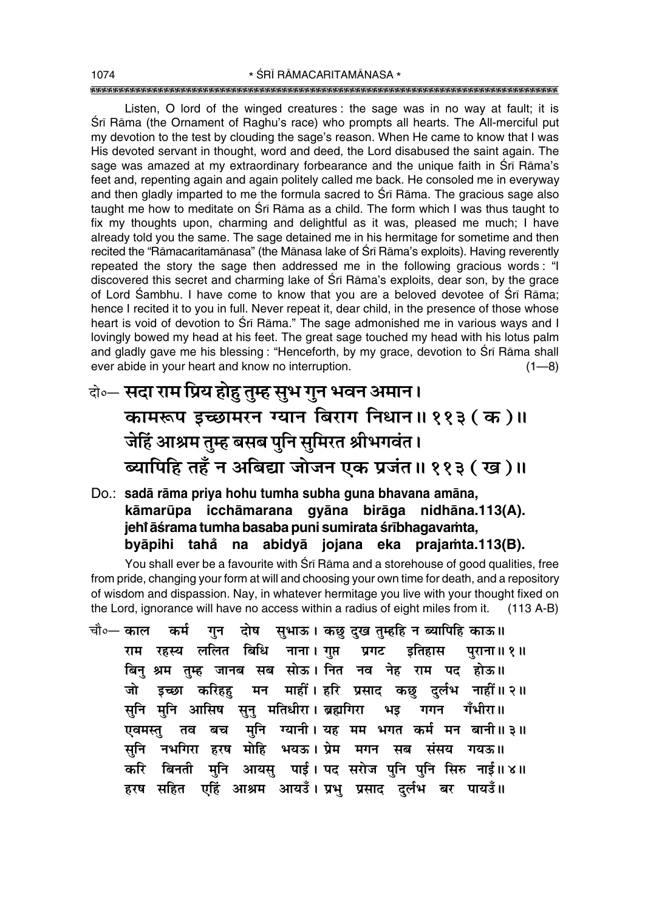Listen, O lord of the winged creatures : the sage was in no way at fault; it is Śrī Rāma (the Ornament of Raghu's race) who prompts all hearts. The All-merciful put my devotion to the test by clouding the sage's reason. When He came to know that I was His devoted servant in thought, word and deed, the Lord disabused the saint again. The sage was amazed at my extraordinary forbearance and the unique faith in Śrī Rāma's feet and, repenting again and again politely called me back. He consoled me in everyway and then gladly imparted to me the formula sacred to Śrī Rāma. The gracious sage also taught me how to meditate on Śrī Rāma as a child. The form which I was thus taught to fix my thoughts upon, charming and delightful as it was, pleased me much; I have already told you the same. The sage detained me in his hermitage for sometime and then recited the "Rāmacaritamānasa" (the Mānasa lake of Śrī Rāma's exploits). Having reverently repeated the story the sage then addressed me in the following gracious words : "I discovered this secret and charming lake of Śrī Rāma's exploits, dear son, by the grace of Lord Śambhu. I have come to know that you are a beloved devotee of Śrī Rāma; hence I recited it to you in full. Never repeat it, dear child, in the presence of those whose heart is void of devotion to Śrī Rāma." The sage admonished me in various ways and I lovingly bowed my head at his feet. The great sage touched my head with his lotus palm and gladly gave me his blessing : "Henceforth, by my grace, devotion to Śrī Rāma shall ever abide in your heart and know no interruption. (1—8)

दो०— **सदा राम प्रिय होहु तुम्ह सुभ गुन भवन अमान।**
**कामरूप इच्छामरन ग्यान बिराग निधान॥ ११३ ( क )॥**
**जेहिं आश्रम तुम्ह बसब पुनि सुमिरत श्रीभगवंत।**
**ब्यापिहि तहँ न अबिद्या जोजन एक प्रजंत॥ ११३ ( ख )॥**

Do.: **sadā rāma priya hohu tumha subha guna bhavana amāna,**
**kāmarūpa icchāmarana gyāna birāga nidhāna.113(A).**
**jehi̐ āśrama tumha basaba puni sumirata śrībhagavaṁta,**
**byāpihi taha̐ na abidyā jojana eka prajaṁta.113(B).**

You shall ever be a favourite with Śrī Rāma and a storehouse of good qualities, free from pride, changing your form at will and choosing your own time for death, and a repository of wisdom and dispassion. Nay, in whatever hermitage you live with your thought fixed on the Lord, ignorance will have no access within a radius of eight miles from it. (113 A-B)

चौ०— काल कर्म गुन दोष सुभाऊ। कछु दुख तुम्हहि न ब्यापिहि काऊ॥
राम रहस्य ललित बिधि नाना। गुप्त प्रगट इतिहास पुराना॥ १॥
बिनु श्रम तुम्ह जानब सब सोऊ। नित नव नेह राम पद होऊ॥
जो इच्छा करिहहु मन माहीं। हरि प्रसाद कछु दुर्लभ नाहीं॥ २॥
सुनि मुनि आसिष सुनु मतिधीरा। ब्रह्मगिरा भइ गगन गँभीरा॥
एवमस्तु तव बच मुनि ग्यानी। यह मम भगत कर्म मन बानी॥ ३॥
सुनि नभगिरा हरष मोहि भयऊ। प्रेम मगन सब संसय गयऊ॥
करि बिनती मुनि आयसु पाई। पद सरोज पुनि पुनि सिरु नाई॥ ४॥
हरष सहित एहिं आश्रम आयउँ। प्रभु प्रसाद दुर्लभ बर पायउँ॥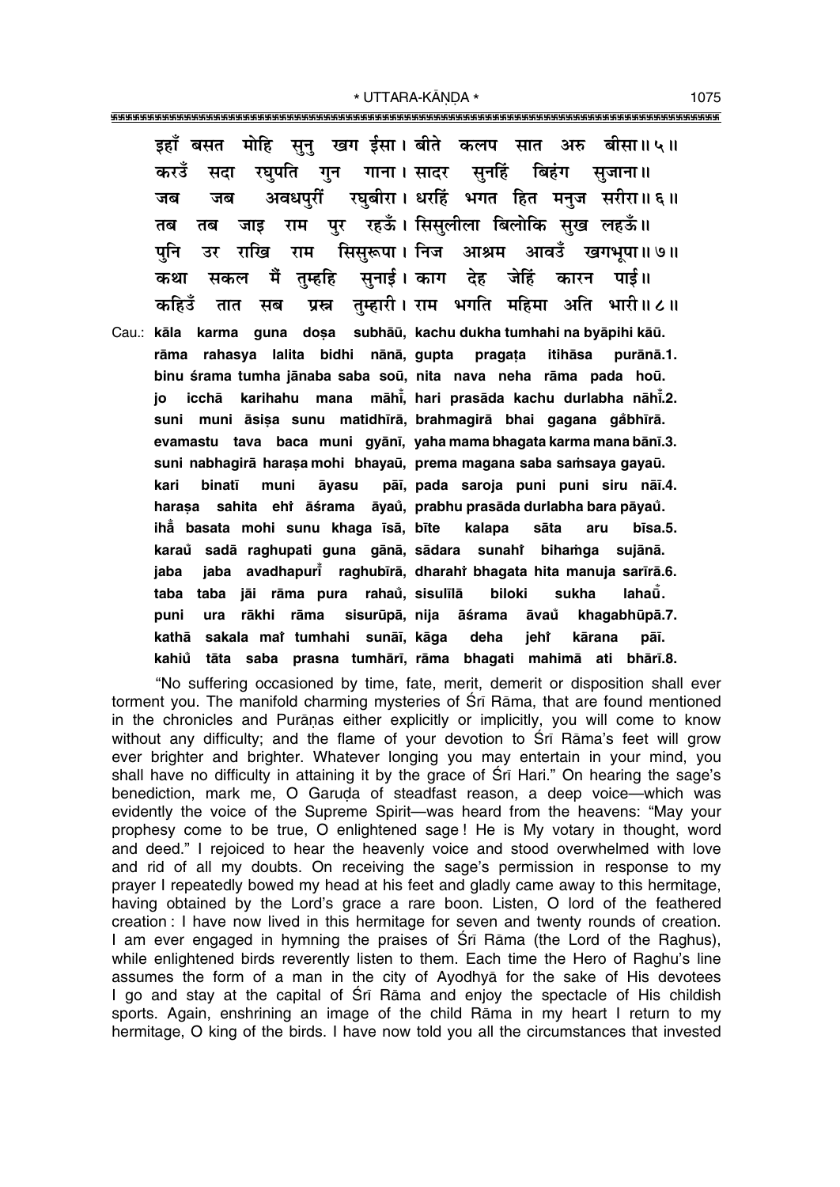इहाँ बसत मोहि सुनु खग ईसा। बीते कलप सात अरु बीसा॥ ५॥
करउँ सदा रघुपति गुन गाना। सादर सुनहिं बिहंग सुजाना॥
जब जब अवधपुरीं रघुबीरा। धरहिं भगत हित मनुज सरीरा॥ ६॥
तब तब जाइ राम पुर रहऊँ। सिसुलीला बिलोकि सुख लहऊँ॥
पुनि उर राखि राम सिसुरूपा। निज आश्रम आवउँ खगभूपा॥ ७॥
कथा सकल मैं तुम्हहि सुनाई। काग देह जेहिं कारन पाई॥
कहिउँ तात सब प्रस्न तुम्हारी। राम भगति महिमा अति भारी॥ ८॥

Cau.: **kāla karma guna doṣa subhāū, kachu dukha tumhahi na byāpihi kāū.**
**rāma rahasya lalita bidhi nānā, gupta pragaṭa itihāsa purānā.1.**
**binu śrama tumha jānaba saba soū, nita nava neha rāma pada hoū.**
**jo icchā karihahu mana māhī̆, hari prasāda kachu durlabha nāhī̆.2.**
**suni muni āsiṣa sunu matidhīrā, brahmagirā bhai gagana ga̐bhīrā.**
**evamastu tava baca muni gyānī, yaha mama bhagata karma mana bānī.3.**
**suni nabhagirā haraṣa mohi bhayaū, prema magana saba saṁsaya gayaū.**
**kari binatī muni āyasu pāī, pada saroja puni puni siru nāī.4.**
**haraṣa sahita ehi̇̐ āśrama āyau̐, prabhu prasāda durlabha bara pāyau̐.**
**iha̐ basata mohi sunu khaga īsā, bīte kalapa sāta aru bīsa.5.**
**karau̐ sadā raghupati guna gānā, sādara sunahi̇̐ bihaṁga sujānā.**
**jaba jaba avadhapurī̐ raghubīrā, dharahi̇̐ bhagata hita manuja sarīrā.6.**
**taba taba jāi rāma pura rahaū̐, sisulīlā biloki sukha lahaū̐.**
**puni ura rākhi rāma sisurūpā, nija āśrama āvau̐ khagabhūpā.7.**
**kathā sakala mai̇̐ tumhahi sunāī, kāga deha jehi̇̐ kārana pāī.**
**kahiu̐ tāta saba prasna tumhārī, rāma bhagati mahimā ati bhārī.8.**

"No suffering occasioned by time, fate, merit, demerit or disposition shall ever torment you. The manifold charming mysteries of Śrī Rāma, that are found mentioned in the chronicles and Purāṇas either explicitly or implicitly, you will come to know without any difficulty; and the flame of your devotion to Śrī Rāma's feet will grow ever brighter and brighter. Whatever longing you may entertain in your mind, you shall have no difficulty in attaining it by the grace of Śrī Hari." On hearing the sage's benediction, mark me, O Garuḍa of steadfast reason, a deep voice—which was evidently the voice of the Supreme Spirit—was heard from the heavens: "May your prophesy come to be true, O enlightened sage! He is My votary in thought, word and deed." I rejoiced to hear the heavenly voice and stood overwhelmed with love and rid of all my doubts. On receiving the sage's permission in response to my prayer I repeatedly bowed my head at his feet and gladly came away to this hermitage, having obtained by the Lord's grace a rare boon. Listen, O lord of the feathered creation: I have now lived in this hermitage for seven and twenty rounds of creation. I am ever engaged in hymning the praises of Śrī Rāma (the Lord of the Raghus), while enlightened birds reverently listen to them. Each time the Hero of Raghu's line assumes the form of a man in the city of Ayodhyā for the sake of His devotees I go and stay at the capital of Śrī Rāma and enjoy the spectacle of His childish sports. Again, enshrining an image of the child Rāma in my heart I return to my hermitage, O king of the birds. I have now told you all the circumstances that invested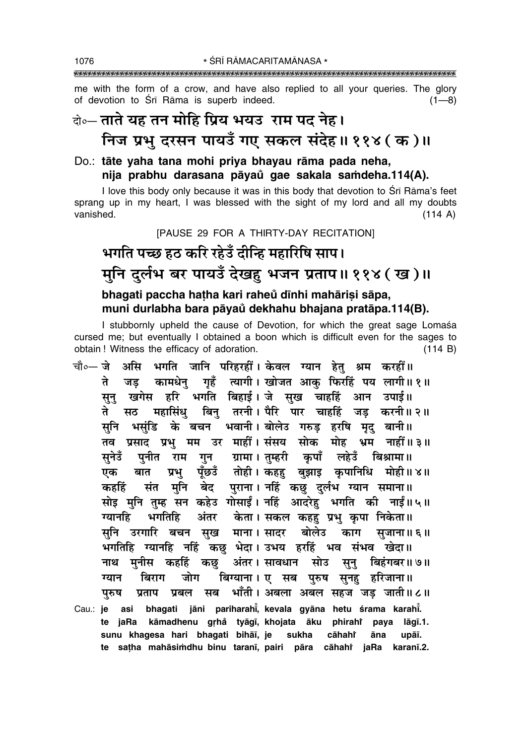me with the form of a crow, and have also replied to all your queries. The glory of devotion to Śrī Rāma is superb indeed. (1—8)

## दो०— ताते यह तन मोहि प्रिय भयउ राम पद नेह।
## निज प्रभु दरसन पायउँ गए सकल संदेह॥ ११४ ( क )॥

**Do.: tāte yaha tana mohi priya bhayau rāma pada neha,**
**nija prabhu darasana pāyaů gae sakala saṁdeha.114(A).**

I love this body only because it was in this body that devotion to Śrī Rāma's feet sprang up in my heart, I was blessed with the sight of my lord and all my doubts vanished. (114 A)

[PAUSE 29 FOR A THIRTY-DAY RECITATION]

## भगति पच्छ हठ करि रहेउँ दीन्हि महारिषि साप।
## मुनि दुर्लभ बर पायउँ देखहु भजन प्रताप॥ ११४ ( ख )॥

**bhagati paccha haṭha kari raheů dīnhi mahāriṣi sāpa,**
**muni durlabha bara pāyaů dekhahu bhajana pratāpa.114(B).**

I stubbornly upheld the cause of Devotion, for which the great sage Lomaśa cursed me; but eventually I obtained a boon which is difficult even for the sages to obtain! Witness the efficacy of adoration. (114 B)

चौ०— जे असि भगति जानि परिहरहीं। केवल ग्यान हेतु श्रम करहीं॥
ते जड़ कामधेनु गृहँ त्यागी। खोजत आकु फिरहिं पय लागी॥ १॥
सुनु खगेस हरि भगति बिहाई। जे सुख चाहहिं आन उपाई॥
ते सठ महासिंधु बिनु तरनी। पैरि पार चाहहिं जड़ करनी॥ २॥
सुनि भसुंडि के बचन भवानी। बोलेउ गरुड़ हरषि मृदु बानी॥
तव प्रसाद प्रभु मम उर माहीं। संसय सोक मोह भ्रम नाहीं॥ ३॥
सुनेउँ पुनीत राम गुन ग्रामा। तुम्हरी कृपाँ लहेउँ बिश्रामा॥
एक बात प्रभु पूँछउँ तोही। कहहु बुझाइ कृपानिधि मोही॥ ४॥
कहहिं संत मुनि बेद पुराना। नहिं कछु दुर्लभ ग्यान समाना॥
सोइ मुनि तुम्ह सन कहेउ गोसाईं। नहिं आदरेहु भगति की नाईं॥ ५॥
ग्यानहि भगतिहि अंतर केता। सकल कहहु प्रभु कृपा निकेता॥
सुनि उरगारि बचन सुख माना। सादर बोलेउ काग सुजाना॥ ६॥
भगतिहि ग्यानहि नहिं कछु भेदा। उभय हरहिं भव संभव खेदा॥
नाथ मुनीस कहहिं कछु अंतर। सावधान सोउ सुनु बिहंगबर॥ ७॥
ग्यान बिराग जोग बिग्याना। ए सब पुरुष सुनहु हरिजाना॥
पुरुष प्रताप प्रबल सब भाँती। अबला अबल सहज जड़ जाती॥ ८॥

**Cau.: je asi bhagati jāni pariharahī̃, kevala gyāna hetu śrama karahī̃.**
**te jaRa kāmadhenu gṛhå̃ tyāgī, khojata āku phirahi̇̃ paya lāgī.1.**
**sunu khagesa hari bhagati bihāī, je sukha cāhahi̇̃ āna upāī.**
**te saṭha mahāsiṁdhu binu taranī, pairi pāra cāhahi̇̃ jaRa karanī.2.**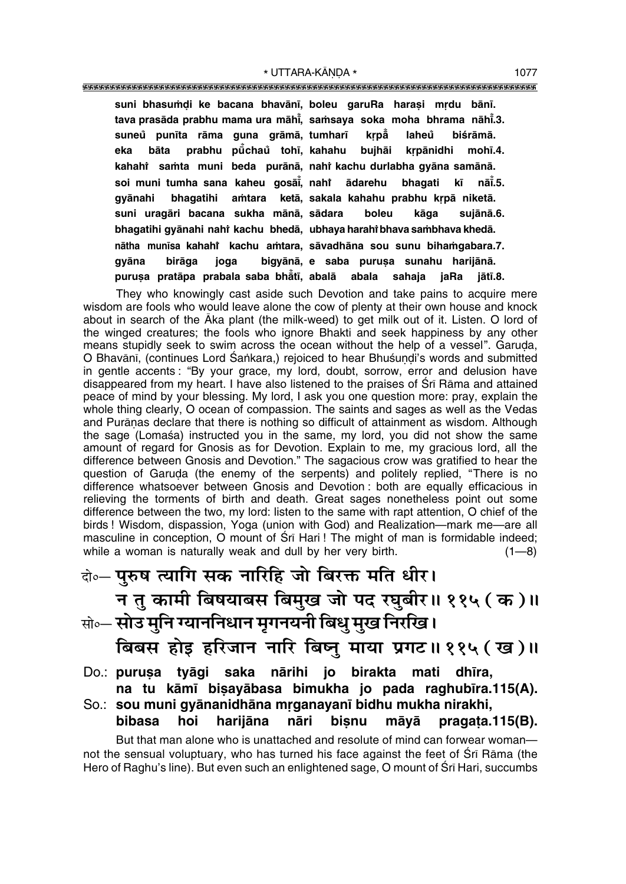**suni bhasuṁḍi ke bacana bhavānī, boleu garuRa haraṣi mṛdu bānī.**
**tava prasāda prabhu mama ura māhī̆, saṁsaya soka moha bhrama nāhī̆.3.**
**suneu̐ punīta rāma guna grāmā, tumharī kṛpā̐ laheu̐ biśrāmā.**
**eka bāta prabhu pū̐chau̐ tohī, kahahu bujhāi kṛpānidhi mohī.4.**
**kahahiṁ saṁta muni beda purānā, nahiṁ kachu durlabha gyāna samānā.**
**soi muni tumha sana kaheu gosāī̆, nahiṁ ādarehu bhagati kī nāī̆.5.**
**gyānahi bhagatihi aṁtara ketā, sakala kahahu prabhu kṛpā niketā.**
**suni uragāri bacana sukha mānā, sādara boleu kāga sujānā.6.**
**bhagatihi gyānahi nahiṁ kachu bhedā, ubhaya harahiṁ bhava saṁbhava khedā.**
**nātha munīsa kahahiṁ kachu aṁtara, sāvadhāna sou sunu bihaṁgabara.7.**
**gyāna birāga joga bigyānā, e saba puruṣa sunahu harijānā.**
**puruṣa pratāpa prabala saba bhā̐tī, abalā abala sahaja jaRa jātī.8.**

They who knowingly cast aside such Devotion and take pains to acquire mere wisdom are fools who would leave alone the cow of plenty at their own house and knock about in search of the Āka plant (the milk-weed) to get milk out of it. Listen. O lord of the winged creatures; the fools who ignore Bhakti and seek happiness by any other means stupidly seek to swim across the ocean without the help of a vessel". Garuḍa, O Bhavānī, (continues Lord Śaṅkara,) rejoiced to hear Bhuśuṇḍi's words and submitted in gentle accents : "By your grace, my lord, doubt, sorrow, error and delusion have disappeared from my heart. I have also listened to the praises of Śrī Rāma and attained peace of mind by your blessing. My lord, I ask you one question more: pray, explain the whole thing clearly, O ocean of compassion. The saints and sages as well as the Vedas and Purāṇas declare that there is nothing so difficult of attainment as wisdom. Although the sage (Lomaśa) instructed you in the same, my lord, you did not show the same amount of regard for Gnosis as for Devotion. Explain to me, my gracious lord, all the difference between Gnosis and Devotion." The sagacious crow was gratified to hear the question of Garuḍa (the enemy of the serpents) and politely replied, "There is no difference whatsoever between Gnosis and Devotion : both are equally efficacious in relieving the torments of birth and death. Great sages nonetheless point out some difference between the two, my lord: listen to the same with rapt attention, O chief of the birds ! Wisdom, dispassion, Yoga (union with God) and Realization—mark me—are all masculine in conception, O mount of Śrī Hari ! The might of man is formidable indeed; while a woman is naturally weak and dull by her very birth. (1—8)

दो०— **पुरुष त्यागि सक नारिहि जो बिरक्त मति धीर।**
**न तु कामी बिषयाबस बिमुख जो पद रघुबीर॥ ११५ ( क )॥**
सो०— **सोउ मुनि ग्याननिधान मृगनयनी बिधु मुख निरखि।**
**बिबस होइ हरिजान नारि बिष्नु माया प्रगट॥ ११५ ( ख )॥**

Do.: **puruṣa tyāgi saka nārihi jo birakta mati dhīra,**
**na tu kāmī biṣayābasa bimukha jo pada raghubīra.115(A).**
So.: **sou muni gyānanidhāna mṛganayanī bidhu mukha nirakhi,**
**bibasa hoi harijāna nāri biṣnu māyā pragaṭa.115(B).**

But that man alone who is unattached and resolute of mind can forwear woman—not the sensual voluptuary, who has turned his face against the feet of Śrī Rāma (the Hero of Raghu's line). But even such an enlightened sage, O mount of Śrī Hari, succumbs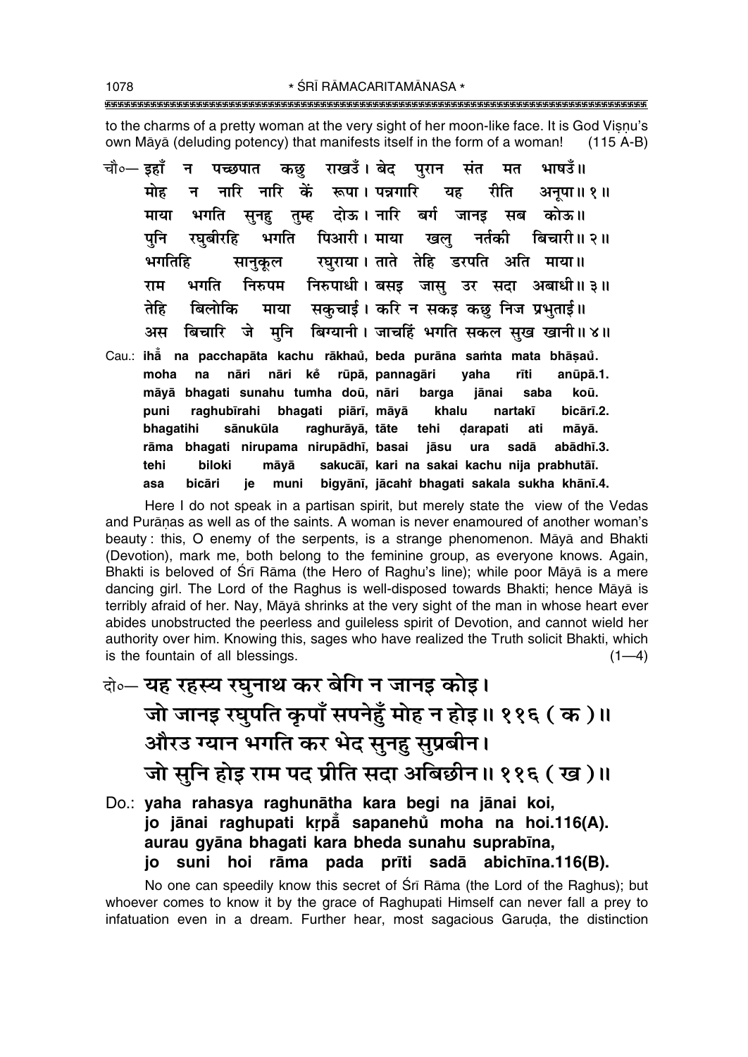to the charms of a pretty woman at the very sight of her moon-like face. It is God Viṣṇu's own Māyā (deluding potency) that manifests itself in the form of a woman! (115 A-B)

चौ०— इहाँ न पच्छपात कछु राखउँ। बेद पुरान संत मत भाषउँ॥
मोह न नारि नारि कें रूपा। पन्नगारि यह रीति अनूपा॥ १॥
माया भगति सुनहु तुम्ह दोऊ। नारि बर्ग जानइ सब कोऊ॥
पुनि रघुबीरहि भगति पिआरी। माया खलु नर्तकी बिचारी॥ २॥
भगतिहि सानुकूल रघुराया। ताते तेहि डरपति अति माया॥
राम भगति निरुपम निरुपाधी। बसइ जासु उर सदा अबाधी॥ ३॥
तेहि बिलोकि माया सकुचाई। करि न सकइ कछु निज प्रभुताई॥
अस बिचारि जे मुनि बिग्यानी। जाचहिं भगति सकल सुख खानी॥ ४॥

Cau.: **ihā̐ na pacchapāta kachu rākhaů, beda purāna saṁta mata bhāṣaů.**
**moha na nāri nāri kẽ rūpā, pannagāri yaha rīti anūpā.1.**
**māyā bhagati sunahu tumha doū, nāri barga jānai saba koū.**
**puni raghubīrahi bhagati piārī, māyā khalu nartakī bicārī.2.**
**bhagatihi sānukūla raghurāyā, tāte tehi ḍarapati ati māyā.**
**rāma bhagati nirupama nirupādhī, basai jāsu ura sadā abādhī.3.**
**tehi biloki māyā sakucāī, kari na sakai kachu nija prabhutāī.**
**asa bicāri je muni bigyānī, jācahiṁ bhagati sakala sukha khānī.4.**

Here I do not speak in a partisan spirit, but merely state the view of the Vedas and Purāṇas as well as of the saints. A woman is never enamoured of another woman's beauty: this, O enemy of the serpents, is a strange phenomenon. Māyā and Bhakti (Devotion), mark me, both belong to the feminine group, as everyone knows. Again, Bhakti is beloved of Śrī Rāma (the Hero of Raghu's line); while poor Māyā is a mere dancing girl. The Lord of the Raghus is well-disposed towards Bhakti; hence Māyā is terribly afraid of her. Nay, Māyā shrinks at the very sight of the man in whose heart ever abides unobstructed the peerless and guileless spirit of Devotion, and cannot wield her authority over him. Knowing this, sages who have realized the Truth solicit Bhakti, which is the fountain of all blessings. (1—4)

दो०— यह रहस्य रघुनाथ कर बेगि न जानइ कोइ।
जो जानइ रघुपति कृपाँ सपनेहुँ मोह न होइ॥ ११६ (क)॥
औरउ ग्यान भगति कर भेद सुनहु सुप्रबीन।
जो सुनि होइ राम पद प्रीति सदा अबिछीन॥ ११६ (ख)॥

Do.: **yaha rahasya raghunātha kara begi na jānai koi,**
**jo jānai raghupati kṛpā̐ sapanehů moha na hoi.116(A).**
**aurau gyāna bhagati kara bheda sunahu suprabīna,**
**jo suni hoi rāma pada prīti sadā abichīna.116(B).**

No one can speedily know this secret of Śrī Rāma (the Lord of the Raghus); but whoever comes to know it by the grace of Raghupati Himself can never fall a prey to infatuation even in a dream. Further hear, most sagacious Garuḍa, the distinction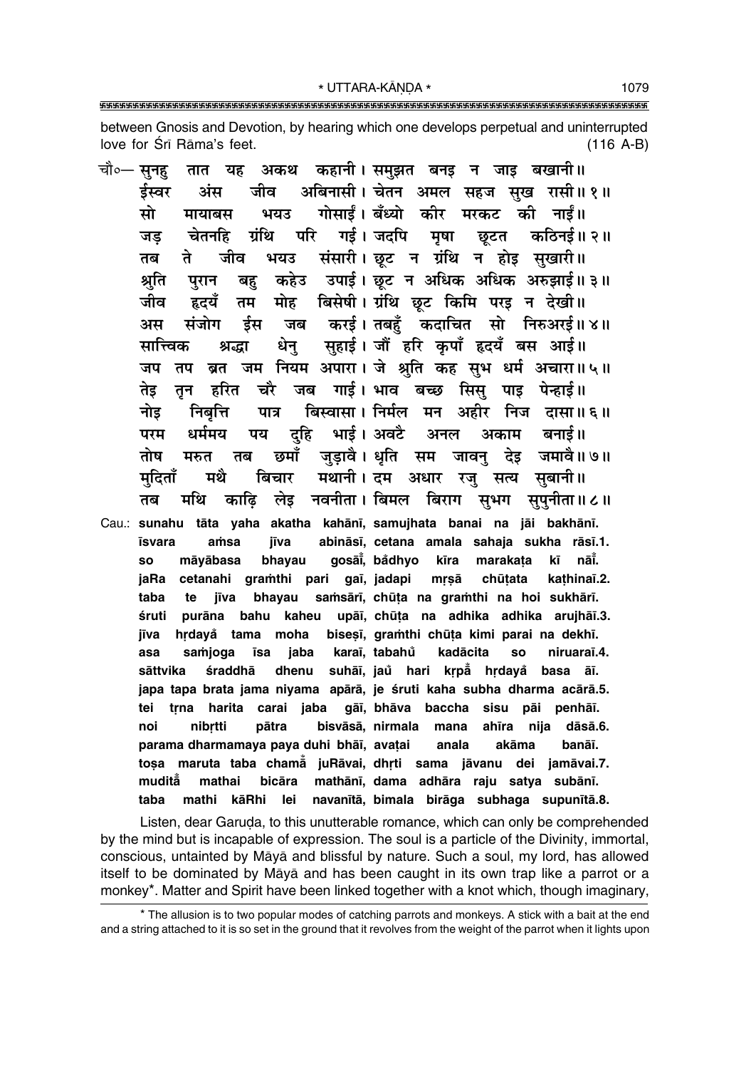between Gnosis and Devotion, by hearing which one develops perpetual and uninterrupted love for Śrī Rāma's feet. (116 A-B)

चौ०— सुनहु तात यह अकथ कहानी। समुझत बनइ न जाइ बखानी॥
ईस्वर अंस जीव अबिनासी। चेतन अमल सहज सुख रासी॥ १॥
सो मायाबस भयउ गोसाईं। बँध्यो कीर मरकट की नाईं॥
जड़ चेतनहि ग्रंथि परि गई। जदपि मृषा छूटत कठिनई॥ २॥
तब ते जीव भयउ संसारी। छूट न ग्रंथि न होइ सुखारी॥
श्रुति पुरान बहु कहेउ उपाई। छूट न अधिक अधिक अरुझाई॥ ३॥
जीव हृदयँ तम मोह बिसेषी। ग्रंथि छूट किमि परइ न देखी॥
अस संजोग ईस जब करई। तबहुँ कदाचित सो निरुअरई॥ ४॥
सात्त्विक श्रद्धा धेनु सुहाई। जौं हरि कृपाँ हृदयँ बस आई॥
जप तप ब्रत जम नियम अपारा। जे श्रुति कह सुभ धर्म अचारा॥ ५॥
तेइ तृन हरित चरै जब गाई। भाव बच्छ सिसु पाइ पेन्हाई॥
नोइ निबृत्ति पात्र बिस्वासा। निर्मल मन अहीर निज दासा॥ ६॥
परम धर्ममय पय दुहि भाई। अवटै अनल अकाम बनाई॥
तोष मरुत तब छमाँ जुड़ावै। धृति सम जावनु देइ जमावै॥ ७॥
मुदिताँ मथै बिचार मथानी। दम अधार रजु सत्य सुबानी॥
तब मथि काढ़ि लेइ नवनीता। बिमल बिराग सुभग सुपुनीता॥ ८॥

Cau.: sunahu tāta yaha akatha kahānī, samujhata banai na jāi bakhānī.
īsvara aṁsa jīva abināsī, cetana amala sahaja sukha rāsī.1.
so māyābasa bhayau gosāi̐, ba̐dhyo kīra marakaṭa kī nāi̐.
jaRa cetanahi graṁthi pari gaī, jadapi mṛṣā chūṭata kaṭhinaī.2.
taba te jīva bhayau saṁsārī, chūṭa na graṁthi na hoi sukhārī.
śruti purāna bahu kaheu upāī, chūṭa na adhika adhika arujhāī.3.
jīva hṛdaya̐ tama moha biseṣī, graṁthi chūṭa kimi parai na dekhī.
asa saṁjoga īsa jaba karaī, tabahu̐ kadācita so niruaraī.4.
sāttvika śraddhā dhenu suhāī, jau̐ hari kṛpa̐ hṛdaya̐ basa āī.
japa tapa brata jama niyama apārā, je śruti kaha subha dharma acārā.5.
tei tṛna harita carai jaba gāī, bhāva baccha sisu pāi penhāī.
noi nibṛtti pātra bisvāsā, nirmala mana ahīra nija dāsā.6.
parama dharmamaya paya duhi bhāī, avaṭai anala akāma banāī.
toṣa maruta taba chamā̐ juRāvai, dhṛti sama jāvanu dei jamāvai.7.
muditā̐ mathai bicāra mathānī, dama adhāra raju satya subānī.
taba mathi kāRhi lei navanītā, bimala birāga subhaga supunītā.8.

Listen, dear Garuḍa, to this unutterable romance, which can only be comprehended by the mind but is incapable of expression. The soul is a particle of the Divinity, immortal, conscious, untainted by Māyā and blissful by nature. Such a soul, my lord, has allowed itself to be dominated by Māyā and has been caught in its own trap like a parrot or a monkey*. Matter and Spirit have been linked together with a knot which, though imaginary,

* The allusion is to two popular modes of catching parrots and monkeys. A stick with a bait at the end and a string attached to it is so set in the ground that it revolves from the weight of the parrot when it lights upon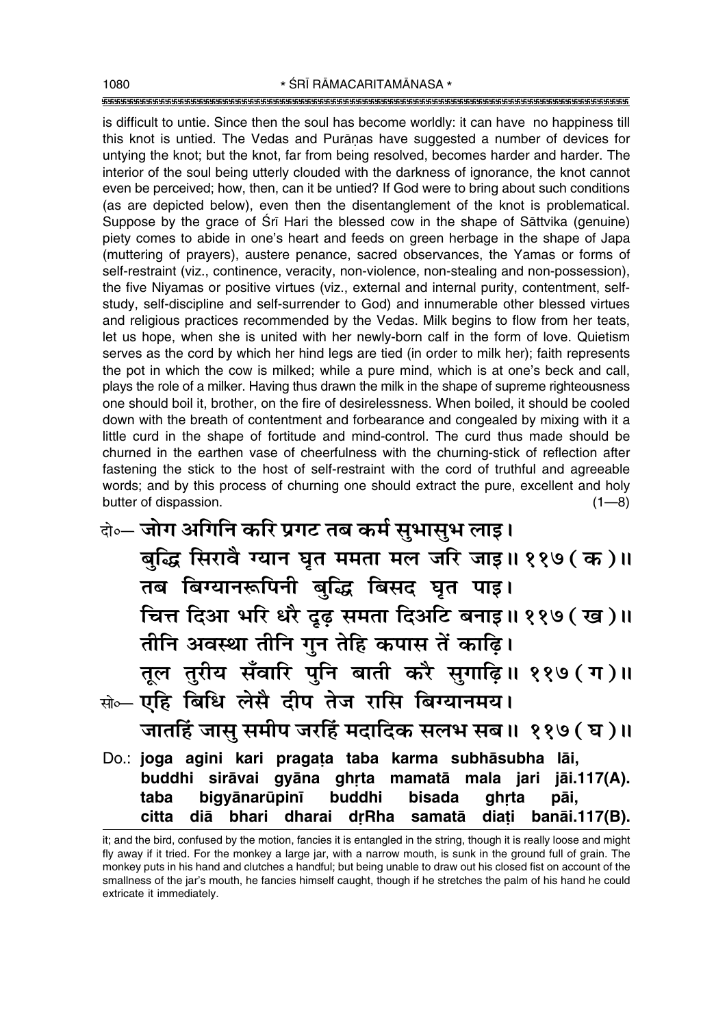is difficult to untie. Since then the soul has become worldly: it can have no happiness till this knot is untied. The Vedas and Purāṇas have suggested a number of devices for untying the knot; but the knot, far from being resolved, becomes harder and harder. The interior of the soul being utterly clouded with the darkness of ignorance, the knot cannot even be perceived; how, then, can it be untied? If God were to bring about such conditions (as are depicted below), even then the disentanglement of the knot is problematical. Suppose by the grace of Śrī Hari the blessed cow in the shape of Sāttvika (genuine) piety comes to abide in one's heart and feeds on green herbage in the shape of Japa (muttering of prayers), austere penance, sacred observances, the Yamas or forms of self-restraint (viz., continence, veracity, non-violence, non-stealing and non-possession), the five Niyamas or positive virtues (viz., external and internal purity, contentment, self-study, self-discipline and self-surrender to God) and innumerable other blessed virtues and religious practices recommended by the Vedas. Milk begins to flow from her teats, let us hope, when she is united with her newly-born calf in the form of love. Quietism serves as the cord by which her hind legs are tied (in order to milk her); faith represents the pot in which the cow is milked; while a pure mind, which is at one's beck and call, plays the role of a milker. Having thus drawn the milk in the shape of supreme righteousness one should boil it, brother, on the fire of desirelessness. When boiled, it should be cooled down with the breath of contentment and forbearance and congealed by mixing with it a little curd in the shape of fortitude and mind-control. The curd thus made should be churned in the earthen vase of cheerfulness with the churning-stick of reflection after fastening the stick to the host of self-restraint with the cord of truthful and agreeable words; and by this process of churning one should extract the pure, excellent and holy butter of dispassion. (1—8)

दो०— जोग अगिनि करि प्रगट तब कर्म सुभासुभ लाइ।
बुद्धि सिरावै ग्यान घृत ममता मल जरि जाइ॥ ११७ ( क )॥
तब बिग्यानरूपिनी बुद्धि बिसद घृत पाइ।
चित्त दिआ भरि धरै दृढ़ समता दिअटि बनाइ॥ ११७ ( ख )॥
तीनि अवस्था तीनि गुन तेहि कपास तें काढ़ि।
तूल तुरीय सँवारि पुनि बाती करै सुगाढ़ि॥ ११७ ( ग )॥
सो०— एहि बिधि लेसै दीप तेज रासि बिग्यानमय।
जातहिं जासु समीप जरहिं मदादिक सलभ सब॥ ११७ ( घ )॥

Do.: **joga agini kari pragaṭa taba karma subhāsubha lāi,**
**buddhi sirāvai gyāna ghṛta mamatā mala jari jāi.117(A).**
**taba bigyānarūpinī buddhi bisada ghṛta pāi,**
**citta diā bhari dharai dṛRha samatā diaṭi banāi.117(B).**

it; and the bird, confused by the motion, fancies it is entangled in the string, though it is really loose and might fly away if it tried. For the monkey a large jar, with a narrow mouth, is sunk in the ground full of grain. The monkey puts in his hand and clutches a handful; but being unable to draw out his closed fist on account of the smallness of the jar's mouth, he fancies himself caught, though if he stretches the palm of his hand he could extricate it immediately.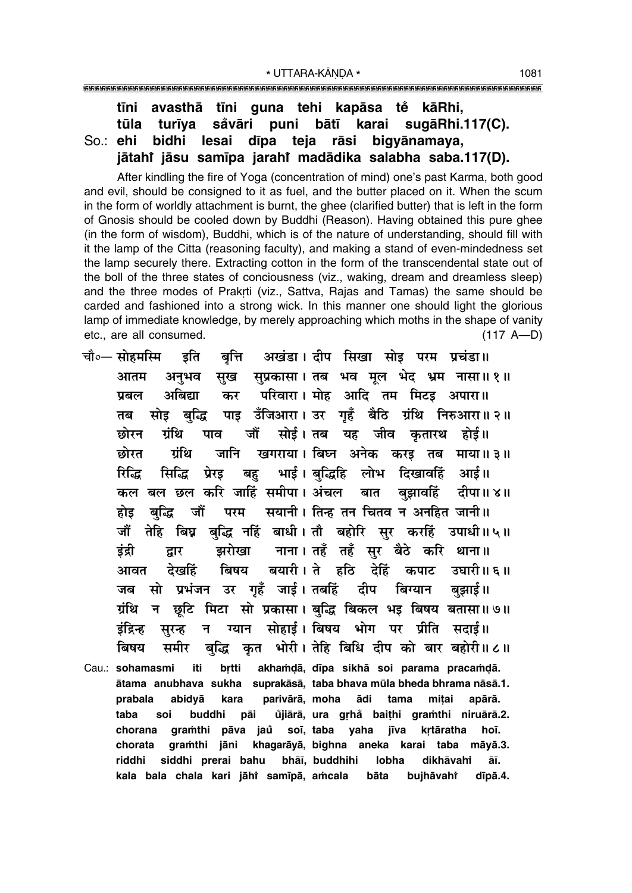**tīni avasthā tīni guna tehi kapāsa tẽ kāRhi,**
**tūla turīya sa̐vāri puni bātī karai sugāRhi.117(C).**
**So.: ehi bidhi lesai dīpa teja rāsi bigyānamaya,**
**jātahĩ jāsu samīpa jarahĩ madādika salabha saba.117(D).**

After kindling the fire of Yoga (concentration of mind) one's past Karma, both good and evil, should be consigned to it as fuel, and the butter placed on it. When the scum in the form of worldly attachment is burnt, the ghee (clarified butter) that is left in the form of Gnosis should be cooled down by Buddhi (Reason). Having obtained this pure ghee (in the form of wisdom), Buddhi, which is of the nature of understanding, should fill with it the lamp of the Citta (reasoning faculty), and making a stand of even-mindedness set the lamp securely there. Extracting cotton in the form of the transcendental state out of the boll of the three states of conciousness (viz., waking, dream and dreamless sleep) and the three modes of Prakṛti (viz., Sattva, Rajas and Tamas) the same should be carded and fashioned into a strong wick. In this manner one should light the glorious lamp of immediate knowledge, by merely approaching which moths in the shape of vanity etc., are all consumed. (117 A—D)

चौ०— **सोहमस्मि इति बृत्ति अखंडा। दीप सिखा सोइ परम प्रचंडा॥**
**आतम अनुभव सुख सुप्रकासा। तब भव मूल भेद भ्रम नासा॥ १॥**
**प्रबल अबिद्या कर परिवारा। मोह आदि तम मिटइ अपारा॥**
**तब सोइ बुद्धि पाइ उँजिआरा। उर गृहँ बैठि ग्रंथि निरुआरा॥ २॥**
**छोरन ग्रंथि पाव जौं सोई। तब यह जीव कृतारथ होई॥**
**छोरत ग्रंथि जानि खगराया। बिघ्न अनेक करइ तब माया॥ ३॥**
**रिद्धि सिद्धि प्रेरइ बहु भाई। बुद्धिहि लोभ दिखावहिं आई॥**
**कल बल छल करि जाहिं समीपा। अंचल बात बुझावहिं दीपा॥ ४॥**
**होइ बुद्धि जौं परम सयानी। तिन्ह तन चितव न अनहित जानी॥**
**जौं तेहि बिघ्न बुद्धि नहिं बाधी। तौ बहोरि सुर करहिं उपाधी॥ ५॥**
**इंद्री द्वार झरोखा नाना। तहँ तहँ सुर बैठे करि थाना॥**
**आवत देखहिं बिषय बयारी। ते हठि देहिं कपाट उघारी॥ ६॥**
**जब सो प्रभंजन उर गृहँ जाई। तबहिं दीप बिग्यान बुझाई॥**
**ग्रंथि न छूटि मिटा सो प्रकासा। बुद्धि बिकल भइ बिषय बतासा॥ ७॥**
**इंद्रिन्ह सुरन्ह न ग्यान सोहाई। बिषय भोग पर प्रीति सदाई॥**
**बिषय समीर बुद्धि कृत भोरी। तेहि बिधि दीप को बार बहोरी॥ ८॥**

Cau.: **sohamasmi iti bṛtti akhaṁḍā, dīpa sikhā soi parama pracaṁḍā.**
**ātama anubhava sukha suprakāsā, taba bhava mūla bheda bhrama nāsā.1.**
**prabala abidyā kara parivārā, moha ādi tama miṭai apārā.**
**taba soi buddhi pāi u̐jiārā, ura gṛha̐ baiṭhi graṁthi niruārā.2.**
**chorana graṁthi pāva jau̐ soī, taba yaha jīva kṛtāratha hoī.**
**chorata graṁthi jāni khagarāyā, bighna aneka karai taba māyā.3.**
**riddhi siddhi prerai bahu bhāī, buddhihi lobha dikhāvahĩ āī.**
**kala bala chala kari jāhĩ samīpā, aṁcala bāta bujhāvahĩ dīpā.4.**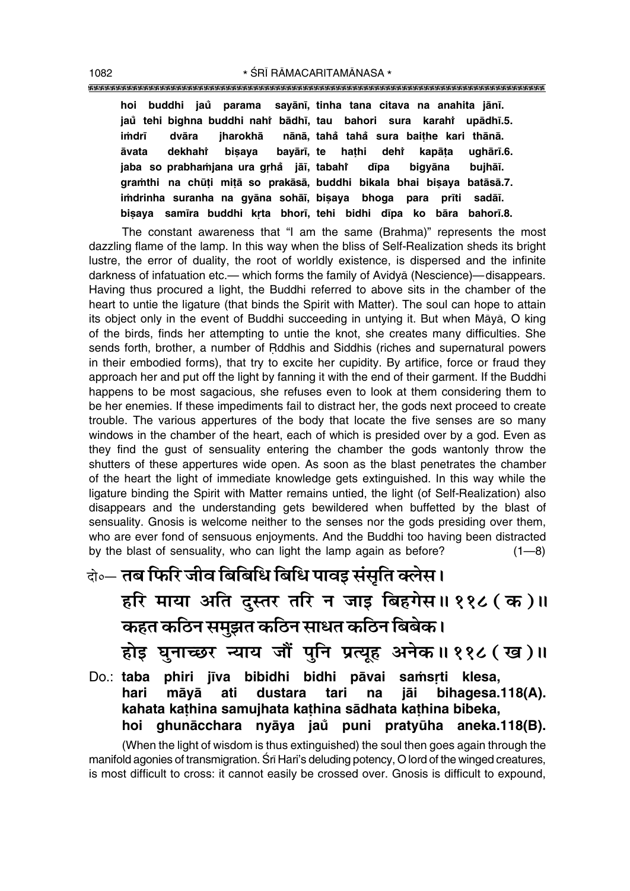**hoi buddhi jaů parama sayānī, tinha tana citava na anahita jānī.**
**jaů tehi bighna buddhi nahi̊ bādhī, tau bahori sura karahi̊ upādhī.5.**
**iṁdrī dvāra jharokhā nānā, tahå̃ tahå̃ sura baiṭhe kari thānā.**
**āvata dekhahi̊ biṣaya bayārī, te haṭhi dehi̊ kapāṭa ughārī.6.**
**jaba so prabhaṁjana ura gṛhå̃ jāī, tabahi̊ dīpa bigyāna bujhāī.**
**graṁthi na chūṭi miṭā so prakāsā, buddhi bikala bhai biṣaya batāsā.7.**
**iṁdrinha suranha na gyāna sohāī, biṣaya bhoga para prīti sadāī.**
**biṣaya samīra buddhi kṛta bhorī, tehi bidhi dīpa ko bāra bahorī.8.**

The constant awareness that "I am the same (Brahma)" represents the most dazzling flame of the lamp. In this way when the bliss of Self-Realization sheds its bright lustre, the error of duality, the root of worldly existence, is dispersed and the infinite darkness of infatuation etc.— which forms the family of Avidyā (Nescience)—disappears. Having thus procured a light, the Buddhi referred to above sits in the chamber of the heart to untie the ligature (that binds the Spirit with Matter). The soul can hope to attain its object only in the event of Buddhi succeeding in untying it. But when Māyā, O king of the birds, finds her attempting to untie the knot, she creates many difficulties. She sends forth, brother, a number of Ṛddhis and Siddhis (riches and supernatural powers in their embodied forms), that try to excite her cupidity. By artifice, force or fraud they approach her and put off the light by fanning it with the end of their garment. If the Buddhi happens to be most sagacious, she refuses even to look at them considering them to be her enemies. If these impediments fail to distract her, the gods next proceed to create trouble. The various appertures of the body that locate the five senses are so many windows in the chamber of the heart, each of which is presided over by a god. Even as they find the gust of sensuality entering the chamber the gods wantonly throw the shutters of these appertures wide open. As soon as the blast penetrates the chamber of the heart the light of immediate knowledge gets extinguished. In this way while the ligature binding the Spirit with Matter remains untied, the light (of Self-Realization) also disappears and the understanding gets bewildered when buffetted by the blast of sensuality. Gnosis is welcome neither to the senses nor the gods presiding over them, who are ever fond of sensuous enjoyments. And the Buddhi too having been distracted by the blast of sensuality, who can light the lamp again as before? (1—8)

दो०— तब फिरि जीव बिबिधि बिधि पावइ संसृति क्लेस।
हरि माया अति दुस्तर तरि न जाइ बिहगेस॥ ११८ ( क )॥
कहत कठिन समुझत कठिन साधत कठिन बिबेक।
होइ घुनाच्छर न्याय जौं पुनि प्रत्यूह अनेक॥ ११८ ( ख )॥

Do.: **taba phiri jīva bibidhi bidhi pāvai saṁsṛti klesa,**
**hari māyā ati dustara tari na jāi bihagesa.118(A).**
**kahata kaṭhina samujhata kaṭhina sādhata kaṭhina bibeka,**
**hoi ghunācchara nyāya jaů puni pratyūha aneka.118(B).**

(When the light of wisdom is thus extinguished) the soul then goes again through the manifold agonies of transmigration. Śrī Hari's deluding potency, O lord of the winged creatures, is most difficult to cross: it cannot easily be crossed over. Gnosis is difficult to expound,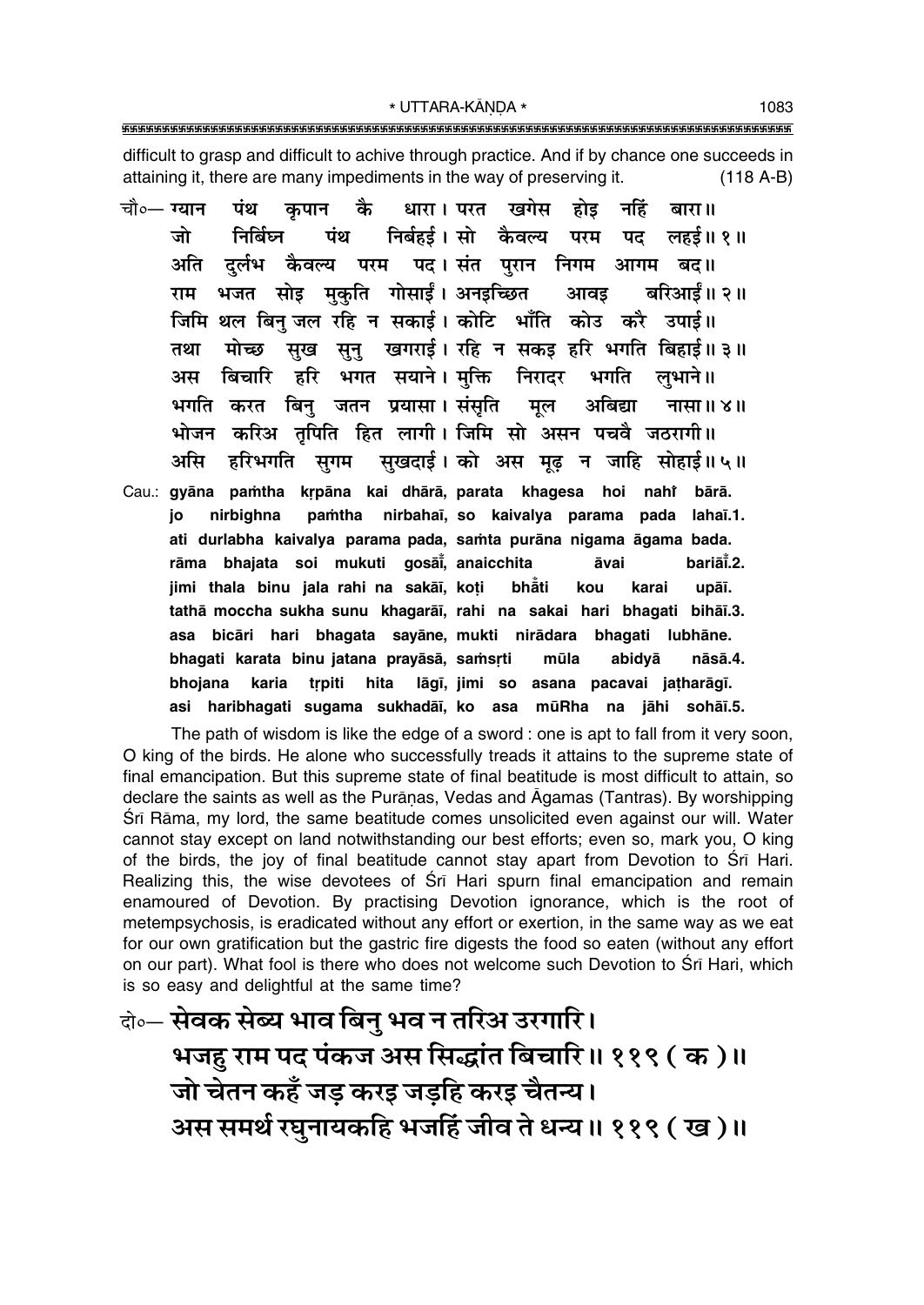difficult to grasp and difficult to achive through practice. And if by chance one succeeds in attaining it, there are many impediments in the way of preserving it. (118 A-B)

चौ०— ग्यान पंथ कृपान कै धारा। परत खगेस होइ नहिं बारा॥
जो निर्बिघ्न पंथ निर्बहई। सो कैवल्य परम पद लहई॥ १॥
अति दुर्लभ कैवल्य परम पद। संत पुरान निगम आगम बद॥
राम भजत सोइ मुकुति गोसाईं। अनइच्छित आवइ बरिआईं॥ २॥
जिमि थल बिनु जल रहि न सकाई। कोटि भाँति कोउ करै उपाई॥
तथा मोच्छ सुख सुनु खगराई। रहि न सकइ हरि भगति बिहाई॥ ३॥
अस बिचारि हरि भगत सयाने। मुक्ति निरादर भगति लुभाने॥
भगति करत बिनु जतन प्रयासा। संसृति मूल अबिद्या नासा॥ ४॥
भोजन करिअ तृपिति हित लागी। जिमि सो असन पचवै जठरागी॥
असि हरिभगति सुगम सुखदाई। को अस मूढ़ न जाहि सोहाई॥ ५॥

Cau.: **gyāna paṁtha kṛpāna kai dhārā, parata khagesa hoi nahi̐ bārā.**
**jo nirbighna paṁtha nirbahaī, so kaivalya parama pada lahaī.1.**
**ati durlabha kaivalya parama pada, saṁta purāna nigama āgama bada.**
**rāma bhajata soi mukuti gosāī̐, anaicchita āvai bariāī̐.2.**
**jimi thala binu jala rahi na sakāī, koṭi bhā̐ti kou karai upāī.**
**tathā moccha sukha sunu khagarāī, rahi na sakai hari bhagati bihāī.3.**
**asa bicāri hari bhagata sayāne, mukti nirādara bhagati lubhāne.**
**bhagati karata binu jatana prayāsā, saṁsṛti mūla abidyā nāsā.4.**
**bhojana karia tṛpiti hita lāgī, jimi so asana pacavai jaṭharāgī.**
**asi haribhagati sugama sukhadāī, ko asa mūRha na jāhi sohāī.5.**

The path of wisdom is like the edge of a sword : one is apt to fall from it very soon, O king of the birds. He alone who successfully treads it attains to the supreme state of final emancipation. But this supreme state of final beatitude is most difficult to attain, so declare the saints as well as the Purāṇas, Vedas and Āgamas (Tantras). By worshipping Śrī Rāma, my lord, the same beatitude comes unsolicited even against our will. Water cannot stay except on land notwithstanding our best efforts; even so, mark you, O king of the birds, the joy of final beatitude cannot stay apart from Devotion to Śrī Hari. Realizing this, the wise devotees of Śrī Hari spurn final emancipation and remain enamoured of Devotion. By practising Devotion ignorance, which is the root of metempsychosis, is eradicated without any effort or exertion, in the same way as we eat for our own gratification but the gastric fire digests the food so eaten (without any effort on our part). What fool is there who does not welcome such Devotion to Śrī Hari, which is so easy and delightful at the same time?

दो०— **सेवक सेब्य भाव बिनु भव न तरिअ उरगारि।**
**भजहु राम पद पंकज अस सिद्धांत बिचारि॥ ११९ ( क )॥**
**जो चेतन कहँ जड़ करइ जड़हि करइ चैतन्य।**
**अस समर्थ रघुनायकहि भजहिं जीव ते धन्य॥ ११९ ( ख )॥**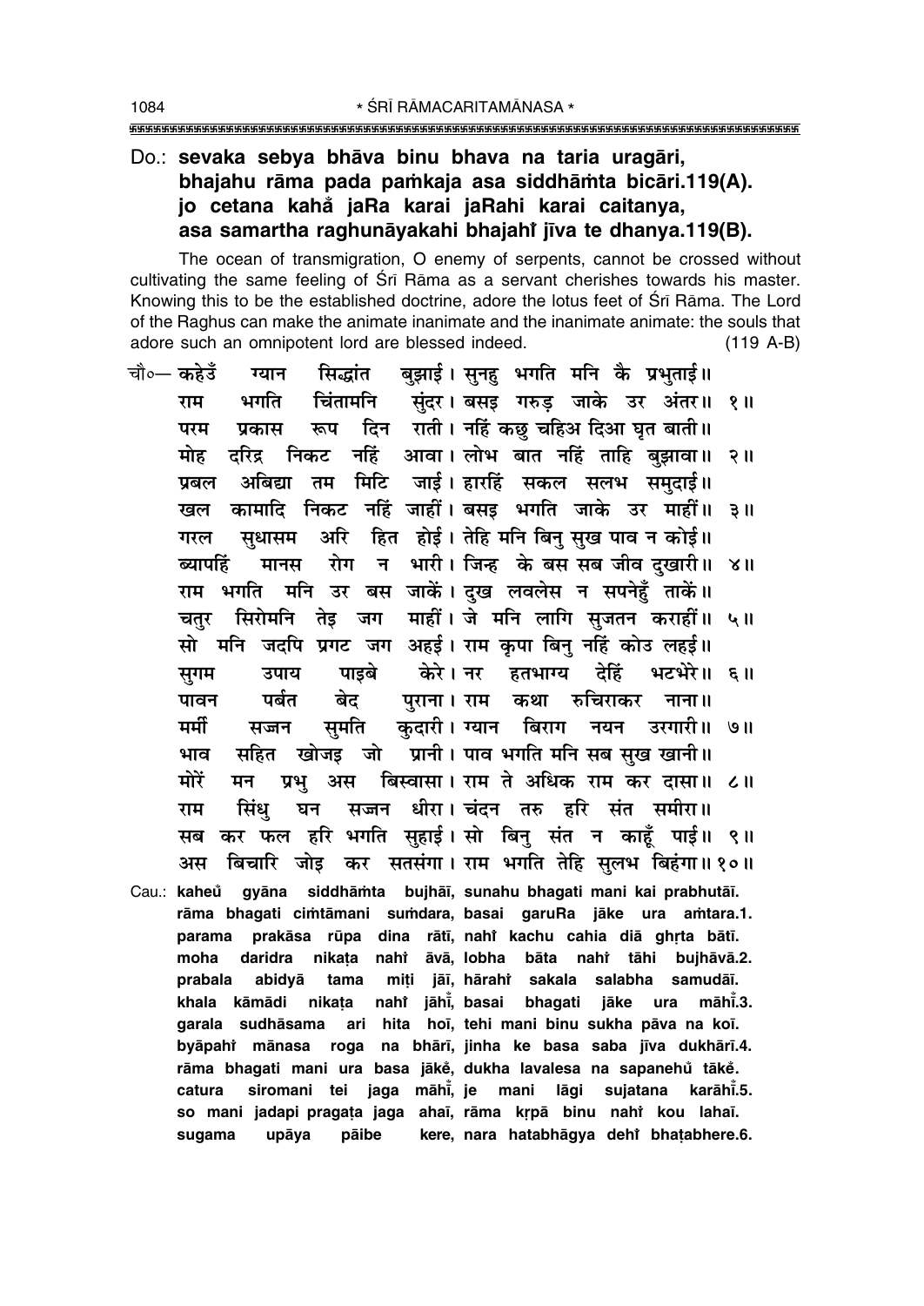**Do.: sevaka sebya bhāva binu bhava na taria uragāri, bhajahu rāma pada paṁkaja asa siddhāṁta bicāri.119(A). jo cetana kahå̐ jaRa karai jaRahi karai caitanya, asa samartha raghunāyakahi bhajahi̐ jīva te dhanya.119(B).**

The ocean of transmigration, O enemy of serpents, cannot be crossed without cultivating the same feeling of Śrī Rāma as a servant cherishes towards his master. Knowing this to be the established doctrine, adore the lotus feet of Śrī Rāma. The Lord of the Raghus can make the animate inanimate and the inanimate animate: the souls that adore such an omnipotent lord are blessed indeed. (119 A-B)

चौ०— कहेउँ ग्यान सिद्धांत बुझाई। सुनहु भगति मनि कै प्रभुताई॥
राम भगति चिंतामनि सुंदर। बसइ गरुड़ जाके उर अंतर॥ १॥
परम प्रकास रूप दिन राती। नहिं कछु चहिअ दिआ घृत बाती॥
मोह दरिद्र निकट नहिं आवा। लोभ बात नहिं ताहि बुझावा॥ २॥
प्रबल अबिद्या तम मिटि जाई। हारहिं सकल सलभ समुदाई॥
खल कामादि निकट नहिं जाहीं। बसइ भगति जाके उर माहीं॥ ३॥
गरल सुधासम अरि हित होई। तेहि मनि बिनु सुख पाव न कोई॥
ब्यापहिं मानस रोग न भारी। जिन्ह के बस सब जीव दुखारी॥ ४॥
राम भगति मनि उर बस जाकें। दुख लवलेस न सपनेहुँ ताकें॥
चतुर सिरोमनि तेइ जग माहीं। जे मनि लागि सुजतन कराहीं॥ ५॥
सो मनि जदपि प्रगट जग अहई। राम कृपा बिनु नहिं कोउ लहई॥
सुगम उपाय पाइबे केरे। नर हतभाग्य देहिं भटभेरे॥ ६॥
पावन पर्बत बेद पुराना। राम कथा रुचिराकर नाना॥
मर्मी सज्जन सुमति कुदारी। ग्यान बिराग नयन उरगारी॥ ७॥
भाव सहित खोजइ जो प्रानी। पाव भगति मनि सब सुख खानी॥
मोरें मन प्रभु अस बिस्वासा। राम ते अधिक राम कर दासा॥ ८॥
राम सिंधु घन सज्जन धीरा। चंदन तरु हरि संत समीरा॥
सब कर फल हरि भगति सुहाई। सो बिनु संत न काहूँ पाई॥ ९॥
अस बिचारि जोइ कर सतसंगा। राम भगति तेहि सुलभ बिहंगा॥ १०॥

**Cau.: kaheů̐ gyāna siddhāṁta bujhāī, sunahu bhagati mani kai prabhutāī. rāma bhagati ciṁtāmani suṁdara, basai garuRa jāke ura aṁtara.1. parama prakāsa rūpa dina rātī, nahi̐ kachu cahia diā ghṛta bātī. moha daridra nikaṭa nahi̐ āvā, lobha bāta nahi̐ tāhi bujhāvā.2. prabala abidyā tama miṭi jāī, hārahi̐ sakala salabha samudāī. khala kāmādi nikaṭa nahi̐ jāhi̐, basai bhagati jāke ura māhi̐.3. garala sudhāsama ari hita hoī, tehi mani binu sukha pāva na koī. byāpahi̐ mānasa roga na bhārī, jinha ke basa saba jīva dukhārī.4. rāma bhagati mani ura basa jākė̐, dukha lavalesa na sapanehů̐ tākė̐. catura siromani tei jaga māhi̐, je mani lāgi sujatana karāhi̐.5. so mani jadapi pragaṭa jaga ahaī, rāma kṛpā binu nahi̐ kou lahaī. sugama upāya pāibe kere, nara hatabhāgya dehi̐ bhaṭabhere.6.**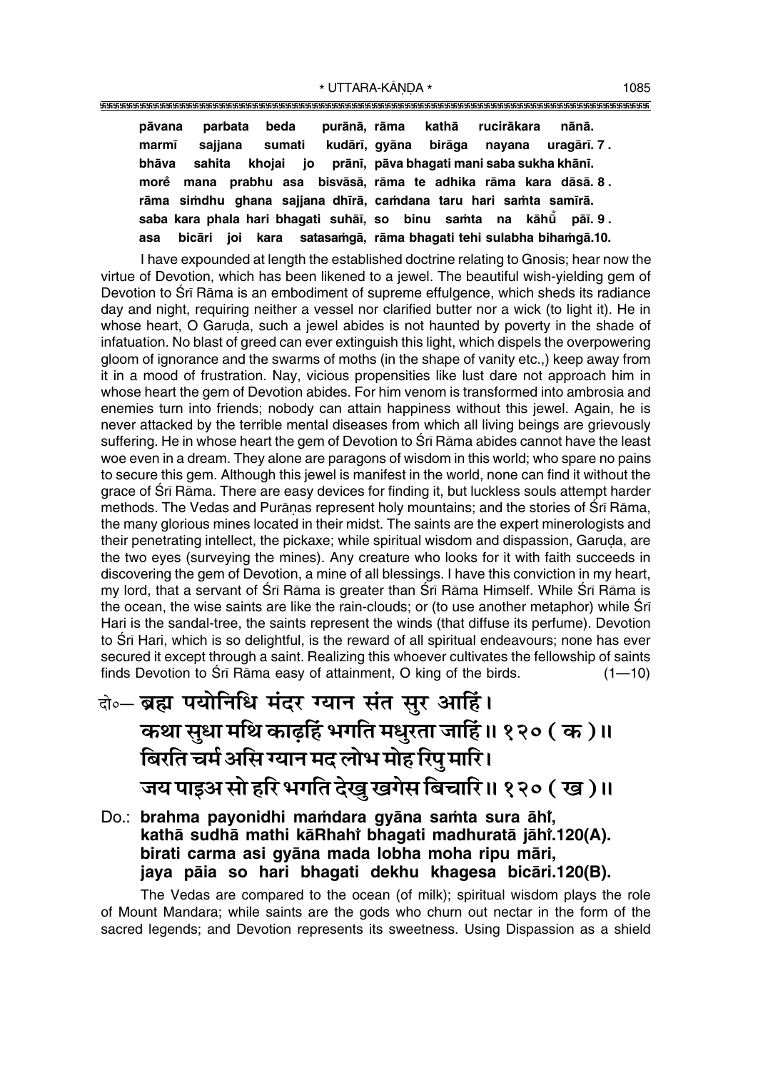**pāvana parbata beda purānā, rāma kathā rucirākara nānā.**
**marmī sajjana sumati kudārī, gyāna birāga nayana uragārī. 7 .**
**bhāva sahita khojai jo prānī, pāva bhagati mani saba sukha khānī.**
**more̐ mana prabhu asa bisvāsā, rāma te adhika rāma kara dāsā. 8 .**
**rāma simdhu ghana sajjana dhīrā, camdana taru hari samta samīrā.**
**saba kara phala hari bhagati suhāī, so binu samta na kāhū̐ pāī. 9 .**
**asa bicāri joi kara satasamgā, rāma bhagati tehi sulabha bihamgā.10.**

I have expounded at length the established doctrine relating to Gnosis; hear now the virtue of Devotion, which has been likened to a jewel. The beautiful wish-yielding gem of Devotion to Śrī Rāma is an embodiment of supreme effulgence, which sheds its radiance day and night, requiring neither a vessel nor clarified butter nor a wick (to light it). He in whose heart, O Garuḍa, such a jewel abides is not haunted by poverty in the shade of infatuation. No blast of greed can ever extinguish this light, which dispels the overpowering gloom of ignorance and the swarms of moths (in the shape of vanity etc.,) keep away from it in a mood of frustration. Nay, vicious propensities like lust dare not approach him in whose heart the gem of Devotion abides. For him venom is transformed into ambrosia and enemies turn into friends; nobody can attain happiness without this jewel. Again, he is never attacked by the terrible mental diseases from which all living beings are grievously suffering. He in whose heart the gem of Devotion to Śrī Rāma abides cannot have the least woe even in a dream. They alone are paragons of wisdom in this world; who spare no pains to secure this gem. Although this jewel is manifest in the world, none can find it without the grace of Śrī Rāma. There are easy devices for finding it, but luckless souls attempt harder methods. The Vedas and Purāṇas represent holy mountains; and the stories of Śrī Rāma, the many glorious mines located in their midst. The saints are the expert minerologists and their penetrating intellect, the pickaxe; while spiritual wisdom and dispassion, Garuḍa, are the two eyes (surveying the mines). Any creature who looks for it with faith succeeds in discovering the gem of Devotion, a mine of all blessings. I have this conviction in my heart, my lord, that a servant of Śrī Rāma is greater than Śrī Rāma Himself. While Śrī Rāma is the ocean, the wise saints are like the rain-clouds; or (to use another metaphor) while Śrī Hari is the sandal-tree, the saints represent the winds (that diffuse its perfume). Devotion to Śrī Hari, which is so delightful, is the reward of all spiritual endeavours; none has ever secured it except through a saint. Realizing this whoever cultivates the fellowship of saints finds Devotion to Śrī Rāma easy of attainment, O king of the birds. (1—10)

दो०— ब्रह्म पयोनिधि मंदर ग्यान संत सुर आहिं।
कथा सुधा मथि काढ़हिं भगति मधुरता जाहिं॥ १२० ( क )॥
बिरति चर्म असि ग्यान मद लोभ मोह रिपु मारि।
जय पाइअ सो हरि भगति देखु खगेस बिचारि॥ १२० ( ख )॥

Do.: **brahma payonidhi mamdara gyāna samta sura āhĩ,**
**kathā sudhā mathi kāRhahĩ bhagati madhuratā jāhĩ.120(A).**
**birati carma asi gyāna mada lobha moha ripu māri,**
**jaya pāia so hari bhagati dekhu khagesa bicāri.120(B).**

The Vedas are compared to the ocean (of milk); spiritual wisdom plays the role of Mount Mandara; while saints are the gods who churn out nectar in the form of the sacred legends; and Devotion represents its sweetness. Using Dispassion as a shield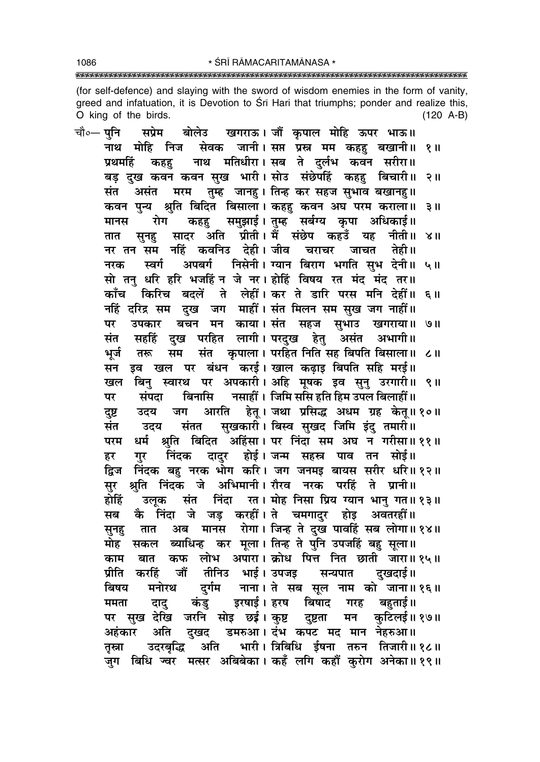(for self-defence) and slaying with the sword of wisdom enemies in the form of vanity, greed and infatuation, it is Devotion to Śrī Hari that triumphs; ponder and realize this, O king of the birds. (120 A-B)

चौ०— पुनि सप्रेम बोलेउ खगराऊ। जौं कृपाल मोहि ऊपर भाऊ॥
नाथ मोहि निज सेवक जानी। सप्त प्रस्न मम कहहु बखानी॥ १॥
प्रथमहिं कहहु नाथ मतिधीरा। सब ते दुर्लभ कवन सरीरा॥
बड़ दुख कवन कवन सुख भारी। सोउ संछेपहिं कहहु बिचारी॥ २॥
संत असंत मरम तुम्ह जानहु। तिन्ह कर सहज सुभाव बखानहु॥
कवन पुन्य श्रुति बिदित बिसाला। कहहु कवन अघ परम कराला॥ ३॥
मानस रोग कहहु समुझाई। तुम्ह सर्बग्य कृपा अधिकाई॥
तात सुनहु सादर अति प्रीती। मैं संछेप कहउँ यह नीती॥ ४॥
नर तन सम नहिं कवनिउ देही। जीव चराचर जाचत तेही॥
नरक स्वर्ग अपबर्ग निसेनी। ग्यान बिराग भगति सुभ देनी॥ ५॥
सो तनु धरि हरि भजहिं न जे नर। होहिं बिषय रत मंद मंद तर॥
काँच किरिच बदलें ते लेहीं। कर ते डारि परस मनि देहीं॥ ६॥
नहिं दरिद्र सम दुख जग माहीं। संत मिलन सम सुख जग नाहीं॥
पर उपकार बचन मन काया। संत सहज सुभाउ खगराया॥ ७॥
संत सहहिं दुख परहित लागी। परदुख हेतु असंत अभागी॥
भूर्ज तरू सम संत कृपाला। परहित निति सह बिपति बिसाला॥ ८॥
सन इव खल पर बंधन करई। खाल कढ़ाइ बिपति सहि मरई॥
खल बिनु स्वारथ पर अपकारी। अहि मूषक इव सुनु उरगारी॥ ९॥
पर संपदा बिनासि नसाहीं। जिमि ससि हति हिम उपल बिलाहीं॥
दुष्ट उदय जग आरति हेतू। जथा प्रसिद्ध अधम ग्रह केतू॥ १०॥
संत उदय संतत सुखकारी। बिस्व सुखद जिमि इंदु तमारी॥
परम धर्म श्रुति बिदित अहिंसा। पर निंदा सम अघ न गरीसा॥ ११॥
हर गुर निंदक दादुर होई। जन्म सहस्र पाव तन सोई॥
द्विज निंदक बहु नरक भोग करि। जग जनमइ बायस सरीर धरि॥ १२॥
सुर श्रुति निंदक जे अभिमानी। रौरव नरक परहिं ते प्रानी॥
होहिं उलूक संत निंदा रत। मोह निसा प्रिय ग्यान भानु गत॥ १३॥
सब कै निंदा जे जड़ करहीं। ते चमगादुर होइ अवतरहीं॥
सुनहु तात अब मानस रोगा। जिन्ह ते दुख पावहिं सब लोगा॥ १४॥
मोह सकल ब्याधिन्ह कर मूला। तिन्ह ते पुनि उपजहिं बहु सूला॥
काम बात कफ लोभ अपारा। क्रोध पित्त नित छाती जारा॥ १५॥
प्रीति करहिं जौं तीनिउ भाई। उपजइ सन्यपात दुखदाई॥
बिषय मनोरथ दुर्गम नाना। ते सब सूल नाम को जाना॥ १६॥
ममता दादु कंडु इरषाई। हरष बिषाद गरह बहुताई॥
पर सुख देखि जरनि सोइ छई। कुष्ट दुष्टता मन कुटिलई॥ १७॥
अहंकार अति दुखद डमरुआ। दंभ कपट मद मान नेहरुआ॥
तृस्ना उदरबृद्धि अति भारी। त्रिबिधि ईषना तरुन तिजारी॥ १८॥
जुग बिधि ज्वर मत्सर अबिबेका। कहँ लगि कहौं कुरोग अनेका॥ १९॥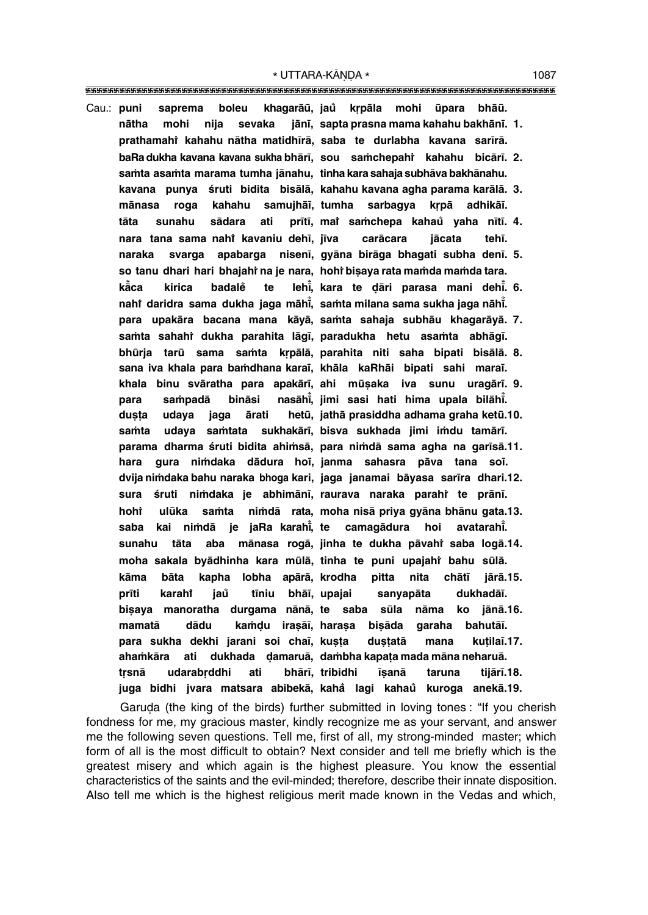Cau.: **puni saprema boleu khagarāū, jaů kṛpāla mohi ūpara bhāū.**
**nātha mohi nija sevaka jānī, sapta prasna mama kahahu bakhānī. 1.**
**prathamahi̇̃ kahahu nātha matidhīrā, saba te durlabha kavana sarīrā.**
**baRa dukha kavana kavana sukha bhārī, sou saṁchepahi̇̃ kahahu bicārī. 2.**
**saṁta asaṁta marama tumha jānahu, tinha kara sahaja subhāva bakhānahu.**
**kavana punya śruti bidita bisālā, kahahu kavana agha parama karālā. 3.**
**mānasa roga kahahu samujhāī, tumha sarbagya kṛpā adhikāī.**
**tāta sunahu sādara ati prīti, mai̇̃ saṁchepa kahaů yaha nīti. 4.**
**nara tana sama nahi̇̃ kavaniu dehī, jīva carācara jācata tehī.**
**naraka svarga apabarga nisenī, gyāna birāga bhagati subha denī. 5.**
**so tanu dhari hari bhajahi̇̃ na je nara, hohi̇̃ biṣaya rata maṁda maṁda tara.**
**kā̐ca kirica badalē̐ te lehī̐, kara te ḍāri parasa mani dehī̐. 6.**
**nahi̇̃ daridra sama dukha jaga māhī̐, saṁta milana sama sukha jaga nāhī̐.**
**para upakāra bacana mana kāyā, saṁta sahaja subhāu khagarāyā. 7.**
**saṁta sahahi̇̃ dukha parahita lāgī, paradukha hetu asaṁta abhāgī.**
**bhūrja tarū sama saṁta kṛpālā, parahita niti saha bipati bisālā. 8.**
**sana iva khala para baṁdhana karaī, khāla kaRhāi bipati sahi maraī.**
**khala binu svāratha para apakārī, ahi mūṣaka iva sunu uragārī. 9.**
**para saṁpadā bināsi nasāhī̐, jimi sasi hati hima upala bilāhī̐.**
**duṣṭa udaya jaga ārati hetū, jathā prasiddha adhama graha ketū.10.**
**saṁta udaya saṁtata sukhakārī, bisva sukhada jimi iṁdu tamārī.**
**parama dharma śruti bidita ahiṁsā, para niṁdā sama agha na garīsā.11.**
**hara gura niṁdaka dādura hoī, janma sahasra pāva tana soī.**
**dvija niṁdaka bahu naraka bhoga kari, jaga janamai bāyasa sarīra dhari.12.**
**sura śruti niṁdaka je abhimānī, raurava naraka parahi̇̃ te prānī.**
**hohi̇̃ ulūka saṁta niṁdā rata, moha nisā priya gyāna bhānu gata.13.**
**saba kai niṁdā je jaRa karahī̐, te camagādura hoi avatarahī̐.**
**sunahu tāta aba mānasa rogā, jinha te dukha pāvahi̇̃ saba logā.14.**
**moha sakala byādhinha kara mūlā, tinha te puni upajahi̇̃ bahu sūlā.**
**kāma bāta kapha lobha apārā, krodha pitta nita chātī jārā.15.**
**prīti karahi̇̃ jaů tīniu bhāī, upajai sanyapāta dukhadāī.**
**biṣaya manoratha durgama nānā, te saba sūla nāma ko jānā.16.**
**mamatā dādu kaṁḍu iraṣāī, haraṣa biṣāda garaha bahutāī.**
**para sukha dekhi jarani soi chaī, kuṣṭa duṣṭatā mana kuṭilaī.17.**
**ahaṁkāra ati dukhada ḍamaruā, daṁbha kapaṭa mada māna neharuā.**
**tṛsnā udarabṛddhi ati bhārī, tribidhi īṣanā taruna tijārī.18.**
**juga bidhi jvara matsara abibekā, kahā̐ lagi kahaů kuroga anekā.19.**

Garuḍa (the king of the birds) further submitted in loving tones : "If you cherish fondness for me, my gracious master, kindly recognize me as your servant, and answer me the following seven questions. Tell me, first of all, my strong-minded master; which form of all is the most difficult to obtain? Next consider and tell me briefly which is the greatest misery and which again is the highest pleasure. You know the essential characteristics of the saints and the evil-minded; therefore, describe their innate disposition. Also tell me which is the highest religious merit made known in the Vedas and which,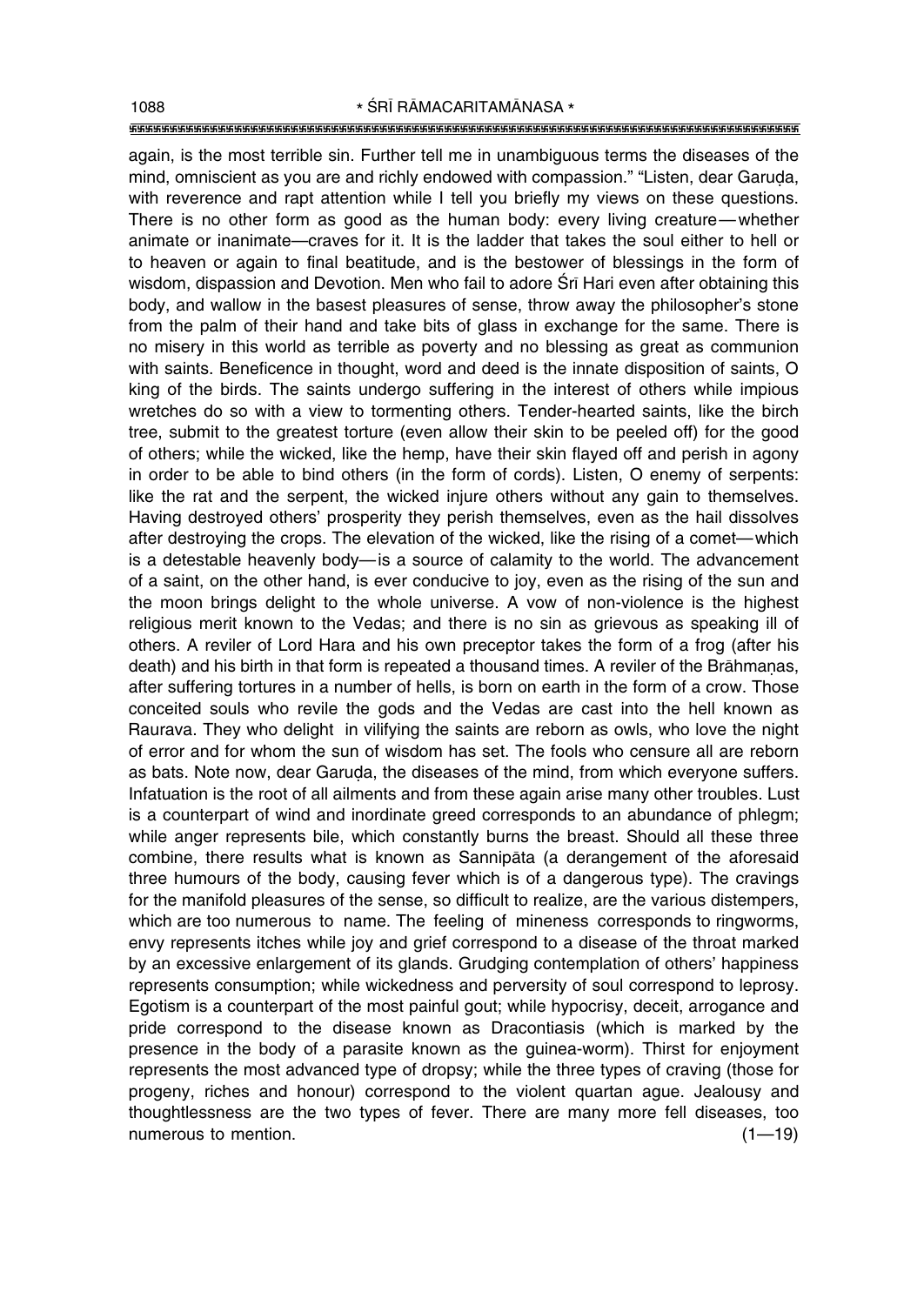again, is the most terrible sin. Further tell me in unambiguous terms the diseases of the mind, omniscient as you are and richly endowed with compassion." "Listen, dear Garuḍa, with reverence and rapt attention while I tell you briefly my views on these questions. There is no other form as good as the human body: every living creature—whether animate or inanimate—craves for it. It is the ladder that takes the soul either to hell or to heaven or again to final beatitude, and is the bestower of blessings in the form of wisdom, dispassion and Devotion. Men who fail to adore Śrī Hari even after obtaining this body, and wallow in the basest pleasures of sense, throw away the philosopher's stone from the palm of their hand and take bits of glass in exchange for the same. There is no misery in this world as terrible as poverty and no blessing as great as communion with saints. Beneficence in thought, word and deed is the innate disposition of saints, O king of the birds. The saints undergo suffering in the interest of others while impious wretches do so with a view to tormenting others. Tender-hearted saints, like the birch tree, submit to the greatest torture (even allow their skin to be peeled off) for the good of others; while the wicked, like the hemp, have their skin flayed off and perish in agony in order to be able to bind others (in the form of cords). Listen, O enemy of serpents: like the rat and the serpent, the wicked injure others without any gain to themselves. Having destroyed others' prosperity they perish themselves, even as the hail dissolves after destroying the crops. The elevation of the wicked, like the rising of a comet—which is a detestable heavenly body—is a source of calamity to the world. The advancement of a saint, on the other hand, is ever conducive to joy, even as the rising of the sun and the moon brings delight to the whole universe. A vow of non-violence is the highest religious merit known to the Vedas; and there is no sin as grievous as speaking ill of others. A reviler of Lord Hara and his own preceptor takes the form of a frog (after his death) and his birth in that form is repeated a thousand times. A reviler of the Brāhmaṇas, after suffering tortures in a number of hells, is born on earth in the form of a crow. Those conceited souls who revile the gods and the Vedas are cast into the hell known as Raurava. They who delight in vilifying the saints are reborn as owls, who love the night of error and for whom the sun of wisdom has set. The fools who censure all are reborn as bats. Note now, dear Garuḍa, the diseases of the mind, from which everyone suffers. Infatuation is the root of all ailments and from these again arise many other troubles. Lust is a counterpart of wind and inordinate greed corresponds to an abundance of phlegm; while anger represents bile, which constantly burns the breast. Should all these three combine, there results what is known as Sannipāta (a derangement of the aforesaid three humours of the body, causing fever which is of a dangerous type). The cravings for the manifold pleasures of the sense, so difficult to realize, are the various distempers, which are too numerous to name. The feeling of mineness corresponds to ringworms, envy represents itches while joy and grief correspond to a disease of the throat marked by an excessive enlargement of its glands. Grudging contemplation of others' happiness represents consumption; while wickedness and perversity of soul correspond to leprosy. Egotism is a counterpart of the most painful gout; while hypocrisy, deceit, arrogance and pride correspond to the disease known as Dracontiasis (which is marked by the presence in the body of a parasite known as the guinea-worm). Thirst for enjoyment represents the most advanced type of dropsy; while the three types of craving (those for progeny, riches and honour) correspond to the violent quartan ague. Jealousy and thoughtlessness are the two types of fever. There are many more fell diseases, too numerous to mention. (1—19)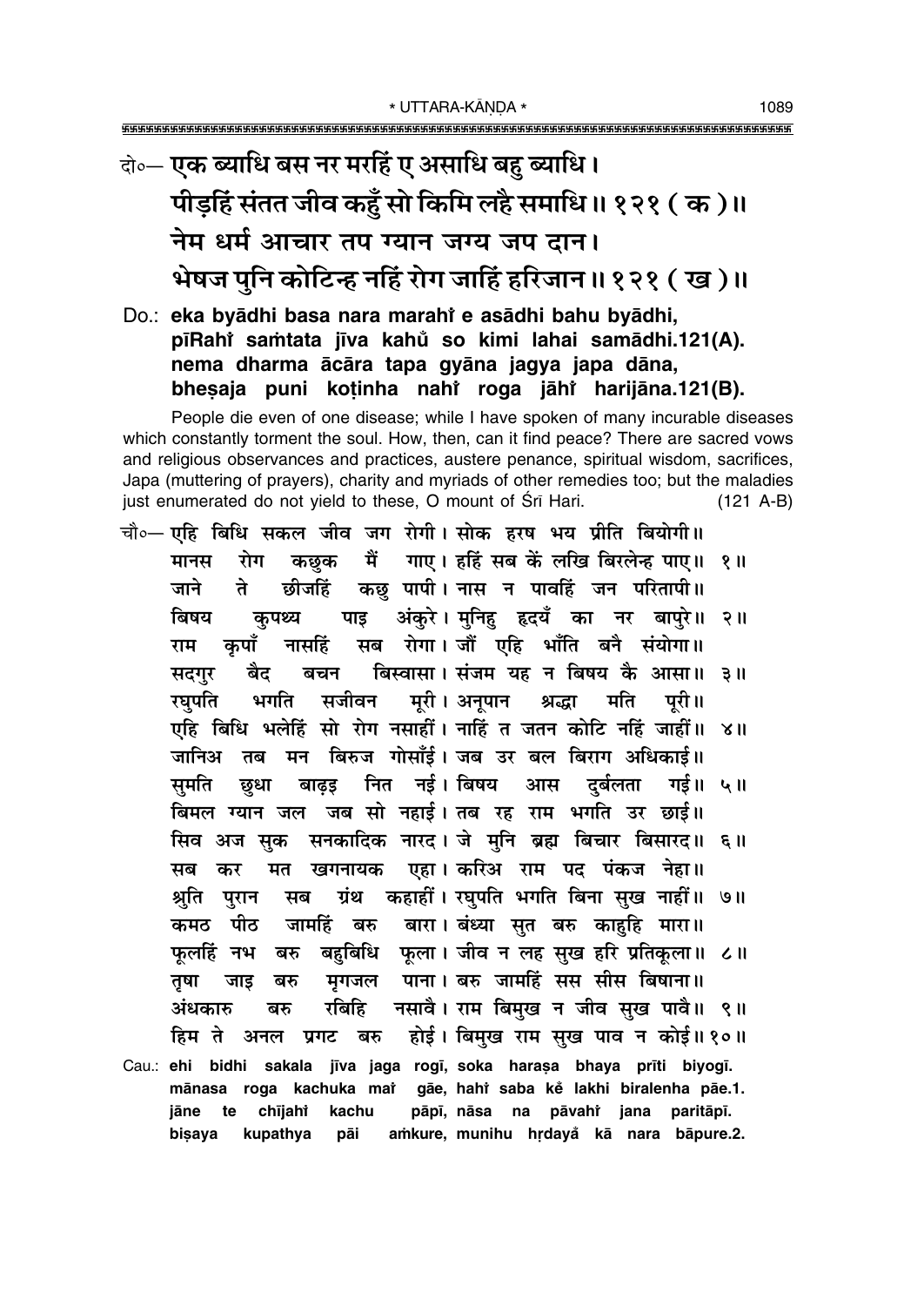दो०— **एक ब्याधि बस नर मरहिं ए असाधि बहु ब्याधि।**
**पीड़हिं संतत जीव कहुँ सो किमि लहै समाधि॥ १२१ ( क )॥**
**नेम धर्म आचार तप ग्यान जग्य जप दान।**
**भेषज पुनि कोटिन्ह नहिं रोग जाहिं हरिजान॥ १२१ ( ख )॥**

Do.: **eka byādhi basa nara marahi̐ e asādhi bahu byādhi,**
**pīRahi̐ saṁtata jīva kahu̐ so kimi lahai samādhi.121(A).**
**nema dharma ācāra tapa gyāna jagya japa dāna,**
**bheṣaja puni koṭinha nahi̐ roga jāhi̐ harijāna.121(B).**

People die even of one disease; while I have spoken of many incurable diseases which constantly torment the soul. How, then, can it find peace? There are sacred vows and religious observances and practices, austere penance, spiritual wisdom, sacrifices, Japa (muttering of prayers), charity and myriads of other remedies too; but the maladies just enumerated do not yield to these, O mount of Śrī Hari. (121 A-B)

चौ०— एहि बिधि सकल जीव जग रोगी। सोक हरष भय प्रीति बियोगी॥
मानस रोग कछुक मैं गाए। हहिं सब कें लखि बिरलेन्ह पाए॥ १॥
जाने ते छीजहिं कछु पापी। नास न पावहिं जन परितापी॥
बिषय कुपथ्य पाइ अंकुरे। मुनिहु हृदयँ का नर बापुरे॥ २॥
राम कृपाँ नासहिं सब रोगा। जौं एहि भाँति बनै संयोगा॥
सदगुर बैद बचन बिस्वासा। संजम यह न बिषय कै आसा॥ ३॥
रघुपति भगति सजीवन मूरी। अनूपान श्रद्धा मति पूरी॥
एहि बिधि भलेहिं सो रोग नसाहीं। नाहिं त जतन कोटि नहिं जाहीं॥ ४॥
जानिअ तब मन बिरुज गोसाँई। जब उर बल बिराग अधिकाई॥
सुमति छुधा बाढ़इ नित नई। बिषय आस दुर्बलता गई॥ ५॥
बिमल ग्यान जल जब सो नहाई। तब रह राम भगति उर छाई॥
सिव अज सुक सनकादिक नारद। जे मुनि ब्रह्म बिचार बिसारद॥ ६॥
सब कर मत खगनायक एहा। करिअ राम पद पंकज नेहा॥
श्रुति पुरान सब ग्रंथ कहाहीं। रघुपति भगति बिना सुख नाहीं॥ ७॥
कमठ पीठ जामहिं बरु बारा। बंध्या सुत बरु काहुहि मारा॥
फूलहिं नभ बरु बहुबिधि फूला। जीव न लह सुख हरि प्रतिकूला॥ ८॥
तृषा जाइ बरु मृगजल पाना। बरु जामहिं सस सीस बिषाना॥
अंधकारु बरु रबिहि नसावै। राम बिमुख न जीव सुख पावै॥ ९॥
हिम ते अनल प्रगट बरु होई। बिमुख राम सुख पाव न कोई॥ १०॥

Cau.: **ehi bidhi sakala jīva jaga rogī, soka harașa bhaya prīti biyogī.**
**mānasa roga kachuka mai̐ gāe, hahi̐ saba ke̐ lakhi biralenha pāe.1.**
**jāne te chījahi̐ kachu pāpī, nāsa na pāvahi̐ jana paritāpī.**
**biṣaya kupathya pāi aṁkure, munihu hṛdaya̐ kā nara bāpure.2.**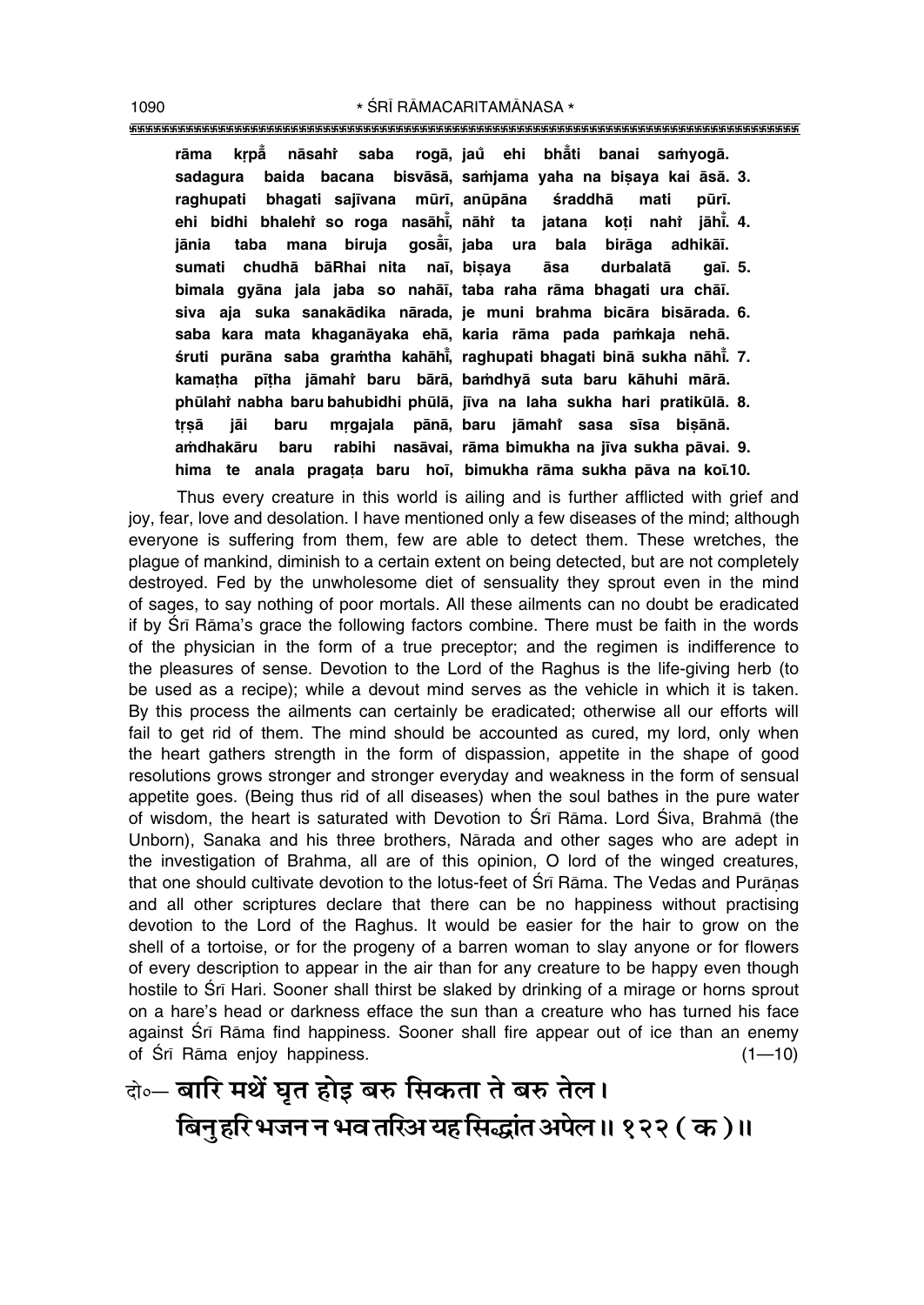**rāma kṛpā̐ nāsahi̐ saba rogā, jau̐ ehi bhā̐ti banai saṁyogā.**
**sadagura baida bacana bisvāsā, saṁjama yaha na biṣaya kai āsā. 3.**
**raghupati bhagati sajīvana mūrī, anūpāna śraddhā mati pūrī.**
**ehi bidhi bhalehi̐ so roga nasāhī̐, nāhi̐ ta jatana koṭi nahi̐ jāhī̐. 4.**
**jānia taba mana biruja gosā̐ī, jaba ura bala birāga adhikāī.**
**sumati chudhā bāRhai nita naī, biṣaya āsa durbalatā gaī. 5.**
**bimala gyāna jala jaba so nahāī, taba raha rāma bhagati ura chāī.**
**siva aja suka sanakādika nārada, je muni brahma bicāra bisārada. 6.**
**saba kara mata khaganāyaka ehā, karia rāma pada paṁkaja nehā.**
**śruti purāna saba graṁtha kahāhī̐, raghupati bhagati binā sukha nāhī̐. 7.**
**kamaṭha pīṭha jāmahi̐ baru bārā, baṁdhyā suta baru kāhuhi mārā.**
**phūlahi̐ nabha baru bahubidhi phūlā, jīva na laha sukha hari pratikūlā. 8.**
**tṛṣā jāi baru mṛgajala pānā, baru jāmahi̐ sasa sīsa biṣānā.**
**aṁdhakāru baru rabihi nasāvai, rāma bimukha na jīva sukha pāvai. 9.**
**hima te anala pragaṭa baru hoī, bimukha rāma sukha pāva na koī.10.**

Thus every creature in this world is ailing and is further afflicted with grief and joy, fear, love and desolation. I have mentioned only a few diseases of the mind; although everyone is suffering from them, few are able to detect them. These wretches, the plague of mankind, diminish to a certain extent on being detected, but are not completely destroyed. Fed by the unwholesome diet of sensuality they sprout even in the mind of sages, to say nothing of poor mortals. All these ailments can no doubt be eradicated if by Śrī Rāma's grace the following factors combine. There must be faith in the words of the physician in the form of a true preceptor; and the regimen is indifference to the pleasures of sense. Devotion to the Lord of the Raghus is the life-giving herb (to be used as a recipe); while a devout mind serves as the vehicle in which it is taken. By this process the ailments can certainly be eradicated; otherwise all our efforts will fail to get rid of them. The mind should be accounted as cured, my lord, only when the heart gathers strength in the form of dispassion, appetite in the shape of good resolutions grows stronger and stronger everyday and weakness in the form of sensual appetite goes. (Being thus rid of all diseases) when the soul bathes in the pure water of wisdom, the heart is saturated with Devotion to Śrī Rāma. Lord Śiva, Brahmā (the Unborn), Sanaka and his three brothers, Nārada and other sages who are adept in the investigation of Brahma, all are of this opinion, O lord of the winged creatures, that one should cultivate devotion to the lotus-feet of Śrī Rāma. The Vedas and Purāṇas and all other scriptures declare that there can be no happiness without practising devotion to the Lord of the Raghus. It would be easier for the hair to grow on the shell of a tortoise, or for the progeny of a barren woman to slay anyone or for flowers of every description to appear in the air than for any creature to be happy even though hostile to Śrī Hari. Sooner shall thirst be slaked by drinking of a mirage or horns sprout on a hare's head or darkness efface the sun than a creature who has turned his face against Śrī Rāma find happiness. Sooner shall fire appear out of ice than an enemy of Śrī Rāma enjoy happiness. (1—10)

**दो०— बारि मथें घृत होइ बरु सिकता ते बरु तेल।**
**बिनु हरि भजन न भव तरिअ यह सिद्धांत अपेल॥ १२२ ( क )॥**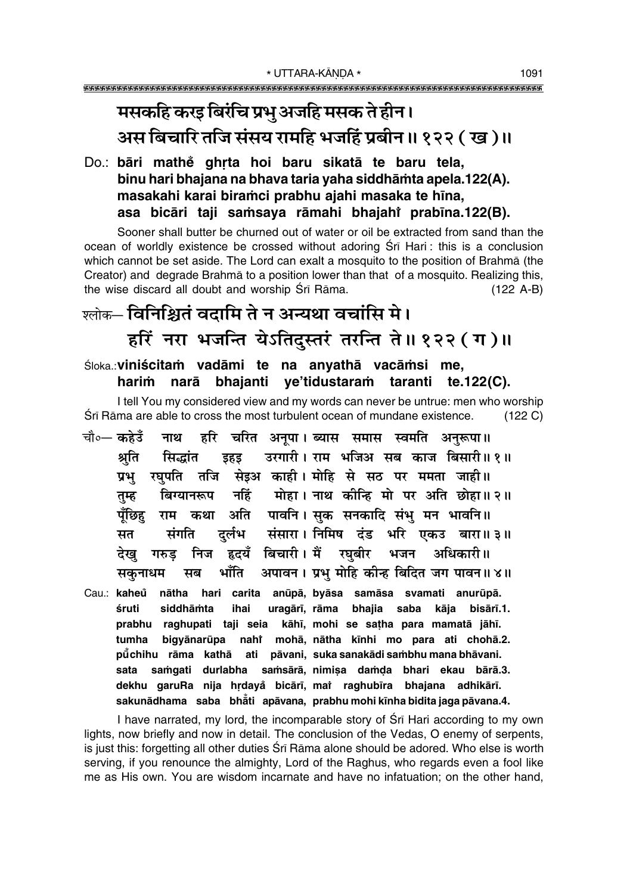मसकहि करइ बिरंचि प्रभु अजहि मसक ते हीन।
अस बिचारि तजि संसय रामहि भजहिं प्रबीन॥ १२२ ( ख )॥

Do.: **bāri mathe̐ ghṛta hoi baru sikatā te baru tela,**
**binu hari bhajana na bhava taria yaha siddhāṁta apela.122(A).**
**masakahi karai biraṁci prabhu ajahi masaka te hīna,**
**asa bicāri taji saṁsaya rāmahi bhajahiṁ prabīna.122(B).**

Sooner shall butter be churned out of water or oil be extracted from sand than the ocean of worldly existence be crossed without adoring Śrī Hari : this is a conclusion which cannot be set aside. The Lord can exalt a mosquito to the position of Brahmā (the Creator) and degrade Brahmā to a position lower than that of a mosquito. Realizing this, the wise discard all doubt and worship Śrī Rāma. (122 A-B)

श्लोक— विनिश्चितं वदामि ते न अन्यथा वचांसि मे।
हरिं नरा भजन्ति येऽतिदुस्तरं तरन्ति ते॥ १२२ ( ग )॥

Śloka.: **viniścitaṁ vadāmi te na anyathā vacāṁsi me,**
**hariṁ narā bhajanti ye'tidustaraṁ taranti te.122(C).**

I tell You my considered view and my words can never be untrue: men who worship Śrī Rāma are able to cross the most turbulent ocean of mundane existence. (122 C)

चौ०— कहेउँ नाथ हरि चरित अनूपा। ब्यास समास स्वमति अनुरूपा॥
श्रुति सिद्धांत इहइ उरगारी। राम भजिअ सब काज बिसारी॥ १॥
प्रभु रघुपति तजि सेइअ काही। मोहि से सठ पर ममता जाही॥
तुम्ह बिग्यानरूप नहिं मोहा। नाथ कीन्हि मो पर अति छोहा॥ २॥
पूँछिहु राम कथा अति पावनि। सुक सनकादि संभु मन भावनि॥
सत संगति दुर्लभ संसारा। निमिष दंड भरि एकउ बारा॥ ३॥
देखु गरुड़ निज हृदयँ बिचारी। मैं रघुबीर भजन अधिकारी॥
सकुनाधम सब भाँति अपावन। प्रभु मोहि कीन्ह बिदित जग पावन॥ ४॥

Cau.: **kaheu̐ nātha hari carita anūpā, byāsa samāsa svamati anurūpā.**
**śruti siddhāṁta ihai uragārī, rāma bhajia saba kāja bisārī.1.**
**prabhu raghupati taji seia kāhī, mohi se saṭha para mamatā jāhī.**
**tumha bigyānarūpa nahiṁ mohā, nātha kīnhi mo para ati chohā.2.**
**pū̐chihu rāma kathā ati pāvani, suka sanakādi saṁbhu mana bhāvani.**
**sata saṁgati durlabha saṁsārā, nimiṣa daṁḍa bhari ekau bārā.3.**
**dekhu garuRa nija hṛdaya̐ bicārī, maiṁ raghubīra bhajana adhikārī.**
**sakunādhama saba bhā̐ti apāvana, prabhu mohi kīnha bidita jaga pāvana.4.**

I have narrated, my lord, the incomparable story of Śrī Hari according to my own lights, now briefly and now in detail. The conclusion of the Vedas, O enemy of serpents, is just this: forgetting all other duties Śrī Rāma alone should be adored. Who else is worth serving, if you renounce the almighty, Lord of the Raghus, who regards even a fool like me as His own. You are wisdom incarnate and have no infatuation; on the other hand,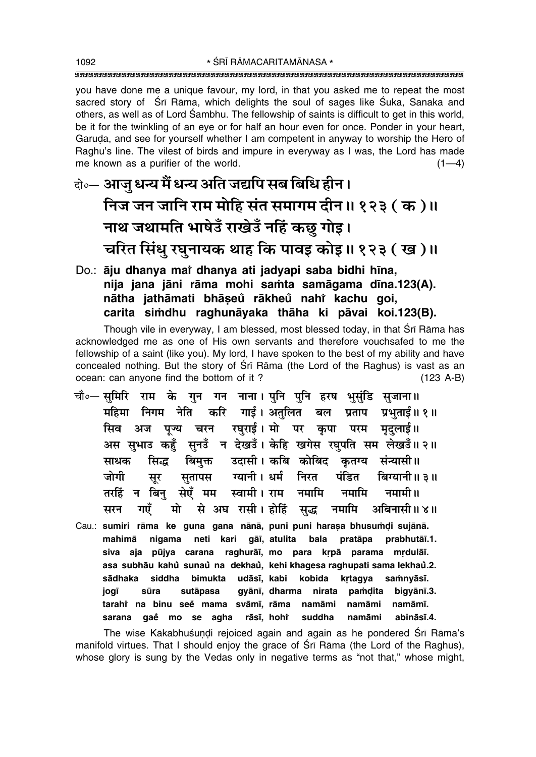you have done me a unique favour, my lord, in that you asked me to repeat the most sacred story of Śrī Rāma, which delights the soul of sages like Śuka, Sanaka and others, as well as of Lord Śambhu. The fellowship of saints is difficult to get in this world, be it for the twinkling of an eye or for half an hour even for once. Ponder in your heart, Garuḍa, and see for yourself whether I am competent in anyway to worship the Hero of Raghu's line. The vilest of birds and impure in everyway as I was, the Lord has made me known as a purifier of the world. (1—4)

**दो०— आजु धन्य मैं धन्य अति जद्यपि सब बिधि हीन।**
**निज जन जानि राम मोहि संत समागम दीन॥ १२३ ( क )॥**
**नाथ जथामति भाषेउँ राखेउँ नहिं कछु गोइ।**
**चरित सिंधु रघुनायक थाह कि पावइ कोइ॥ १२३ ( ख )॥**

**Do.: āju dhanya maĩ dhanya ati jadyapi saba bidhi hīna,**
**nija jana jāni rāma mohi saṁta samāgama dīna.123(A).**
**nātha jathāmati bhāṣeũ rākheũ nahĩ kachu goi,**
**carita siṁdhu raghunāyaka thāha ki pāvai koi.123(B).**

Though vile in everyway, I am blessed, most blessed today, in that Śrī Rāma has acknowledged me as one of His own servants and therefore vouchsafed to me the fellowship of a saint (like you). My lord, I have spoken to the best of my ability and have concealed nothing. But the story of Śrī Rāma (the Lord of the Raghus) is vast as an ocean: can anyone find the bottom of it ? (123 A-B)

चौ०— सुमिरि राम के गुन गन नाना। पुनि पुनि हरष भुसुंडि सुजाना॥
महिमा निगम नेति करि गाई। अतुलित बल प्रताप प्रभुताई॥ १॥
सिव अज पूज्य चरन रघुराई। मो पर कृपा परम मृदुलाई॥
अस सुभाउ कहुँ सुनउँ न देखउँ। केहि खगेस रघुपति सम लेखउँ॥ २॥
साधक सिद्ध बिमुक्त उदासी। कबि कोबिद कृतग्य संन्यासी॥
जोगी सूर सुतापस ग्यानी। धर्म निरत पंडित बिग्यानी॥ ३॥
तरहिं न बिनु सेएँ मम स्वामी। राम नमामि नमामि नमामी॥
सरन गएँ मो से अघ रासी। होहिं सुद्ध नमामि अबिनासी॥ ४॥

Cau.: **sumiri rāma ke guna gana nānā, puni puni haraṣa bhusuṁḍi sujānā.**
**mahimā nigama neti kari gāī, atulita bala pratāpa prabhutāī.1.**
**siva aja pūjya carana raghurāī, mo para kṛpā parama mṛdulāī.**
**asa subhāu kahũ sunaũ na dekhaũ, kehi khagesa raghupati sama lekhaũ.2.**
**sādhaka siddha bimukta udāsī, kabi kobida kṛtagya saṁnyāsī.**
**jogī sūra sutāpasa gyānī, dharma nirata paṁḍita bigyānī.3.**
**tarahĩ na binu seẽ mama svāmī, rāma namāmi namāmi namāmī.**
**sarana gaẽ mo se agha rāsī, hohĩ suddha namāmi abināsī.4.**

The wise Kākabhuśuṇḍi rejoiced again and again as he pondered Śrī Rāma's manifold virtues. That I should enjoy the grace of Śrī Rāma (the Lord of the Raghus), whose glory is sung by the Vedas only in negative terms as "not that," whose might,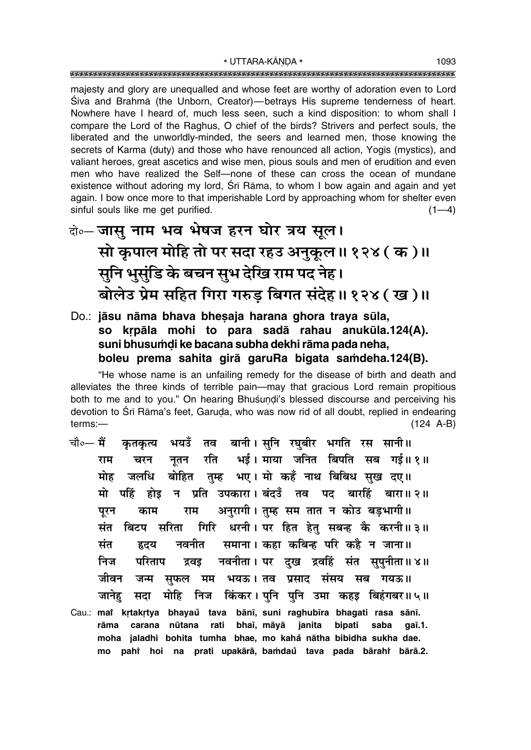majesty and glory are unequalled and whose feet are worthy of adoration even to Lord Śiva and Brahmā (the Unborn, Creator)—betrays His supreme tenderness of heart. Nowhere have I heard of, much less seen, such a kind disposition: to whom shall I compare the Lord of the Raghus, O chief of the birds? Strivers and perfect souls, the liberated and the unworldly-minded, the seers and learned men, those knowing the secrets of Karma (duty) and those who have renounced all action, Yogīs (mystics), and valiant heroes, great ascetics and wise men, pious souls and men of erudition and even men who have realized the Self—none of these can cross the ocean of mundane existence without adoring my lord, Śrī Rāma, to whom I bow again and again and yet again. I bow once more to that imperishable Lord by approaching whom for shelter even sinful souls like me get purified. (1—4)

**दो०— जासु नाम भव भेषज हरन घोर त्रय सूल।**
**सो कृपाल मोहि तो पर सदा रहउ अनुकूल॥ १२४ ( क )॥**
**सुनि भुसुंडि के बचन सुभ देखि राम पद नेह।**
**बोलेउ प्रेम सहित गिरा गरुड़ बिगत संदेह॥ १२४ ( ख )॥**

**Do.: jāsu nāma bhava bheṣaja harana ghora traya sūla,**
**so kṛpāla mohi to para sadā rahau anukūla.124(A).**
**suni bhusuṁḍi ke bacana subha dekhi rāma pada neha,**
**boleu prema sahita girā garuRa bigata saṁdeha.124(B).**

"He whose name is an unfailing remedy for the disease of birth and death and alleviates the three kinds of terrible pain—may that gracious Lord remain propitious both to me and to you." On hearing Bhuśuṇḍi's blessed discourse and perceiving his devotion to Śrī Rāma's feet, Garuḍa, who was now rid of all doubt, replied in endearing terms:— (124 A-B)

चौ०— मैं कृतकृत्य भयउँ तव बानी। सुनि रघुबीर भगति रस सानी॥
राम चरन नूतन रति भई। माया जनित बिपति सब गई॥ १॥
मोह जलधि बोहित तुम्ह भए। मो कहँ नाथ बिबिध सुख दए॥
मो पहिं होइ न प्रति उपकारा। बंदउँ तव पद बारहिं बारा॥ २॥
पूरन काम राम अनुरागी। तुम्ह सम तात न कोउ बड़भागी॥
संत बिटप सरिता गिरि धरनी। पर हित हेतु सबन्ह कै करनी॥ ३॥
संत हृदय नवनीत समाना। कहा कबिन्ह परि कहै न जाना॥
निज परिताप द्रवइ नवनीता। पर दुख द्रवहिं संत सुपुनीता॥ ४॥
जीवन जन्म सुफल मम भयऊ। तव प्रसाद संसय सब गयऊ॥
जानेहु सदा मोहि निज किंकर। पुनि पुनि उमा कहइ बिहंगबर॥ ५॥

Cau.: maiṁ kṛtakṛtya bhayaũ tava bānī, suni raghubīra bhagati rasa sānī.
rāma carana nūtana rati bhaī, māyā janita bipati saba gaī.1.
moha jaladhi bohita tumha bhae, mo kahã nātha bibidha sukha dae.
mo pahiṁ hoi na prati upakārā, baṁdaũ tava pada bārahiṁ bārā.2.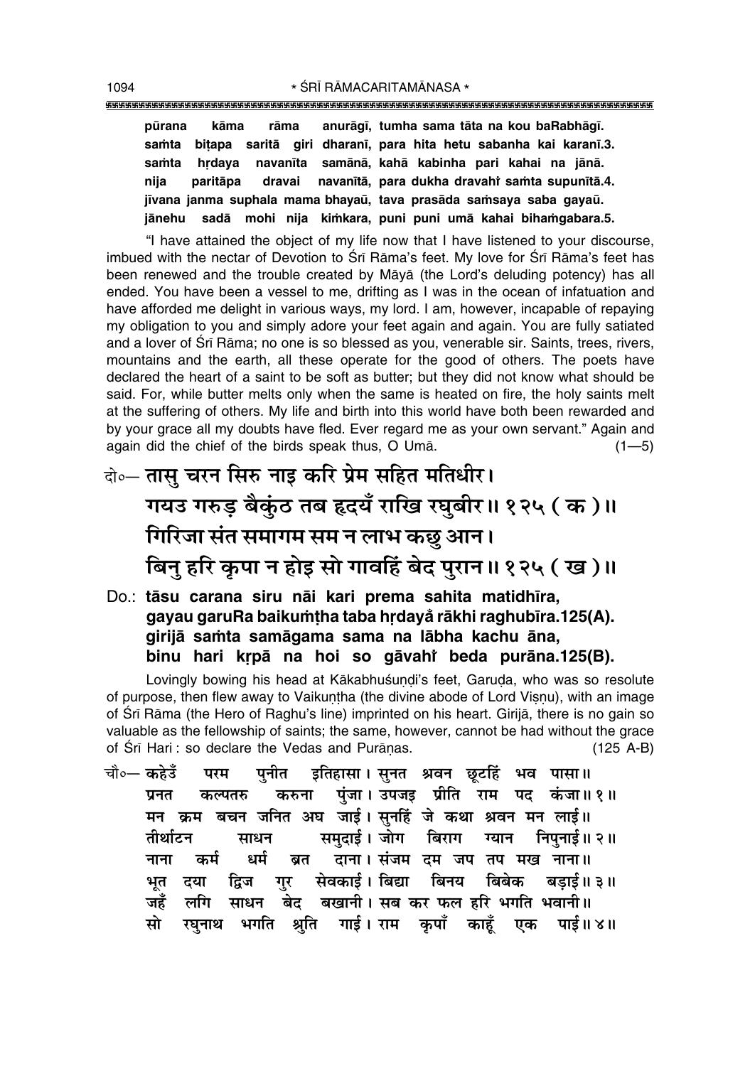**pūrana kāma rāma anurāgī, tumha sama tāta na kou baRabhāgī.**
**saṁta biṭapa saritā giri dharanī, para hita hetu sabanha kai karanī.3.**
**saṁta hṛdaya navanīta samānā, kahā kabinha pari kahai na jānā.**
**nija paritāpa dravai navanītā, para dukha dravahiṁ saṁta supunītā.4.**
**jīvana janma suphala mama bhayaū, tava prasāda saṁsaya saba gayaū.**
**jānehu sadā mohi nija kiṁkara, puni puni umā kahai bihaṁgabara.5.**

"I have attained the object of my life now that I have listened to your discourse, imbued with the nectar of Devotion to Śrī Rāma's feet. My love for Śrī Rāma's feet has been renewed and the trouble created by Māyā (the Lord's deluding potency) has all ended. You have been a vessel to me, drifting as I was in the ocean of infatuation and have afforded me delight in various ways, my lord. I am, however, incapable of repaying my obligation to you and simply adore your feet again and again. You are fully satiated and a lover of Śrī Rāma; no one is so blessed as you, venerable sir. Saints, trees, rivers, mountains and the earth, all these operate for the good of others. The poets have declared the heart of a saint to be soft as butter; but they did not know what should be said. For, while butter melts only when the same is heated on fire, the holy saints melt at the suffering of others. My life and birth into this world have both been rewarded and by your grace all my doubts have fled. Ever regard me as your own servant." Again and again did the chief of the birds speak thus, O Umā. (1—5)

दो०— तासु चरन सिरु नाइ करि प्रेम सहित मतिधीर।
गयउ गरुड़ बैकुंठ तब हृदयँ राखि रघुबीर॥ १२५ ( क )॥
गिरिजा संत समागम सम न लाभ कछु आन।
बिनु हरि कृपा न होइ सो गावहिं बेद पुरान॥ १२५ ( ख )॥

Do.: **tāsu carana siru nāi kari prema sahita matidhīra,**
**gayau garuRa baikuṁṭha taba hṛdayaँ rākhi raghubīra.125(A).**
**girijā saṁta samāgama sama na lābha kachu āna,**
**binu hari kṛpā na hoi so gāvahiṁ beda purāna.125(B).**

Lovingly bowing his head at Kākabhuśuṇḍi's feet, Garuḍa, who was so resolute of purpose, then flew away to Vaikuṇṭha (the divine abode of Lord Viṣṇu), with an image of Śrī Rāma (the Hero of Raghu's line) imprinted on his heart. Girijā, there is no gain so valuable as the fellowship of saints; the same, however, cannot be had without the grace of Śrī Hari : so declare the Vedas and Purāṇas. (125 A-B)

चौ०— कहेउँ परम पुनीत इतिहासा। सुनत श्रवन छूटहिं भव पासा॥
प्रनत कल्पतरु करुना पुंजा। उपजइ प्रीति राम पद कंजा॥ १॥
मन क्रम बचन जनित अघ जाई। सुनहिं जे कथा श्रवन मन लाई॥
तीर्थाटन साधन समुदाई। जोग बिराग ग्यान निपुनाई॥ २॥
नाना कर्म धर्म ब्रत दाना। संजम दम जप तप मख नाना॥
भूत दया द्विज गुर सेवकाई। बिद्या बिनय बिबेक बड़ाई॥ ३॥
जहँ लगि साधन बेद बखानी। सब कर फल हरि भगति भवानी॥
सो रघुनाथ भगति श्रुति गाई। राम कृपाँ काहूँ एक पाई॥ ४॥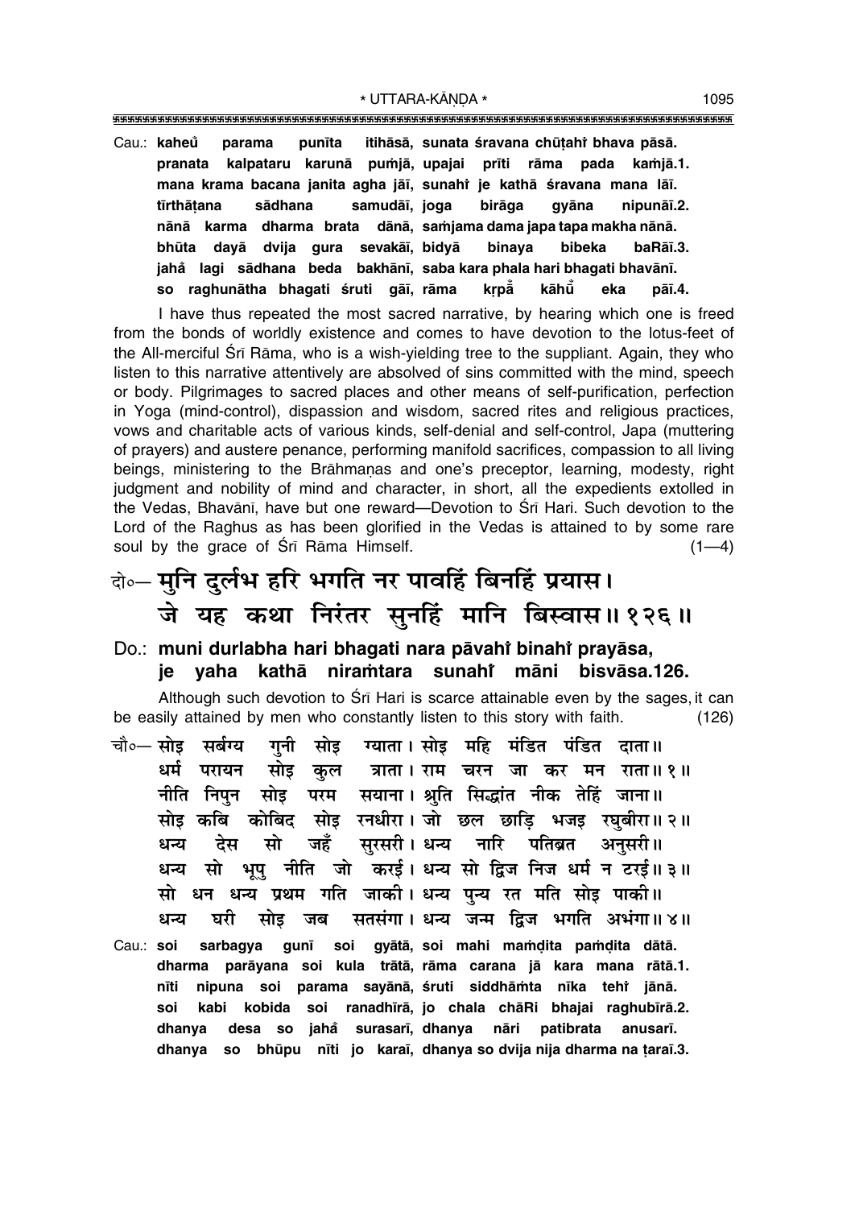Cau.: **kaheů parama punīta itihāsā, sunata śravana chūṭahi bhava pāsā.**
**pranata kalpataru karunā puṁjā, upajai prīti rāma pada kaṁjā.1.**
**mana krama bacana janita agha jāī, sunahi je kathā śravana mana lāī.**
**tīrthāṭana sādhana samudāī, joga birāga gyāna nipunāī.2.**
**nānā karma dharma brata dānā, saṁjama dama japa tapa makha nānā.**
**bhūta dayā dvija gura sevakāī, bidyā binaya bibeka baRāī.3.**
**jahå lagi sādhana beda bakhānī, saba kara phala hari bhagati bhavānī.**
**so raghunātha bhagati śruti gāī, rāma kṛpå kāhū̐ eka pāī.4.**

I have thus repeated the most sacred narrative, by hearing which one is freed from the bonds of worldly existence and comes to have devotion to the lotus-feet of the All-merciful Śrī Rāma, who is a wish-yielding tree to the suppliant. Again, they who listen to this narrative attentively are absolved of sins committed with the mind, speech or body. Pilgrimages to sacred places and other means of self-purification, perfection in Yoga (mind-control), dispassion and wisdom, sacred rites and religious practices, vows and charitable acts of various kinds, self-denial and self-control, Japa (muttering of prayers) and austere penance, performing manifold sacrifices, compassion to all living beings, ministering to the Brāhmaṇas and one's preceptor, learning, modesty, right judgment and nobility of mind and character, in short, all the expedients extolled in the Vedas, Bhavānī, have but one reward—Devotion to Śrī Hari. Such devotion to the Lord of the Raghus as has been glorified in the Vedas is attained to by some rare soul by the grace of Śrī Rāma Himself. (1—4)

## दो०— मुनि दुर्लभ हरि भगति नर पावहिं बिनहिं प्रयास। जे यह कथा निरंतर सुनहिं मानि बिस्वास॥ १२६॥

Do.: **muni durlabha hari bhagati nara pāvahi binahi prayāsa,**
**je yaha kathā niraṁtara sunahi māni bisvāsa.126.**

Although such devotion to Śrī Hari is scarce attainable even by the sages, it can be easily attained by men who constantly listen to this story with faith. (126)

चौ०— सोइ सर्बग्य गुनी सोइ ग्याता। सोइ महि मंडित पंडित दाता॥
धर्म परायन सोइ कुल त्राता। राम चरन जा कर मन राता॥ १॥
नीति निपुन सोइ परम सयाना। श्रुति सिद्धांत नीक तेहिं जाना॥
सोइ कबि कोबिद सोइ रनधीरा। जो छल छाड़ि भजइ रघुबीरा॥ २॥
धन्य देस सो जहँ सुरसरी। धन्य नारि पतिब्रत अनुसरी॥
धन्य सो भूपु नीति जो करई। धन्य सो द्विज निज धर्म न टरई॥ ३॥
सो धन धन्य प्रथम गति जाकी। धन्य पुन्य रत मति सोइ पाकी॥
धन्य घरी सोइ जब सतसंगा। धन्य जन्म द्विज भगति अभंगा॥ ४॥

Cau.: **soi sarbagya gunī soi gyātā, soi mahi maṁḍita paṁḍita dātā.**
**dharma parāyana soi kula trātā, rāma carana jā kara mana rātā.1.**
**nīti nipuna soi parama sayānā, śruti siddhāṁta nīka tehi jānā.**
**soi kabi kobida soi ranadhīrā, jo chala chāRi bhajai raghubīrā.2.**
**dhanya desa so jahå surasarī, dhanya nāri patibrata anusarī.**
**dhanya so bhūpu nīti jo karaī, dhanya so dvija nija dharma na ṭaraī.3.**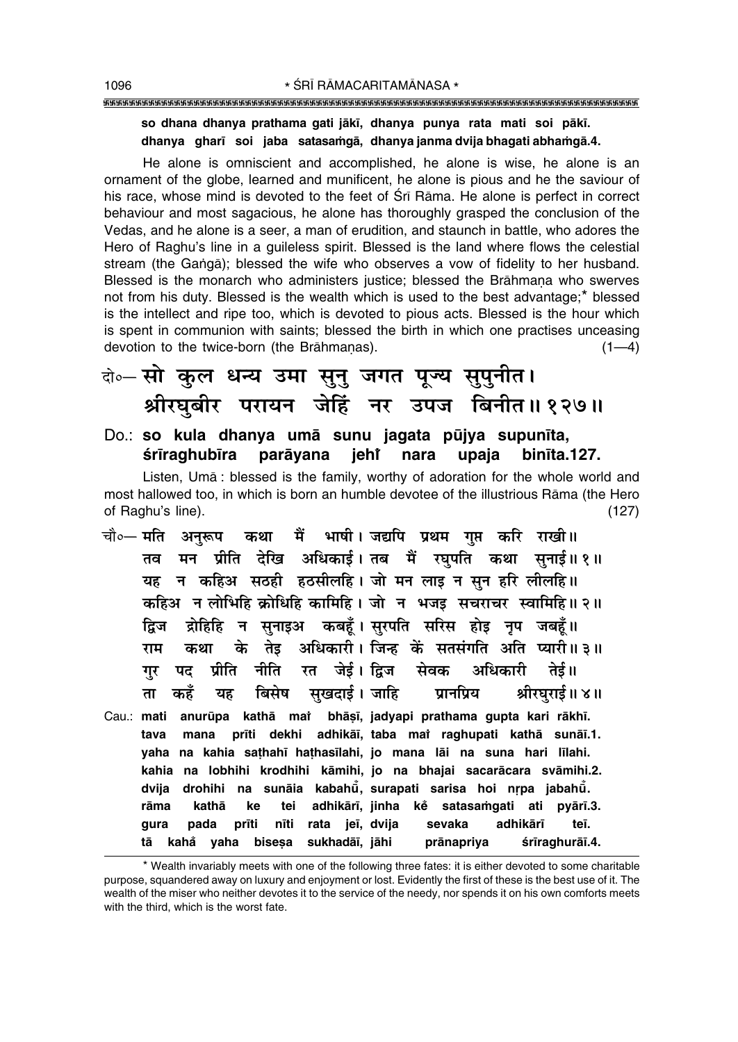**so dhana dhanya prathama gati jākī, dhanya punya rata mati soi pākī.**
**dhanya gharī soi jaba satasaṁgā, dhanya janma dvija bhagati abhaṁgā.4.**

He alone is omniscient and accomplished, he alone is wise, he alone is an ornament of the globe, learned and munificent, he alone is pious and he the saviour of his race, whose mind is devoted to the feet of Śrī Rāma. He alone is perfect in correct behaviour and most sagacious, he alone has thoroughly grasped the conclusion of the Vedas, and he alone is a seer, a man of erudition, and staunch in battle, who adores the Hero of Raghu's line in a guileless spirit. Blessed is the land where flows the celestial stream (the Gaṅgā); blessed the wife who observes a vow of fidelity to her husband. Blessed is the monarch who administers justice; blessed the Brāhmaṇa who swerves not from his duty. Blessed is the wealth which is used to the best advantage;* blessed is the intellect and ripe too, which is devoted to pious acts. Blessed is the hour which is spent in communion with saints; blessed the birth in which one practises unceasing devotion to the twice-born (the Brāhmaṇas). (1—4)

दो०— सो कुल धन्य उमा सुनु जगत पूज्य सुपुनीत।
श्रीरघुबीर परायन जेहिं नर उपज बिनीत॥ १२७॥

**Do.: so kula dhanya umā sunu jagata pūjya supunīta,**
**śrīraghubīra parāyana jehiṁ nara upaja binīta.127.**

Listen, Umā : blessed is the family, worthy of adoration for the whole world and most hallowed too, in which is born an humble devotee of the illustrious Rāma (the Hero of Raghu's line). (127)

चौ०— मति अनुरूप कथा मैं भाषी। जद्यपि प्रथम गुप्त करि राखी॥
तव मन प्रीति देखि अधिकाई। तब मैं रघुपति कथा सुनाई॥ १॥
यह न कहिअ सठही हठसीलहि। जो मन लाइ न सुन हरि लीलहि॥
कहिअ न लोभिहि क्रोधिहि कामिहि। जो न भजइ सचराचर स्वामिहि॥ २॥
द्विज द्रोहिहि न सुनाइअ कबहूँ। सुरपति सरिस होइ नृप जबहूँ॥
राम कथा के तेइ अधिकारी। जिन्ह कें सतसंगति अति प्यारी॥ ३॥
गुर पद प्रीति नीति रत जेई। द्विज सेवक अधिकारी तेई॥
ता कहँ यह बिसेष सुखदाई। जाहि प्रानप्रिय श्रीरघुराई॥ ४॥

**Cau.: mati anurūpa kathā maiṁ bhāṣī, jadyapi prathama gupta kari rākhī.**
**tava mana prīti dekhi adhikāī, taba maiṁ raghupati kathā sunāī.1.**
**yaha na kahia saṭhahī haṭhasīlahi, jo mana lāi na suna hari līlahi.**
**kahia na lobhihi krodhihi kāmihi, jo na bhajai sacarācara svāmihi.2.**
**dvija drohihi na sunāia kabahū̐, surapati sarisa hoi nṛpa jabahū̐.**
**rāma kathā ke tei adhikārī, jinha keṁ satasaṁgati ati pyārī.3.**
**gura pada prīti nīti rata jeī, dvija sevaka adhikārī teī.**
**tā kahaṁ yaha biseṣa sukhadāī, jāhi prānapriya śrīraghurāī.4.**

---

* Wealth invariably meets with one of the following three fates: it is either devoted to some charitable purpose, squandered away on luxury and enjoyment or lost. Evidently the first of these is the best use of it. The wealth of the miser who neither devotes it to the service of the needy, nor spends it on his own comforts meets with the third, which is the worst fate.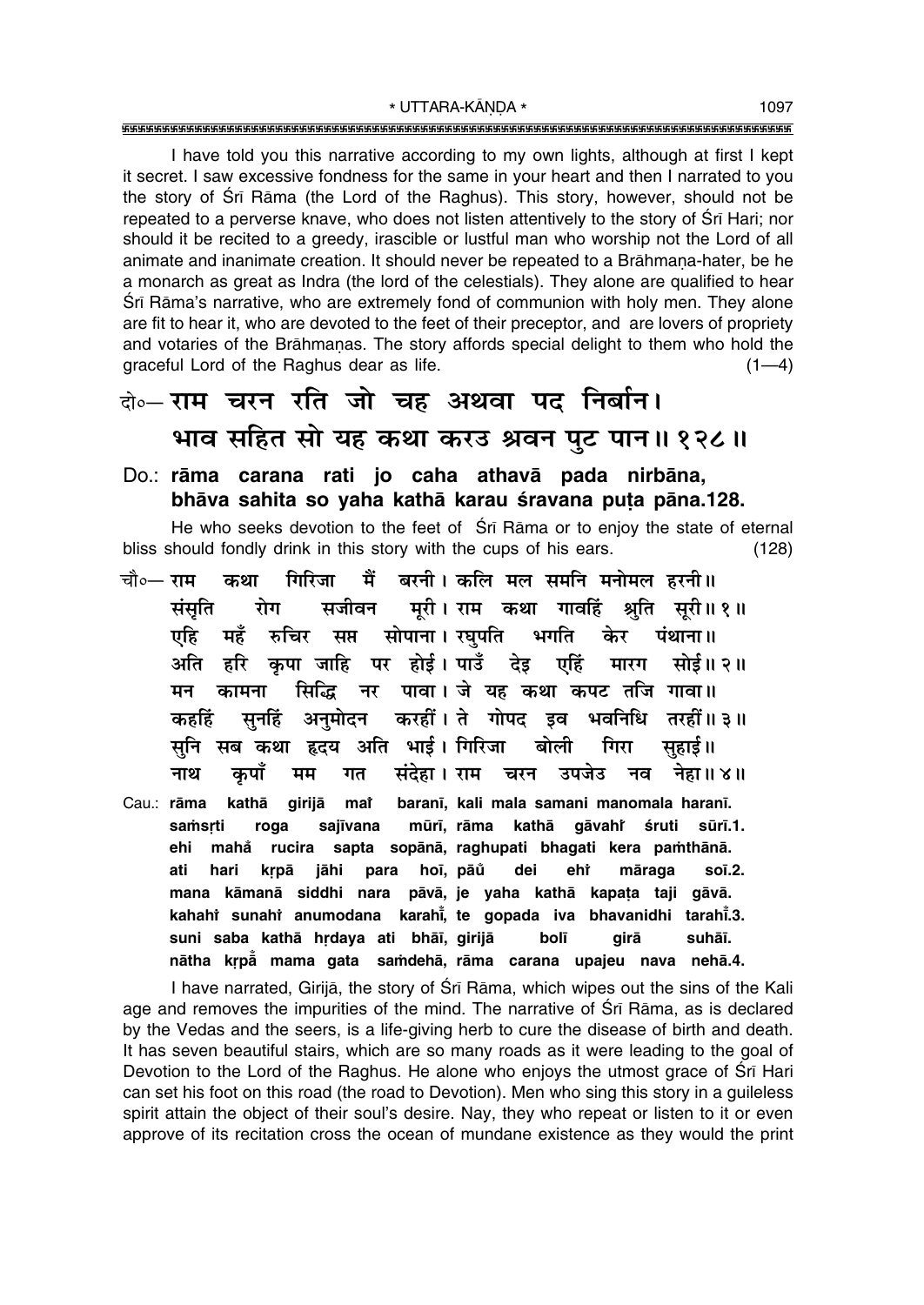I have told you this narrative according to my own lights, although at first I kept it secret. I saw excessive fondness for the same in your heart and then I narrated to you the story of Śrī Rāma (the Lord of the Raghus). This story, however, should not be repeated to a perverse knave, who does not listen attentively to the story of Śrī Hari; nor should it be recited to a greedy, irascible or lustful man who worship not the Lord of all animate and inanimate creation. It should never be repeated to a Brāhmaṇa-hater, be he a monarch as great as Indra (the lord of the celestials). They alone are qualified to hear Śrī Rāma's narrative, who are extremely fond of communion with holy men. They alone are fit to hear it, who are devoted to the feet of their preceptor, and are lovers of propriety and votaries of the Brāhmaṇas. The story affords special delight to them who hold the graceful Lord of the Raghus dear as life. (1—4)

**दो०— राम चरन रति जो चह अथवा पद निर्बान।**
**भाव सहित सो यह कथा करउ श्रवन पुट पान॥ १२८॥**

**Do.: rāma carana rati jo caha athavā pada nirbāna,**
**bhāva sahita so yaha kathā karau śravana puṭa pāna.128.**

He who seeks devotion to the feet of Śrī Rāma or to enjoy the state of eternal bliss should fondly drink in this story with the cups of his ears. (128)

**चौ०— राम कथा गिरिजा मैं बरनी। कलि मल समनि मनोमल हरनी॥**
**संसृति रोग सजीवन मूरी। राम कथा गावहिं श्रुति सूरी॥ १॥**
**एहि महँ रुचिर सप्त सोपाना। रघुपति भगति केर पंथाना॥**
**अति हरि कृपा जाहि पर होई। पाउँ देइ एहिं मारग सोई॥ २॥**
**मन कामना सिद्धि नर पावा। जे यह कथा कपट तजि गावा॥**
**कहहिं सुनहिं अनुमोदन करहीं। ते गोपद इव भवनिधि तरहीं॥ ३॥**
**सुनि सब कथा हृदय अति भाई। गिरिजा बोली गिरा सुहाई॥**
**नाथ कृपाँ मम गत संदेहा। राम चरन उपजेउ नव नेहा॥ ४॥**

**Cau.: rāma kathā girijā maiṁ baranī, kali mala samani manomala haranī.**
**saṁsṛti roga sajīvana mūrī, rāma kathā gāvahiṁ śruti sūrī.1.**
**ehi mahaṁ rucira sapta sopānā, raghupati bhagati kera paṁthānā.**
**ati hari kṛpā jāhi para hoī, pāuṁ dei ehiṁ māraga soī.2.**
**mana kāmanā siddhi nara pāvā, je yaha kathā kapaṭa taji gāvā.**
**kahahiṁ sunahiṁ anumodana karahīṁ, te gopada iva bhavanidhi tarahīṁ.3.**
**suni saba kathā hṛdaya ati bhāī, girijā bolī girā suhāī.**
**nātha kṛpāṁ mama gata saṁdehā, rāma carana upajeu nava nehā.4.**

I have narrated, Girijā, the story of Śrī Rāma, which wipes out the sins of the Kali age and removes the impurities of the mind. The narrative of Śrī Rāma, as is declared by the Vedas and the seers, is a life-giving herb to cure the disease of birth and death. It has seven beautiful stairs, which are so many roads as it were leading to the goal of Devotion to the Lord of the Raghus. He alone who enjoys the utmost grace of Śrī Hari can set his foot on this road (the road to Devotion). Men who sing this story in a guileless spirit attain the object of their soul's desire. Nay, they who repeat or listen to it or even approve of its recitation cross the ocean of mundane existence as they would the print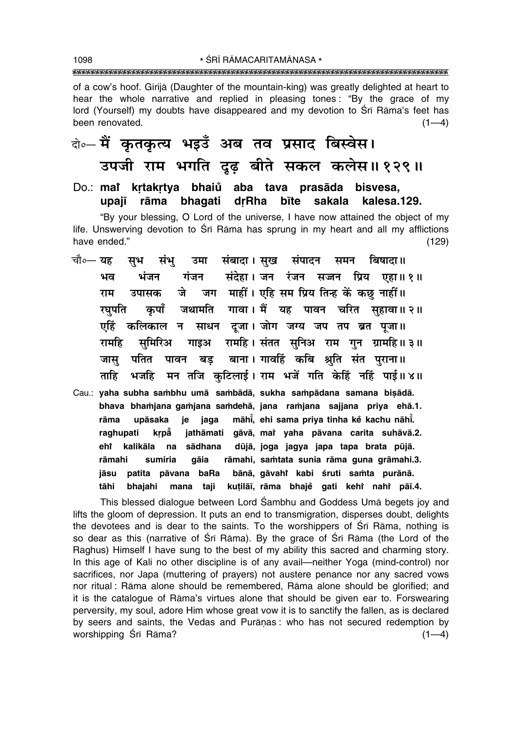of a cow's hoof. Girijā (Daughter of the mountain-king) was greatly delighted at heart to hear the whole narrative and replied in pleasing tones: "By the grace of my lord (Yourself) my doubts have disappeared and my devotion to Śrī Rāma's feet has been renovated. (1—4)

## दो०— मैं कृतकृत्य भइउँ अब तव प्रसाद बिस्वेस। उपजी राम भगति दृढ़ बीते सकल कलेस॥ १२९॥

**Do.: maĩ kṛtakṛtya bhaiũ aba tava prasāda bisvesa, upajī rāma bhagati dṛRha bīte sakala kalesa.129.**

"By your blessing, O Lord of the universe, I have now attained the object of my life. Unswerving devotion to Śrī Rāma has sprung in my heart and all my afflictions have ended." (129)

चौ०— यह सुभ संभु उमा संबादा। सुख संपादन समन बिषादा॥
भव भंजन गंजन संदेहा। जन रंजन सज्जन प्रिय एहा॥ १॥
राम उपासक जे जग माहीं। एहि सम प्रिय तिन्ह कें कछु नाहीं॥
रघुपति कृपाँ जथामति गावा। मैं यह पावन चरित सुहावा॥ २॥
एहिं कलिकाल न साधन दूजा। जोग जग्य जप तप ब्रत पूजा॥
रामहि सुमिरिअ गाइअ रामहि। संतत सुनिअ राम गुन ग्रामहि॥ ३॥
जासु पतित पावन बड़ बाना। गावहिं कबि श्रुति संत पुराना॥
ताहि भजहि मन तजि कुटिलाई। राम भजें गति केहिं नहिं पाई॥ ४॥

**Cau.: yaha subha sambhu umā sambādā, sukha sampādana samana biṣādā.
bhava bhamjana gamjana samdehā, jana ramjana sajjana priya ehā.1.
rāma upāsaka je jaga māhī̃, ehi sama priya tinha kẽ kachu nāhī̃.
raghupati kṛpā̃ jathāmati gāvā, maĩ yaha pāvana carita suhāvā.2.
ehĩ kalikāla na sādhana dūjā, joga jagya japa tapa brata pūjā.
rāmahi sumiria gāia rāmahi, samtata sunia rāma guna grāmahi.3.
jāsu patita pāvana baRa bānā, gāvahĩ kabi śruti samta purānā.
tāhi bhajahi mana taji kuṭilāī, rāma bhajẽ gati kehĩ nahĩ pāī.4.**

This blessed dialogue between Lord Śambhu and Goddess Umā begets joy and lifts the gloom of depression. It puts an end to transmigration, disperses doubt, delights the devotees and is dear to the saints. To the worshippers of Śrī Rāma, nothing is so dear as this (narrative of Śrī Rāma). By the grace of Śrī Rāma (the Lord of the Raghus) Himself I have sung to the best of my ability this sacred and charming story. In this age of Kali no other discipline is of any avail—neither Yoga (mind-control) nor sacrifices, nor Japa (muttering of prayers) not austere penance nor any sacred vows nor ritual: Rāma alone should be remembered, Rāma alone should be glorified; and it is the catalogue of Rāma's virtues alone that should be given ear to. Forswearing perversity, my soul, adore Him whose great vow it is to sanctify the fallen, as is declared by seers and saints, the Vedas and Purāṇas: who has not secured redemption by worshipping Śrī Rāma? (1—4)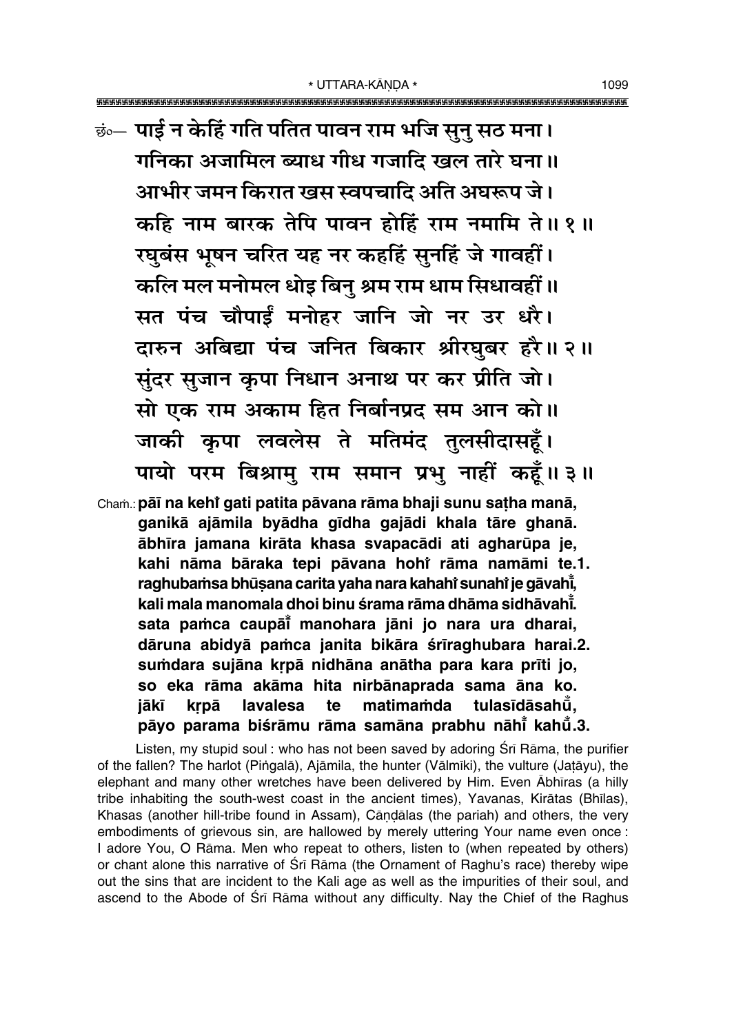छं०— पाई न केहिं गति पतित पावन राम भजि सुनु सठ मना।
गनिका अजामिल ब्याध गीध गजादि खल तारे घना॥
आभीर जमन किरात खस स्वपचादि अति अघरूप जे।
कहि नाम बारक तेपि पावन होहिं राम नमामि ते॥ १॥
रघुबंस भूषन चरित यह नर कहहिं सुनहिं जे गावहीं।
कलि मल मनोमल धोइ बिनु श्रम राम धाम सिधावहीं॥
सत पंच चौपाईं मनोहर जानि जो नर उर धरै।
दारुन अबिद्या पंच जनित बिकार श्रीरघुबर हरै॥ २॥
सुंदर सुजान कृपा निधान अनाथ पर कर प्रीति जो।
सो एक राम अकाम हित निर्बानप्रद सम आन को॥
जाकी कृपा लवलेस ते मतिमंद तुलसीदासहूँ।
पायो परम बिश्रामु राम समान प्रभु नाहीं कहूँ॥ ३॥

Chaṁ.: **pāī na kehi̐ gati patita pāvana rāma bhaji sunu saṭha manā, ganikā ajāmila byādha gīdha gajādi khala tāre ghanā. ābhīra jamana kirāta khasa svapacādi ati agharūpa je, kahi nāma bāraka tepi pāvana hohi̐ rāma namāmi te.1. raghubaṁsa bhūṣana carita yaha nara kahahi̐ sunahi̐ je gāvahī̐, kali mala manomala dhoi binu śrama rāma dhāma sidhāvahī̐. sata paṁca caupāī̐ manohara jāni jo nara ura dharai, dāruna abidyā paṁca janita bikāra śrīraghubara harai.2. suṁdara sujāna kṛpā nidhāna anātha para kara prīti jo, so eka rāma akāma hita nirbānaprada sama āna ko. jākī kṛpā lavalesa te matimaṁda tulasīdāsahū̐, pāyo parama biśrāmu rāma samāna prabhu nāhī̐ kahū̐.3.**

Listen, my stupid soul : who has not been saved by adoring Śrī Rāma, the purifier of the fallen? The harlot (Piṅgalā), Ajāmila, the hunter (Vālmīki), the vulture (Jaṭāyu), the elephant and many other wretches have been delivered by Him. Even Ābhīras (a hilly tribe inhabiting the south-west coast in the ancient times), Yavanas, Kirātas (Bhīlas), Khasas (another hill-tribe found in Assam), Cāṇḍālas (the pariah) and others, the very embodiments of grievous sin, are hallowed by merely uttering Your name even once : I adore You, O Rāma. Men who repeat to others, listen to (when repeated by others) or chant alone this narrative of Śrī Rāma (the Ornament of Raghu's race) thereby wipe out the sins that are incident to the Kali age as well as the impurities of their soul, and ascend to the Abode of Śrī Rāma without any difficulty. Nay the Chief of the Raghus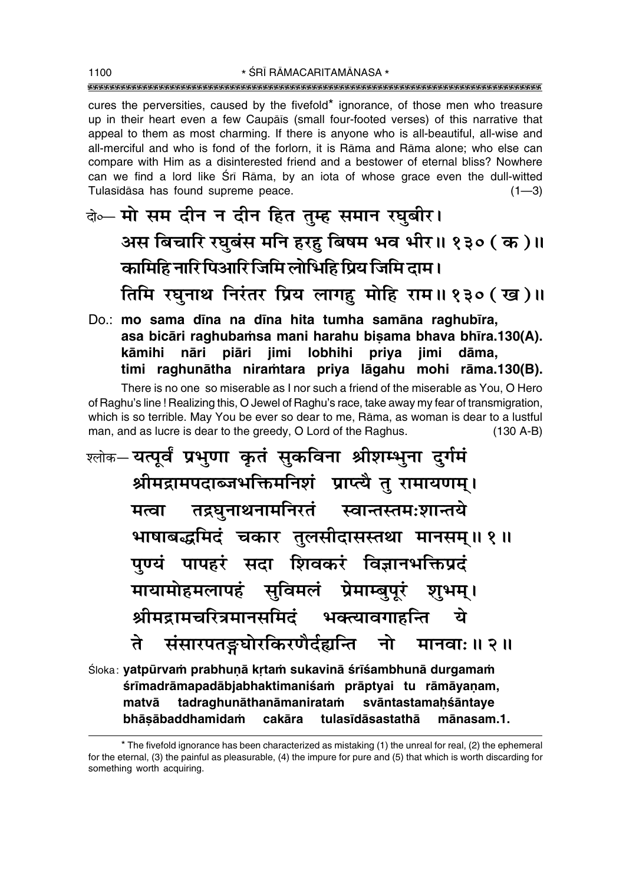cures the perversities, caused by the fivefold* ignorance, of those men who treasure up in their heart even a few Caupāīs (small four-footed verses) of this narrative that appeal to them as most charming. If there is anyone who is all-beautiful, all-wise and all-merciful and who is fond of the forlorn, it is Rāma and Rāma alone; who else can compare with Him as a disinterested friend and a bestower of eternal bliss? Nowhere can we find a lord like Śrī Rāma, by an iota of whose grace even the dull-witted Tulasīdāsa has found supreme peace. (1—3)

दो०— मो सम दीन न दीन हित तुम्ह समान रघुबीर।
अस बिचारि रघुबंस मनि हरहु बिषम भव भीर॥ १३० ( क )॥
कामिहि नारि पिआरि जिमि लोभिहि प्रिय जिमि दाम।
तिमि रघुनाथ निरंतर प्रिय लागहु मोहि राम॥ १३० ( ख )॥

Do.: **mo sama dīna na dīna hita tumha samāna raghubīra,**
**asa bicāri raghubaṁsa mani harahu biṣama bhava bhīra.130(A).**
**kāmihi nāri piāri jimi lobhihi priya jimi dāma,**
**timi raghunātha niraṁtara priya lāgahu mohi rāma.130(B).**

There is no one so miserable as I nor such a friend of the miserable as You, O Hero of Raghu's line ! Realizing this, O Jewel of Raghu's race, take away my fear of transmigration, which is so terrible. May You be ever so dear to me, Rāma, as woman is dear to a lustful man, and as lucre is dear to the greedy, O Lord of the Raghus. (130 A-B)

श्लोक— यत्पूर्वं प्रभुणा कृतं सुकविना श्रीशम्भुना दुर्गमं
श्रीमद्रामपदाब्जभक्तिमनिशं प्राप्त्यै तु रामायणम्।
मत्वा तद्रघुनाथनामनिरतं स्वान्तस्तमःशान्तये
भाषाबद्धमिदं चकार तुलसीदासस्तथा मानसम्॥ १॥
पुण्यं पापहरं सदा शिवकरं विज्ञानभक्तिप्रदं
मायामोहमलापहं सुविमलं प्रेमाम्बुपूरं शुभम्।
श्रीमद्रामचरित्रमानसमिदं भक्त्यावगाहन्ति ये
ते संसारपतङ्गघोरकिरणैर्दह्यन्ति नो मानवाः॥ २॥

Śloka: **yatpūrvaṁ prabhuṇā kṛtaṁ sukavinā śrīśambhunā durgamaṁ**
**śrīmadrāmapadābjabhaktimaniśaṁ prāptyai tu rāmāyaṇam,**
**matvā tadraghunāthanāmaniratam svāntastamaḥśāntaye**
**bhāṣābaddhamidaṁ cakāra tulasīdāsastathā mānasam.1.**

---

* The fivefold ignorance has been characterized as mistaking (1) the unreal for real, (2) the ephemeral for the eternal, (3) the painful as pleasurable, (4) the impure for pure and (5) that which is worth discarding for something worth acquiring.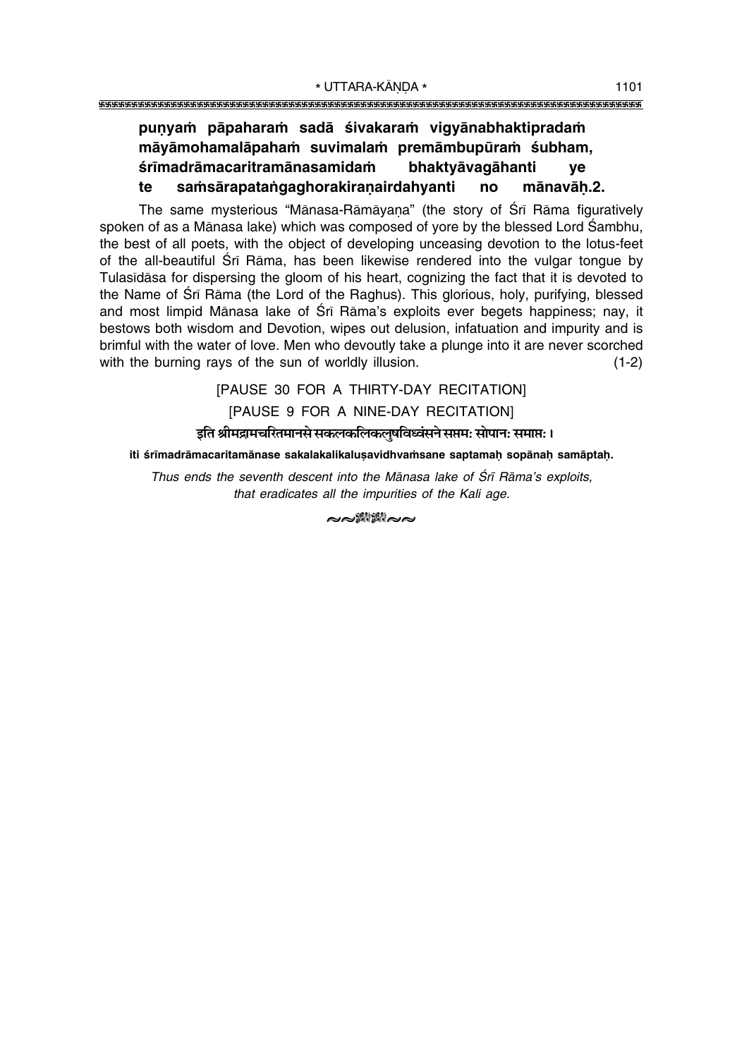**puṇyaṁ pāpaharaṁ sadā śivakaraṁ vigyānabhaktipradaṁ**
**māyāmohamalāpahaṁ suvimalaṁ premāmbupūraṁ śubham,**
**śrīmadrāmacaritramānasamidaṁ bhaktyāvagāhanti ye**
**te saṁsārapataṅgaghorakiraṇairdahyanti no mānavāḥ.2.**

The same mysterious "Mānasa-Rāmāyaṇa" (the story of Śrī Rāma figuratively spoken of as a Mānasa lake) which was composed of yore by the blessed Lord Śambhu, the best of all poets, with the object of developing unceasing devotion to the lotus-feet of the all-beautiful Śrī Rāma, has been likewise rendered into the vulgar tongue by Tulasīdāsa for dispersing the gloom of his heart, cognizing the fact that it is devoted to the Name of Śrī Rāma (the Lord of the Raghus). This glorious, holy, purifying, blessed and most limpid Mānasa lake of Śrī Rāma's exploits ever begets happiness; nay, it bestows both wisdom and Devotion, wipes out delusion, infatuation and impurity and is brimful with the water of love. Men who devoutly take a plunge into it are never scorched with the burning rays of the sun of worldly illusion. (1-2)

[PAUSE 30 FOR A THIRTY-DAY RECITATION]

[PAUSE 9 FOR A NINE-DAY RECITATION]

**इति श्रीमद्रामचरितमानसे सकलकलिकलुषविध्वंसने सप्तमः सोपानः समाप्तः।**

**iti śrīmadrāmacaritamānase sakalakalikaluṣavidhvaṁsane saptamaḥ sopānaḥ samāptaḥ.**

*Thus ends the seventh descent into the Mānasa lake of Śrī Rāma's exploits, that eradicates all the impurities of the Kali age.*